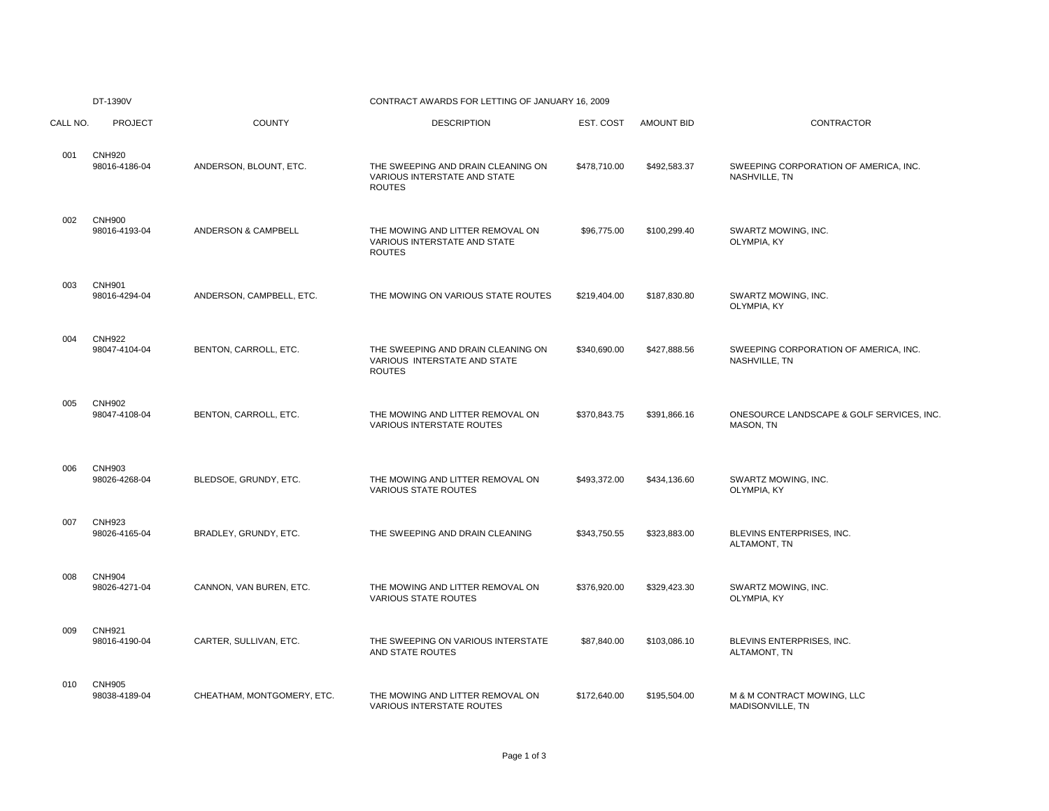DT-1390V

CONTRACT AWARDS FOR LETTING OF JANUARY 16, 2009

| CALL NO. | PROJECT | COUNTY | DESCRIPTION | EST. COST | AMOUNT BID | CONTRACTOR |
|---|---|---|---|---|---|---|
| 001 | CNH920<br>98016-4186-04 | ANDERSON, BLOUNT, ETC. | THE SWEEPING AND DRAIN CLEANING ON VARIOUS INTERSTATE AND STATE ROUTES | $478,710.00 | $492,583.37 | SWEEPING CORPORATION OF AMERICA, INC.<br>NASHVILLE, TN |
| 002 | CNH900<br>98016-4193-04 | ANDERSON & CAMPBELL | THE MOWING AND LITTER REMOVAL ON VARIOUS INTERSTATE AND STATE ROUTES | $96,775.00 | $100,299.40 | SWARTZ MOWING, INC.<br>OLYMPIA, KY |
| 003 | CNH901<br>98016-4294-04 | ANDERSON, CAMPBELL, ETC. | THE MOWING ON VARIOUS STATE ROUTES | $219,404.00 | $187,830.80 | SWARTZ MOWING, INC.<br>OLYMPIA, KY |
| 004 | CNH922<br>98047-4104-04 | BENTON, CARROLL, ETC. | THE SWEEPING AND DRAIN CLEANING ON VARIOUS INTERSTATE AND STATE ROUTES | $340,690.00 | $427,888.56 | SWEEPING CORPORATION OF AMERICA, INC.<br>NASHVILLE, TN |
| 005 | CNH902<br>98047-4108-04 | BENTON, CARROLL, ETC. | THE MOWING AND LITTER REMOVAL ON VARIOUS INTERSTATE ROUTES | $370,843.75 | $391,866.16 | ONESOURCE LANDSCAPE & GOLF SERVICES, INC.<br>MASON, TN |
| 006 | CNH903<br>98026-4268-04 | BLEDSOE, GRUNDY, ETC. | THE MOWING AND LITTER REMOVAL ON VARIOUS STATE ROUTES | $493,372.00 | $434,136.60 | SWARTZ MOWING, INC.<br>OLYMPIA, KY |
| 007 | CNH923<br>98026-4165-04 | BRADLEY, GRUNDY, ETC. | THE SWEEPING AND DRAIN CLEANING | $343,750.55 | $323,883.00 | BLEVINS ENTERPRISES, INC.<br>ALTAMONT, TN |
| 008 | CNH904<br>98026-4271-04 | CANNON, VAN BUREN, ETC. | THE MOWING AND LITTER REMOVAL ON VARIOUS STATE ROUTES | $376,920.00 | $329,423.30 | SWARTZ MOWING, INC.<br>OLYMPIA, KY |
| 009 | CNH921<br>98016-4190-04 | CARTER, SULLIVAN, ETC. | THE SWEEPING ON VARIOUS INTERSTATE AND STATE ROUTES | $87,840.00 | $103,086.10 | BLEVINS ENTERPRISES, INC.<br>ALTAMONT, TN |
| 010 | CNH905<br>98038-4189-04 | CHEATHAM, MONTGOMERY, ETC. | THE MOWING AND LITTER REMOVAL ON VARIOUS INTERSTATE ROUTES | $172,640.00 | $195,504.00 | M & M CONTRACT MOWING, LLC<br>MADISONVILLE, TN |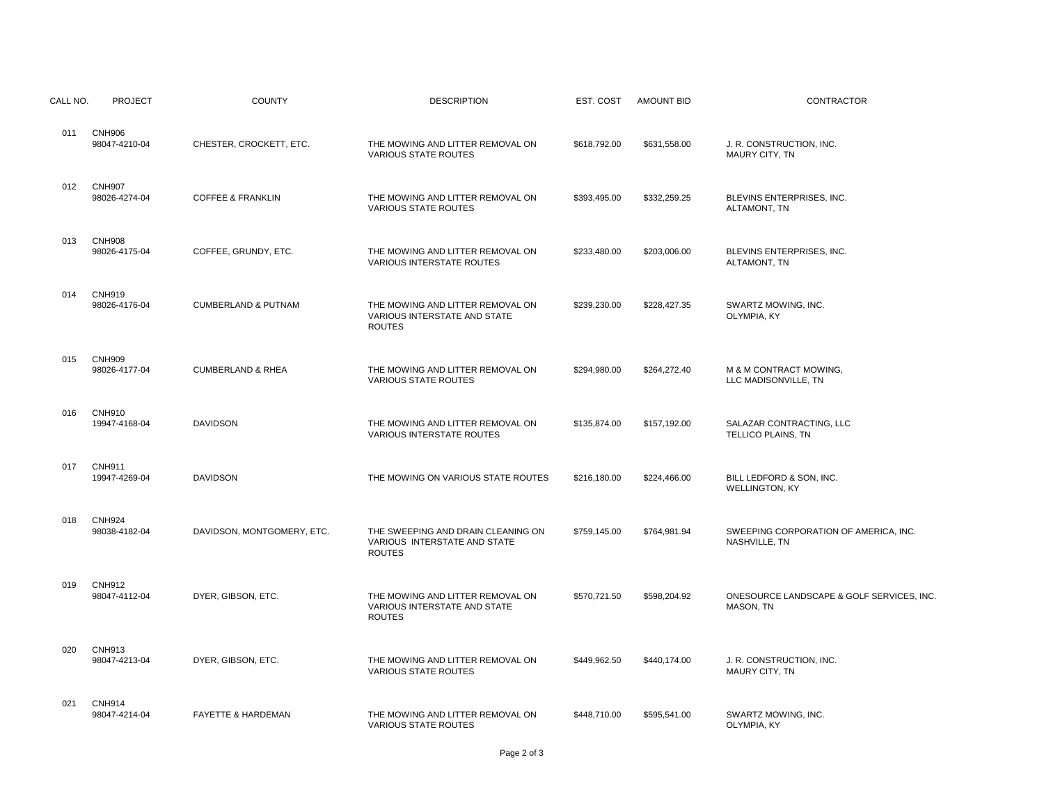| CALL NO. | PROJECT | COUNTY | DESCRIPTION | EST. COST | AMOUNT BID | CONTRACTOR |
|---|---|---|---|---|---|---|
| 011 | CNH906<br>98047-4210-04 | CHESTER, CROCKETT, ETC. | THE MOWING AND LITTER REMOVAL ON VARIOUS STATE ROUTES | $618,792.00 | $631,558.00 | J. R. CONSTRUCTION, INC.<br>MAURY CITY, TN |
| 012 | CNH907<br>98026-4274-04 | COFFEE & FRANKLIN | THE MOWING AND LITTER REMOVAL ON VARIOUS STATE ROUTES | $393,495.00 | $332,259.25 | BLEVINS ENTERPRISES, INC.<br>ALTAMONT, TN |
| 013 | CNH908<br>98026-4175-04 | COFFEE, GRUNDY, ETC. | THE MOWING AND LITTER REMOVAL ON VARIOUS INTERSTATE ROUTES | $233,480.00 | $203,006.00 | BLEVINS ENTERPRISES, INC.<br>ALTAMONT, TN |
| 014 | CNH919<br>98026-4176-04 | CUMBERLAND & PUTNAM | THE MOWING AND LITTER REMOVAL ON VARIOUS INTERSTATE AND STATE ROUTES | $239,230.00 | $228,427.35 | SWARTZ MOWING, INC.<br>OLYMPIA, KY |
| 015 | CNH909<br>98026-4177-04 | CUMBERLAND & RHEA | THE MOWING AND LITTER REMOVAL ON VARIOUS STATE ROUTES | $294,980.00 | $264,272.40 | M & M CONTRACT MOWING,<br>LLC MADISONVILLE, TN |
| 016 | CNH910<br>19947-4168-04 | DAVIDSON | THE MOWING AND LITTER REMOVAL ON VARIOUS INTERSTATE ROUTES | $135,874.00 | $157,192.00 | SALAZAR CONTRACTING, LLC<br>TELLICO PLAINS, TN |
| 017 | CNH911<br>19947-4269-04 | DAVIDSON | THE MOWING ON VARIOUS STATE ROUTES | $216,180.00 | $224,466.00 | BILL LEDFORD & SON, INC.<br>WELLINGTON, KY |
| 018 | CNH924<br>98038-4182-04 | DAVIDSON, MONTGOMERY, ETC. | THE SWEEPING AND DRAIN CLEANING ON VARIOUS INTERSTATE AND STATE ROUTES | $759,145.00 | $764,981.94 | SWEEPING CORPORATION OF AMERICA, INC.<br>NASHVILLE, TN |
| 019 | CNH912<br>98047-4112-04 | DYER, GIBSON, ETC. | THE MOWING AND LITTER REMOVAL ON VARIOUS INTERSTATE AND STATE ROUTES | $570,721.50 | $598,204.92 | ONESOURCE LANDSCAPE & GOLF SERVICES, INC.<br>MASON, TN |
| 020 | CNH913<br>98047-4213-04 | DYER, GIBSON, ETC. | THE MOWING AND LITTER REMOVAL ON VARIOUS STATE ROUTES | $449,962.50 | $440,174.00 | J. R. CONSTRUCTION, INC.<br>MAURY CITY, TN |
| 021 | CNH914<br>98047-4214-04 | FAYETTE & HARDEMAN | THE MOWING AND LITTER REMOVAL ON VARIOUS STATE ROUTES | $448,710.00 | $595,541.00 | SWARTZ MOWING, INC.<br>OLYMPIA, KY |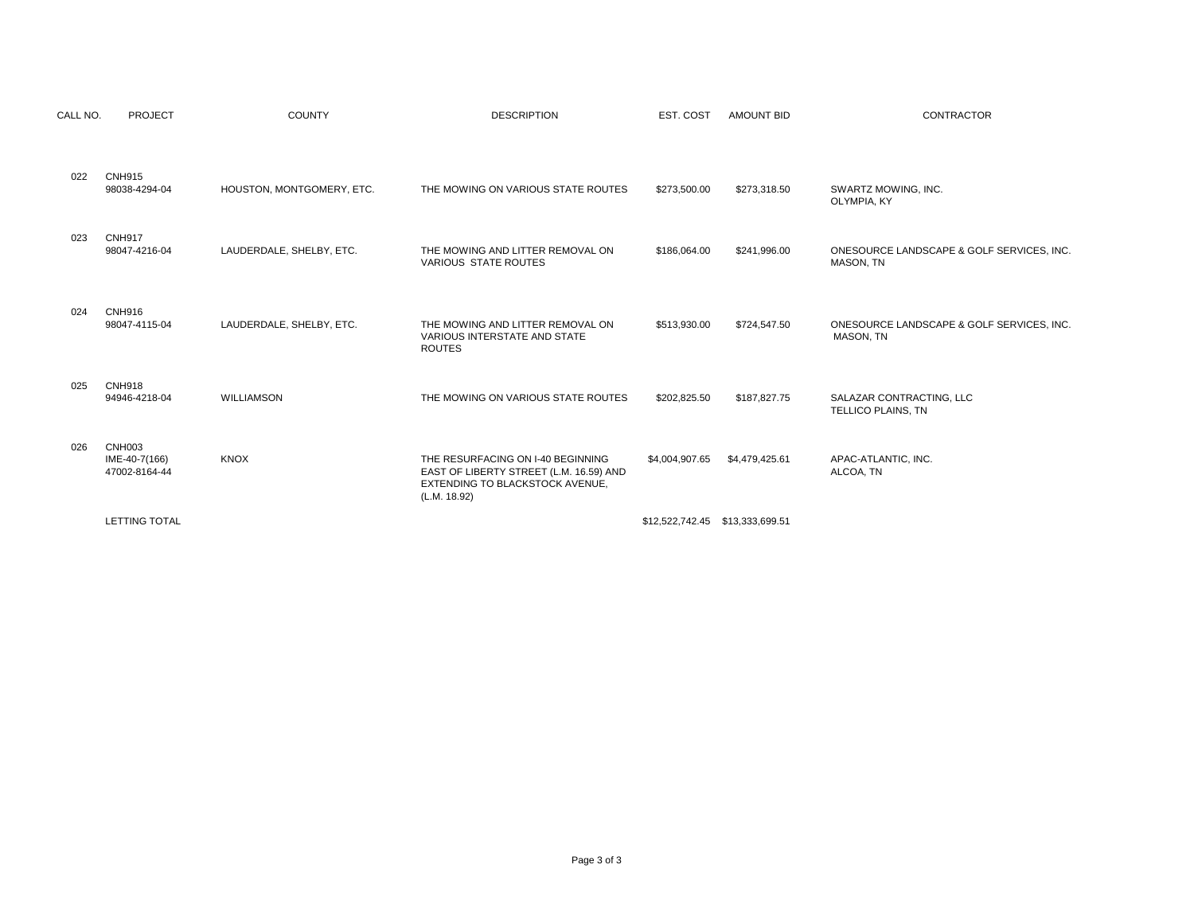| CALL NO. | PROJECT | COUNTY | DESCRIPTION | EST. COST | AMOUNT BID | CONTRACTOR |
|---|---|---|---|---|---|---|
| 022 | CNH915<br>98038-4294-04 | HOUSTON, MONTGOMERY, ETC. | THE MOWING ON VARIOUS STATE ROUTES | $273,500.00 | $273,318.50 | SWARTZ MOWING, INC.<br>OLYMPIA, KY |
| 023 | CNH917<br>98047-4216-04 | LAUDERDALE, SHELBY, ETC. | THE MOWING AND LITTER REMOVAL ON VARIOUS STATE ROUTES | $186,064.00 | $241,996.00 | ONESOURCE LANDSCAPE & GOLF SERVICES, INC.<br>MASON, TN |
| 024 | CNH916<br>98047-4115-04 | LAUDERDALE, SHELBY, ETC. | THE MOWING AND LITTER REMOVAL ON VARIOUS INTERSTATE AND STATE ROUTES | $513,930.00 | $724,547.50 | ONESOURCE LANDSCAPE & GOLF SERVICES, INC.<br>MASON, TN |
| 025 | CNH918<br>94946-4218-04 | WILLIAMSON | THE MOWING ON VARIOUS STATE ROUTES | $202,825.50 | $187,827.75 | SALAZAR CONTRACTING, LLC<br>TELLICO PLAINS, TN |
| 026 | CNH003<br>IME-40-7(166)<br>47002-8164-44 | KNOX | THE RESURFACING ON I-40 BEGINNING EAST OF LIBERTY STREET (L.M. 16.59) AND EXTENDING TO BLACKSTOCK AVENUE, (L.M. 18.92) | $4,004,907.65 | $4,479,425.61 | APAC-ATLANTIC, INC.<br>ALCOA, TN |
| | LETTING TOTAL | | | $12,522,742.45 | $13,333,699.51 | |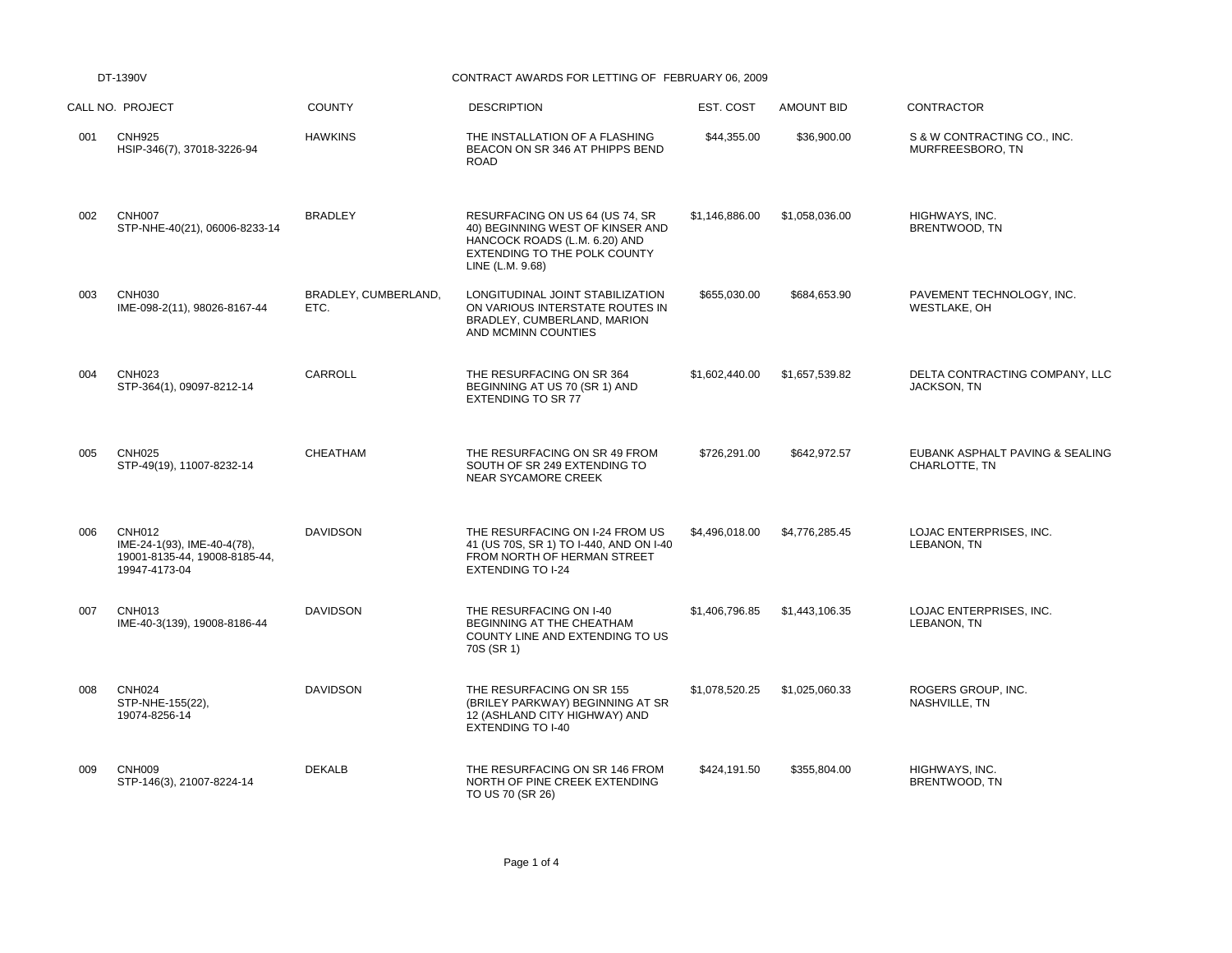DT-1390V

# CONTRACT AWARDS FOR LETTING OF FEBRUARY 06, 2009

| CALL NO. | PROJECT | COUNTY | DESCRIPTION | EST. COST | AMOUNT BID | CONTRACTOR |
|---|---|---|---|---|---|---|
| 001 | CNH925<br>HSIP-346(7), 37018-3226-94 | HAWKINS | THE INSTALLATION OF A FLASHING BEACON ON SR 346 AT PHIPPS BEND ROAD | $44,355.00 | $36,900.00 | S & W CONTRACTING CO., INC.<br>MURFREESBORO, TN |
| 002 | CNH007<br>STP-NHE-40(21), 06006-8233-14 | BRADLEY | RESURFACING ON US 64 (US 74, SR 40) BEGINNING WEST OF KINSER AND HANCOCK ROADS (L.M. 6.20) AND EXTENDING TO THE POLK COUNTY LINE (L.M. 9.68) | $1,146,886.00 | $1,058,036.00 | HIGHWAYS, INC.<br>BRENTWOOD, TN |
| 003 | CNH030<br>IME-098-2(11), 98026-8167-44 | BRADLEY, CUMBERLAND, ETC. | LONGITUDINAL JOINT STABILIZATION ON VARIOUS INTERSTATE ROUTES IN BRADLEY, CUMBERLAND, MARION AND MCMINN COUNTIES | $655,030.00 | $684,653.90 | PAVEMENT TECHNOLOGY, INC.<br>WESTLAKE, OH |
| 004 | CNH023<br>STP-364(1), 09097-8212-14 | CARROLL | THE RESURFACING ON SR 364 BEGINNING AT US 70 (SR 1) AND EXTENDING TO SR 77 | $1,602,440.00 | $1,657,539.82 | DELTA CONTRACTING COMPANY, LLC<br>JACKSON, TN |
| 005 | CNH025<br>STP-49(19), 11007-8232-14 | CHEATHAM | THE RESURFACING ON SR 49 FROM SOUTH OF SR 249 EXTENDING TO NEAR SYCAMORE CREEK | $726,291.00 | $642,972.57 | EUBANK ASPHALT PAVING & SEALING<br>CHARLOTTE, TN |
| 006 | CNH012<br>IME-24-1(93), IME-40-4(78), 19001-8135-44, 19008-8185-44, 19947-4173-04 | DAVIDSON | THE RESURFACING ON I-24 FROM US 41 (US 70S, SR 1) TO I-440, AND ON I-40 FROM NORTH OF HERMAN STREET EXTENDING TO I-24 | $4,496,018.00 | $4,776,285.45 | LOJAC ENTERPRISES, INC.<br>LEBANON, TN |
| 007 | CNH013<br>IME-40-3(139), 19008-8186-44 | DAVIDSON | THE RESURFACING ON I-40 BEGINNING AT THE CHEATHAM COUNTY LINE AND EXTENDING TO US 70S (SR 1) | $1,406,796.85 | $1,443,106.35 | LOJAC ENTERPRISES, INC.<br>LEBANON, TN |
| 008 | CNH024<br>STP-NHE-155(22), 19074-8256-14 | DAVIDSON | THE RESURFACING ON SR 155 (BRILEY PARKWAY) BEGINNING AT SR 12 (ASHLAND CITY HIGHWAY) AND EXTENDING TO I-40 | $1,078,520.25 | $1,025,060.33 | ROGERS GROUP, INC.<br>NASHVILLE, TN |
| 009 | CNH009<br>STP-146(3), 21007-8224-14 | DEKALB | THE RESURFACING ON SR 146 FROM NORTH OF PINE CREEK EXTENDING TO US 70 (SR 26) | $424,191.50 | $355,804.00 | HIGHWAYS, INC.<br>BRENTWOOD, TN |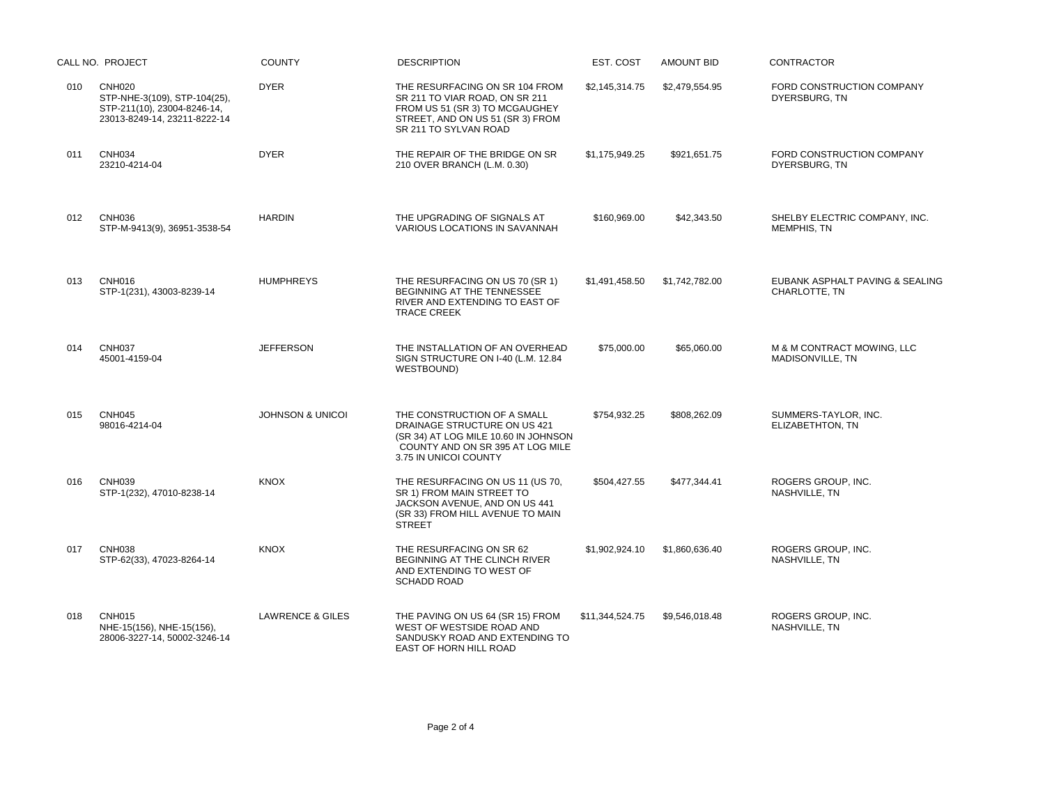| CALL NO. | PROJECT | COUNTY | DESCRIPTION | EST. COST | AMOUNT BID | CONTRACTOR |
|---|---|---|---|---|---|---|
| 010 | CNH020 STP-NHE-3(109), STP-104(25), STP-211(10), 23004-8246-14, 23013-8249-14, 23211-8222-14 | DYER | THE RESURFACING ON SR 104 FROM SR 211 TO VIAR ROAD, ON SR 211 FROM US 51 (SR 3) TO MCGAUGHEY STREET, AND ON US 51 (SR 3) FROM SR 211 TO SYLVAN ROAD | $2,145,314.75 | $2,479,554.95 | FORD CONSTRUCTION COMPANY DYERSBURG, TN |
| 011 | CNH034 23210-4214-04 | DYER | THE REPAIR OF THE BRIDGE ON SR 210 OVER BRANCH (L.M. 0.30) | $1,175,949.25 | $921,651.75 | FORD CONSTRUCTION COMPANY DYERSBURG, TN |
| 012 | CNH036 STP-M-9413(9), 36951-3538-54 | HARDIN | THE UPGRADING OF SIGNALS AT VARIOUS LOCATIONS IN SAVANNAH | $160,969.00 | $42,343.50 | SHELBY ELECTRIC COMPANY, INC. MEMPHIS, TN |
| 013 | CNH016 STP-1(231), 43003-8239-14 | HUMPHREYS | THE RESURFACING ON US 70 (SR 1) BEGINNING AT THE TENNESSEE RIVER AND EXTENDING TO EAST OF TRACE CREEK | $1,491,458.50 | $1,742,782.00 | EUBANK ASPHALT PAVING & SEALING CHARLOTTE, TN |
| 014 | CNH037 45001-4159-04 | JEFFERSON | THE INSTALLATION OF AN OVERHEAD SIGN STRUCTURE ON I-40 (L.M. 12.84 WESTBOUND) | $75,000.00 | $65,060.00 | M & M CONTRACT MOWING, LLC MADISONVILLE, TN |
| 015 | CNH045 98016-4214-04 | JOHNSON & UNICOI | THE CONSTRUCTION OF A SMALL DRAINAGE STRUCTURE ON US 421 (SR 34) AT LOG MILE 10.60 IN JOHNSON COUNTY AND ON SR 395 AT LOG MILE 3.75 IN UNICOI COUNTY | $754,932.25 | $808,262.09 | SUMMERS-TAYLOR, INC. ELIZABETHTON, TN |
| 016 | CNH039 STP-1(232), 47010-8238-14 | KNOX | THE RESURFACING ON US 11 (US 70, SR 1) FROM MAIN STREET TO JACKSON AVENUE, AND ON US 441 (SR 33) FROM HILL AVENUE TO MAIN STREET | $504,427.55 | $477,344.41 | ROGERS GROUP, INC. NASHVILLE, TN |
| 017 | CNH038 STP-62(33), 47023-8264-14 | KNOX | THE RESURFACING ON SR 62 BEGINNING AT THE CLINCH RIVER AND EXTENDING TO WEST OF SCHADD ROAD | $1,902,924.10 | $1,860,636.40 | ROGERS GROUP, INC. NASHVILLE, TN |
| 018 | CNH015 NHE-15(156), NHE-15(156), 28006-3227-14, 50002-3246-14 | LAWRENCE & GILES | THE PAVING ON US 64 (SR 15) FROM WEST OF WESTSIDE ROAD AND SANDUSKY ROAD AND EXTENDING TO EAST OF HORN HILL ROAD | $11,344,524.75 | $9,546,018.48 | ROGERS GROUP, INC. NASHVILLE, TN |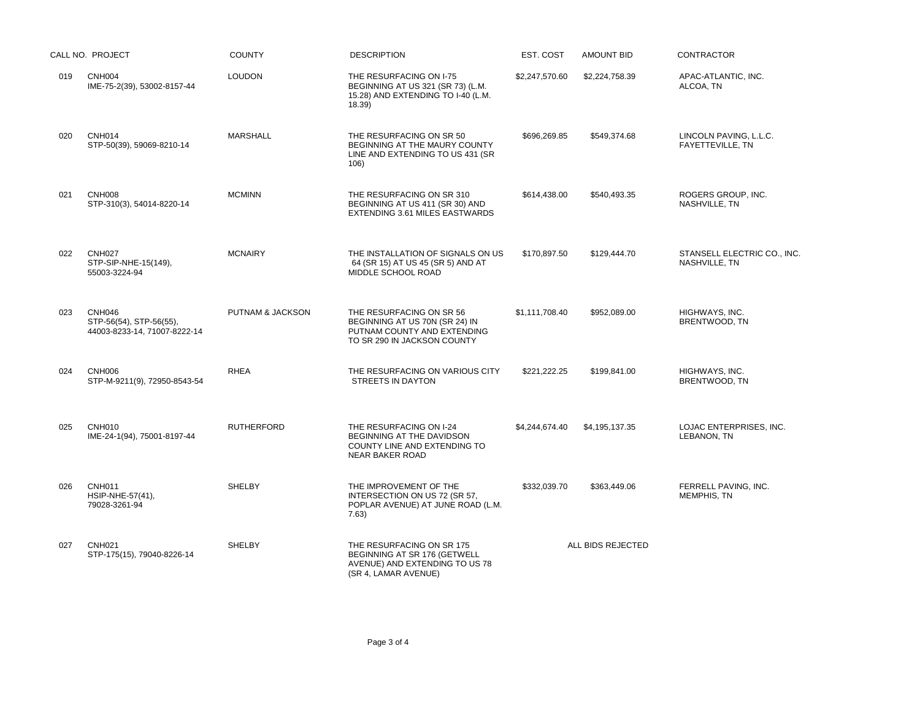| CALL NO. | PROJECT | COUNTY | DESCRIPTION | EST. COST | AMOUNT BID | CONTRACTOR |
|---|---|---|---|---|---|---|
| 019 | CNH004 IME-75-2(39), 53002-8157-44 | LOUDON | THE RESURFACING ON I-75 BEGINNING AT US 321 (SR 73) (L.M. 15.28) AND EXTENDING TO I-40 (L.M. 18.39) | $2,247,570.60 | $2,224,758.39 | APAC-ATLANTIC, INC. ALCOA, TN |
| 020 | CNH014 STP-50(39), 59069-8210-14 | MARSHALL | THE RESURFACING ON SR 50 BEGINNING AT THE MAURY COUNTY LINE AND EXTENDING TO US 431 (SR 106) | $696,269.85 | $549,374.68 | LINCOLN PAVING, L.L.C. FAYETTEVILLE, TN |
| 021 | CNH008 STP-310(3), 54014-8220-14 | MCMINN | THE RESURFACING ON SR 310 BEGINNING AT US 411 (SR 30) AND EXTENDING 3.61 MILES EASTWARDS | $614,438.00 | $540,493.35 | ROGERS GROUP, INC. NASHVILLE, TN |
| 022 | CNH027 STP-SIP-NHE-15(149), 55003-3224-94 | MCNAIRY | THE INSTALLATION OF SIGNALS ON US 64 (SR 15) AT US 45 (SR 5) AND AT MIDDLE SCHOOL ROAD | $170,897.50 | $129,444.70 | STANSELL ELECTRIC CO., INC. NASHVILLE, TN |
| 023 | CNH046 STP-56(54), STP-56(55), 44003-8233-14, 71007-8222-14 | PUTNAM & JACKSON | THE RESURFACING ON SR 56 BEGINNING AT US 70N (SR 24) IN PUTNAM COUNTY AND EXTENDING TO SR 290 IN JACKSON COUNTY | $1,111,708.40 | $952,089.00 | HIGHWAYS, INC. BRENTWOOD, TN |
| 024 | CNH006 STP-M-9211(9), 72950-8543-54 | RHEA | THE RESURFACING ON VARIOUS CITY STREETS IN DAYTON | $221,222.25 | $199,841.00 | HIGHWAYS, INC. BRENTWOOD, TN |
| 025 | CNH010 IME-24-1(94), 75001-8197-44 | RUTHERFORD | THE RESURFACING ON I-24 BEGINNING AT THE DAVIDSON COUNTY LINE AND EXTENDING TO NEAR BAKER ROAD | $4,244,674.40 | $4,195,137.35 | LOJAC ENTERPRISES, INC. LEBANON, TN |
| 026 | CNH011 HSIP-NHE-57(41), 79028-3261-94 | SHELBY | THE IMPROVEMENT OF THE INTERSECTION ON US 72 (SR 57, POPLAR AVENUE) AT JUNE ROAD (L.M. 7.63) | $332,039.70 | $363,449.06 | FERRELL PAVING, INC. MEMPHIS, TN |
| 027 | CNH021 STP-175(15), 79040-8226-14 | SHELBY | THE RESURFACING ON SR 175 BEGINNING AT SR 176 (GETWELL AVENUE) AND EXTENDING TO US 78 (SR 4, LAMAR AVENUE) | | ALL BIDS REJECTED | |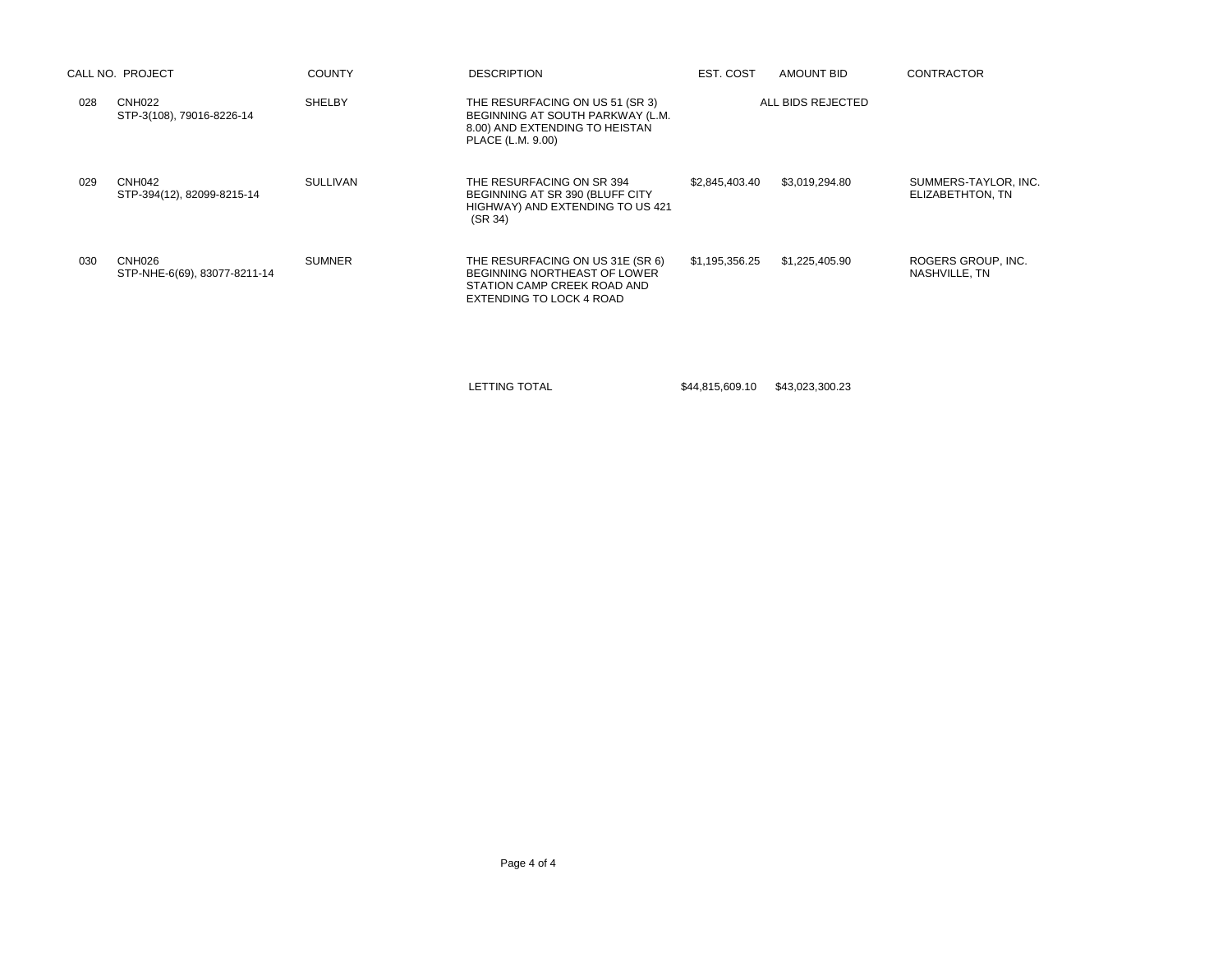| CALL NO. | PROJECT | COUNTY | DESCRIPTION | EST. COST | AMOUNT BID | CONTRACTOR |
|---|---|---|---|---|---|---|
| 028 | CNH022<br>STP-3(108), 79016-8226-14 | SHELBY | THE RESURFACING ON US 51 (SR 3) BEGINNING AT SOUTH PARKWAY (L.M. 8.00) AND EXTENDING TO HEISTAN PLACE (L.M. 9.00) | | ALL BIDS REJECTED | |
| 029 | CNH042<br>STP-394(12), 82099-8215-14 | SULLIVAN | THE RESURFACING ON SR 394 BEGINNING AT SR 390 (BLUFF CITY HIGHWAY) AND EXTENDING TO US 421 (SR 34) | $2,845,403.40 | $3,019,294.80 | SUMMERS-TAYLOR, INC.<br>ELIZABETHTON, TN |
| 030 | CNH026<br>STP-NHE-6(69), 83077-8211-14 | SUMNER | THE RESURFACING ON US 31E (SR 6) BEGINNING NORTHEAST OF LOWER STATION CAMP CREEK ROAD AND EXTENDING TO LOCK 4 ROAD | $1,195,356.25 | $1,225,405.90 | ROGERS GROUP, INC.<br>NASHVILLE, TN |
| | | | LETTING TOTAL | $44,815,609.10 | $43,023,300.23 | |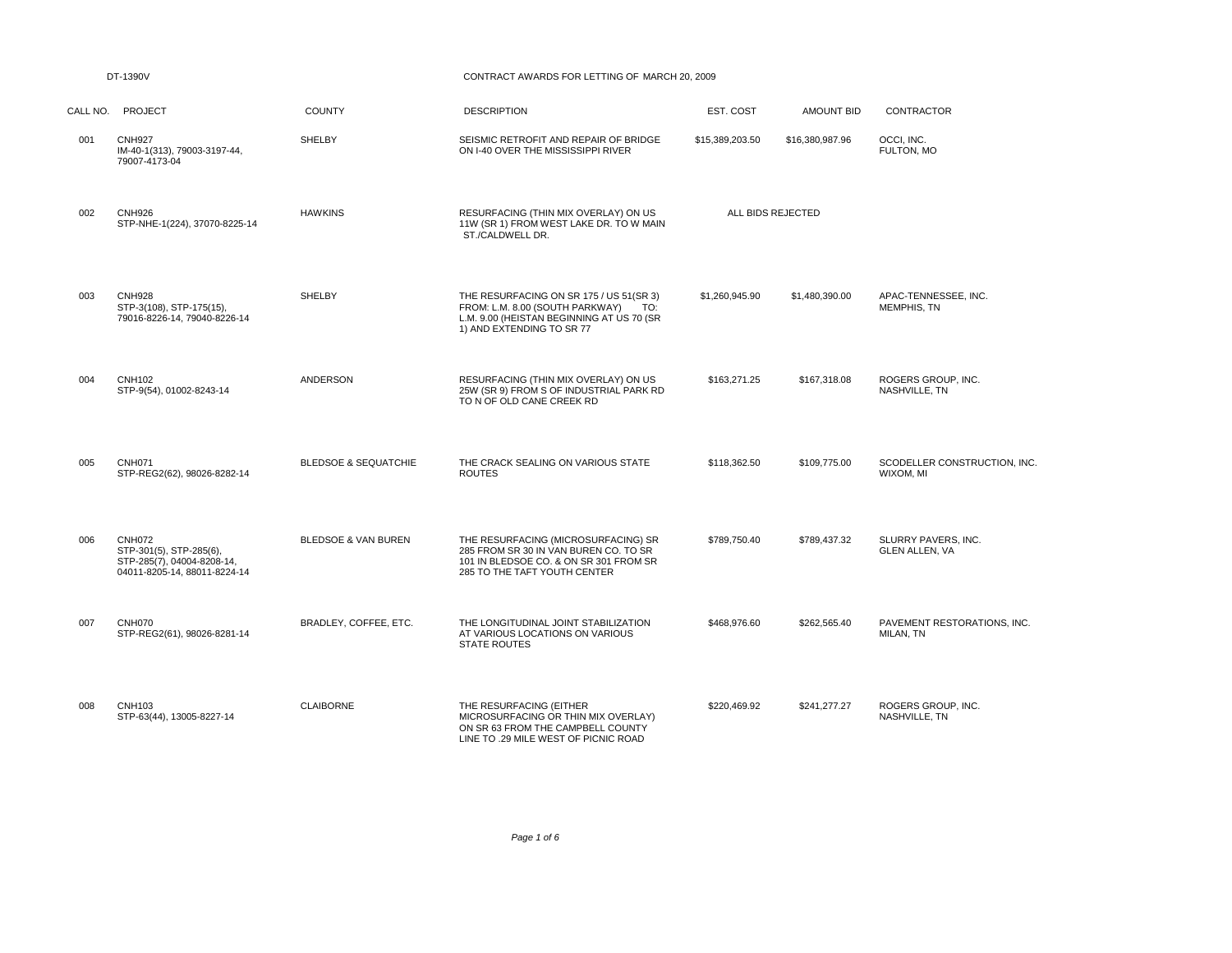DT-1390V

CONTRACT AWARDS FOR LETTING OF MARCH 20, 2009

| CALL NO. | PROJECT | COUNTY | DESCRIPTION | EST. COST | AMOUNT BID | CONTRACTOR |
|---|---|---|---|---|---|---|
| 001 | CNH927<br>IM-40-1(313), 79003-3197-44, 79007-4173-04 | SHELBY | SEISMIC RETROFIT AND REPAIR OF BRIDGE ON I-40 OVER THE MISSISSIPPI RIVER | $15,389,203.50 | $16,380,987.96 | OCCI, INC.<br>FULTON, MO |
| 002 | CNH926<br>STP-NHE-1(224), 37070-8225-14 | HAWKINS | RESURFACING (THIN MIX OVERLAY) ON US 11W (SR 1) FROM WEST LAKE DR. TO W MAIN ST./CALDWELL DR. | ALL BIDS REJECTED | | |
| 003 | CNH928<br>STP-3(108), STP-175(15), 79016-8226-14, 79040-8226-14 | SHELBY | THE RESURFACING ON SR 175 / US 51(SR 3) FROM: L.M. 8.00 (SOUTH PARKWAY) TO: L.M. 9.00 (HEISTAN BEGINNING AT US 70 (SR 1) AND EXTENDING TO SR 77 | $1,260,945.90 | $1,480,390.00 | APAC-TENNESSEE, INC.<br>MEMPHIS, TN |
| 004 | CNH102<br>STP-9(54), 01002-8243-14 | ANDERSON | RESURFACING (THIN MIX OVERLAY) ON US 25W (SR 9) FROM S OF INDUSTRIAL PARK RD TO N OF OLD CANE CREEK RD | $163,271.25 | $167,318.08 | ROGERS GROUP, INC.<br>NASHVILLE, TN |
| 005 | CNH071<br>STP-REG2(62), 98026-8282-14 | BLEDSOE & SEQUATCHIE | THE CRACK SEALING ON VARIOUS STATE ROUTES | $118,362.50 | $109,775.00 | SCODELLER CONSTRUCTION, INC.<br>WIXOM, MI |
| 006 | CNH072<br>STP-301(5), STP-285(6), STP-285(7), 04004-8208-14, 04011-8205-14, 88011-8224-14 | BLEDSOE & VAN BUREN | THE RESURFACING (MICROSURFACING) SR 285 FROM SR 30 IN VAN BUREN CO. TO SR 101 IN BLEDSOE CO. & ON SR 301 FROM SR 285 TO THE TAFT YOUTH CENTER | $789,750.40 | $789,437.32 | SLURRY PAVERS, INC.<br>GLEN ALLEN, VA |
| 007 | CNH070<br>STP-REG2(61), 98026-8281-14 | BRADLEY, COFFEE, ETC. | THE LONGITUDINAL JOINT STABILIZATION AT VARIOUS LOCATIONS ON VARIOUS STATE ROUTES | $468,976.60 | $262,565.40 | PAVEMENT RESTORATIONS, INC.<br>MILAN, TN |
| 008 | CNH103<br>STP-63(44), 13005-8227-14 | CLAIBORNE | THE RESURFACING (EITHER MICROSURFACING OR THIN MIX OVERLAY) ON SR 63 FROM THE CAMPBELL COUNTY LINE TO .29 MILE WEST OF PICNIC ROAD | $220,469.92 | $241,277.27 | ROGERS GROUP, INC.<br>NASHVILLE, TN |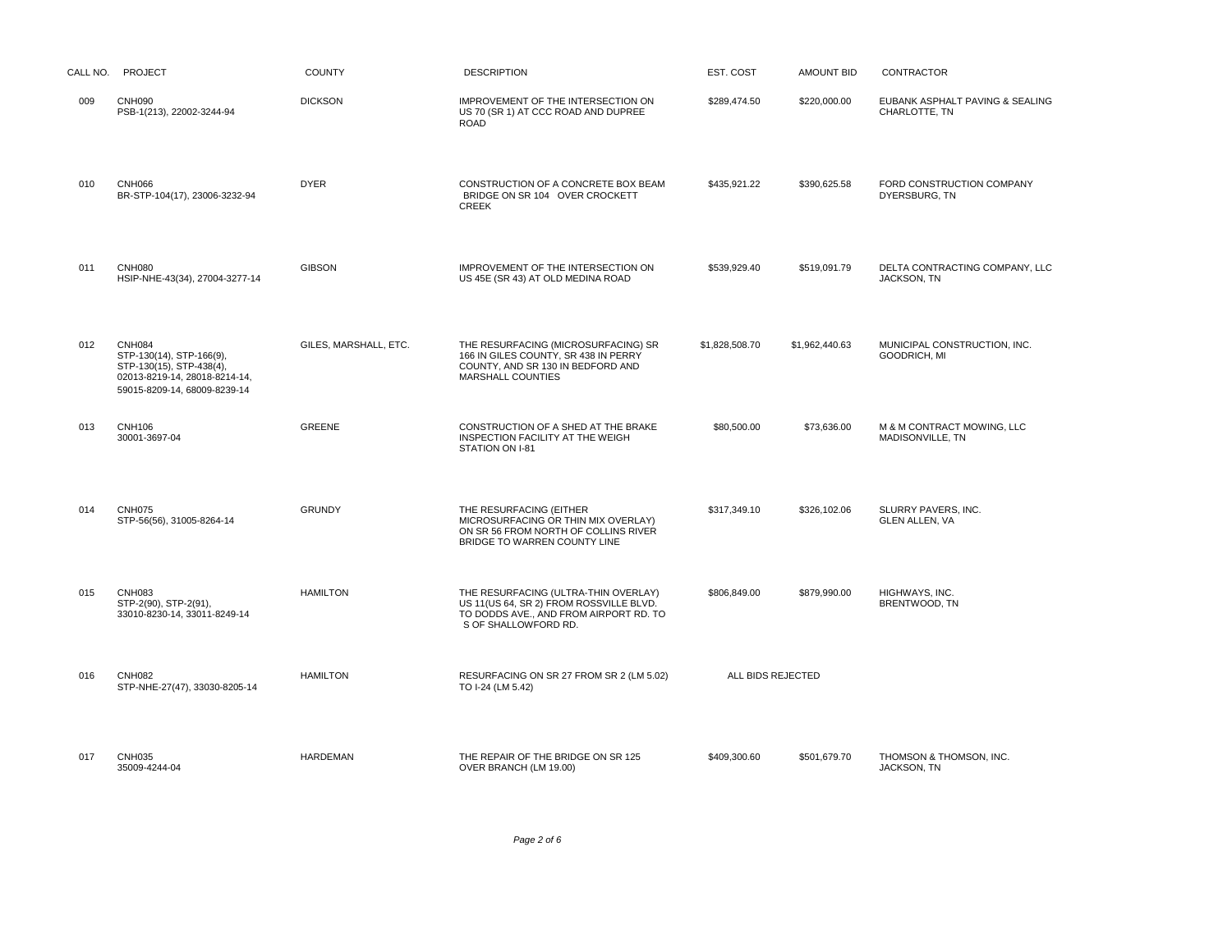| CALL NO. | PROJECT | COUNTY | DESCRIPTION | EST. COST | AMOUNT BID | CONTRACTOR |
|---|---|---|---|---|---|---|
| 009 | CNH090<br>PSB-1(213), 22002-3244-94 | DICKSON | IMPROVEMENT OF THE INTERSECTION ON US 70 (SR 1) AT CCC ROAD AND DUPREE ROAD | $289,474.50 | $220,000.00 | EUBANK ASPHALT PAVING & SEALING<br>CHARLOTTE, TN |
| 010 | CNH066<br>BR-STP-104(17), 23006-3232-94 | DYER | CONSTRUCTION OF A CONCRETE BOX BEAM BRIDGE ON SR 104 OVER CROCKETT CREEK | $435,921.22 | $390,625.58 | FORD CONSTRUCTION COMPANY<br>DYERSBURG, TN |
| 011 | CNH080<br>HSIP-NHE-43(34), 27004-3277-14 | GIBSON | IMPROVEMENT OF THE INTERSECTION ON US 45E (SR 43) AT OLD MEDINA ROAD | $539,929.40 | $519,091.79 | DELTA CONTRACTING COMPANY, LLC<br>JACKSON, TN |
| 012 | CNH084<br>STP-130(14), STP-166(9), STP-130(15), STP-438(4), 02013-8219-14, 28018-8214-14, 59015-8209-14, 68009-8239-14 | GILES, MARSHALL, ETC. | THE RESURFACING (MICROSURFACING) SR 166 IN GILES COUNTY, SR 438 IN PERRY COUNTY, AND SR 130 IN BEDFORD AND MARSHALL COUNTIES | $1,828,508.70 | $1,962,440.63 | MUNICIPAL CONSTRUCTION, INC.<br>GOODRICH, MI |
| 013 | CNH106<br>30001-3697-04 | GREENE | CONSTRUCTION OF A SHED AT THE BRAKE INSPECTION FACILITY AT THE WEIGH STATION ON I-81 | $80,500.00 | $73,636.00 | M & M CONTRACT MOWING, LLC<br>MADISONVILLE, TN |
| 014 | CNH075<br>STP-56(56), 31005-8264-14 | GRUNDY | THE RESURFACING (EITHER MICROSURFACING OR THIN MIX OVERLAY) ON SR 56 FROM NORTH OF COLLINS RIVER BRIDGE TO WARREN COUNTY LINE | $317,349.10 | $326,102.06 | SLURRY PAVERS, INC.<br>GLEN ALLEN, VA |
| 015 | CNH083<br>STP-2(90), STP-2(91), 33010-8230-14, 33011-8249-14 | HAMILTON | THE RESURFACING (ULTRA-THIN OVERLAY) US 11(US 64, SR 2) FROM ROSSVILLE BLVD. TO DODDS AVE., AND FROM AIRPORT RD. TO S OF SHALLOWFORD RD. | $806,849.00 | $879,990.00 | HIGHWAYS, INC.<br>BRENTWOOD, TN |
| 016 | CNH082<br>STP-NHE-27(47), 33030-8205-14 | HAMILTON | RESURFACING ON SR 27 FROM SR 2 (LM 5.02) TO I-24 (LM 5.42) | ALL BIDS REJECTED | | |
| 017 | CNH035<br>35009-4244-04 | HARDEMAN | THE REPAIR OF THE BRIDGE ON SR 125 OVER BRANCH (LM 19.00) | $409,300.60 | $501,679.70 | THOMSON & THOMSON, INC.<br>JACKSON, TN |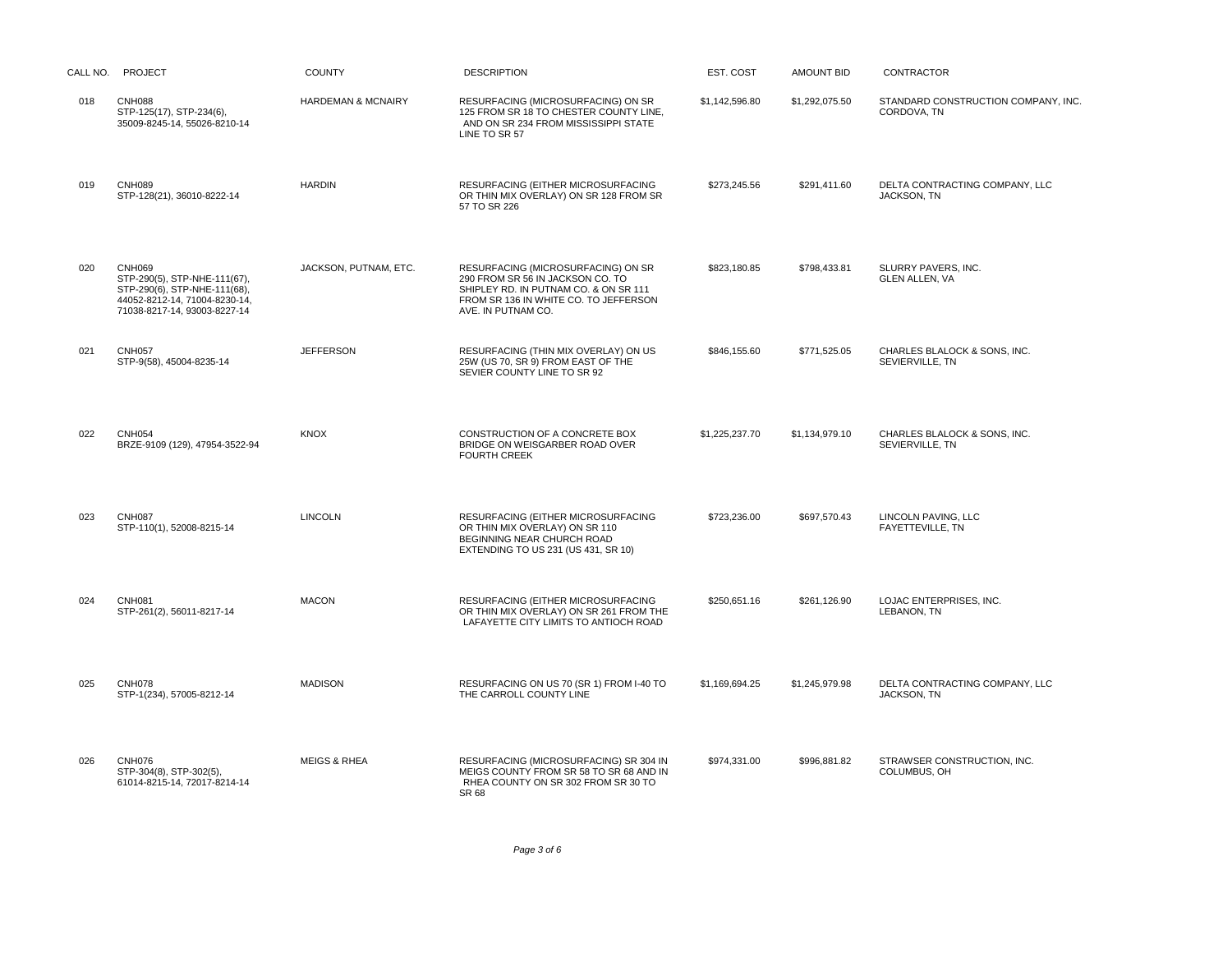| CALL NO. | PROJECT | COUNTY | DESCRIPTION | EST. COST | AMOUNT BID | CONTRACTOR |
|---|---|---|---|---|---|---|
| 018 | CNH088 STP-125(17), STP-234(6), 35009-8245-14, 55026-8210-14 | HARDEMAN & MCNAIRY | RESURFACING (MICROSURFACING) ON SR 125 FROM SR 18 TO CHESTER COUNTY LINE, AND ON SR 234 FROM MISSISSIPPI STATE LINE TO SR 57 | $1,142,596.80 | $1,292,075.50 | STANDARD CONSTRUCTION COMPANY, INC. CORDOVA, TN |
| 019 | CNH089 STP-128(21), 36010-8222-14 | HARDIN | RESURFACING (EITHER MICROSURFACING OR THIN MIX OVERLAY) ON SR 128 FROM SR 57 TO SR 226 | $273,245.56 | $291,411.60 | DELTA CONTRACTING COMPANY, LLC JACKSON, TN |
| 020 | CNH069 STP-290(5), STP-NHE-111(67), STP-290(6), STP-NHE-111(68), 44052-8212-14, 71004-8230-14, 71038-8217-14, 93003-8227-14 | JACKSON, PUTNAM, ETC. | RESURFACING (MICROSURFACING) ON SR 290 FROM SR 56 IN JACKSON CO. TO SHIPLEY RD. IN PUTNAM CO. & ON SR 111 FROM SR 136 IN WHITE CO. TO JEFFERSON AVE. IN PUTNAM CO. | $823,180.85 | $798,433.81 | SLURRY PAVERS, INC. GLEN ALLEN, VA |
| 021 | CNH057 STP-9(58), 45004-8235-14 | JEFFERSON | RESURFACING (THIN MIX OVERLAY) ON US 25W (US 70, SR 9) FROM EAST OF THE SEVIER COUNTY LINE TO SR 92 | $846,155.60 | $771,525.05 | CHARLES BLALOCK & SONS, INC. SEVIERVILLE, TN |
| 022 | CNH054 BRZE-9109 (129), 47954-3522-94 | KNOX | CONSTRUCTION OF A CONCRETE BOX BRIDGE ON WEISGARBER ROAD OVER FOURTH CREEK | $1,225,237.70 | $1,134,979.10 | CHARLES BLALOCK & SONS, INC. SEVIERVILLE, TN |
| 023 | CNH087 STP-110(1), 52008-8215-14 | LINCOLN | RESURFACING (EITHER MICROSURFACING OR THIN MIX OVERLAY) ON SR 110 BEGINNING NEAR CHURCH ROAD EXTENDING TO US 231 (US 431, SR 10) | $723,236.00 | $697,570.43 | LINCOLN PAVING, LLC FAYETTEVILLE, TN |
| 024 | CNH081 STP-261(2), 56011-8217-14 | MACON | RESURFACING (EITHER MICROSURFACING OR THIN MIX OVERLAY) ON SR 261 FROM THE LAFAYETTE CITY LIMITS TO ANTIOCH ROAD | $250,651.16 | $261,126.90 | LOJAC ENTERPRISES, INC. LEBANON, TN |
| 025 | CNH078 STP-1(234), 57005-8212-14 | MADISON | RESURFACING ON US 70 (SR 1) FROM I-40 TO THE CARROLL COUNTY LINE | $1,169,694.25 | $1,245,979.98 | DELTA CONTRACTING COMPANY, LLC JACKSON, TN |
| 026 | CNH076 STP-304(8), STP-302(5), 61014-8215-14, 72017-8214-14 | MEIGS & RHEA | RESURFACING (MICROSURFACING) SR 304 IN MEIGS COUNTY FROM SR 58 TO SR 68 AND IN RHEA COUNTY ON SR 302 FROM SR 30 TO SR 68 | $974,331.00 | $996,881.82 | STRAWSER CONSTRUCTION, INC. COLUMBUS, OH |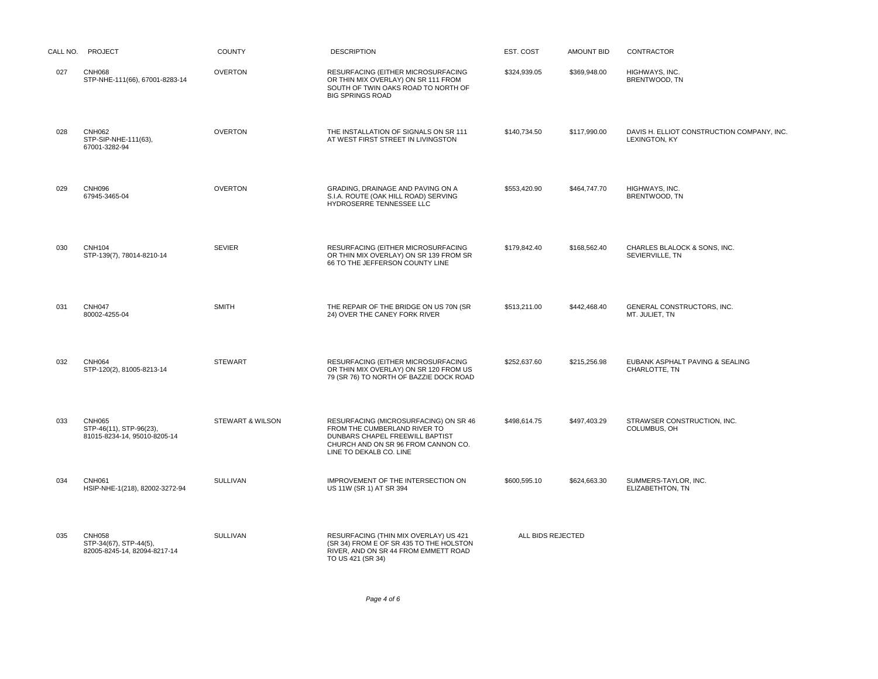| CALL NO. | PROJECT | COUNTY | DESCRIPTION | EST. COST | AMOUNT BID | CONTRACTOR |
|---|---|---|---|---|---|---|
| 027 | CNH068<br>STP-NHE-111(66), 67001-8283-14 | OVERTON | RESURFACING (EITHER MICROSURFACING OR THIN MIX OVERLAY) ON SR 111 FROM SOUTH OF TWIN OAKS ROAD TO NORTH OF BIG SPRINGS ROAD | $324,939.05 | $369,948.00 | HIGHWAYS, INC.<br>BRENTWOOD, TN |
| 028 | CNH062<br>STP-SIP-NHE-111(63),<br>67001-3282-94 | OVERTON | THE INSTALLATION OF SIGNALS ON SR 111 AT WEST FIRST STREET IN LIVINGSTON | $140,734.50 | $117,990.00 | DAVIS H. ELLIOT CONSTRUCTION COMPANY, INC.<br>LEXINGTON, KY |
| 029 | CNH096<br>67945-3465-04 | OVERTON | GRADING, DRAINAGE AND PAVING ON A S.I.A. ROUTE (OAK HILL ROAD) SERVING HYDROSERRE TENNESSEE LLC | $553,420.90 | $464,747.70 | HIGHWAYS, INC.<br>BRENTWOOD, TN |
| 030 | CNH104<br>STP-139(7), 78014-8210-14 | SEVIER | RESURFACING (EITHER MICROSURFACING OR THIN MIX OVERLAY) ON SR 139 FROM SR 66 TO THE JEFFERSON COUNTY LINE | $179,842.40 | $168,562.40 | CHARLES BLALOCK & SONS, INC.<br>SEVIERVILLE, TN |
| 031 | CNH047<br>80002-4255-04 | SMITH | THE REPAIR OF THE BRIDGE ON US 70N (SR 24) OVER THE CANEY FORK RIVER | $513,211.00 | $442,468.40 | GENERAL CONSTRUCTORS, INC.<br>MT. JULIET, TN |
| 032 | CNH064<br>STP-120(2), 81005-8213-14 | STEWART | RESURFACING (EITHER MICROSURFACING OR THIN MIX OVERLAY) ON SR 120 FROM US 79 (SR 76) TO NORTH OF BAZZIE DOCK ROAD | $252,637.60 | $215,256.98 | EUBANK ASPHALT PAVING & SEALING<br>CHARLOTTE, TN |
| 033 | CNH065<br>STP-46(11), STP-96(23),<br>81015-8234-14, 95010-8205-14 | STEWART & WILSON | RESURFACING (MICROSURFACING) ON SR 46 FROM THE CUMBERLAND RIVER TO DUNBARS CHAPEL FREEWILL BAPTIST CHURCH AND ON SR 96 FROM CANNON CO. LINE TO DEKALB CO. LINE | $498,614.75 | $497,403.29 | STRAWSER CONSTRUCTION, INC.<br>COLUMBUS, OH |
| 034 | CNH061<br>HSIP-NHE-1(218), 82002-3272-94 | SULLIVAN | IMPROVEMENT OF THE INTERSECTION ON US 11W (SR 1) AT SR 394 | $600,595.10 | $624,663.30 | SUMMERS-TAYLOR, INC.<br>ELIZABETHTON, TN |
| 035 | CNH058<br>STP-34(67), STP-44(5),<br>82005-8245-14, 82094-8217-14 | SULLIVAN | RESURFACING (THIN MIX OVERLAY) US 421 (SR 34) FROM E OF SR 435 TO THE HOLSTON RIVER, AND ON SR 44 FROM EMMETT ROAD TO US 421 (SR 34) | ALL BIDS REJECTED | | |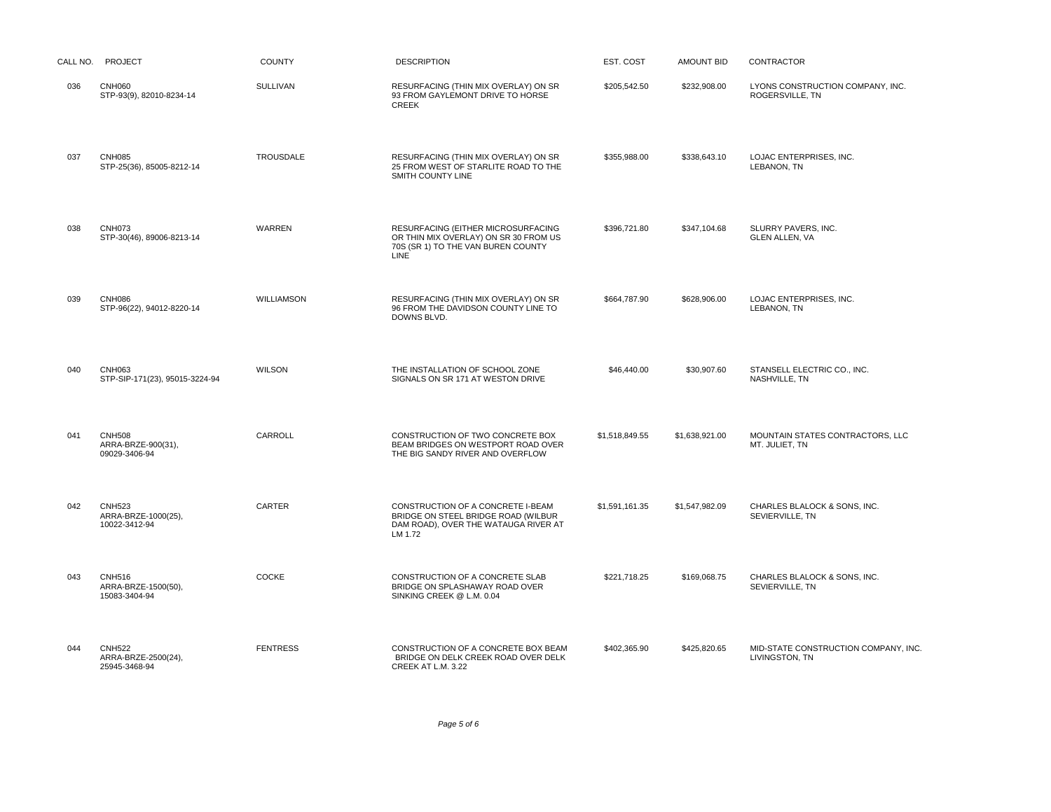| CALL NO. | PROJECT | COUNTY | DESCRIPTION | EST. COST | AMOUNT BID | CONTRACTOR |
|---|---|---|---|---|---|---|
| 036 | CNH060<br>STP-93(9), 82010-8234-14 | SULLIVAN | RESURFACING (THIN MIX OVERLAY) ON SR 93 FROM GAYLEMONT DRIVE TO HORSE CREEK | $205,542.50 | $232,908.00 | LYONS CONSTRUCTION COMPANY, INC.<br>ROGERSVILLE, TN |
| 037 | CNH085<br>STP-25(36), 85005-8212-14 | TROUSDALE | RESURFACING (THIN MIX OVERLAY) ON SR 25 FROM WEST OF STARLITE ROAD TO THE SMITH COUNTY LINE | $355,988.00 | $338,643.10 | LOJAC ENTERPRISES, INC.<br>LEBANON, TN |
| 038 | CNH073<br>STP-30(46), 89006-8213-14 | WARREN | RESURFACING (EITHER MICROSURFACING OR THIN MIX OVERLAY) ON SR 30 FROM US 70S (SR 1) TO THE VAN BUREN COUNTY LINE | $396,721.80 | $347,104.68 | SLURRY PAVERS, INC.<br>GLEN ALLEN, VA |
| 039 | CNH086<br>STP-96(22), 94012-8220-14 | WILLIAMSON | RESURFACING (THIN MIX OVERLAY) ON SR 96 FROM THE DAVIDSON COUNTY LINE TO DOWNS BLVD. | $664,787.90 | $628,906.00 | LOJAC ENTERPRISES, INC.<br>LEBANON, TN |
| 040 | CNH063<br>STP-SIP-171(23), 95015-3224-94 | WILSON | THE INSTALLATION OF SCHOOL ZONE SIGNALS ON SR 171 AT WESTON DRIVE | $46,440.00 | $30,907.60 | STANSELL ELECTRIC CO., INC.<br>NASHVILLE, TN |
| 041 | CNH508<br>ARRA-BRZE-900(31),<br>09029-3406-94 | CARROLL | CONSTRUCTION OF TWO CONCRETE BOX BEAM BRIDGES ON WESTPORT ROAD OVER THE BIG SANDY RIVER AND OVERFLOW | $1,518,849.55 | $1,638,921.00 | MOUNTAIN STATES CONTRACTORS, LLC<br>MT. JULIET, TN |
| 042 | CNH523<br>ARRA-BRZE-1000(25),<br>10022-3412-94 | CARTER | CONSTRUCTION OF A CONCRETE I-BEAM BRIDGE ON STEEL BRIDGE ROAD (WILBUR DAM ROAD), OVER THE WATAUGA RIVER AT LM 1.72 | $1,591,161.35 | $1,547,982.09 | CHARLES BLALOCK & SONS, INC.<br>SEVIERVILLE, TN |
| 043 | CNH516<br>ARRA-BRZE-1500(50),<br>15083-3404-94 | COCKE | CONSTRUCTION OF A CONCRETE SLAB BRIDGE ON SPLASHAWAY ROAD OVER SINKING CREEK @ L.M. 0.04 | $221,718.25 | $169,068.75 | CHARLES BLALOCK & SONS, INC.<br>SEVIERVILLE, TN |
| 044 | CNH522<br>ARRA-BRZE-2500(24),<br>25945-3468-94 | FENTRESS | CONSTRUCTION OF A CONCRETE BOX BEAM BRIDGE ON DELK CREEK ROAD OVER DELK CREEK AT L.M. 3.22 | $402,365.90 | $425,820.65 | MID-STATE CONSTRUCTION COMPANY, INC.<br>LIVINGSTON, TN |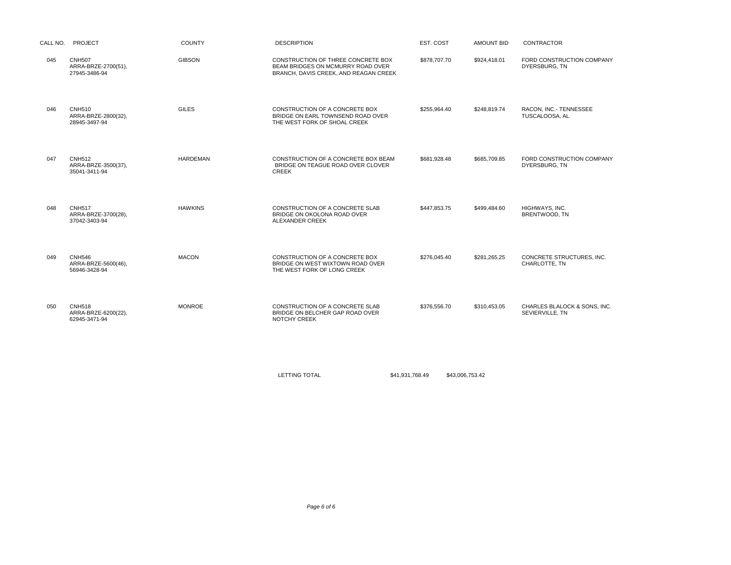| CALL NO. | PROJECT | COUNTY | DESCRIPTION | EST. COST | AMOUNT BID | CONTRACTOR |
|---|---|---|---|---|---|---|
| 045 | CNH507 ARRA-BRZE-2700(51), 27945-3486-94 | GIBSON | CONSTRUCTION OF THREE CONCRETE BOX BEAM BRIDGES ON MCMURRY ROAD OVER BRANCH, DAVIS CREEK, AND REAGAN CREEK | $878,707.70 | $924,418.01 | FORD CONSTRUCTION COMPANY DYERSBURG, TN |
| 046 | CNH510 ARRA-BRZE-2800(32), 28945-3497-94 | GILES | CONSTRUCTION OF A CONCRETE BOX BRIDGE ON EARL TOWNSEND ROAD OVER THE WEST FORK OF SHOAL CREEK | $255,964.40 | $248,819.74 | RACON, INC.- TENNESSEE TUSCALOOSA, AL |
| 047 | CNH512 ARRA-BRZE-3500(37), 35041-3411-94 | HARDEMAN | CONSTRUCTION OF A CONCRETE BOX BEAM BRIDGE ON TEAGUE ROAD OVER CLOVER CREEK | $681,928.48 | $685,709.85 | FORD CONSTRUCTION COMPANY DYERSBURG, TN |
| 048 | CNH517 ARRA-BRZE-3700(28), 37042-3403-94 | HAWKINS | CONSTRUCTION OF A CONCRETE SLAB BRIDGE ON OKOLONA ROAD OVER ALEXANDER CREEK | $447,853.75 | $499,484.60 | HIGHWAYS, INC. BRENTWOOD, TN |
| 049 | CNH546 ARRA-BRZE-5600(46), 56946-3428-94 | MACON | CONSTRUCTION OF A CONCRETE BOX BRIDGE ON WEST WIXTOWN ROAD OVER THE WEST FORK OF LONG CREEK | $276,045.40 | $281,265.25 | CONCRETE STRUCTURES, INC. CHARLOTTE, TN |
| 050 | CNH518 ARRA-BRZE-6200(22), 62945-3471-94 | MONROE | CONSTRUCTION OF A CONCRETE SLAB BRIDGE ON BELCHER GAP ROAD OVER NOTCHY CREEK | $376,556.70 | $310,453.05 | CHARLES BLALOCK & SONS, INC. SEVIERVILLE, TN |
| | | | LETTING TOTAL | $41,931,768.49 | $43,006,753.42 | |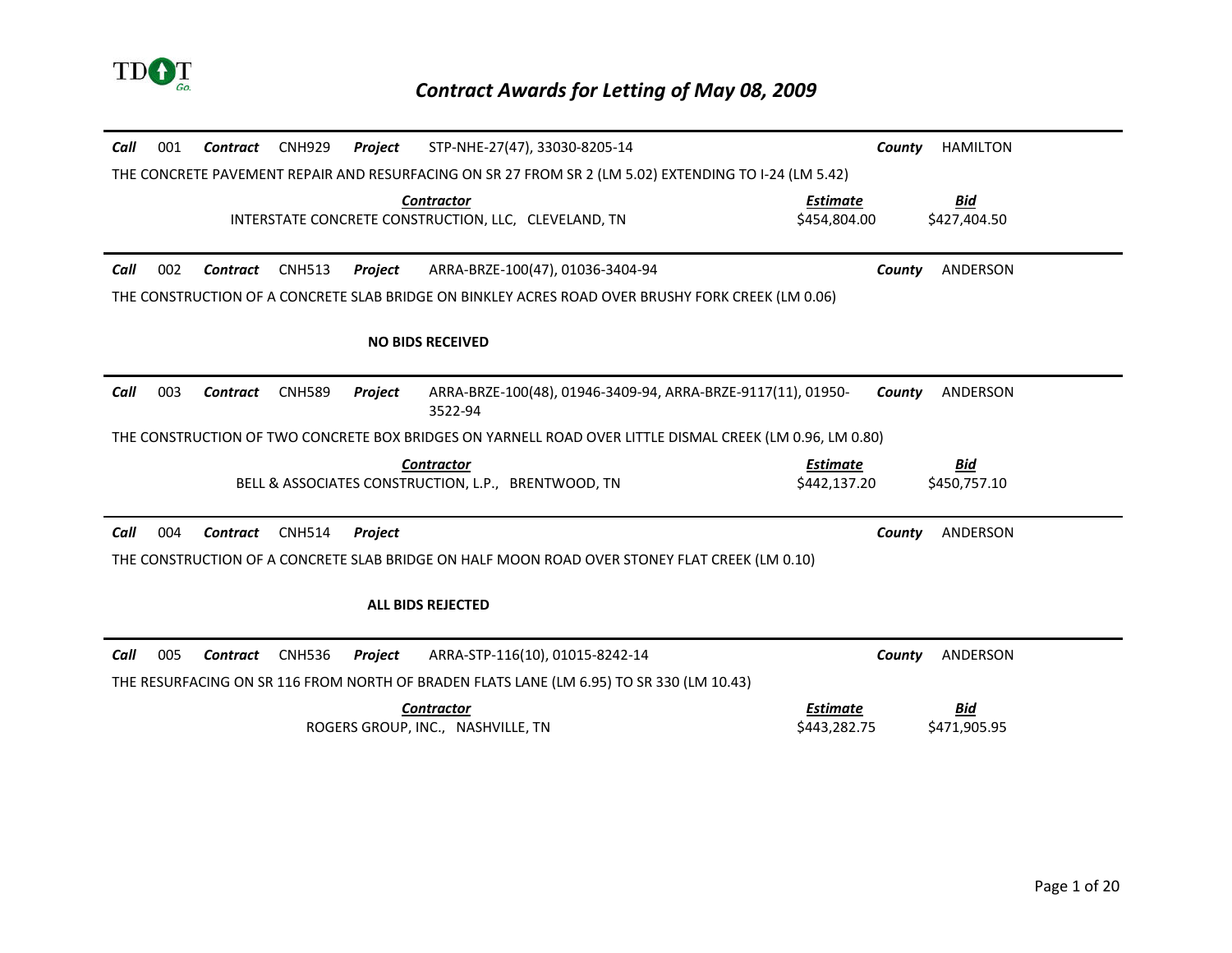# *Contract Awards for Letting of May 08, 2009*

---

***Call*** 001 ***Contract*** CNH929 ***Project*** STP-NHE-27(47), 33030-8205-14 ***County*** HAMILTON

THE CONCRETE PAVEMENT REPAIR AND RESURFACING ON SR 27 FROM SR 2 (LM 5.02) EXTENDING TO I-24 (LM 5.42)

| *Contractor* | *Estimate* | *Bid* |
|---|---|---|
| INTERSTATE CONCRETE CONSTRUCTION, LLC, CLEVELAND, TN | $454,804.00 | $427,404.50 |

---

***Call*** 002 ***Contract*** CNH513 ***Project*** ARRA-BRZE-100(47), 01036-3404-94 ***County*** ANDERSON

THE CONSTRUCTION OF A CONCRETE SLAB BRIDGE ON BINKLEY ACRES ROAD OVER BRUSHY FORK CREEK (LM 0.06)

**NO BIDS RECEIVED**

---

***Call*** 003 ***Contract*** CNH589 ***Project*** ARRA-BRZE-100(48), 01946-3409-94, ARRA-BRZE-9117(11), 01950-3522-94 ***County*** ANDERSON

THE CONSTRUCTION OF TWO CONCRETE BOX BRIDGES ON YARNELL ROAD OVER LITTLE DISMAL CREEK (LM 0.96, LM 0.80)

| *Contractor* | *Estimate* | *Bid* |
|---|---|---|
| BELL & ASSOCIATES CONSTRUCTION, L.P., BRENTWOOD, TN | $442,137.20 | $450,757.10 |

---

***Call*** 004 ***Contract*** CNH514 ***Project*** ***County*** ANDERSON

THE CONSTRUCTION OF A CONCRETE SLAB BRIDGE ON HALF MOON ROAD OVER STONEY FLAT CREEK (LM 0.10)

**ALL BIDS REJECTED**

---

***Call*** 005 ***Contract*** CNH536 ***Project*** ARRA-STP-116(10), 01015-8242-14 ***County*** ANDERSON

THE RESURFACING ON SR 116 FROM NORTH OF BRADEN FLATS LANE (LM 6.95) TO SR 330 (LM 10.43)

| *Contractor* | *Estimate* | *Bid* |
|---|---|---|
| ROGERS GROUP, INC., NASHVILLE, TN | $443,282.75 | $471,905.95 |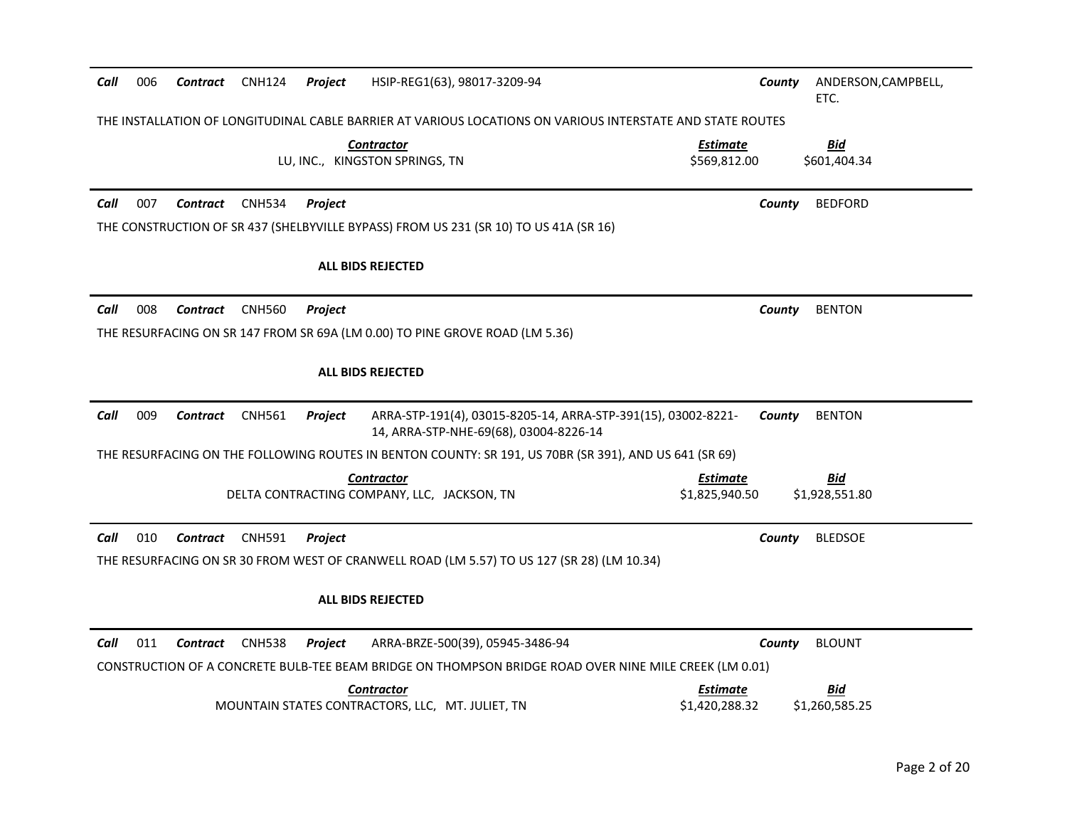**Call** 006 **Contract** CNH124 **Project** HSIP-REG1(63), 98017-3209-94 **County** ANDERSON,CAMPBELL, ETC.

THE INSTALLATION OF LONGITUDINAL CABLE BARRIER AT VARIOUS LOCATIONS ON VARIOUS INTERSTATE AND STATE ROUTES

| Contractor | Estimate | Bid |
|---|---|---|
| LU, INC., KINGSTON SPRINGS, TN | $569,812.00 | $601,404.34 |

---

**Call** 007 **Contract** CNH534 **Project** **County** BEDFORD

THE CONSTRUCTION OF SR 437 (SHELBYVILLE BYPASS) FROM US 231 (SR 10) TO US 41A (SR 16)

**ALL BIDS REJECTED**

---

**Call** 008 **Contract** CNH560 **Project** **County** BENTON

THE RESURFACING ON SR 147 FROM SR 69A (LM 0.00) TO PINE GROVE ROAD (LM 5.36)

**ALL BIDS REJECTED**

---

**Call** 009 **Contract** CNH561 **Project** ARRA-STP-191(4), 03015-8205-14, ARRA-STP-391(15), 03002-8221-14, ARRA-STP-NHE-69(68), 03004-8226-14 **County** BENTON

THE RESURFACING ON THE FOLLOWING ROUTES IN BENTON COUNTY: SR 191, US 70BR (SR 391), AND US 641 (SR 69)

| Contractor | Estimate | Bid |
|---|---|---|
| DELTA CONTRACTING COMPANY, LLC, JACKSON, TN | $1,825,940.50 | $1,928,551.80 |

---

**Call** 010 **Contract** CNH591 **Project** **County** BLEDSOE

THE RESURFACING ON SR 30 FROM WEST OF CRANWELL ROAD (LM 5.57) TO US 127 (SR 28) (LM 10.34)

**ALL BIDS REJECTED**

---

**Call** 011 **Contract** CNH538 **Project** ARRA-BRZE-500(39), 05945-3486-94 **County** BLOUNT

CONSTRUCTION OF A CONCRETE BULB-TEE BEAM BRIDGE ON THOMPSON BRIDGE ROAD OVER NINE MILE CREEK (LM 0.01)

| Contractor | Estimate | Bid |
|---|---|---|
| MOUNTAIN STATES CONTRACTORS, LLC, MT. JULIET, TN | $1,420,288.32 | $1,260,585.25 |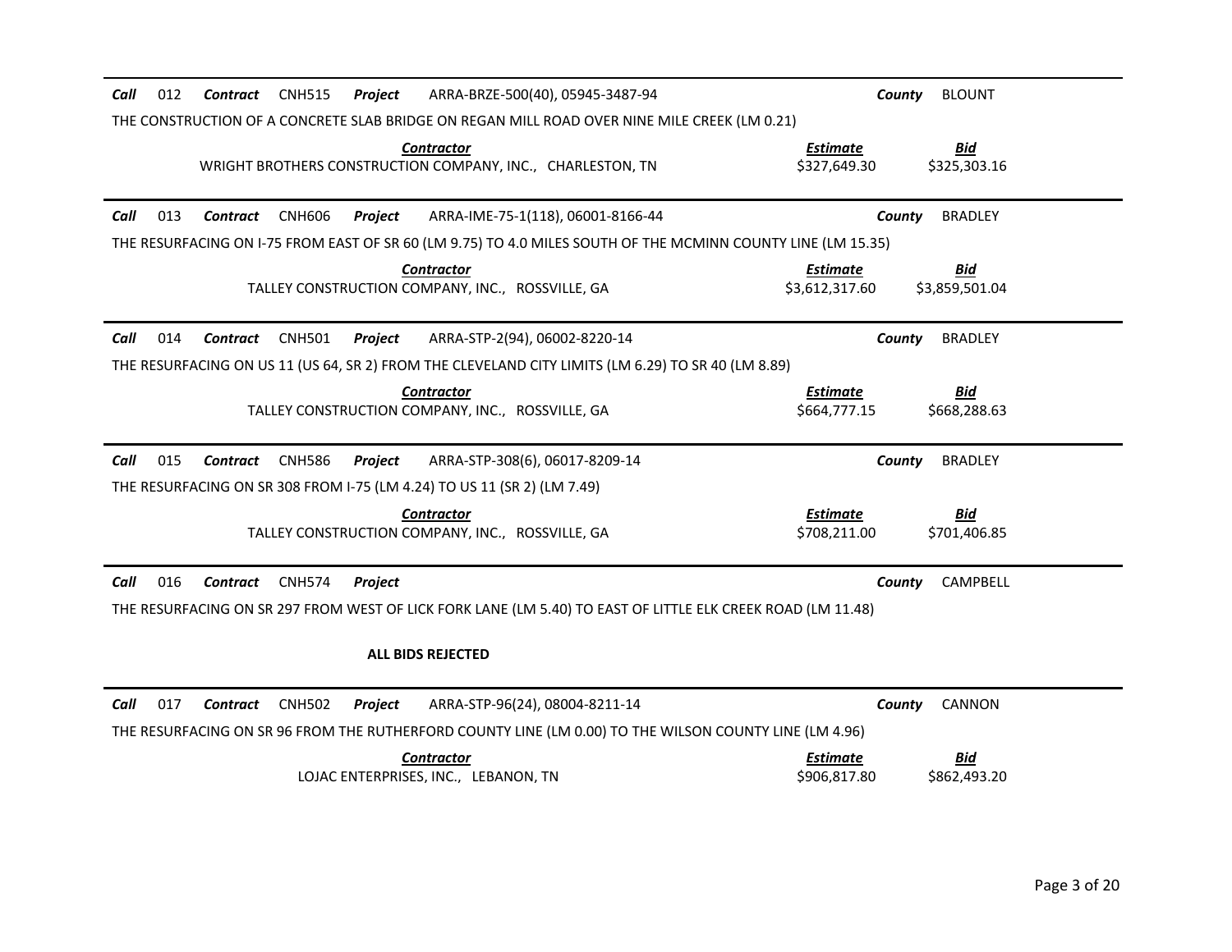**Call** 012 **Contract** CNH515 **Project** ARRA-BRZE-500(40), 05945-3487-94 **County** BLOUNT

THE CONSTRUCTION OF A CONCRETE SLAB BRIDGE ON REGAN MILL ROAD OVER NINE MILE CREEK (LM 0.21)

| Contractor | Estimate | Bid |
|---|---|---|
| WRIGHT BROTHERS CONSTRUCTION COMPANY, INC., CHARLESTON, TN | $327,649.30 | $325,303.16 |

---

**Call** 013 **Contract** CNH606 **Project** ARRA-IME-75-1(118), 06001-8166-44 **County** BRADLEY

THE RESURFACING ON I-75 FROM EAST OF SR 60 (LM 9.75) TO 4.0 MILES SOUTH OF THE MCMINN COUNTY LINE (LM 15.35)

| Contractor | Estimate | Bid |
|---|---|---|
| TALLEY CONSTRUCTION COMPANY, INC., ROSSVILLE, GA | $3,612,317.60 | $3,859,501.04 |

---

**Call** 014 **Contract** CNH501 **Project** ARRA-STP-2(94), 06002-8220-14 **County** BRADLEY

THE RESURFACING ON US 11 (US 64, SR 2) FROM THE CLEVELAND CITY LIMITS (LM 6.29) TO SR 40 (LM 8.89)

| Contractor | Estimate | Bid |
|---|---|---|
| TALLEY CONSTRUCTION COMPANY, INC., ROSSVILLE, GA | $664,777.15 | $668,288.63 |

---

**Call** 015 **Contract** CNH586 **Project** ARRA-STP-308(6), 06017-8209-14 **County** BRADLEY

THE RESURFACING ON SR 308 FROM I-75 (LM 4.24) TO US 11 (SR 2) (LM 7.49)

| Contractor | Estimate | Bid |
|---|---|---|
| TALLEY CONSTRUCTION COMPANY, INC., ROSSVILLE, GA | $708,211.00 | $701,406.85 |

---

**Call** 016 **Contract** CNH574 **Project** **County** CAMPBELL

THE RESURFACING ON SR 297 FROM WEST OF LICK FORK LANE (LM 5.40) TO EAST OF LITTLE ELK CREEK ROAD (LM 11.48)

**ALL BIDS REJECTED**

---

**Call** 017 **Contract** CNH502 **Project** ARRA-STP-96(24), 08004-8211-14 **County** CANNON

THE RESURFACING ON SR 96 FROM THE RUTHERFORD COUNTY LINE (LM 0.00) TO THE WILSON COUNTY LINE (LM 4.96)

| Contractor | Estimate | Bid |
|---|---|---|
| LOJAC ENTERPRISES, INC., LEBANON, TN | $906,817.80 | $862,493.20 |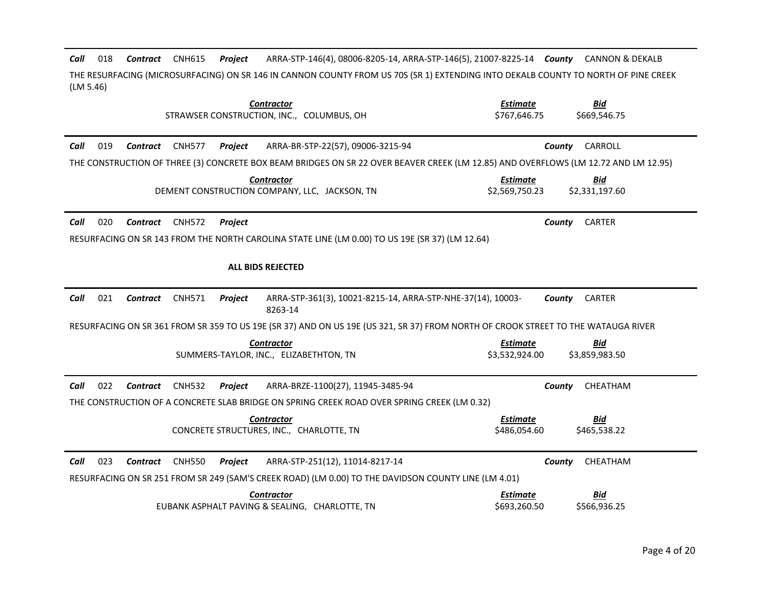**Call** 018 **Contract** CNH615 **Project** ARRA-STP-146(4), 08006-8205-14, ARRA-STP-146(5), 21007-8225-14 **County** CANNON & DEKALB

THE RESURFACING (MICROSURFACING) ON SR 146 IN CANNON COUNTY FROM US 70S (SR 1) EXTENDING INTO DEKALB COUNTY TO NORTH OF PINE CREEK (LM 5.46)

| Contractor | Estimate | Bid |
|---|---|---|
| STRAWSER CONSTRUCTION, INC., COLUMBUS, OH | $767,646.75 | $669,546.75 |

---

**Call** 019 **Contract** CNH577 **Project** ARRA-BR-STP-22(57), 09006-3215-94 **County** CARROLL

THE CONSTRUCTION OF THREE (3) CONCRETE BOX BEAM BRIDGES ON SR 22 OVER BEAVER CREEK (LM 12.85) AND OVERFLOWS (LM 12.72 AND LM 12.95)

| Contractor | Estimate | Bid |
|---|---|---|
| DEMENT CONSTRUCTION COMPANY, LLC, JACKSON, TN | $2,569,750.23 | $2,331,197.60 |

---

**Call** 020 **Contract** CNH572 **Project** **County** CARTER

RESURFACING ON SR 143 FROM THE NORTH CAROLINA STATE LINE (LM 0.00) TO US 19E (SR 37) (LM 12.64)

**ALL BIDS REJECTED**

---

**Call** 021 **Contract** CNH571 **Project** ARRA-STP-361(3), 10021-8215-14, ARRA-STP-NHE-37(14), 10003-8263-14 **County** CARTER

RESURFACING ON SR 361 FROM SR 359 TO US 19E (SR 37) AND ON US 19E (US 321, SR 37) FROM NORTH OF CROOK STREET TO THE WATAUGA RIVER

| Contractor | Estimate | Bid |
|---|---|---|
| SUMMERS-TAYLOR, INC., ELIZABETHTON, TN | $3,532,924.00 | $3,859,983.50 |

---

**Call** 022 **Contract** CNH532 **Project** ARRA-BRZE-1100(27), 11945-3485-94 **County** CHEATHAM

THE CONSTRUCTION OF A CONCRETE SLAB BRIDGE ON SPRING CREEK ROAD OVER SPRING CREEK (LM 0.32)

| Contractor | Estimate | Bid |
|---|---|---|
| CONCRETE STRUCTURES, INC., CHARLOTTE, TN | $486,054.60 | $465,538.22 |

---

**Call** 023 **Contract** CNH550 **Project** ARRA-STP-251(12), 11014-8217-14 **County** CHEATHAM

RESURFACING ON SR 251 FROM SR 249 (SAM'S CREEK ROAD) (LM 0.00) TO THE DAVIDSON COUNTY LINE (LM 4.01)

| Contractor | Estimate | Bid |
|---|---|---|
| EUBANK ASPHALT PAVING & SEALING, CHARLOTTE, TN | $693,260.50 | $566,936.25 |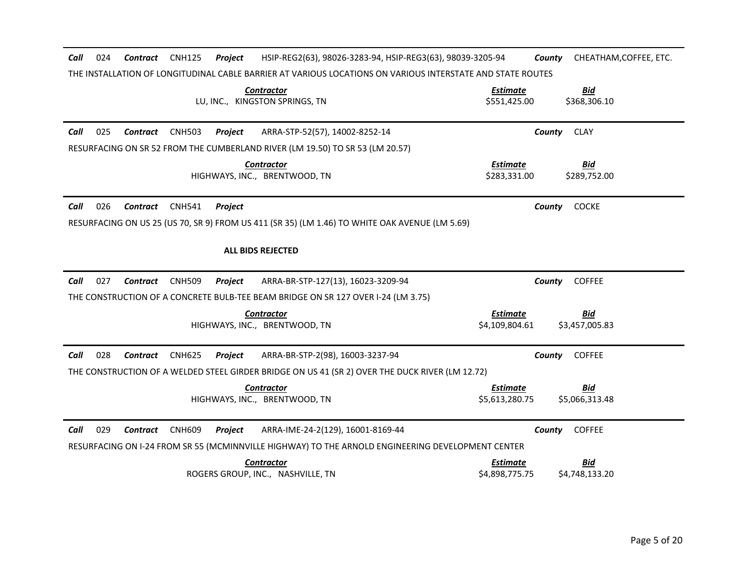**Call** 024 **Contract** CNH125 **Project** HSIP-REG2(63), 98026-3283-94, HSIP-REG3(63), 98039-3205-94 **County** CHEATHAM,COFFEE, ETC.

THE INSTALLATION OF LONGITUDINAL CABLE BARRIER AT VARIOUS LOCATIONS ON VARIOUS INTERSTATE AND STATE ROUTES

| Contractor | Estimate | Bid |
|---|---|---|
| LU, INC., KINGSTON SPRINGS, TN | \$551,425.00 | \$368,306.10 |

---

**Call** 025 **Contract** CNH503 **Project** ARRA-STP-52(57), 14002-8252-14 **County** CLAY

RESURFACING ON SR 52 FROM THE CUMBERLAND RIVER (LM 19.50) TO SR 53 (LM 20.57)

| Contractor | Estimate | Bid |
|---|---|---|
| HIGHWAYS, INC., BRENTWOOD, TN | \$283,331.00 | \$289,752.00 |

---

**Call** 026 **Contract** CNH541 **Project** **County** COCKE

RESURFACING ON US 25 (US 70, SR 9) FROM US 411 (SR 35) (LM 1.46) TO WHITE OAK AVENUE (LM 5.69)

**ALL BIDS REJECTED**

---

**Call** 027 **Contract** CNH509 **Project** ARRA-BR-STP-127(13), 16023-3209-94 **County** COFFEE

THE CONSTRUCTION OF A CONCRETE BULB-TEE BEAM BRIDGE ON SR 127 OVER I-24 (LM 3.75)

| Contractor | Estimate | Bid |
|---|---|---|
| HIGHWAYS, INC., BRENTWOOD, TN | \$4,109,804.61 | \$3,457,005.83 |

---

**Call** 028 **Contract** CNH625 **Project** ARRA-BR-STP-2(98), 16003-3237-94 **County** COFFEE

THE CONSTRUCTION OF A WELDED STEEL GIRDER BRIDGE ON US 41 (SR 2) OVER THE DUCK RIVER (LM 12.72)

| Contractor | Estimate | Bid |
|---|---|---|
| HIGHWAYS, INC., BRENTWOOD, TN | \$5,613,280.75 | \$5,066,313.48 |

---

**Call** 029 **Contract** CNH609 **Project** ARRA-IME-24-2(129), 16001-8169-44 **County** COFFEE

RESURFACING ON I-24 FROM SR 55 (MCMINNVILLE HIGHWAY) TO THE ARNOLD ENGINEERING DEVELOPMENT CENTER

| Contractor | Estimate | Bid |
|---|---|---|
| ROGERS GROUP, INC., NASHVILLE, TN | \$4,898,775.75 | \$4,748,133.20 |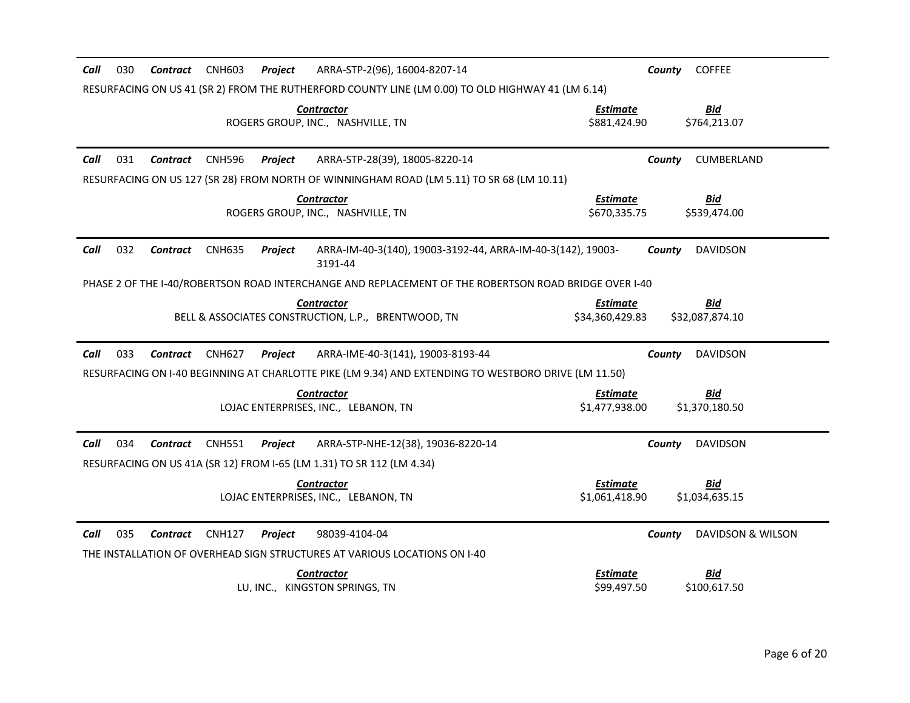**Call** 030 **Contract** CNH603 **Project** ARRA-STP-2(96), 16004-8207-14 **County** COFFEE

RESURFACING ON US 41 (SR 2) FROM THE RUTHERFORD COUNTY LINE (LM 0.00) TO OLD HIGHWAY 41 (LM 6.14)

| Contractor | Estimate | Bid |
|---|---|---|
| ROGERS GROUP, INC., NASHVILLE, TN | $881,424.90 | $764,213.07 |

---

**Call** 031 **Contract** CNH596 **Project** ARRA-STP-28(39), 18005-8220-14 **County** CUMBERLAND

RESURFACING ON US 127 (SR 28) FROM NORTH OF WINNINGHAM ROAD (LM 5.11) TO SR 68 (LM 10.11)

| Contractor | Estimate | Bid |
|---|---|---|
| ROGERS GROUP, INC., NASHVILLE, TN | $670,335.75 | $539,474.00 |

---

**Call** 032 **Contract** CNH635 **Project** ARRA-IM-40-3(140), 19003-3192-44, ARRA-IM-40-3(142), 19003-3191-44 **County** DAVIDSON

PHASE 2 OF THE I-40/ROBERTSON ROAD INTERCHANGE AND REPLACEMENT OF THE ROBERTSON ROAD BRIDGE OVER I-40

| Contractor | Estimate | Bid |
|---|---|---|
| BELL & ASSOCIATES CONSTRUCTION, L.P., BRENTWOOD, TN | $34,360,429.83 | $32,087,874.10 |

---

**Call** 033 **Contract** CNH627 **Project** ARRA-IME-40-3(141), 19003-8193-44 **County** DAVIDSON

RESURFACING ON I-40 BEGINNING AT CHARLOTTE PIKE (LM 9.34) AND EXTENDING TO WESTBORO DRIVE (LM 11.50)

| Contractor | Estimate | Bid |
|---|---|---|
| LOJAC ENTERPRISES, INC., LEBANON, TN | $1,477,938.00 | $1,370,180.50 |

---

**Call** 034 **Contract** CNH551 **Project** ARRA-STP-NHE-12(38), 19036-8220-14 **County** DAVIDSON

RESURFACING ON US 41A (SR 12) FROM I-65 (LM 1.31) TO SR 112 (LM 4.34)

| Contractor | Estimate | Bid |
|---|---|---|
| LOJAC ENTERPRISES, INC., LEBANON, TN | $1,061,418.90 | $1,034,635.15 |

---

**Call** 035 **Contract** CNH127 **Project** 98039-4104-04 **County** DAVIDSON & WILSON

THE INSTALLATION OF OVERHEAD SIGN STRUCTURES AT VARIOUS LOCATIONS ON I-40

| Contractor | Estimate | Bid |
|---|---|---|
| LU, INC., KINGSTON SPRINGS, TN | $99,497.50 | $100,617.50 |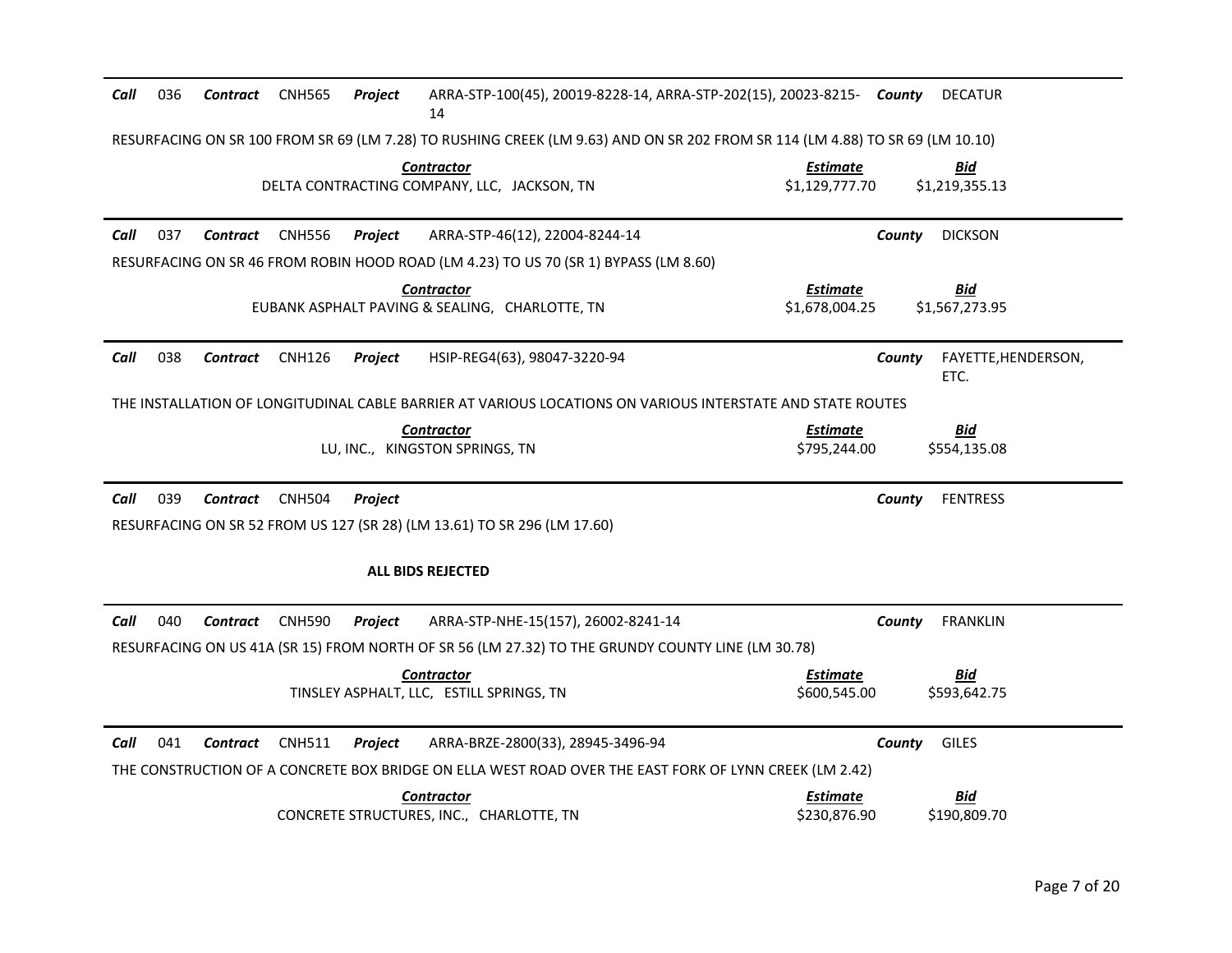**Call** 036 **Contract** CNH565 **Project** ARRA-STP-100(45), 20019-8228-14, ARRA-STP-202(15), 20023-8215-14 **County** DECATUR

RESURFACING ON SR 100 FROM SR 69 (LM 7.28) TO RUSHING CREEK (LM 9.63) AND ON SR 202 FROM SR 114 (LM 4.88) TO SR 69 (LM 10.10)

| Contractor | Estimate | Bid |
|---|---|---|
| DELTA CONTRACTING COMPANY, LLC, JACKSON, TN | $1,129,777.70 | $1,219,355.13 |

---

**Call** 037 **Contract** CNH556 **Project** ARRA-STP-46(12), 22004-8244-14 **County** DICKSON

RESURFACING ON SR 46 FROM ROBIN HOOD ROAD (LM 4.23) TO US 70 (SR 1) BYPASS (LM 8.60)

| Contractor | Estimate | Bid |
|---|---|---|
| EUBANK ASPHALT PAVING & SEALING, CHARLOTTE, TN | $1,678,004.25 | $1,567,273.95 |

---

**Call** 038 **Contract** CNH126 **Project** HSIP-REG4(63), 98047-3220-94 **County** FAYETTE,HENDERSON, ETC.

THE INSTALLATION OF LONGITUDINAL CABLE BARRIER AT VARIOUS LOCATIONS ON VARIOUS INTERSTATE AND STATE ROUTES

| Contractor | Estimate | Bid |
|---|---|---|
| LU, INC., KINGSTON SPRINGS, TN | $795,244.00 | $554,135.08 |

---

**Call** 039 **Contract** CNH504 **Project** **County** FENTRESS

RESURFACING ON SR 52 FROM US 127 (SR 28) (LM 13.61) TO SR 296 (LM 17.60)

**ALL BIDS REJECTED**

---

**Call** 040 **Contract** CNH590 **Project** ARRA-STP-NHE-15(157), 26002-8241-14 **County** FRANKLIN

RESURFACING ON US 41A (SR 15) FROM NORTH OF SR 56 (LM 27.32) TO THE GRUNDY COUNTY LINE (LM 30.78)

| Contractor | Estimate | Bid |
|---|---|---|
| TINSLEY ASPHALT, LLC, ESTILL SPRINGS, TN | $600,545.00 | $593,642.75 |

---

**Call** 041 **Contract** CNH511 **Project** ARRA-BRZE-2800(33), 28945-3496-94 **County** GILES

THE CONSTRUCTION OF A CONCRETE BOX BRIDGE ON ELLA WEST ROAD OVER THE EAST FORK OF LYNN CREEK (LM 2.42)

| Contractor | Estimate | Bid |
|---|---|---|
| CONCRETE STRUCTURES, INC., CHARLOTTE, TN | $230,876.90 | $190,809.70 |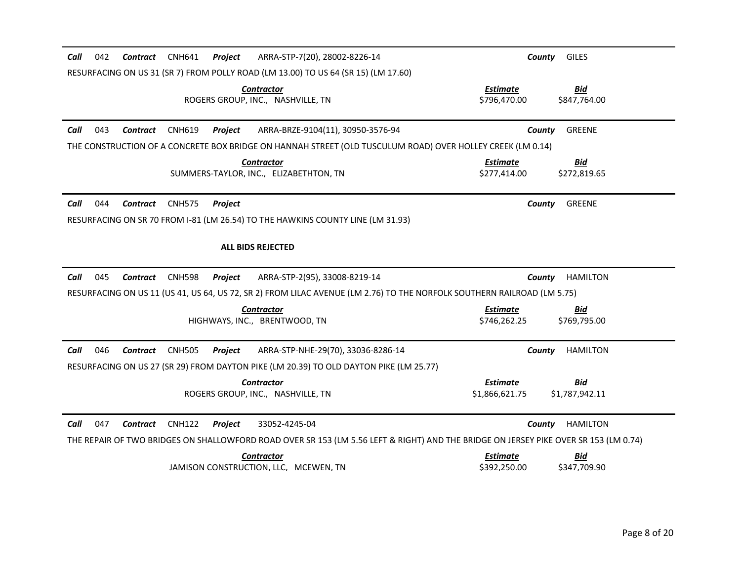**Call** 042 **Contract** CNH641 **Project** ARRA-STP-7(20), 28002-8226-14 **County** GILES

RESURFACING ON US 31 (SR 7) FROM POLLY ROAD (LM 13.00) TO US 64 (SR 15) (LM 17.60)

| Contractor | Estimate | Bid |
|---|---|---|
| ROGERS GROUP, INC., NASHVILLE, TN | \$796,470.00 | \$847,764.00 |

---

**Call** 043 **Contract** CNH619 **Project** ARRA-BRZE-9104(11), 30950-3576-94 **County** GREENE

THE CONSTRUCTION OF A CONCRETE BOX BRIDGE ON HANNAH STREET (OLD TUSCULUM ROAD) OVER HOLLEY CREEK (LM 0.14)

| Contractor | Estimate | Bid |
|---|---|---|
| SUMMERS-TAYLOR, INC., ELIZABETHTON, TN | \$277,414.00 | \$272,819.65 |

---

**Call** 044 **Contract** CNH575 **Project** **County** GREENE

RESURFACING ON SR 70 FROM I-81 (LM 26.54) TO THE HAWKINS COUNTY LINE (LM 31.93)

**ALL BIDS REJECTED**

---

**Call** 045 **Contract** CNH598 **Project** ARRA-STP-2(95), 33008-8219-14 **County** HAMILTON

RESURFACING ON US 11 (US 41, US 64, US 72, SR 2) FROM LILAC AVENUE (LM 2.76) TO THE NORFOLK SOUTHERN RAILROAD (LM 5.75)

| Contractor | Estimate | Bid |
|---|---|---|
| HIGHWAYS, INC., BRENTWOOD, TN | \$746,262.25 | \$769,795.00 |

---

**Call** 046 **Contract** CNH505 **Project** ARRA-STP-NHE-29(70), 33036-8286-14 **County** HAMILTON

RESURFACING ON US 27 (SR 29) FROM DAYTON PIKE (LM 20.39) TO OLD DAYTON PIKE (LM 25.77)

| Contractor | Estimate | Bid |
|---|---|---|
| ROGERS GROUP, INC., NASHVILLE, TN | \$1,866,621.75 | \$1,787,942.11 |

---

**Call** 047 **Contract** CNH122 **Project** 33052-4245-04 **County** HAMILTON

THE REPAIR OF TWO BRIDGES ON SHALLOWFORD ROAD OVER SR 153 (LM 5.56 LEFT & RIGHT) AND THE BRIDGE ON JERSEY PIKE OVER SR 153 (LM 0.74)

| Contractor | Estimate | Bid |
|---|---|---|
| JAMISON CONSTRUCTION, LLC, MCEWEN, TN | \$392,250.00 | \$347,709.90 |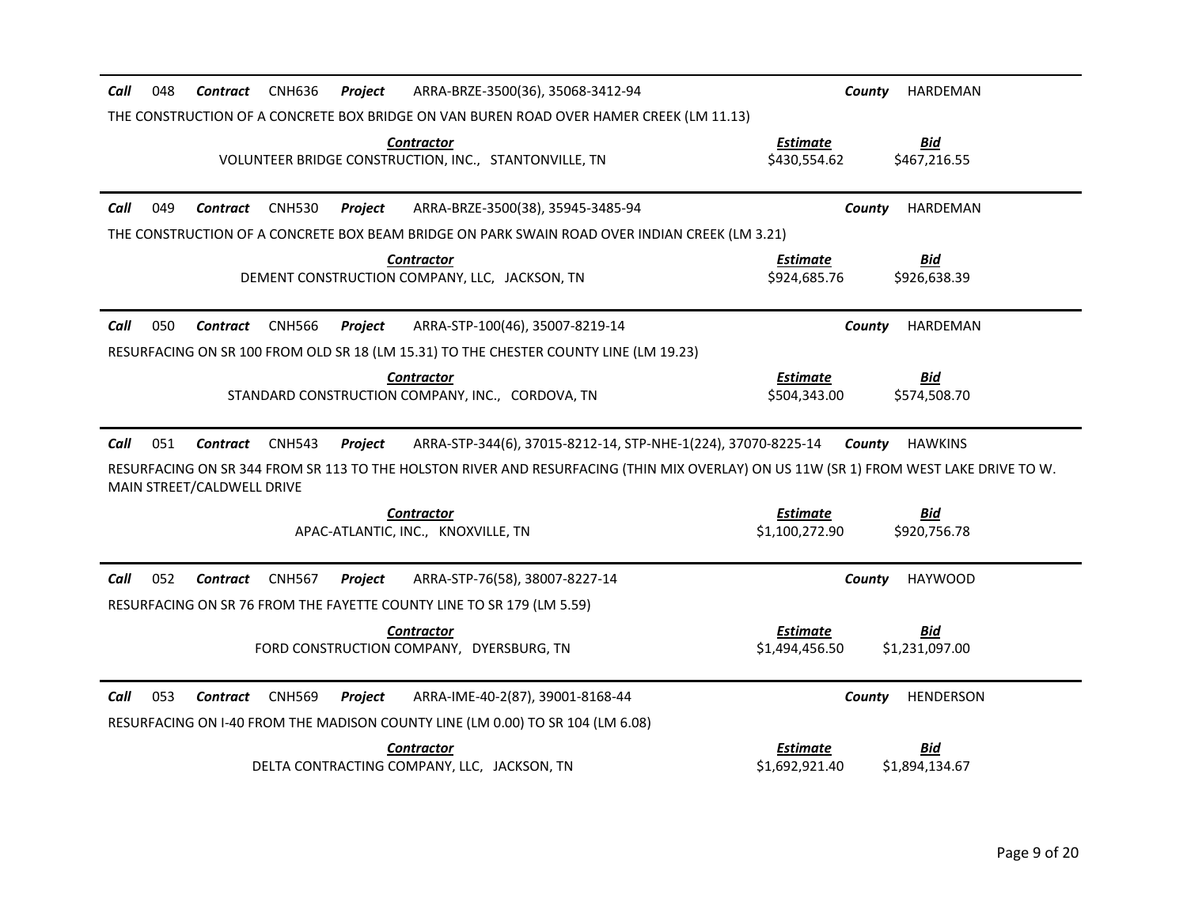**Call** 048 **Contract** CNH636 **Project** ARRA-BRZE-3500(36), 35068-3412-94 **County** HARDEMAN

THE CONSTRUCTION OF A CONCRETE BOX BRIDGE ON VAN BUREN ROAD OVER HAMER CREEK (LM 11.13)

| *Contractor* | *Estimate* | *Bid* |
|---|---|---|
| VOLUNTEER BRIDGE CONSTRUCTION, INC., STANTONVILLE, TN | \$430,554.62 | \$467,216.55 |

---

**Call** 049 **Contract** CNH530 **Project** ARRA-BRZE-3500(38), 35945-3485-94 **County** HARDEMAN

THE CONSTRUCTION OF A CONCRETE BOX BEAM BRIDGE ON PARK SWAIN ROAD OVER INDIAN CREEK (LM 3.21)

| *Contractor* | *Estimate* | *Bid* |
|---|---|---|
| DEMENT CONSTRUCTION COMPANY, LLC, JACKSON, TN | \$924,685.76 | \$926,638.39 |

---

**Call** 050 **Contract** CNH566 **Project** ARRA-STP-100(46), 35007-8219-14 **County** HARDEMAN

RESURFACING ON SR 100 FROM OLD SR 18 (LM 15.31) TO THE CHESTER COUNTY LINE (LM 19.23)

| *Contractor* | *Estimate* | *Bid* |
|---|---|---|
| STANDARD CONSTRUCTION COMPANY, INC., CORDOVA, TN | \$504,343.00 | \$574,508.70 |

---

**Call** 051 **Contract** CNH543 **Project** ARRA-STP-344(6), 37015-8212-14, STP-NHE-1(224), 37070-8225-14 **County** HAWKINS

RESURFACING ON SR 344 FROM SR 113 TO THE HOLSTON RIVER AND RESURFACING (THIN MIX OVERLAY) ON US 11W (SR 1) FROM WEST LAKE DRIVE TO W. MAIN STREET/CALDWELL DRIVE

| *Contractor* | *Estimate* | *Bid* |
|---|---|---|
| APAC-ATLANTIC, INC., KNOXVILLE, TN | \$1,100,272.90 | \$920,756.78 |

---

**Call** 052 **Contract** CNH567 **Project** ARRA-STP-76(58), 38007-8227-14 **County** HAYWOOD

RESURFACING ON SR 76 FROM THE FAYETTE COUNTY LINE TO SR 179 (LM 5.59)

| *Contractor* | *Estimate* | *Bid* |
|---|---|---|
| FORD CONSTRUCTION COMPANY, DYERSBURG, TN | \$1,494,456.50 | \$1,231,097.00 |

---

**Call** 053 **Contract** CNH569 **Project** ARRA-IME-40-2(87), 39001-8168-44 **County** HENDERSON

RESURFACING ON I-40 FROM THE MADISON COUNTY LINE (LM 0.00) TO SR 104 (LM 6.08)

| *Contractor* | *Estimate* | *Bid* |
|---|---|---|
| DELTA CONTRACTING COMPANY, LLC, JACKSON, TN | \$1,692,921.40 | \$1,894,134.67 |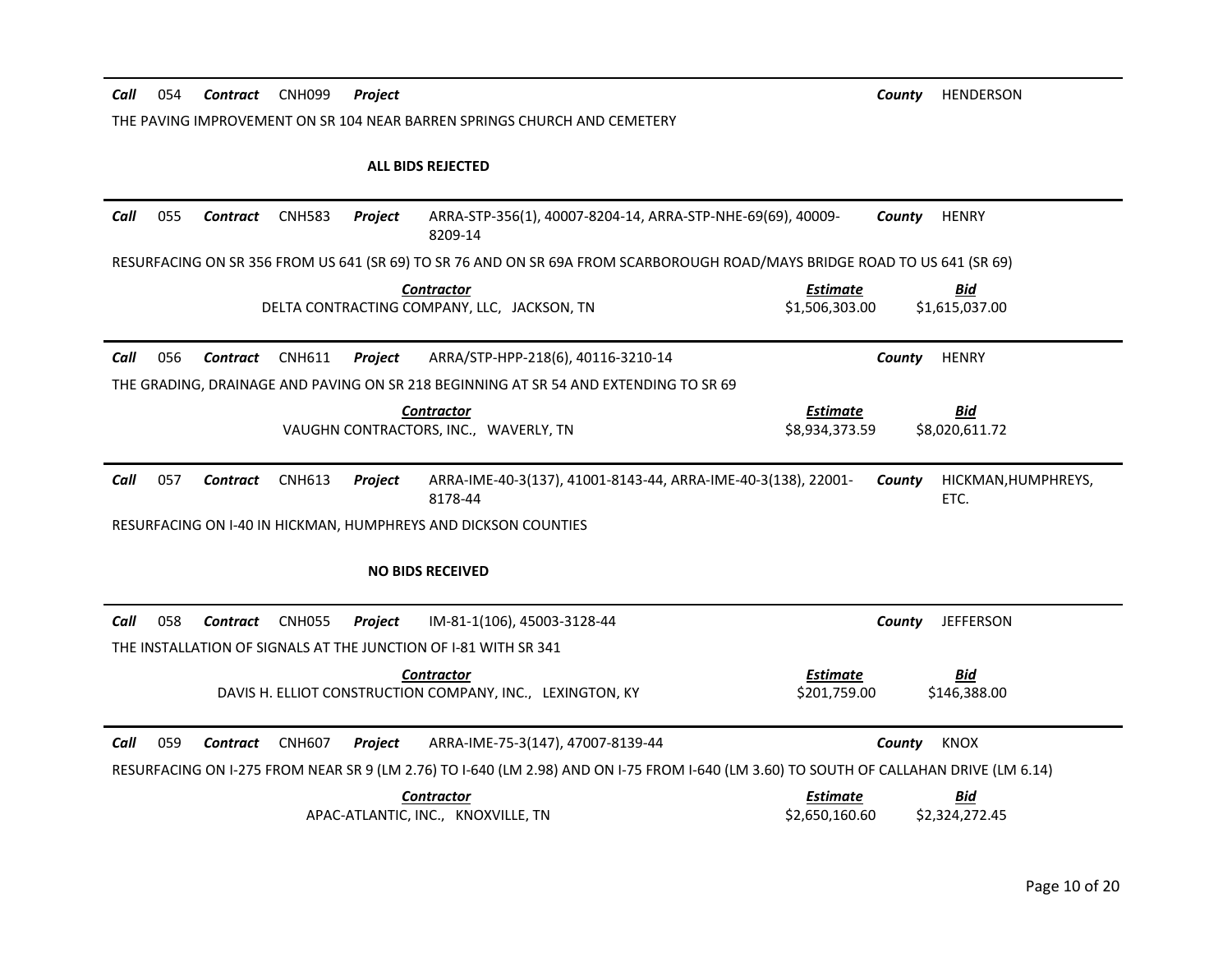**Call** 054 **Contract** CNH099 **Project** **County** HENDERSON

THE PAVING IMPROVEMENT ON SR 104 NEAR BARREN SPRINGS CHURCH AND CEMETERY

**ALL BIDS REJECTED**

---

**Call** 055 **Contract** CNH583 **Project** ARRA-STP-356(1), 40007-8204-14, ARRA-STP-NHE-69(69), 40009-8209-14 **County** HENRY

RESURFACING ON SR 356 FROM US 641 (SR 69) TO SR 76 AND ON SR 69A FROM SCARBOROUGH ROAD/MAYS BRIDGE ROAD TO US 641 (SR 69)

| Contractor | Estimate | Bid |
|---|---|---|
| DELTA CONTRACTING COMPANY, LLC, JACKSON, TN | $1,506,303.00 | $1,615,037.00 |

---

**Call** 056 **Contract** CNH611 **Project** ARRA/STP-HPP-218(6), 40116-3210-14 **County** HENRY

THE GRADING, DRAINAGE AND PAVING ON SR 218 BEGINNING AT SR 54 AND EXTENDING TO SR 69

| Contractor | Estimate | Bid |
|---|---|---|
| VAUGHN CONTRACTORS, INC., WAVERLY, TN | $8,934,373.59 | $8,020,611.72 |

---

**Call** 057 **Contract** CNH613 **Project** ARRA-IME-40-3(137), 41001-8143-44, ARRA-IME-40-3(138), 22001-8178-44 **County** HICKMAN,HUMPHREYS, ETC.

RESURFACING ON I-40 IN HICKMAN, HUMPHREYS AND DICKSON COUNTIES

**NO BIDS RECEIVED**

---

**Call** 058 **Contract** CNH055 **Project** IM-81-1(106), 45003-3128-44 **County** JEFFERSON

THE INSTALLATION OF SIGNALS AT THE JUNCTION OF I-81 WITH SR 341

| Contractor | Estimate | Bid |
|---|---|---|
| DAVIS H. ELLIOT CONSTRUCTION COMPANY, INC., LEXINGTON, KY | $201,759.00 | $146,388.00 |

---

**Call** 059 **Contract** CNH607 **Project** ARRA-IME-75-3(147), 47007-8139-44 **County** KNOX

RESURFACING ON I-275 FROM NEAR SR 9 (LM 2.76) TO I-640 (LM 2.98) AND ON I-75 FROM I-640 (LM 3.60) TO SOUTH OF CALLAHAN DRIVE (LM 6.14)

| Contractor | Estimate | Bid |
|---|---|---|
| APAC-ATLANTIC, INC., KNOXVILLE, TN | $2,650,160.60 | $2,324,272.45 |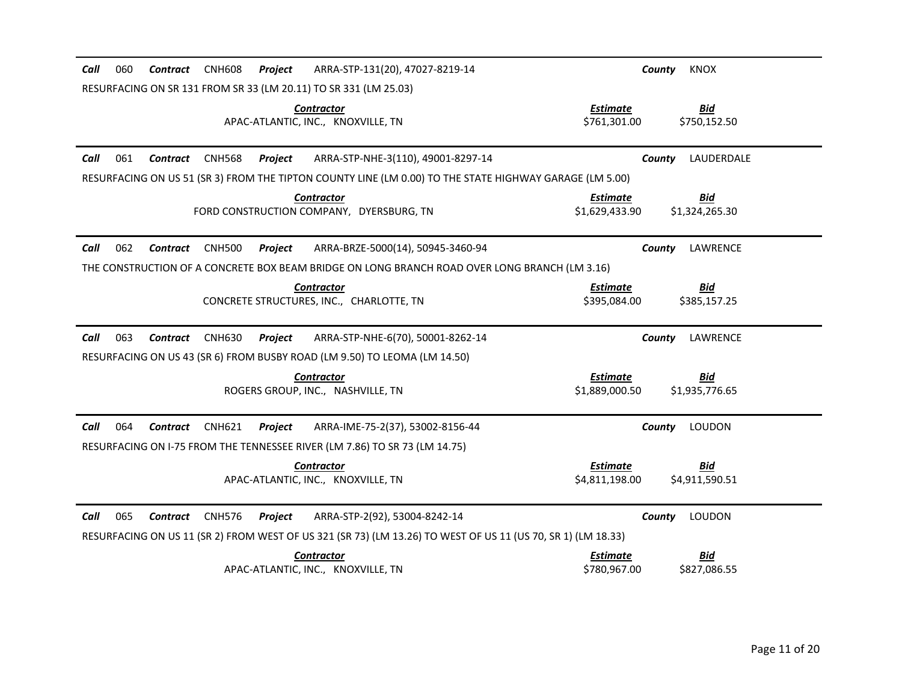**Call** 060 **Contract** CNH608 **Project** ARRA-STP-131(20), 47027-8219-14 **County** KNOX

RESURFACING ON SR 131 FROM SR 33 (LM 20.11) TO SR 331 (LM 25.03)

| Contractor | Estimate | Bid |
|---|---|---|
| APAC-ATLANTIC, INC., KNOXVILLE, TN | $761,301.00 | $750,152.50 |

---

**Call** 061 **Contract** CNH568 **Project** ARRA-STP-NHE-3(110), 49001-8297-14 **County** LAUDERDALE

RESURFACING ON US 51 (SR 3) FROM THE TIPTON COUNTY LINE (LM 0.00) TO THE STATE HIGHWAY GARAGE (LM 5.00)

| Contractor | Estimate | Bid |
|---|---|---|
| FORD CONSTRUCTION COMPANY, DYERSBURG, TN | $1,629,433.90 | $1,324,265.30 |

---

**Call** 062 **Contract** CNH500 **Project** ARRA-BRZE-5000(14), 50945-3460-94 **County** LAWRENCE

THE CONSTRUCTION OF A CONCRETE BOX BEAM BRIDGE ON LONG BRANCH ROAD OVER LONG BRANCH (LM 3.16)

| Contractor | Estimate | Bid |
|---|---|---|
| CONCRETE STRUCTURES, INC., CHARLOTTE, TN | $395,084.00 | $385,157.25 |

---

**Call** 063 **Contract** CNH630 **Project** ARRA-STP-NHE-6(70), 50001-8262-14 **County** LAWRENCE

RESURFACING ON US 43 (SR 6) FROM BUSBY ROAD (LM 9.50) TO LEOMA (LM 14.50)

| Contractor | Estimate | Bid |
|---|---|---|
| ROGERS GROUP, INC., NASHVILLE, TN | $1,889,000.50 | $1,935,776.65 |

---

**Call** 064 **Contract** CNH621 **Project** ARRA-IME-75-2(37), 53002-8156-44 **County** LOUDON

RESURFACING ON I-75 FROM THE TENNESSEE RIVER (LM 7.86) TO SR 73 (LM 14.75)

| Contractor | Estimate | Bid |
|---|---|---|
| APAC-ATLANTIC, INC., KNOXVILLE, TN | $4,811,198.00 | $4,911,590.51 |

---

**Call** 065 **Contract** CNH576 **Project** ARRA-STP-2(92), 53004-8242-14 **County** LOUDON

RESURFACING ON US 11 (SR 2) FROM WEST OF US 321 (SR 73) (LM 13.26) TO WEST OF US 11 (US 70, SR 1) (LM 18.33)

| Contractor | Estimate | Bid |
|---|---|---|
| APAC-ATLANTIC, INC., KNOXVILLE, TN | $780,967.00 | $827,086.55 |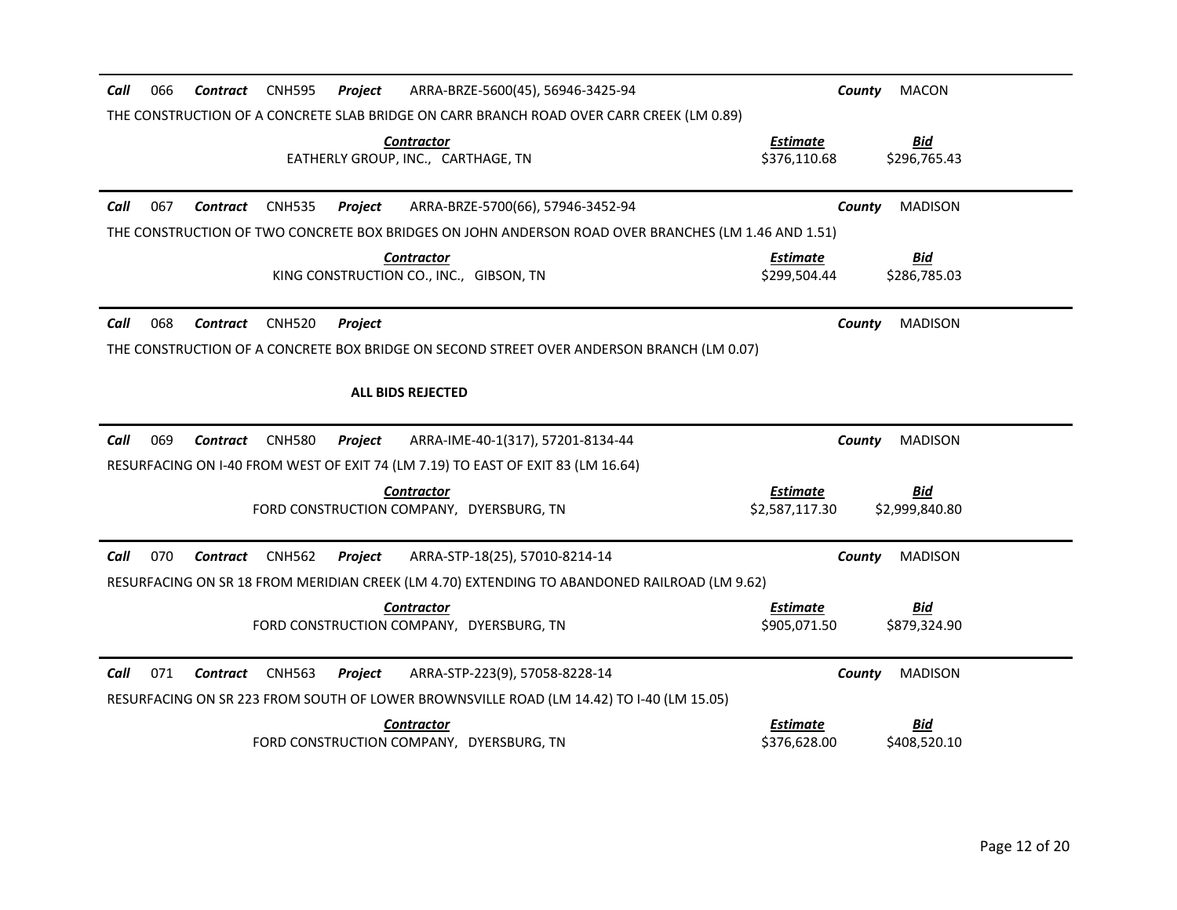**Call** 066 **Contract** CNH595 **Project** ARRA-BRZE-5600(45), 56946-3425-94 **County** MACON

THE CONSTRUCTION OF A CONCRETE SLAB BRIDGE ON CARR BRANCH ROAD OVER CARR CREEK (LM 0.89)

| Contractor | Estimate | Bid |
|---|---|---|
| EATHERLY GROUP, INC., CARTHAGE, TN | $376,110.68 | $296,765.43 |

---

**Call** 067 **Contract** CNH535 **Project** ARRA-BRZE-5700(66), 57946-3452-94 **County** MADISON

THE CONSTRUCTION OF TWO CONCRETE BOX BRIDGES ON JOHN ANDERSON ROAD OVER BRANCHES (LM 1.46 AND 1.51)

| Contractor | Estimate | Bid |
|---|---|---|
| KING CONSTRUCTION CO., INC., GIBSON, TN | $299,504.44 | $286,785.03 |

---

**Call** 068 **Contract** CNH520 **Project** **County** MADISON

THE CONSTRUCTION OF A CONCRETE BOX BRIDGE ON SECOND STREET OVER ANDERSON BRANCH (LM 0.07)

**ALL BIDS REJECTED**

---

**Call** 069 **Contract** CNH580 **Project** ARRA-IME-40-1(317), 57201-8134-44 **County** MADISON

RESURFACING ON I-40 FROM WEST OF EXIT 74 (LM 7.19) TO EAST OF EXIT 83 (LM 16.64)

| Contractor | Estimate | Bid |
|---|---|---|
| FORD CONSTRUCTION COMPANY, DYERSBURG, TN | $2,587,117.30 | $2,999,840.80 |

---

**Call** 070 **Contract** CNH562 **Project** ARRA-STP-18(25), 57010-8214-14 **County** MADISON

RESURFACING ON SR 18 FROM MERIDIAN CREEK (LM 4.70) EXTENDING TO ABANDONED RAILROAD (LM 9.62)

| Contractor | Estimate | Bid |
|---|---|---|
| FORD CONSTRUCTION COMPANY, DYERSBURG, TN | $905,071.50 | $879,324.90 |

---

**Call** 071 **Contract** CNH563 **Project** ARRA-STP-223(9), 57058-8228-14 **County** MADISON

RESURFACING ON SR 223 FROM SOUTH OF LOWER BROWNSVILLE ROAD (LM 14.42) TO I-40 (LM 15.05)

| Contractor | Estimate | Bid |
|---|---|---|
| FORD CONSTRUCTION COMPANY, DYERSBURG, TN | $376,628.00 | $408,520.10 |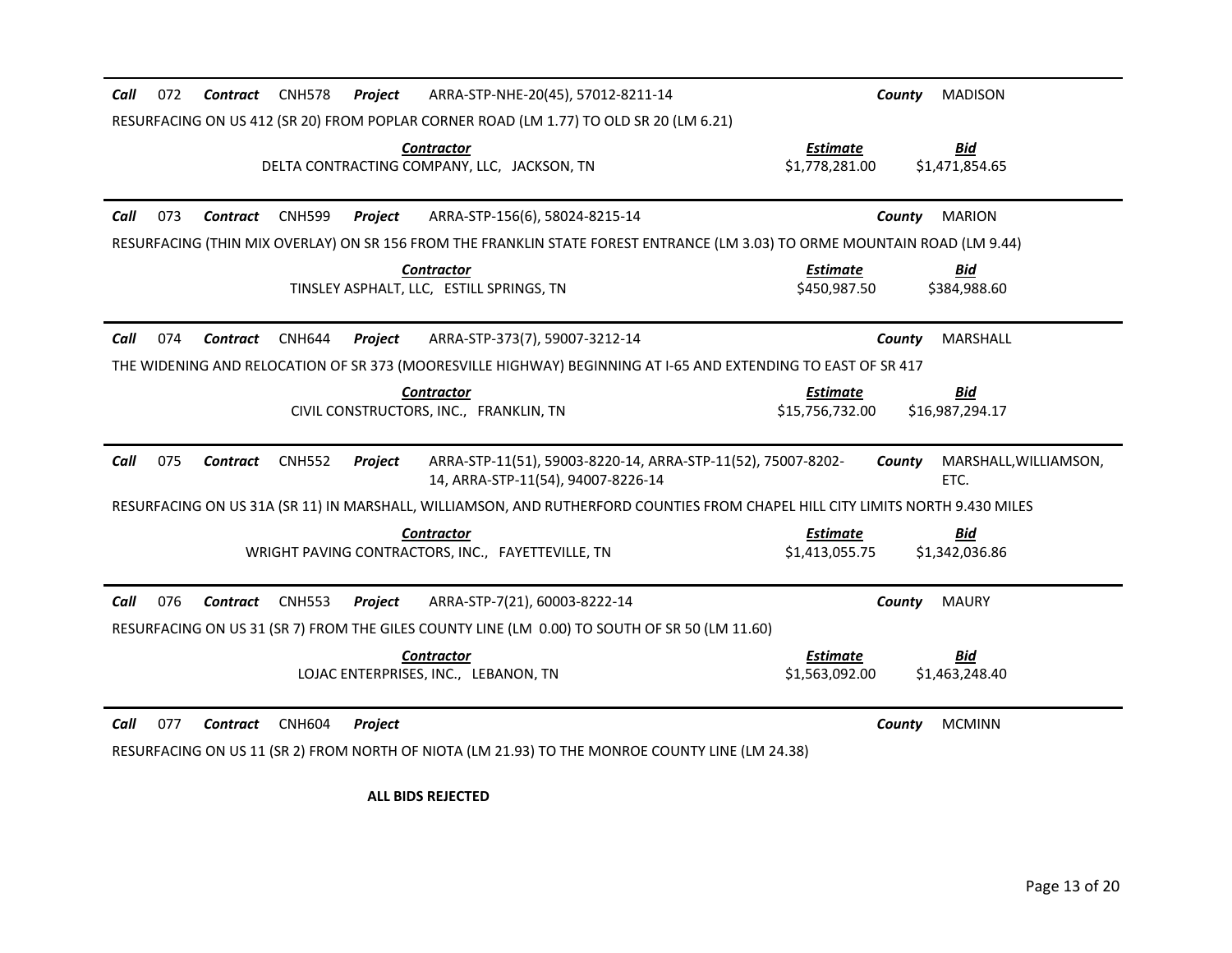**Call** 072 **Contract** CNH578 **Project** ARRA-STP-NHE-20(45), 57012-8211-14 **County** MADISON

RESURFACING ON US 412 (SR 20) FROM POPLAR CORNER ROAD (LM 1.77) TO OLD SR 20 (LM 6.21)

| *Contractor* | *Estimate* | *Bid* |
|---|---|---|
| DELTA CONTRACTING COMPANY, LLC, JACKSON, TN | $1,778,281.00 | $1,471,854.65 |

---

**Call** 073 **Contract** CNH599 **Project** ARRA-STP-156(6), 58024-8215-14 **County** MARION

RESURFACING (THIN MIX OVERLAY) ON SR 156 FROM THE FRANKLIN STATE FOREST ENTRANCE (LM 3.03) TO ORME MOUNTAIN ROAD (LM 9.44)

| *Contractor* | *Estimate* | *Bid* |
|---|---|---|
| TINSLEY ASPHALT, LLC, ESTILL SPRINGS, TN | $450,987.50 | $384,988.60 |

---

**Call** 074 **Contract** CNH644 **Project** ARRA-STP-373(7), 59007-3212-14 **County** MARSHALL

THE WIDENING AND RELOCATION OF SR 373 (MOORESVILLE HIGHWAY) BEGINNING AT I-65 AND EXTENDING TO EAST OF SR 417

| *Contractor* | *Estimate* | *Bid* |
|---|---|---|
| CIVIL CONSTRUCTORS, INC., FRANKLIN, TN | $15,756,732.00 | $16,987,294.17 |

---

**Call** 075 **Contract** CNH552 **Project** ARRA-STP-11(51), 59003-8220-14, ARRA-STP-11(52), 75007-8202-14, ARRA-STP-11(54), 94007-8226-14 **County** MARSHALL,WILLIAMSON, ETC.

RESURFACING ON US 31A (SR 11) IN MARSHALL, WILLIAMSON, AND RUTHERFORD COUNTIES FROM CHAPEL HILL CITY LIMITS NORTH 9.430 MILES

| *Contractor* | *Estimate* | *Bid* |
|---|---|---|
| WRIGHT PAVING CONTRACTORS, INC., FAYETTEVILLE, TN | $1,413,055.75 | $1,342,036.86 |

---

**Call** 076 **Contract** CNH553 **Project** ARRA-STP-7(21), 60003-8222-14 **County** MAURY

RESURFACING ON US 31 (SR 7) FROM THE GILES COUNTY LINE (LM 0.00) TO SOUTH OF SR 50 (LM 11.60)

| *Contractor* | *Estimate* | *Bid* |
|---|---|---|
| LOJAC ENTERPRISES, INC., LEBANON, TN | $1,563,092.00 | $1,463,248.40 |

---

**Call** 077 **Contract** CNH604 **Project** **County** MCMINN

RESURFACING ON US 11 (SR 2) FROM NORTH OF NIOTA (LM 21.93) TO THE MONROE COUNTY LINE (LM 24.38)

**ALL BIDS REJECTED**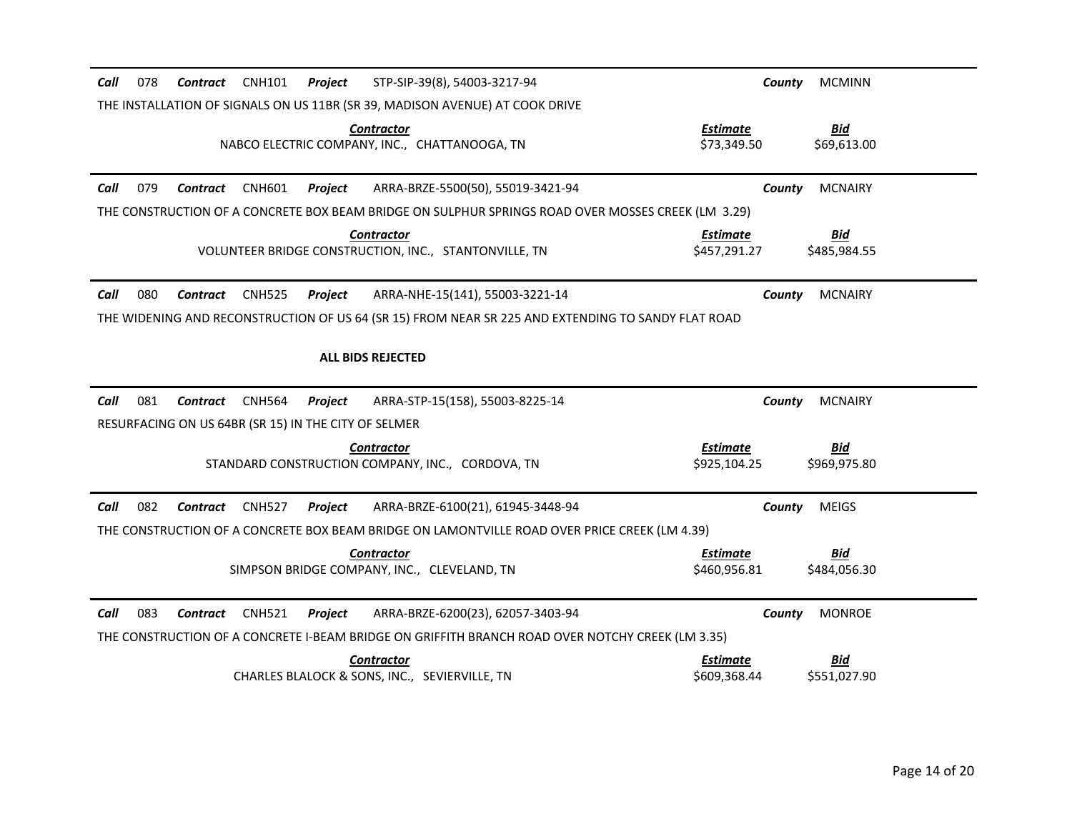**Call** 078 **Contract** CNH101 **Project** STP-SIP-39(8), 54003-3217-94 **County** MCMINN

THE INSTALLATION OF SIGNALS ON US 11BR (SR 39, MADISON AVENUE) AT COOK DRIVE

| *Contractor* | *Estimate* | *Bid* |
|---|---|---|
| NABCO ELECTRIC COMPANY, INC., CHATTANOOGA, TN | $73,349.50 | $69,613.00 |

---

**Call** 079 **Contract** CNH601 **Project** ARRA-BRZE-5500(50), 55019-3421-94 **County** MCNAIRY

THE CONSTRUCTION OF A CONCRETE BOX BEAM BRIDGE ON SULPHUR SPRINGS ROAD OVER MOSSES CREEK (LM 3.29)

| *Contractor* | *Estimate* | *Bid* |
|---|---|---|
| VOLUNTEER BRIDGE CONSTRUCTION, INC., STANTONVILLE, TN | $457,291.27 | $485,984.55 |

---

**Call** 080 **Contract** CNH525 **Project** ARRA-NHE-15(141), 55003-3221-14 **County** MCNAIRY

THE WIDENING AND RECONSTRUCTION OF US 64 (SR 15) FROM NEAR SR 225 AND EXTENDING TO SANDY FLAT ROAD

**ALL BIDS REJECTED**

---

**Call** 081 **Contract** CNH564 **Project** ARRA-STP-15(158), 55003-8225-14 **County** MCNAIRY

RESURFACING ON US 64BR (SR 15) IN THE CITY OF SELMER

| *Contractor* | *Estimate* | *Bid* |
|---|---|---|
| STANDARD CONSTRUCTION COMPANY, INC., CORDOVA, TN | $925,104.25 | $969,975.80 |

---

**Call** 082 **Contract** CNH527 **Project** ARRA-BRZE-6100(21), 61945-3448-94 **County** MEIGS

THE CONSTRUCTION OF A CONCRETE BOX BEAM BRIDGE ON LAMONTVILLE ROAD OVER PRICE CREEK (LM 4.39)

| *Contractor* | *Estimate* | *Bid* |
|---|---|---|
| SIMPSON BRIDGE COMPANY, INC., CLEVELAND, TN | $460,956.81 | $484,056.30 |

---

**Call** 083 **Contract** CNH521 **Project** ARRA-BRZE-6200(23), 62057-3403-94 **County** MONROE

THE CONSTRUCTION OF A CONCRETE I-BEAM BRIDGE ON GRIFFITH BRANCH ROAD OVER NOTCHY CREEK (LM 3.35)

| *Contractor* | *Estimate* | *Bid* |
|---|---|---|
| CHARLES BLALOCK & SONS, INC., SEVIERVILLE, TN | $609,368.44 | $551,027.90 |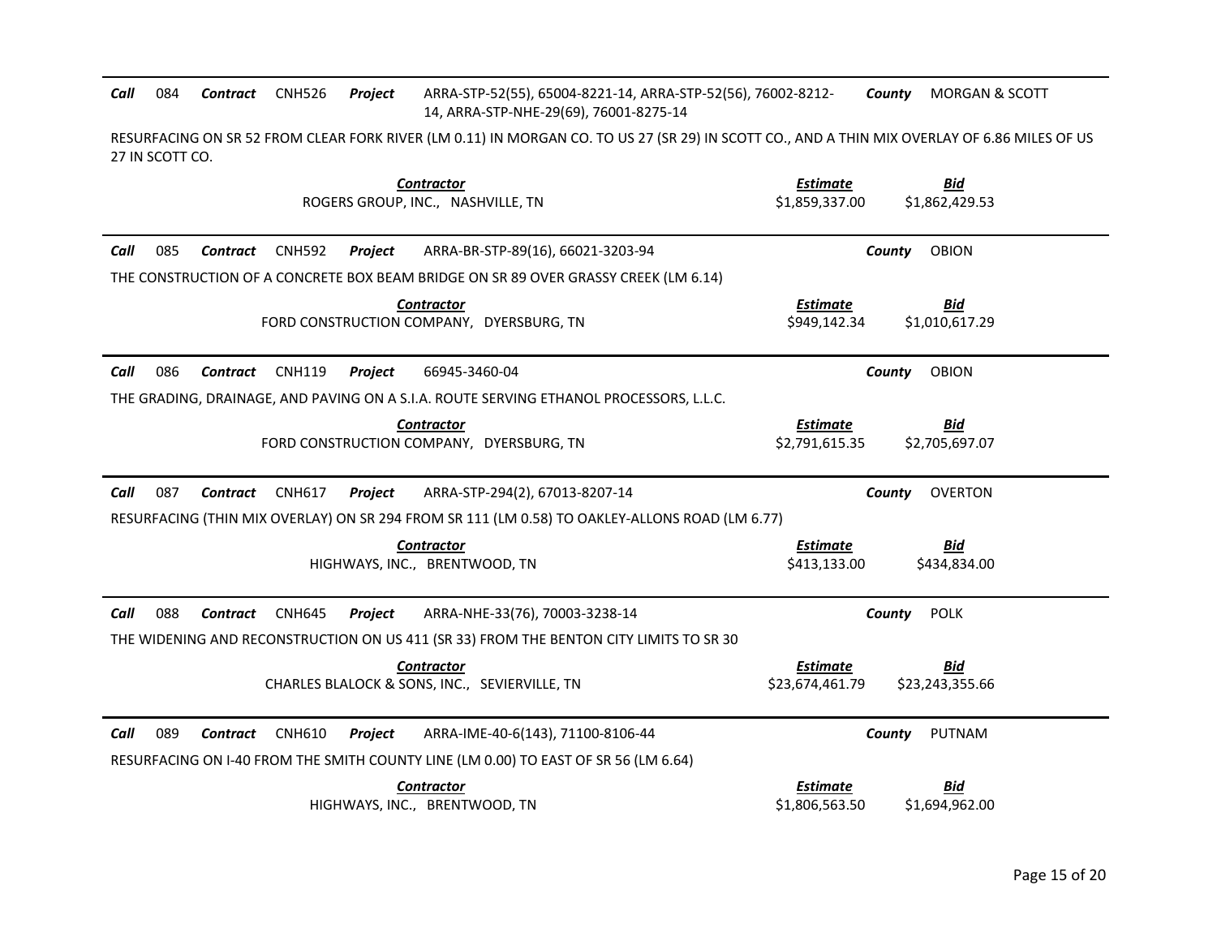**Call** 084 **Contract** CNH526 **Project** ARRA-STP-52(55), 65004-8221-14, ARRA-STP-52(56), 76002-8212-14, ARRA-STP-NHE-29(69), 76001-8275-14 **County** MORGAN & SCOTT

RESURFACING ON SR 52 FROM CLEAR FORK RIVER (LM 0.11) IN MORGAN CO. TO US 27 (SR 29) IN SCOTT CO., AND A THIN MIX OVERLAY OF 6.86 MILES OF US 27 IN SCOTT CO.

| Contractor | Estimate | Bid |
|---|---|---|
| ROGERS GROUP, INC., NASHVILLE, TN | $1,859,337.00 | $1,862,429.53 |

---

**Call** 085 **Contract** CNH592 **Project** ARRA-BR-STP-89(16), 66021-3203-94 **County** OBION

THE CONSTRUCTION OF A CONCRETE BOX BEAM BRIDGE ON SR 89 OVER GRASSY CREEK (LM 6.14)

| Contractor | Estimate | Bid |
|---|---|---|
| FORD CONSTRUCTION COMPANY, DYERSBURG, TN | $949,142.34 | $1,010,617.29 |

---

**Call** 086 **Contract** CNH119 **Project** 66945-3460-04 **County** OBION

THE GRADING, DRAINAGE, AND PAVING ON A S.I.A. ROUTE SERVING ETHANOL PROCESSORS, L.L.C.

| Contractor | Estimate | Bid |
|---|---|---|
| FORD CONSTRUCTION COMPANY, DYERSBURG, TN | $2,791,615.35 | $2,705,697.07 |

---

**Call** 087 **Contract** CNH617 **Project** ARRA-STP-294(2), 67013-8207-14 **County** OVERTON

RESURFACING (THIN MIX OVERLAY) ON SR 294 FROM SR 111 (LM 0.58) TO OAKLEY-ALLONS ROAD (LM 6.77)

| Contractor | Estimate | Bid |
|---|---|---|
| HIGHWAYS, INC., BRENTWOOD, TN | $413,133.00 | $434,834.00 |

---

**Call** 088 **Contract** CNH645 **Project** ARRA-NHE-33(76), 70003-3238-14 **County** POLK

THE WIDENING AND RECONSTRUCTION ON US 411 (SR 33) FROM THE BENTON CITY LIMITS TO SR 30

| Contractor | Estimate | Bid |
|---|---|---|
| CHARLES BLALOCK & SONS, INC., SEVIERVILLE, TN | $23,674,461.79 | $23,243,355.66 |

---

**Call** 089 **Contract** CNH610 **Project** ARRA-IME-40-6(143), 71100-8106-44 **County** PUTNAM

RESURFACING ON I-40 FROM THE SMITH COUNTY LINE (LM 0.00) TO EAST OF SR 56 (LM 6.64)

| Contractor | Estimate | Bid |
|---|---|---|
| HIGHWAYS, INC., BRENTWOOD, TN | $1,806,563.50 | $1,694,962.00 |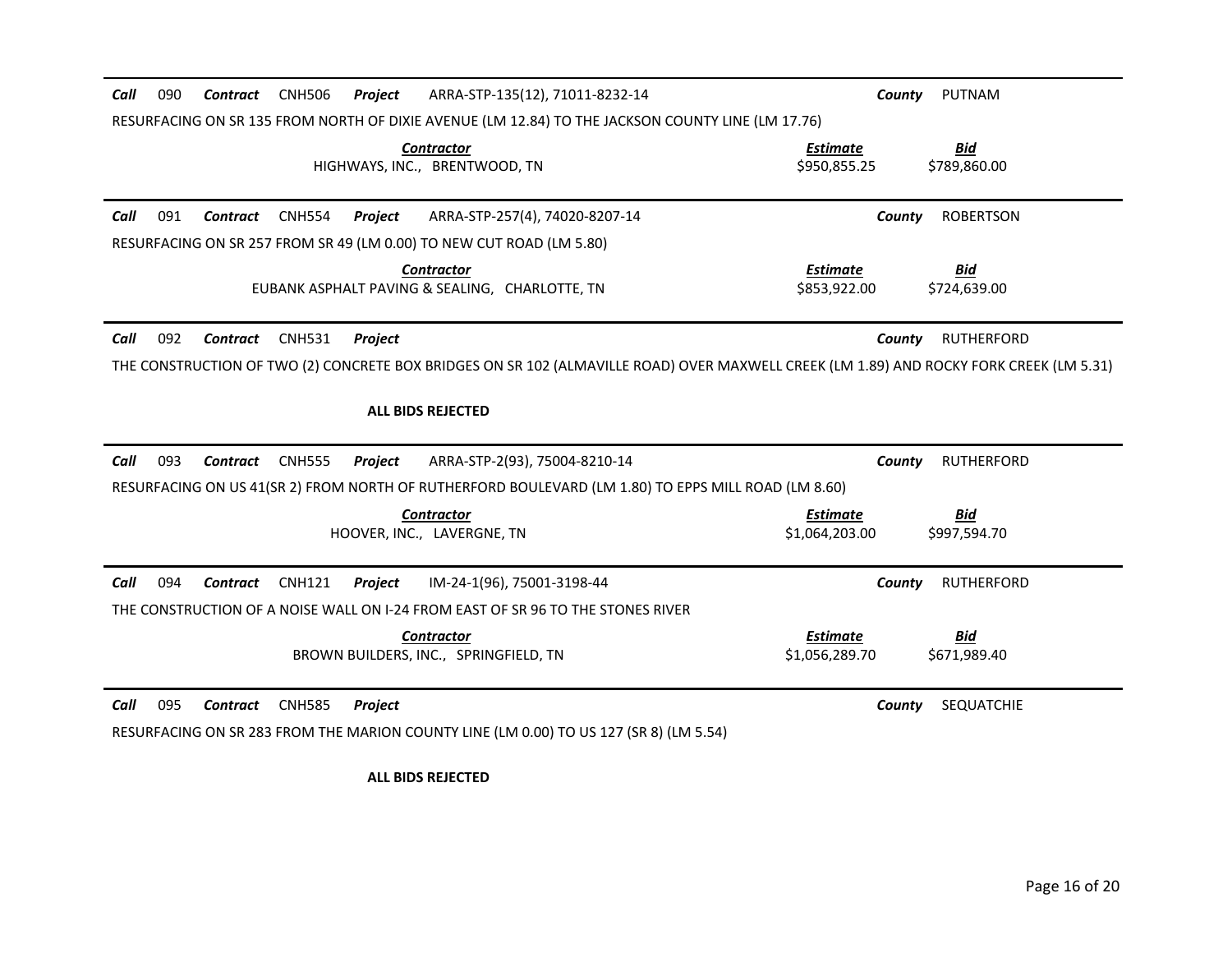**Call** 090 **Contract** CNH506 **Project** ARRA-STP-135(12), 71011-8232-14 **County** PUTNAM

RESURFACING ON SR 135 FROM NORTH OF DIXIE AVENUE (LM 12.84) TO THE JACKSON COUNTY LINE (LM 17.76)

| Contractor | Estimate | Bid |
|---|---|---|
| HIGHWAYS, INC., BRENTWOOD, TN | $950,855.25 | $789,860.00 |

---

**Call** 091 **Contract** CNH554 **Project** ARRA-STP-257(4), 74020-8207-14 **County** ROBERTSON

RESURFACING ON SR 257 FROM SR 49 (LM 0.00) TO NEW CUT ROAD (LM 5.80)

| Contractor | Estimate | Bid |
|---|---|---|
| EUBANK ASPHALT PAVING & SEALING, CHARLOTTE, TN | $853,922.00 | $724,639.00 |

---

**Call** 092 **Contract** CNH531 **Project** **County** RUTHERFORD

THE CONSTRUCTION OF TWO (2) CONCRETE BOX BRIDGES ON SR 102 (ALMAVILLE ROAD) OVER MAXWELL CREEK (LM 1.89) AND ROCKY FORK CREEK (LM 5.31)

**ALL BIDS REJECTED**

---

**Call** 093 **Contract** CNH555 **Project** ARRA-STP-2(93), 75004-8210-14 **County** RUTHERFORD

RESURFACING ON US 41(SR 2) FROM NORTH OF RUTHERFORD BOULEVARD (LM 1.80) TO EPPS MILL ROAD (LM 8.60)

| Contractor | Estimate | Bid |
|---|---|---|
| HOOVER, INC., LAVERGNE, TN | $1,064,203.00 | $997,594.70 |

---

**Call** 094 **Contract** CNH121 **Project** IM-24-1(96), 75001-3198-44 **County** RUTHERFORD

THE CONSTRUCTION OF A NOISE WALL ON I-24 FROM EAST OF SR 96 TO THE STONES RIVER

| Contractor | Estimate | Bid |
|---|---|---|
| BROWN BUILDERS, INC., SPRINGFIELD, TN | $1,056,289.70 | $671,989.40 |

---

**Call** 095 **Contract** CNH585 **Project** **County** SEQUATCHIE

RESURFACING ON SR 283 FROM THE MARION COUNTY LINE (LM 0.00) TO US 127 (SR 8) (LM 5.54)

**ALL BIDS REJECTED**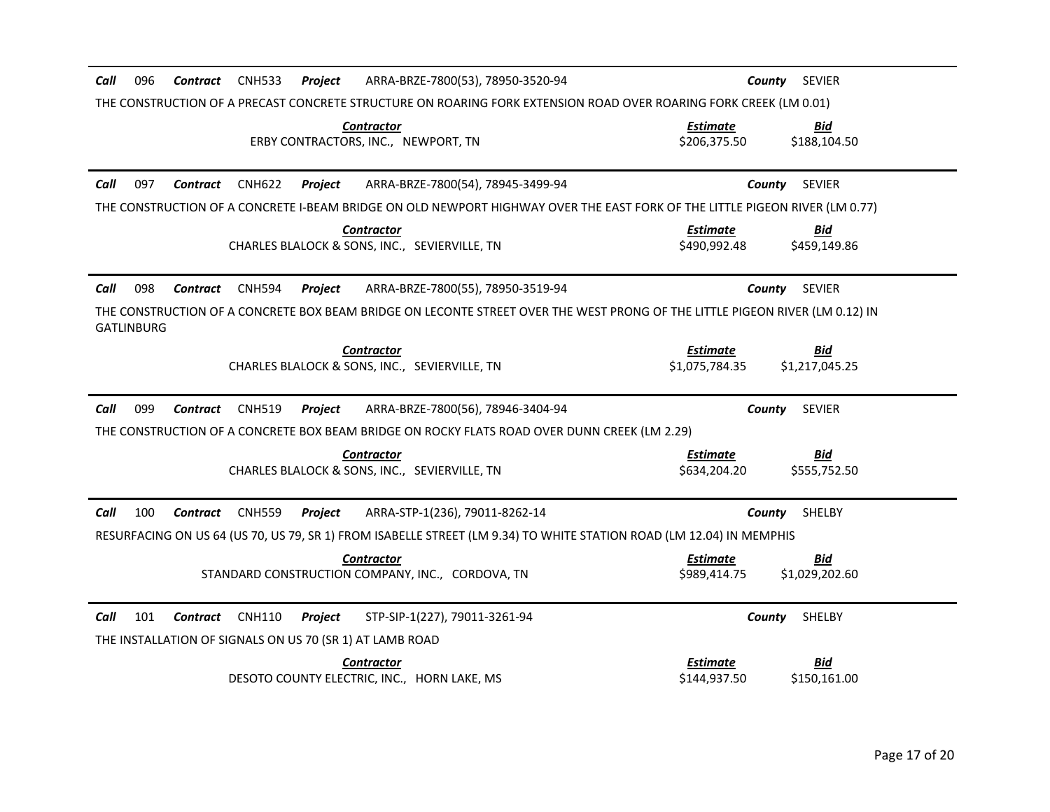**Call** 096 **Contract** CNH533 **Project** ARRA-BRZE-7800(53), 78950-3520-94 **County** SEVIER

THE CONSTRUCTION OF A PRECAST CONCRETE STRUCTURE ON ROARING FORK EXTENSION ROAD OVER ROARING FORK CREEK (LM 0.01)

| Contractor | Estimate | Bid |
| --- | --- | --- |
| ERBY CONTRACTORS, INC., NEWPORT, TN | \$206,375.50 | \$188,104.50 |

**Call** 097 **Contract** CNH622 **Project** ARRA-BRZE-7800(54), 78945-3499-94 **County** SEVIER

THE CONSTRUCTION OF A CONCRETE I-BEAM BRIDGE ON OLD NEWPORT HIGHWAY OVER THE EAST FORK OF THE LITTLE PIGEON RIVER (LM 0.77)

| Contractor | Estimate | Bid |
| --- | --- | --- |
| CHARLES BLALOCK & SONS, INC., SEVIERVILLE, TN | \$490,992.48 | \$459,149.86 |

**Call** 098 **Contract** CNH594 **Project** ARRA-BRZE-7800(55), 78950-3519-94 **County** SEVIER

THE CONSTRUCTION OF A CONCRETE BOX BEAM BRIDGE ON LECONTE STREET OVER THE WEST PRONG OF THE LITTLE PIGEON RIVER (LM 0.12) IN GATLINBURG

| Contractor | Estimate | Bid |
| --- | --- | --- |
| CHARLES BLALOCK & SONS, INC., SEVIERVILLE, TN | \$1,075,784.35 | \$1,217,045.25 |

**Call** 099 **Contract** CNH519 **Project** ARRA-BRZE-7800(56), 78946-3404-94 **County** SEVIER

THE CONSTRUCTION OF A CONCRETE BOX BEAM BRIDGE ON ROCKY FLATS ROAD OVER DUNN CREEK (LM 2.29)

| Contractor | Estimate | Bid |
| --- | --- | --- |
| CHARLES BLALOCK & SONS, INC., SEVIERVILLE, TN | \$634,204.20 | \$555,752.50 |

**Call** 100 **Contract** CNH559 **Project** ARRA-STP-1(236), 79011-8262-14 **County** SHELBY

RESURFACING ON US 64 (US 70, US 79, SR 1) FROM ISABELLE STREET (LM 9.34) TO WHITE STATION ROAD (LM 12.04) IN MEMPHIS

| Contractor | Estimate | Bid |
| --- | --- | --- |
| STANDARD CONSTRUCTION COMPANY, INC., CORDOVA, TN | \$989,414.75 | \$1,029,202.60 |

**Call** 101 **Contract** CNH110 **Project** STP-SIP-1(227), 79011-3261-94 **County** SHELBY

THE INSTALLATION OF SIGNALS ON US 70 (SR 1) AT LAMB ROAD

| Contractor | Estimate | Bid |
| --- | --- | --- |
| DESOTO COUNTY ELECTRIC, INC., HORN LAKE, MS | \$144,937.50 | \$150,161.00 |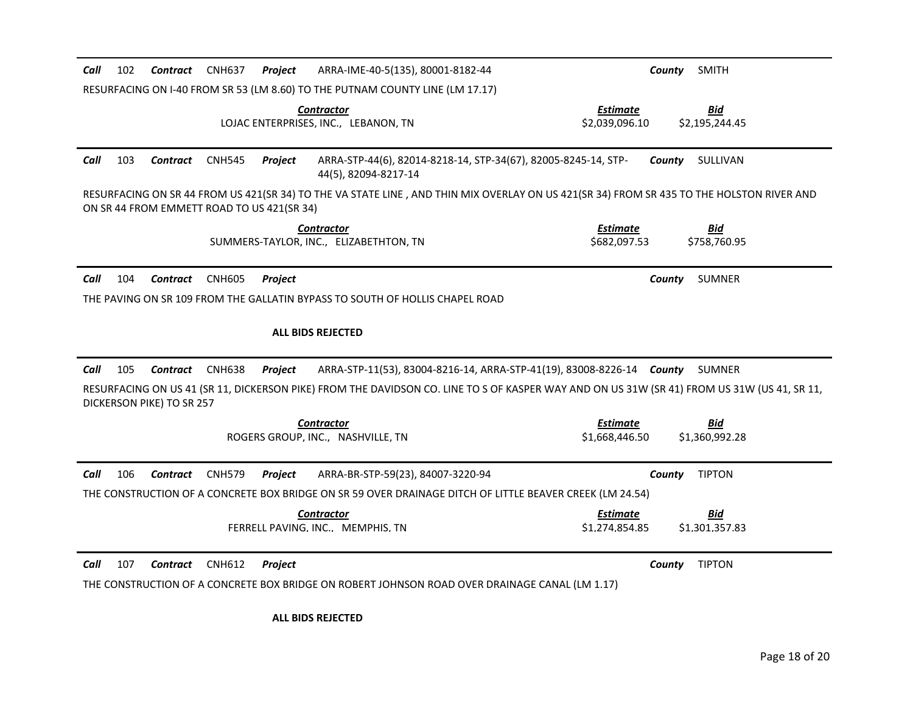**Call** 102 **Contract** CNH637 **Project** ARRA-IME-40-5(135), 80001-8182-44 **County** SMITH

RESURFACING ON I-40 FROM SR 53 (LM 8.60) TO THE PUTNAM COUNTY LINE (LM 17.17)

| Contractor | Estimate | Bid |
|---|---|---|
| LOJAC ENTERPRISES, INC., LEBANON, TN | $2,039,096.10 | $2,195,244.45 |

---

**Call** 103 **Contract** CNH545 **Project** ARRA-STP-44(6), 82014-8218-14, STP-34(67), 82005-8245-14, STP-44(5), 82094-8217-14 **County** SULLIVAN

RESURFACING ON SR 44 FROM US 421(SR 34) TO THE VA STATE LINE , AND THIN MIX OVERLAY ON US 421(SR 34) FROM SR 435 TO THE HOLSTON RIVER AND ON SR 44 FROM EMMETT ROAD TO US 421(SR 34)

| Contractor | Estimate | Bid |
|---|---|---|
| SUMMERS-TAYLOR, INC., ELIZABETHTON, TN | $682,097.53 | $758,760.95 |

---

**Call** 104 **Contract** CNH605 **Project** **County** SUMNER

THE PAVING ON SR 109 FROM THE GALLATIN BYPASS TO SOUTH OF HOLLIS CHAPEL ROAD

**ALL BIDS REJECTED**

---

**Call** 105 **Contract** CNH638 **Project** ARRA-STP-11(53), 83004-8216-14, ARRA-STP-41(19), 83008-8226-14 **County** SUMNER

RESURFACING ON US 41 (SR 11, DICKERSON PIKE) FROM THE DAVIDSON CO. LINE TO S OF KASPER WAY AND ON US 31W (SR 41) FROM US 31W (US 41, SR 11, DICKERSON PIKE) TO SR 257

| Contractor | Estimate | Bid |
|---|---|---|
| ROGERS GROUP, INC., NASHVILLE, TN | $1,668,446.50 | $1,360,992.28 |

---

**Call** 106 **Contract** CNH579 **Project** ARRA-BR-STP-59(23), 84007-3220-94 **County** TIPTON

THE CONSTRUCTION OF A CONCRETE BOX BRIDGE ON SR 59 OVER DRAINAGE DITCH OF LITTLE BEAVER CREEK (LM 24.54)

| Contractor | Estimate | Bid |
|---|---|---|
| FERRELL PAVING, INC., MEMPHIS, TN | $1,274,854.85 | $1,301,357.83 |

---

**Call** 107 **Contract** CNH612 **Project** **County** TIPTON

THE CONSTRUCTION OF A CONCRETE BOX BRIDGE ON ROBERT JOHNSON ROAD OVER DRAINAGE CANAL (LM 1.17)

**ALL BIDS REJECTED**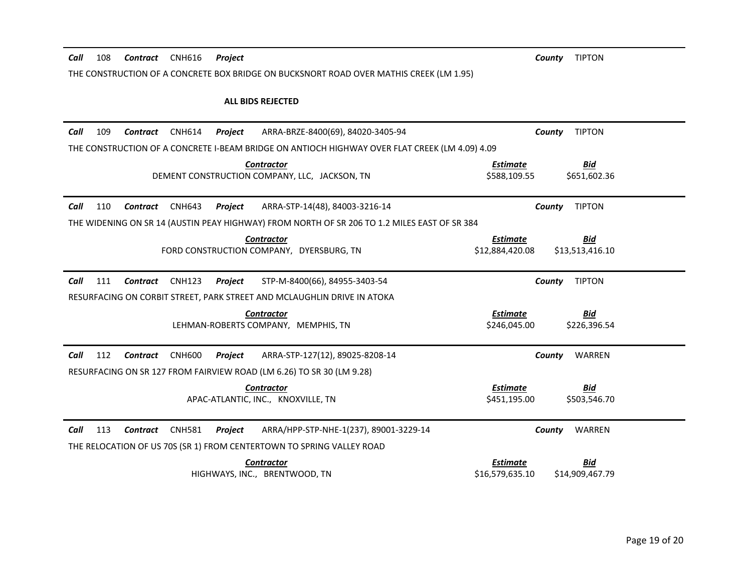**Call** 108 **Contract** CNH616 **Project** **County** TIPTON

THE CONSTRUCTION OF A CONCRETE BOX BRIDGE ON BUCKSNORT ROAD OVER MATHIS CREEK (LM 1.95)

**ALL BIDS REJECTED**

---

**Call** 109 **Contract** CNH614 **Project** ARRA-BRZE-8400(69), 84020-3405-94 **County** TIPTON

THE CONSTRUCTION OF A CONCRETE I-BEAM BRIDGE ON ANTIOCH HIGHWAY OVER FLAT CREEK (LM 4.09) 4.09

| Contractor | Estimate | Bid |
|---|---|---|
| DEMENT CONSTRUCTION COMPANY, LLC, JACKSON, TN | $588,109.55 | $651,602.36 |

---

**Call** 110 **Contract** CNH643 **Project** ARRA-STP-14(48), 84003-3216-14 **County** TIPTON

THE WIDENING ON SR 14 (AUSTIN PEAY HIGHWAY) FROM NORTH OF SR 206 TO 1.2 MILES EAST OF SR 384

| Contractor | Estimate | Bid |
|---|---|---|
| FORD CONSTRUCTION COMPANY, DYERSBURG, TN | $12,884,420.08 | $13,513,416.10 |

---

**Call** 111 **Contract** CNH123 **Project** STP-M-8400(66), 84955-3403-54 **County** TIPTON

RESURFACING ON CORBIT STREET, PARK STREET AND MCLAUGHLIN DRIVE IN ATOKA

| Contractor | Estimate | Bid |
|---|---|---|
| LEHMAN-ROBERTS COMPANY, MEMPHIS, TN | $246,045.00 | $226,396.54 |

---

**Call** 112 **Contract** CNH600 **Project** ARRA-STP-127(12), 89025-8208-14 **County** WARREN

RESURFACING ON SR 127 FROM FAIRVIEW ROAD (LM 6.26) TO SR 30 (LM 9.28)

| Contractor | Estimate | Bid |
|---|---|---|
| APAC-ATLANTIC, INC., KNOXVILLE, TN | $451,195.00 | $503,546.70 |

---

**Call** 113 **Contract** CNH581 **Project** ARRA/HPP-STP-NHE-1(237), 89001-3229-14 **County** WARREN

THE RELOCATION OF US 70S (SR 1) FROM CENTERTOWN TO SPRING VALLEY ROAD

| Contractor | Estimate | Bid |
|---|---|---|
| HIGHWAYS, INC., BRENTWOOD, TN | $16,579,635.10 | $14,909,467.79 |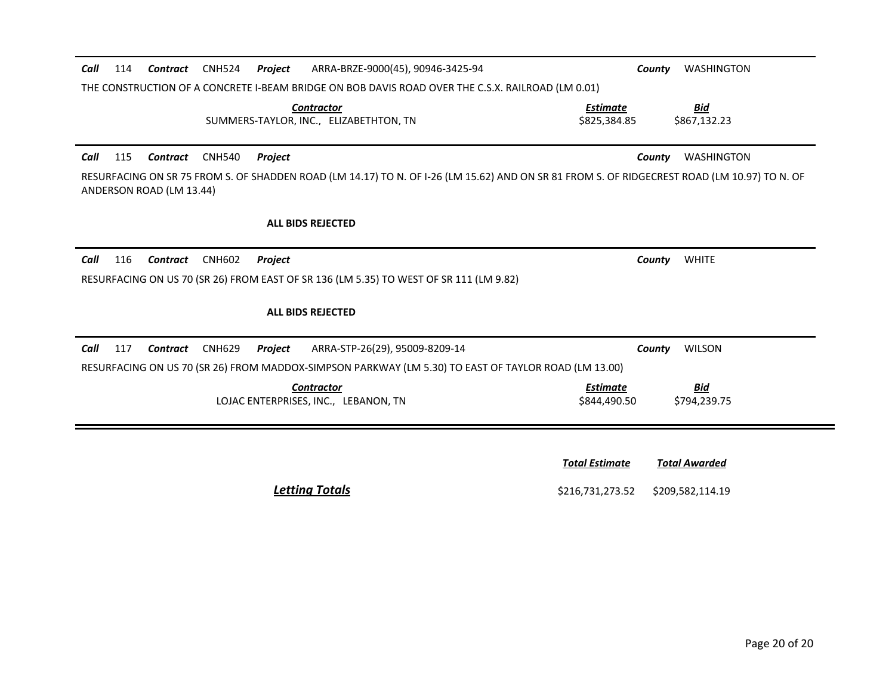**Call** 114 **Contract** CNH524 **Project** ARRA-BRZE-9000(45), 90946-3425-94 **County** WASHINGTON

THE CONSTRUCTION OF A CONCRETE I-BEAM BRIDGE ON BOB DAVIS ROAD OVER THE C.S.X. RAILROAD (LM 0.01)

| *Contractor* | *Estimate* | *Bid* |
|---|---|---|
| SUMMERS-TAYLOR, INC., ELIZABETHTON, TN | \$825,384.85 | \$867,132.23 |

---

**Call** 115 **Contract** CNH540 **Project** **County** WASHINGTON

RESURFACING ON SR 75 FROM S. OF SHADDEN ROAD (LM 14.17) TO N. OF I-26 (LM 15.62) AND ON SR 81 FROM S. OF RIDGECREST ROAD (LM 10.97) TO N. OF ANDERSON ROAD (LM 13.44)

**ALL BIDS REJECTED**

---

**Call** 116 **Contract** CNH602 **Project** **County** WHITE

RESURFACING ON US 70 (SR 26) FROM EAST OF SR 136 (LM 5.35) TO WEST OF SR 111 (LM 9.82)

**ALL BIDS REJECTED**

---

**Call** 117 **Contract** CNH629 **Project** ARRA-STP-26(29), 95009-8209-14 **County** WILSON

RESURFACING ON US 70 (SR 26) FROM MADDOX-SIMPSON PARKWAY (LM 5.30) TO EAST OF TAYLOR ROAD (LM 13.00)

| *Contractor* | *Estimate* | *Bid* |
|---|---|---|
| LOJAC ENTERPRISES, INC., LEBANON, TN | \$844,490.50 | \$794,239.75 |

---

| | *Total Estimate* | *Total Awarded* |
|---|---|---|
| ***Letting Totals*** | \$216,731,273.52 | \$209,582,114.19 |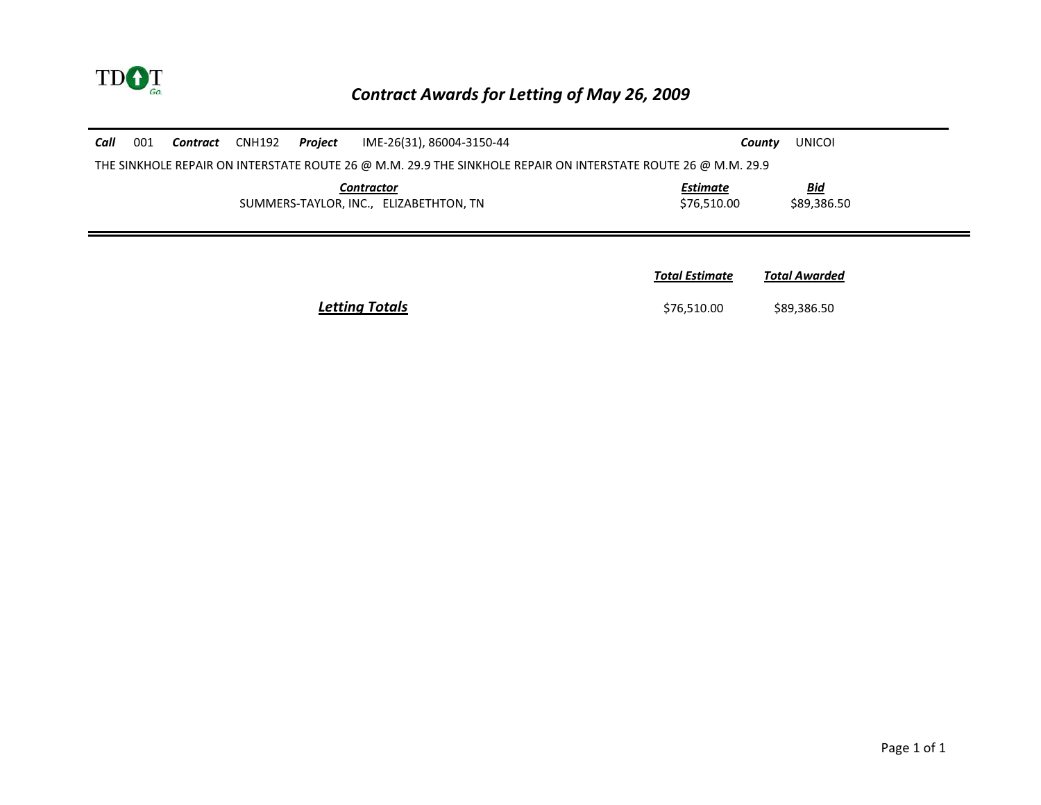TDOT

# Contract Awards for Letting of May 26, 2009

**Call** 001 **Contract** CNH192 **Project** IME-26(31), 86004-3150-44 **County** UNICOI

THE SINKHOLE REPAIR ON INTERSTATE ROUTE 26 @ M.M. 29.9 THE SINKHOLE REPAIR ON INTERSTATE ROUTE 26 @ M.M. 29.9

| Contractor | Estimate | Bid |
| --- | --- | --- |
| SUMMERS-TAYLOR, INC., ELIZABETHTON, TN | $76,510.00 | $89,386.50 |

| | Total Estimate | Total Awarded |
| --- | --- | --- |
| **Letting Totals** | $76,510.00 | $89,386.50 |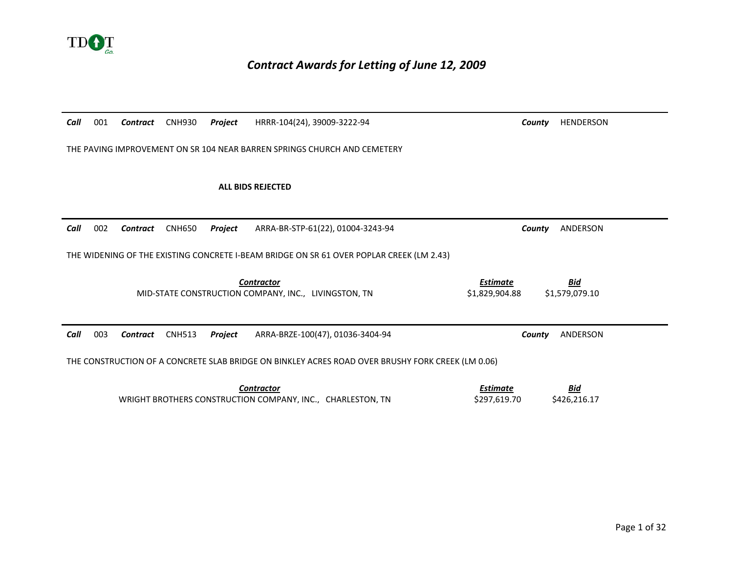TDOT

# *Contract Awards for Letting of June 12, 2009*

---

***Call*** 001 ***Contract*** CNH930 ***Project*** HRRR-104(24), 39009-3222-94 ***County*** HENDERSON

THE PAVING IMPROVEMENT ON SR 104 NEAR BARREN SPRINGS CHURCH AND CEMETERY

**ALL BIDS REJECTED**

---

***Call*** 002 ***Contract*** CNH650 ***Project*** ARRA-BR-STP-61(22), 01004-3243-94 ***County*** ANDERSON

THE WIDENING OF THE EXISTING CONCRETE I-BEAM BRIDGE ON SR 61 OVER POPLAR CREEK (LM 2.43)

| *Contractor* | *Estimate* | *Bid* |
|---|---|---|
| MID-STATE CONSTRUCTION COMPANY, INC., LIVINGSTON, TN | $1,829,904.88 | $1,579,079.10 |

---

***Call*** 003 ***Contract*** CNH513 ***Project*** ARRA-BRZE-100(47), 01036-3404-94 ***County*** ANDERSON

THE CONSTRUCTION OF A CONCRETE SLAB BRIDGE ON BINKLEY ACRES ROAD OVER BRUSHY FORK CREEK (LM 0.06)

| *Contractor* | *Estimate* | *Bid* |
|---|---|---|
| WRIGHT BROTHERS CONSTRUCTION COMPANY, INC., CHARLESTON, TN | $297,619.70 | $426,216.17 |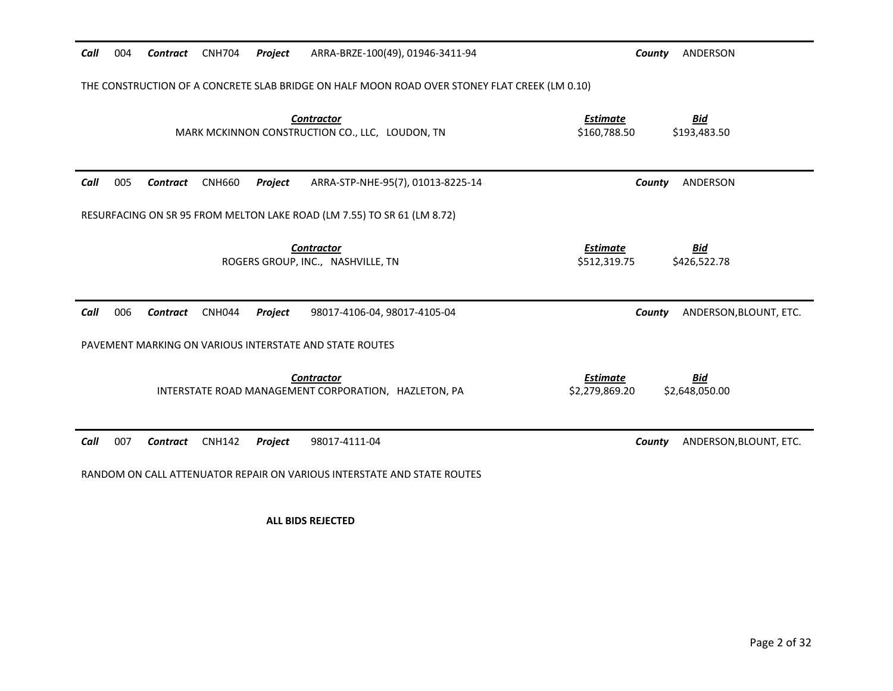**Call** 004 **Contract** CNH704 **Project** ARRA-BRZE-100(49), 01946-3411-94 **County** ANDERSON

THE CONSTRUCTION OF A CONCRETE SLAB BRIDGE ON HALF MOON ROAD OVER STONEY FLAT CREEK (LM 0.10)

| Contractor | Estimate | Bid |
|---|---|---|
| MARK MCKINNON CONSTRUCTION CO., LLC, LOUDON, TN | $160,788.50 | $193,483.50 |

---

**Call** 005 **Contract** CNH660 **Project** ARRA-STP-NHE-95(7), 01013-8225-14 **County** ANDERSON

RESURFACING ON SR 95 FROM MELTON LAKE ROAD (LM 7.55) TO SR 61 (LM 8.72)

| Contractor | Estimate | Bid |
|---|---|---|
| ROGERS GROUP, INC., NASHVILLE, TN | $512,319.75 | $426,522.78 |

---

**Call** 006 **Contract** CNH044 **Project** 98017-4106-04, 98017-4105-04 **County** ANDERSON,BLOUNT, ETC.

PAVEMENT MARKING ON VARIOUS INTERSTATE AND STATE ROUTES

| Contractor | Estimate | Bid |
|---|---|---|
| INTERSTATE ROAD MANAGEMENT CORPORATION, HAZLETON, PA | $2,279,869.20 | $2,648,050.00 |

---

**Call** 007 **Contract** CNH142 **Project** 98017-4111-04 **County** ANDERSON,BLOUNT, ETC.

RANDOM ON CALL ATTENUATOR REPAIR ON VARIOUS INTERSTATE AND STATE ROUTES

**ALL BIDS REJECTED**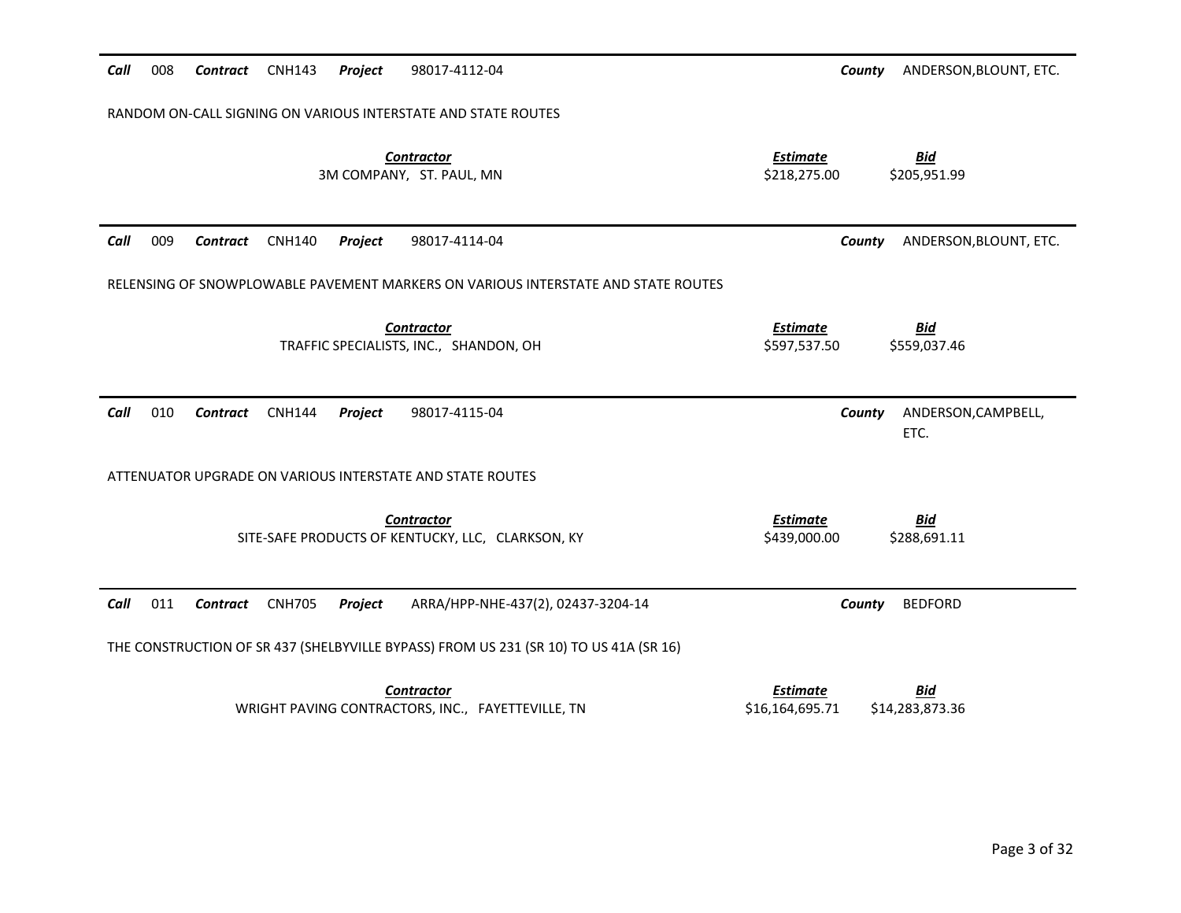**Call** 008 **Contract** CNH143 **Project** 98017-4112-04 **County** ANDERSON,BLOUNT, ETC.

RANDOM ON-CALL SIGNING ON VARIOUS INTERSTATE AND STATE ROUTES

| Contractor | Estimate | Bid |
|---|---|---|
| 3M COMPANY, ST. PAUL, MN | $218,275.00 | $205,951.99 |

---

**Call** 009 **Contract** CNH140 **Project** 98017-4114-04 **County** ANDERSON,BLOUNT, ETC.

RELENSING OF SNOWPLOWABLE PAVEMENT MARKERS ON VARIOUS INTERSTATE AND STATE ROUTES

| Contractor | Estimate | Bid |
|---|---|---|
| TRAFFIC SPECIALISTS, INC., SHANDON, OH | $597,537.50 | $559,037.46 |

---

**Call** 010 **Contract** CNH144 **Project** 98017-4115-04 **County** ANDERSON,CAMPBELL, ETC.

ATTENUATOR UPGRADE ON VARIOUS INTERSTATE AND STATE ROUTES

| Contractor | Estimate | Bid |
|---|---|---|
| SITE-SAFE PRODUCTS OF KENTUCKY, LLC, CLARKSON, KY | $439,000.00 | $288,691.11 |

---

**Call** 011 **Contract** CNH705 **Project** ARRA/HPP-NHE-437(2), 02437-3204-14 **County** BEDFORD

THE CONSTRUCTION OF SR 437 (SHELBYVILLE BYPASS) FROM US 231 (SR 10) TO US 41A (SR 16)

| Contractor | Estimate | Bid |
|---|---|---|
| WRIGHT PAVING CONTRACTORS, INC., FAYETTEVILLE, TN | $16,164,695.71 | $14,283,873.36 |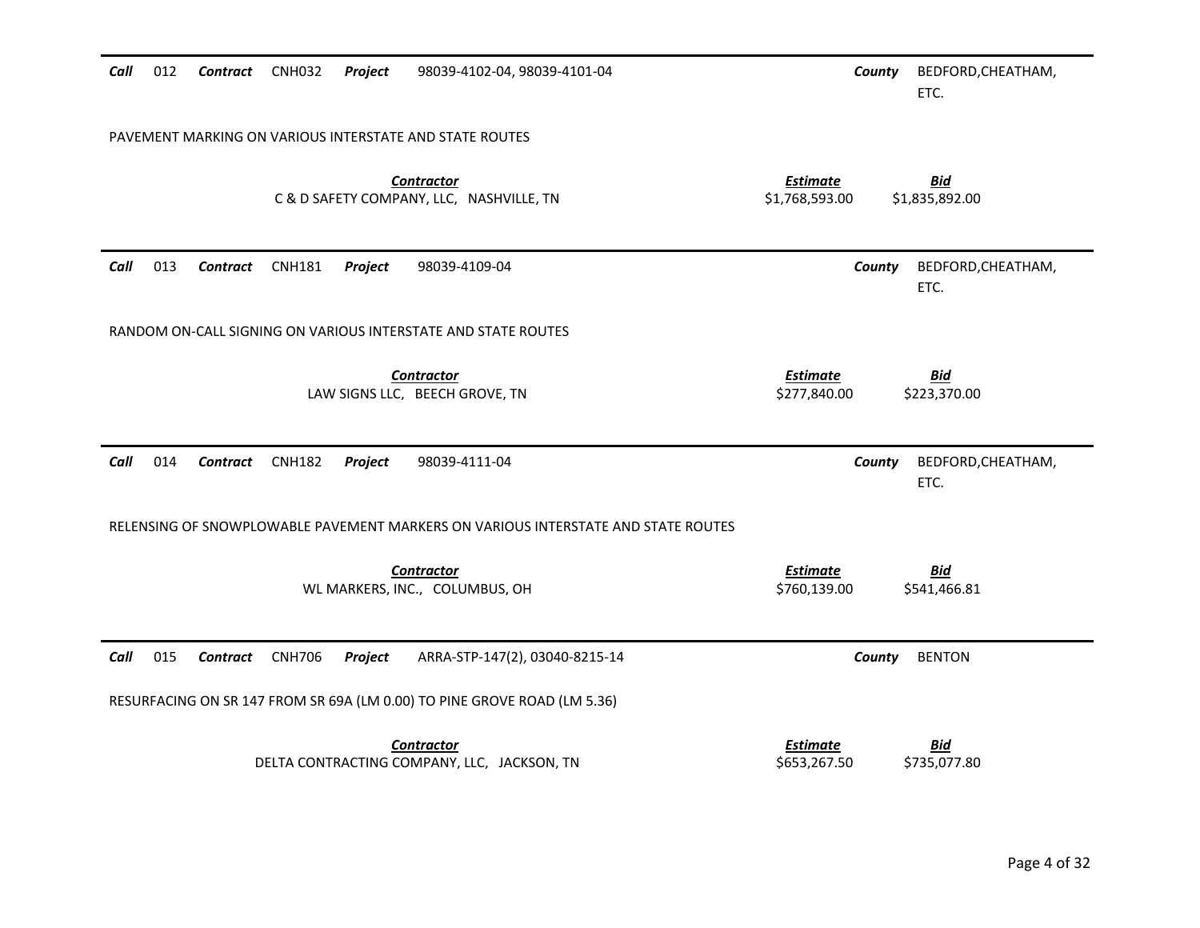**Call** 012 **Contract** CNH032 **Project** 98039-4102-04, 98039-4101-04 **County** BEDFORD,CHEATHAM, ETC.

PAVEMENT MARKING ON VARIOUS INTERSTATE AND STATE ROUTES

| Contractor | Estimate | Bid |
|---|---|---|
| C & D SAFETY COMPANY, LLC, NASHVILLE, TN | $1,768,593.00 | $1,835,892.00 |

---

**Call** 013 **Contract** CNH181 **Project** 98039-4109-04 **County** BEDFORD,CHEATHAM, ETC.

RANDOM ON-CALL SIGNING ON VARIOUS INTERSTATE AND STATE ROUTES

| Contractor | Estimate | Bid |
|---|---|---|
| LAW SIGNS LLC, BEECH GROVE, TN | $277,840.00 | $223,370.00 |

---

**Call** 014 **Contract** CNH182 **Project** 98039-4111-04 **County** BEDFORD,CHEATHAM, ETC.

RELENSING OF SNOWPLOWABLE PAVEMENT MARKERS ON VARIOUS INTERSTATE AND STATE ROUTES

| Contractor | Estimate | Bid |
|---|---|---|
| WL MARKERS, INC., COLUMBUS, OH | $760,139.00 | $541,466.81 |

---

**Call** 015 **Contract** CNH706 **Project** ARRA-STP-147(2), 03040-8215-14 **County** BENTON

RESURFACING ON SR 147 FROM SR 69A (LM 0.00) TO PINE GROVE ROAD (LM 5.36)

| Contractor | Estimate | Bid |
|---|---|---|
| DELTA CONTRACTING COMPANY, LLC, JACKSON, TN | $653,267.50 | $735,077.80 |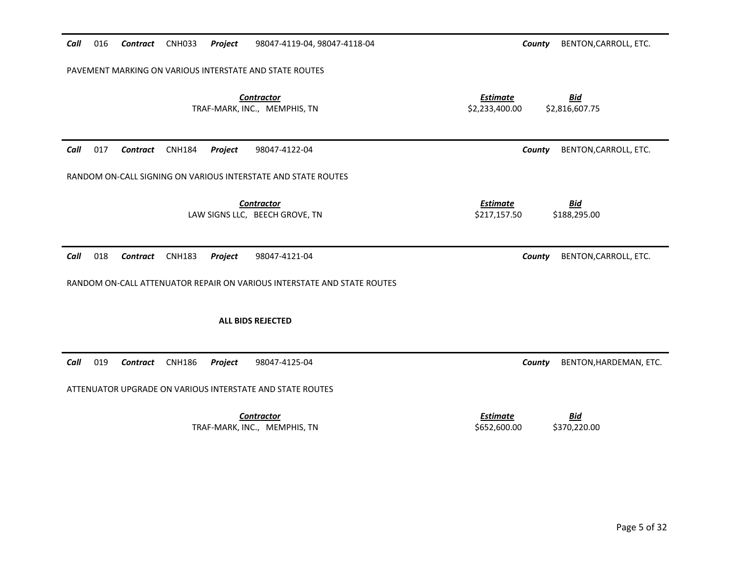**Call** 016 **Contract** CNH033 **Project** 98047-4119-04, 98047-4118-04 **County** BENTON,CARROLL, ETC.

PAVEMENT MARKING ON VARIOUS INTERSTATE AND STATE ROUTES

| Contractor | Estimate | Bid |
|---|---|---|
| TRAF-MARK, INC., MEMPHIS, TN | $2,233,400.00 | $2,816,607.75 |

---

**Call** 017 **Contract** CNH184 **Project** 98047-4122-04 **County** BENTON,CARROLL, ETC.

RANDOM ON-CALL SIGNING ON VARIOUS INTERSTATE AND STATE ROUTES

| Contractor | Estimate | Bid |
|---|---|---|
| LAW SIGNS LLC, BEECH GROVE, TN | $217,157.50 | $188,295.00 |

---

**Call** 018 **Contract** CNH183 **Project** 98047-4121-04 **County** BENTON,CARROLL, ETC.

RANDOM ON-CALL ATTENUATOR REPAIR ON VARIOUS INTERSTATE AND STATE ROUTES

**ALL BIDS REJECTED**

---

**Call** 019 **Contract** CNH186 **Project** 98047-4125-04 **County** BENTON,HARDEMAN, ETC.

ATTENUATOR UPGRADE ON VARIOUS INTERSTATE AND STATE ROUTES

| Contractor | Estimate | Bid |
|---|---|---|
| TRAF-MARK, INC., MEMPHIS, TN | $652,600.00 | $370,220.00 |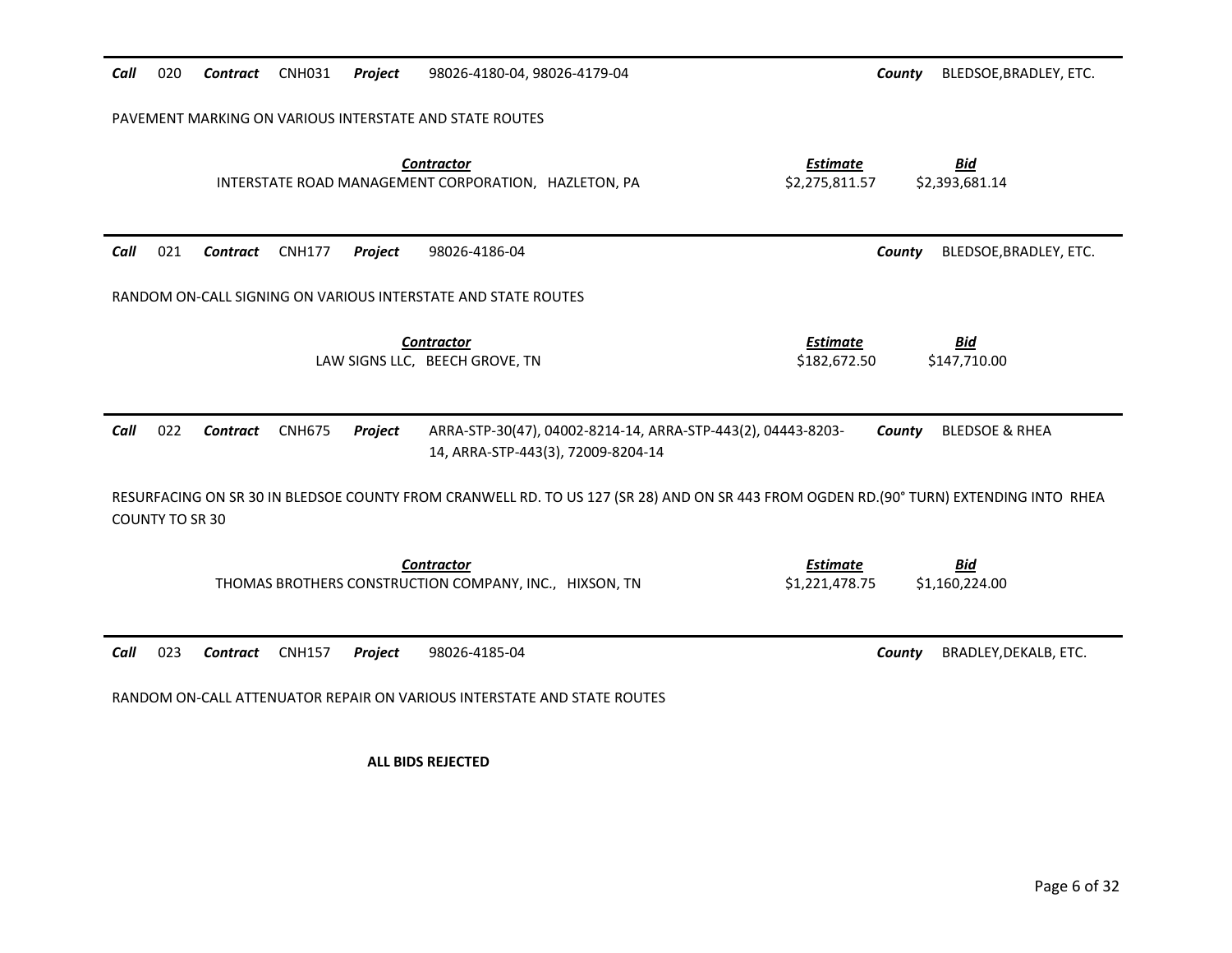**Call** 020 **Contract** CNH031 **Project** 98026-4180-04, 98026-4179-04 **County** BLEDSOE,BRADLEY, ETC.

PAVEMENT MARKING ON VARIOUS INTERSTATE AND STATE ROUTES

| Contractor | Estimate | Bid |
|---|---|---|
| INTERSTATE ROAD MANAGEMENT CORPORATION, HAZLETON, PA | $2,275,811.57 | $2,393,681.14 |

---

**Call** 021 **Contract** CNH177 **Project** 98026-4186-04 **County** BLEDSOE,BRADLEY, ETC.

RANDOM ON-CALL SIGNING ON VARIOUS INTERSTATE AND STATE ROUTES

| Contractor | Estimate | Bid |
|---|---|---|
| LAW SIGNS LLC, BEECH GROVE, TN | $182,672.50 | $147,710.00 |

---

**Call** 022 **Contract** CNH675 **Project** ARRA-STP-30(47), 04002-8214-14, ARRA-STP-443(2), 04443-8203-14, ARRA-STP-443(3), 72009-8204-14 **County** BLEDSOE & RHEA

RESURFACING ON SR 30 IN BLEDSOE COUNTY FROM CRANWELL RD. TO US 127 (SR 28) AND ON SR 443 FROM OGDEN RD.(90° TURN) EXTENDING INTO RHEA COUNTY TO SR 30

| Contractor | Estimate | Bid |
|---|---|---|
| THOMAS BROTHERS CONSTRUCTION COMPANY, INC., HIXSON, TN | $1,221,478.75 | $1,160,224.00 |

---

**Call** 023 **Contract** CNH157 **Project** 98026-4185-04 **County** BRADLEY,DEKALB, ETC.

RANDOM ON-CALL ATTENUATOR REPAIR ON VARIOUS INTERSTATE AND STATE ROUTES

**ALL BIDS REJECTED**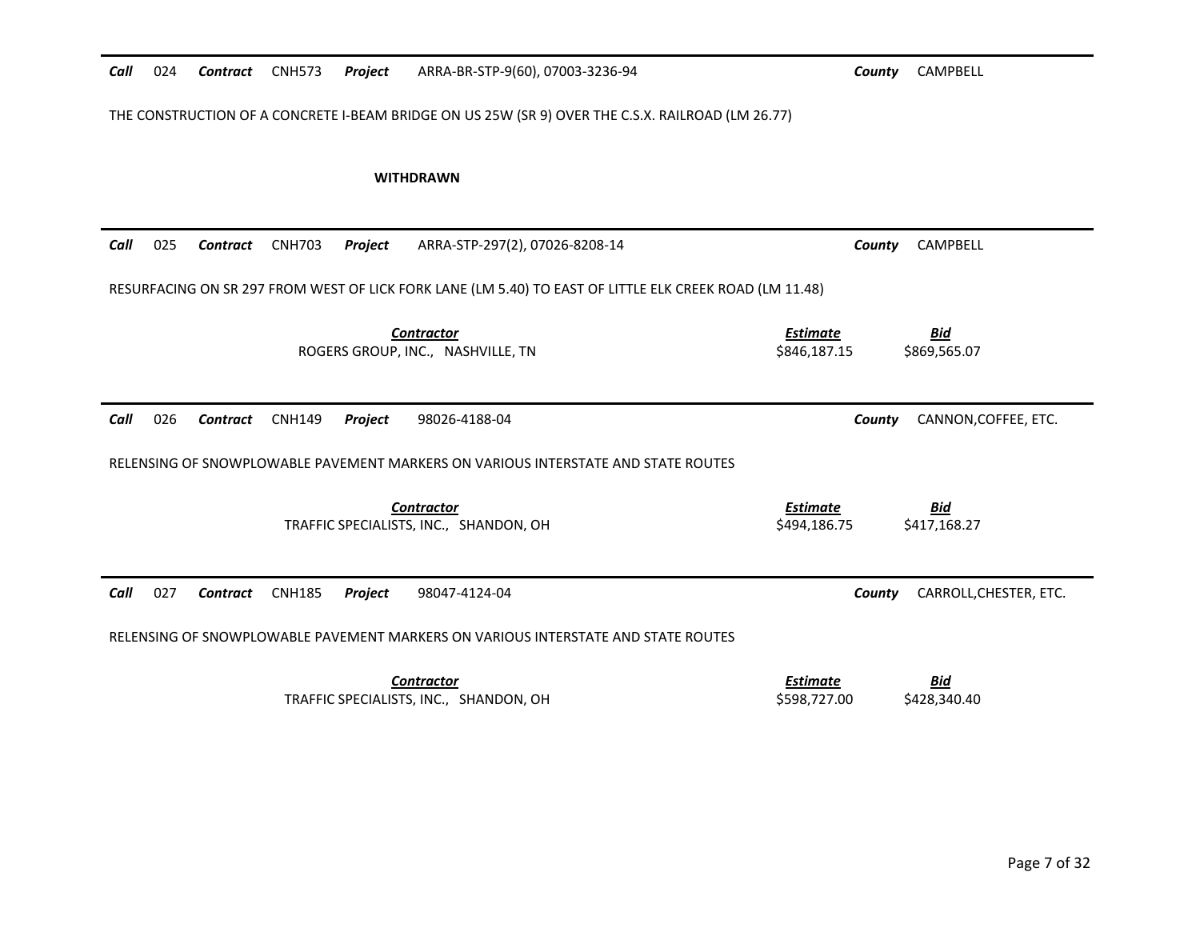**Call** 024 **Contract** CNH573 **Project** ARRA-BR-STP-9(60), 07003-3236-94 **County** CAMPBELL

THE CONSTRUCTION OF A CONCRETE I-BEAM BRIDGE ON US 25W (SR 9) OVER THE C.S.X. RAILROAD (LM 26.77)

**WITHDRAWN**

---

**Call** 025 **Contract** CNH703 **Project** ARRA-STP-297(2), 07026-8208-14 **County** CAMPBELL

RESURFACING ON SR 297 FROM WEST OF LICK FORK LANE (LM 5.40) TO EAST OF LITTLE ELK CREEK ROAD (LM 11.48)

| Contractor | Estimate | Bid |
|---|---|---|
| ROGERS GROUP, INC., NASHVILLE, TN | $846,187.15 | $869,565.07 |

---

**Call** 026 **Contract** CNH149 **Project** 98026-4188-04 **County** CANNON,COFFEE, ETC.

RELENSING OF SNOWPLOWABLE PAVEMENT MARKERS ON VARIOUS INTERSTATE AND STATE ROUTES

| Contractor | Estimate | Bid |
|---|---|---|
| TRAFFIC SPECIALISTS, INC., SHANDON, OH | $494,186.75 | $417,168.27 |

---

**Call** 027 **Contract** CNH185 **Project** 98047-4124-04 **County** CARROLL,CHESTER, ETC.

RELENSING OF SNOWPLOWABLE PAVEMENT MARKERS ON VARIOUS INTERSTATE AND STATE ROUTES

| Contractor | Estimate | Bid |
|---|---|---|
| TRAFFIC SPECIALISTS, INC., SHANDON, OH | $598,727.00 | $428,340.40 |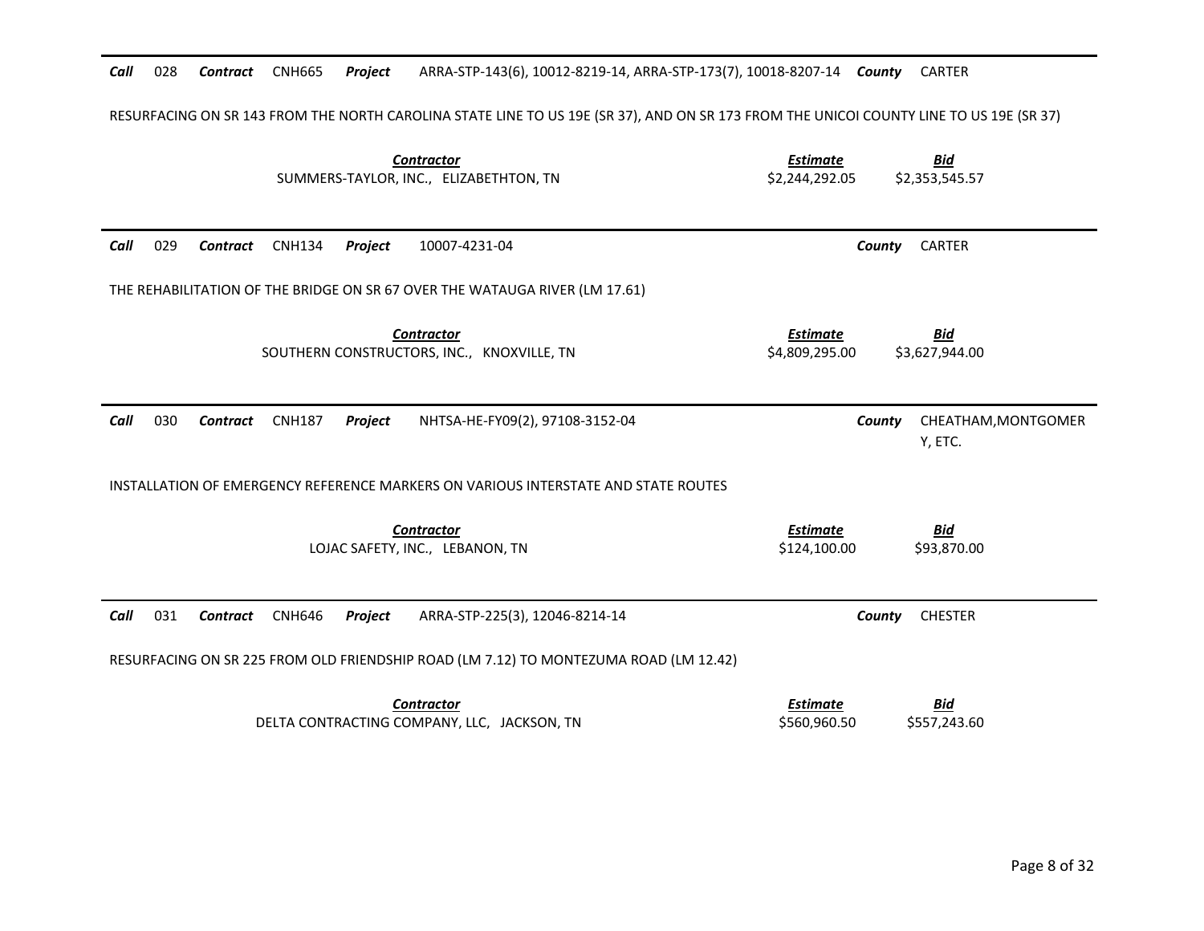**Call** 028 **Contract** CNH665 **Project** ARRA-STP-143(6), 10012-8219-14, ARRA-STP-173(7), 10018-8207-14 **County** CARTER

RESURFACING ON SR 143 FROM THE NORTH CAROLINA STATE LINE TO US 19E (SR 37), AND ON SR 173 FROM THE UNICOI COUNTY LINE TO US 19E (SR 37)

| *Contractor* | *Estimate* | *Bid* |
|---|---|---|
| SUMMERS-TAYLOR, INC., ELIZABETHTON, TN | $2,244,292.05 | $2,353,545.57 |

---

**Call** 029 **Contract** CNH134 **Project** 10007-4231-04 **County** CARTER

THE REHABILITATION OF THE BRIDGE ON SR 67 OVER THE WATAUGA RIVER (LM 17.61)

| *Contractor* | *Estimate* | *Bid* |
|---|---|---|
| SOUTHERN CONSTRUCTORS, INC., KNOXVILLE, TN | $4,809,295.00 | $3,627,944.00 |

---

**Call** 030 **Contract** CNH187 **Project** NHTSA-HE-FY09(2), 97108-3152-04 **County** CHEATHAM,MONTGOMERY, ETC.

INSTALLATION OF EMERGENCY REFERENCE MARKERS ON VARIOUS INTERSTATE AND STATE ROUTES

| *Contractor* | *Estimate* | *Bid* |
|---|---|---|
| LOJAC SAFETY, INC., LEBANON, TN | $124,100.00 | $93,870.00 |

---

**Call** 031 **Contract** CNH646 **Project** ARRA-STP-225(3), 12046-8214-14 **County** CHESTER

RESURFACING ON SR 225 FROM OLD FRIENDSHIP ROAD (LM 7.12) TO MONTEZUMA ROAD (LM 12.42)

| *Contractor* | *Estimate* | *Bid* |
|---|---|---|
| DELTA CONTRACTING COMPANY, LLC, JACKSON, TN | $560,960.50 | $557,243.60 |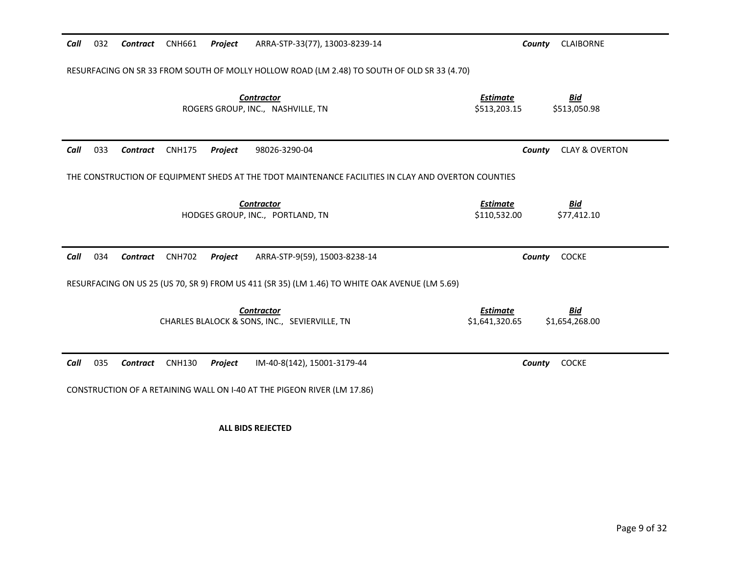**Call** 032 **Contract** CNH661 **Project** ARRA-STP-33(77), 13003-8239-14 **County** CLAIBORNE

RESURFACING ON SR 33 FROM SOUTH OF MOLLY HOLLOW ROAD (LM 2.48) TO SOUTH OF OLD SR 33 (4.70)

| Contractor | Estimate | Bid |
|---|---|---|
| ROGERS GROUP, INC., NASHVILLE, TN | $513,203.15 | $513,050.98 |

---

**Call** 033 **Contract** CNH175 **Project** 98026-3290-04 **County** CLAY & OVERTON

THE CONSTRUCTION OF EQUIPMENT SHEDS AT THE TDOT MAINTENANCE FACILITIES IN CLAY AND OVERTON COUNTIES

| Contractor | Estimate | Bid |
|---|---|---|
| HODGES GROUP, INC., PORTLAND, TN | $110,532.00 | $77,412.10 |

---

**Call** 034 **Contract** CNH702 **Project** ARRA-STP-9(59), 15003-8238-14 **County** COCKE

RESURFACING ON US 25 (US 70, SR 9) FROM US 411 (SR 35) (LM 1.46) TO WHITE OAK AVENUE (LM 5.69)

| Contractor | Estimate | Bid |
|---|---|---|
| CHARLES BLALOCK & SONS, INC., SEVIERVILLE, TN | $1,641,320.65 | $1,654,268.00 |

---

**Call** 035 **Contract** CNH130 **Project** IM-40-8(142), 15001-3179-44 **County** COCKE

CONSTRUCTION OF A RETAINING WALL ON I-40 AT THE PIGEON RIVER (LM 17.86)

**ALL BIDS REJECTED**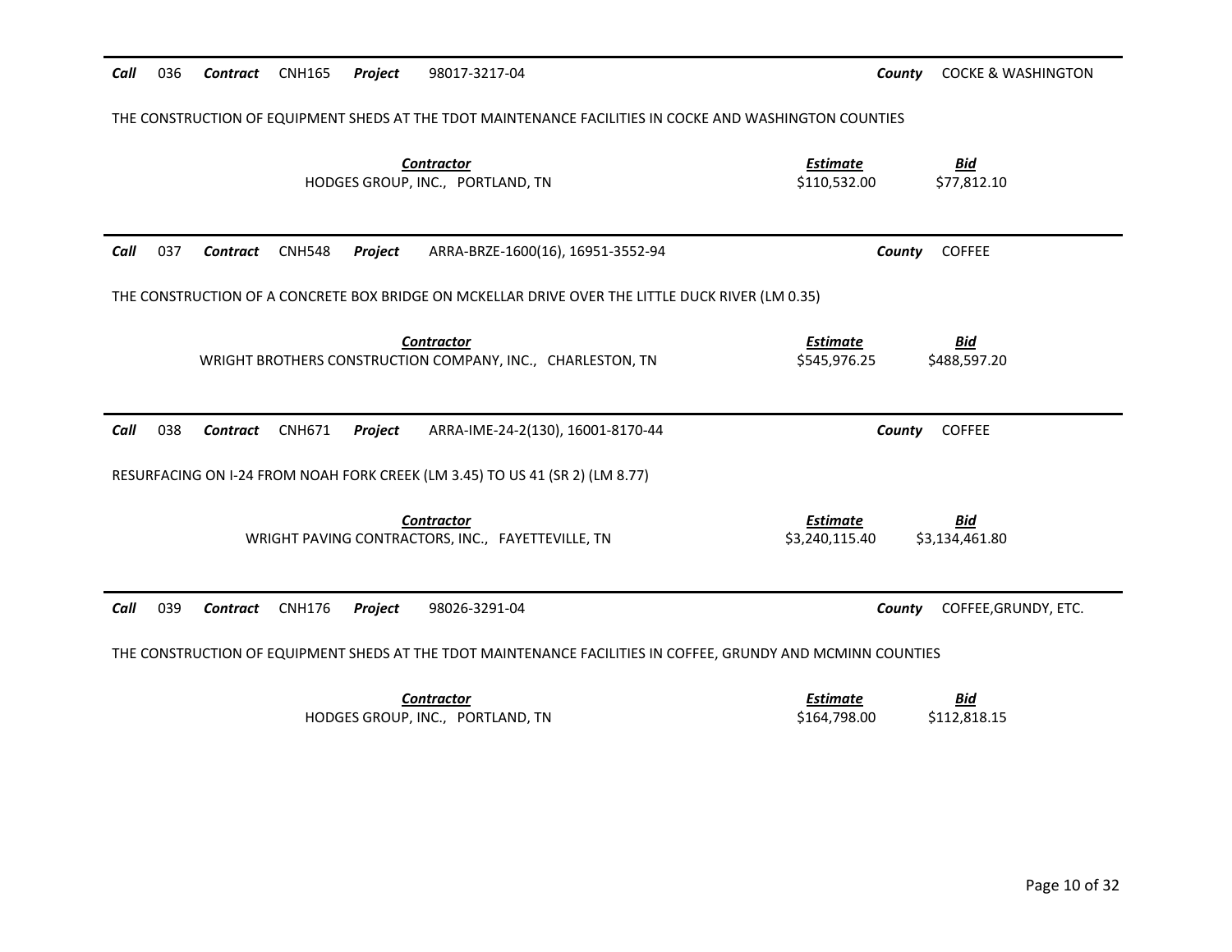**Call** 036 **Contract** CNH165 **Project** 98017-3217-04 **County** COCKE & WASHINGTON

THE CONSTRUCTION OF EQUIPMENT SHEDS AT THE TDOT MAINTENANCE FACILITIES IN COCKE AND WASHINGTON COUNTIES

| Contractor | Estimate | Bid |
|---|---|---|
| HODGES GROUP, INC., PORTLAND, TN | $110,532.00 | $77,812.10 |

---

**Call** 037 **Contract** CNH548 **Project** ARRA-BRZE-1600(16), 16951-3552-94 **County** COFFEE

THE CONSTRUCTION OF A CONCRETE BOX BRIDGE ON MCKELLAR DRIVE OVER THE LITTLE DUCK RIVER (LM 0.35)

| Contractor | Estimate | Bid |
|---|---|---|
| WRIGHT BROTHERS CONSTRUCTION COMPANY, INC., CHARLESTON, TN | $545,976.25 | $488,597.20 |

---

**Call** 038 **Contract** CNH671 **Project** ARRA-IME-24-2(130), 16001-8170-44 **County** COFFEE

RESURFACING ON I-24 FROM NOAH FORK CREEK (LM 3.45) TO US 41 (SR 2) (LM 8.77)

| Contractor | Estimate | Bid |
|---|---|---|
| WRIGHT PAVING CONTRACTORS, INC., FAYETTEVILLE, TN | $3,240,115.40 | $3,134,461.80 |

---

**Call** 039 **Contract** CNH176 **Project** 98026-3291-04 **County** COFFEE,GRUNDY, ETC.

THE CONSTRUCTION OF EQUIPMENT SHEDS AT THE TDOT MAINTENANCE FACILITIES IN COFFEE, GRUNDY AND MCMINN COUNTIES

| Contractor | Estimate | Bid |
|---|---|---|
| HODGES GROUP, INC., PORTLAND, TN | $164,798.00 | $112,818.15 |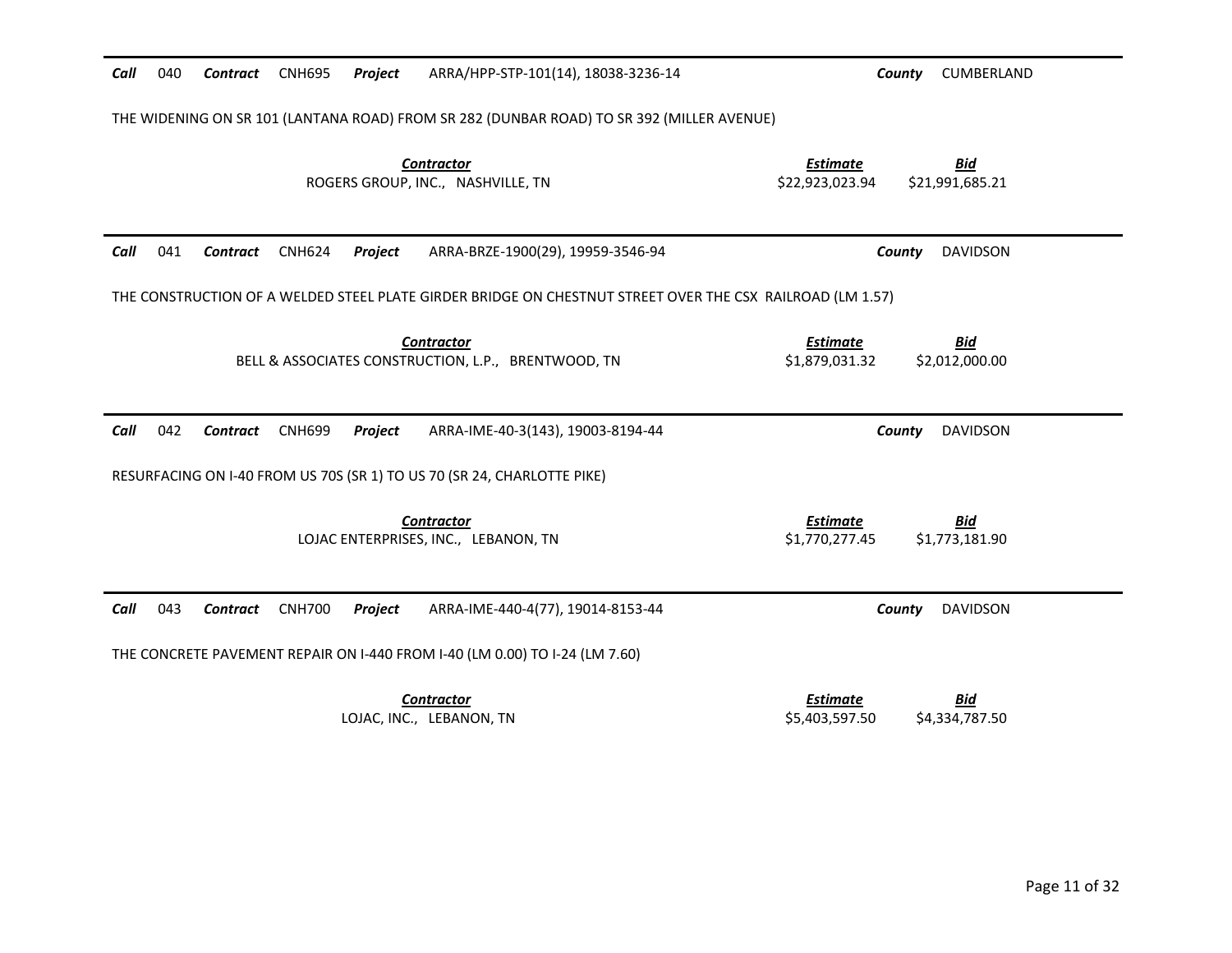**Call** 040 **Contract** CNH695 **Project** ARRA/HPP-STP-101(14), 18038-3236-14 **County** CUMBERLAND

THE WIDENING ON SR 101 (LANTANA ROAD) FROM SR 282 (DUNBAR ROAD) TO SR 392 (MILLER AVENUE)

| Contractor | Estimate | Bid |
|---|---|---|
| ROGERS GROUP, INC., NASHVILLE, TN | $22,923,023.94 | $21,991,685.21 |

---

**Call** 041 **Contract** CNH624 **Project** ARRA-BRZE-1900(29), 19959-3546-94 **County** DAVIDSON

THE CONSTRUCTION OF A WELDED STEEL PLATE GIRDER BRIDGE ON CHESTNUT STREET OVER THE CSX RAILROAD (LM 1.57)

| Contractor | Estimate | Bid |
|---|---|---|
| BELL & ASSOCIATES CONSTRUCTION, L.P., BRENTWOOD, TN | $1,879,031.32 | $2,012,000.00 |

---

**Call** 042 **Contract** CNH699 **Project** ARRA-IME-40-3(143), 19003-8194-44 **County** DAVIDSON

RESURFACING ON I-40 FROM US 70S (SR 1) TO US 70 (SR 24, CHARLOTTE PIKE)

| Contractor | Estimate | Bid |
|---|---|---|
| LOJAC ENTERPRISES, INC., LEBANON, TN | $1,770,277.45 | $1,773,181.90 |

---

**Call** 043 **Contract** CNH700 **Project** ARRA-IME-440-4(77), 19014-8153-44 **County** DAVIDSON

THE CONCRETE PAVEMENT REPAIR ON I-440 FROM I-40 (LM 0.00) TO I-24 (LM 7.60)

| Contractor | Estimate | Bid |
|---|---|---|
| LOJAC, INC., LEBANON, TN | $5,403,597.50 | $4,334,787.50 |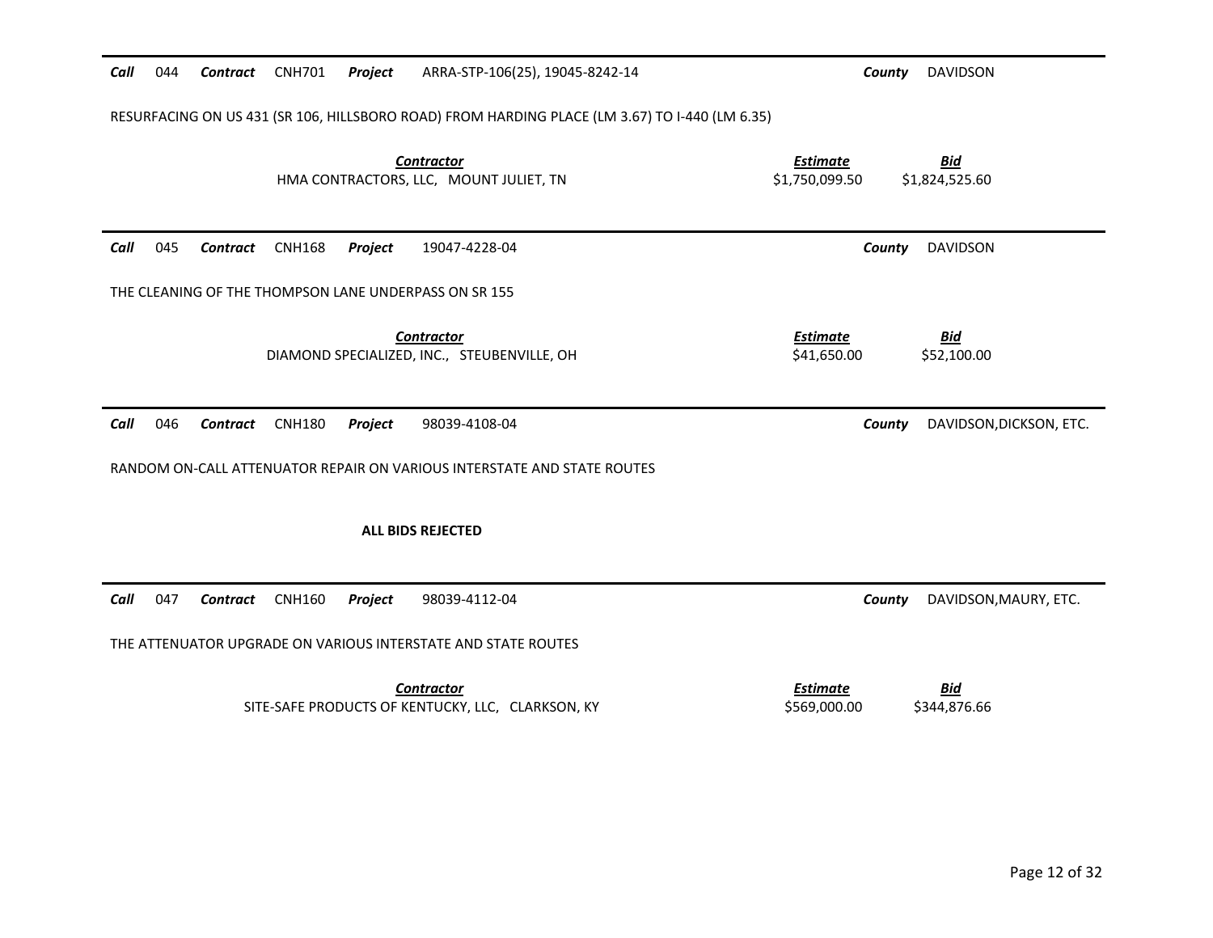**Call** 044 **Contract** CNH701 **Project** ARRA-STP-106(25), 19045-8242-14 **County** DAVIDSON

RESURFACING ON US 431 (SR 106, HILLSBORO ROAD) FROM HARDING PLACE (LM 3.67) TO I-440 (LM 6.35)

| Contractor | Estimate | Bid |
|---|---|---|
| HMA CONTRACTORS, LLC, MOUNT JULIET, TN | $1,750,099.50 | $1,824,525.60 |

---

**Call** 045 **Contract** CNH168 **Project** 19047-4228-04 **County** DAVIDSON

THE CLEANING OF THE THOMPSON LANE UNDERPASS ON SR 155

| Contractor | Estimate | Bid |
|---|---|---|
| DIAMOND SPECIALIZED, INC., STEUBENVILLE, OH | $41,650.00 | $52,100.00 |

---

**Call** 046 **Contract** CNH180 **Project** 98039-4108-04 **County** DAVIDSON,DICKSON, ETC.

RANDOM ON-CALL ATTENUATOR REPAIR ON VARIOUS INTERSTATE AND STATE ROUTES

**ALL BIDS REJECTED**

---

**Call** 047 **Contract** CNH160 **Project** 98039-4112-04 **County** DAVIDSON,MAURY, ETC.

THE ATTENUATOR UPGRADE ON VARIOUS INTERSTATE AND STATE ROUTES

| Contractor | Estimate | Bid |
|---|---|---|
| SITE-SAFE PRODUCTS OF KENTUCKY, LLC, CLARKSON, KY | $569,000.00 | $344,876.66 |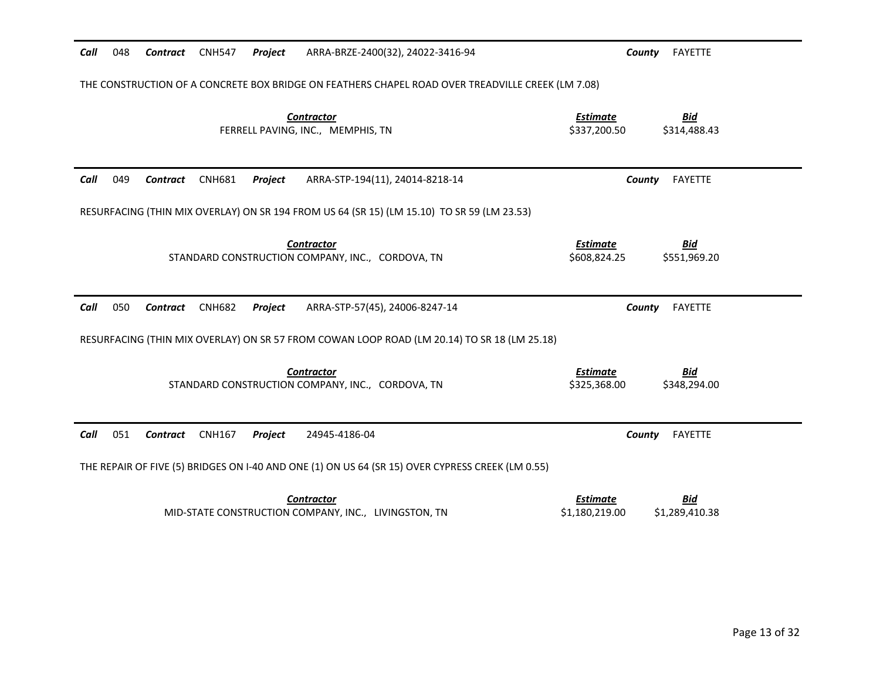**Call** 048 **Contract** CNH547 **Project** ARRA-BRZE-2400(32), 24022-3416-94 **County** FAYETTE

THE CONSTRUCTION OF A CONCRETE BOX BRIDGE ON FEATHERS CHAPEL ROAD OVER TREADVILLE CREEK (LM 7.08)

| Contractor | Estimate | Bid |
|---|---|---|
| FERRELL PAVING, INC., MEMPHIS, TN | $337,200.50 | $314,488.43 |

---

**Call** 049 **Contract** CNH681 **Project** ARRA-STP-194(11), 24014-8218-14 **County** FAYETTE

RESURFACING (THIN MIX OVERLAY) ON SR 194 FROM US 64 (SR 15) (LM 15.10) TO SR 59 (LM 23.53)

| Contractor | Estimate | Bid |
|---|---|---|
| STANDARD CONSTRUCTION COMPANY, INC., CORDOVA, TN | $608,824.25 | $551,969.20 |

---

**Call** 050 **Contract** CNH682 **Project** ARRA-STP-57(45), 24006-8247-14 **County** FAYETTE

RESURFACING (THIN MIX OVERLAY) ON SR 57 FROM COWAN LOOP ROAD (LM 20.14) TO SR 18 (LM 25.18)

| Contractor | Estimate | Bid |
|---|---|---|
| STANDARD CONSTRUCTION COMPANY, INC., CORDOVA, TN | $325,368.00 | $348,294.00 |

---

**Call** 051 **Contract** CNH167 **Project** 24945-4186-04 **County** FAYETTE

THE REPAIR OF FIVE (5) BRIDGES ON I-40 AND ONE (1) ON US 64 (SR 15) OVER CYPRESS CREEK (LM 0.55)

| Contractor | Estimate | Bid |
|---|---|---|
| MID-STATE CONSTRUCTION COMPANY, INC., LIVINGSTON, TN | $1,180,219.00 | $1,289,410.38 |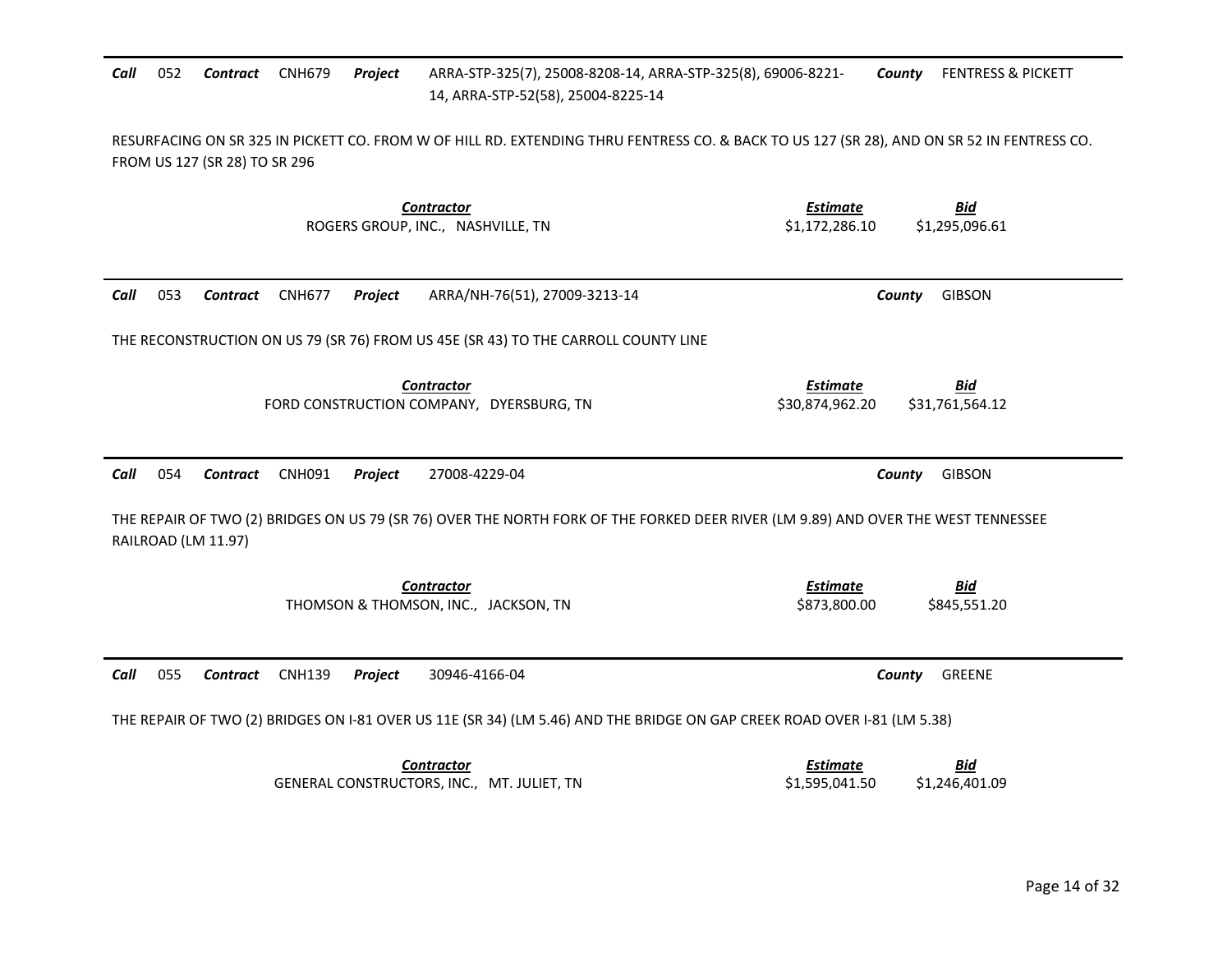**Call** 052 **Contract** CNH679 **Project** ARRA-STP-325(7), 25008-8208-14, ARRA-STP-325(8), 69006-8221-14, ARRA-STP-52(58), 25004-8225-14 **County** FENTRESS & PICKETT

RESURFACING ON SR 325 IN PICKETT CO. FROM W OF HILL RD. EXTENDING THRU FENTRESS CO. & BACK TO US 127 (SR 28), AND ON SR 52 IN FENTRESS CO. FROM US 127 (SR 28) TO SR 296

| Contractor | Estimate | Bid |
|---|---|---|
| ROGERS GROUP, INC., NASHVILLE, TN | $1,172,286.10 | $1,295,096.61 |

---

**Call** 053 **Contract** CNH677 **Project** ARRA/NH-76(51), 27009-3213-14 **County** GIBSON

THE RECONSTRUCTION ON US 79 (SR 76) FROM US 45E (SR 43) TO THE CARROLL COUNTY LINE

| Contractor | Estimate | Bid |
|---|---|---|
| FORD CONSTRUCTION COMPANY, DYERSBURG, TN | $30,874,962.20 | $31,761,564.12 |

---

**Call** 054 **Contract** CNH091 **Project** 27008-4229-04 **County** GIBSON

THE REPAIR OF TWO (2) BRIDGES ON US 79 (SR 76) OVER THE NORTH FORK OF THE FORKED DEER RIVER (LM 9.89) AND OVER THE WEST TENNESSEE RAILROAD (LM 11.97)

| Contractor | Estimate | Bid |
|---|---|---|
| THOMSON & THOMSON, INC., JACKSON, TN | $873,800.00 | $845,551.20 |

---

**Call** 055 **Contract** CNH139 **Project** 30946-4166-04 **County** GREENE

THE REPAIR OF TWO (2) BRIDGES ON I-81 OVER US 11E (SR 34) (LM 5.46) AND THE BRIDGE ON GAP CREEK ROAD OVER I-81 (LM 5.38)

| Contractor | Estimate | Bid |
|---|---|---|
| GENERAL CONSTRUCTORS, INC., MT. JULIET, TN | $1,595,041.50 | $1,246,401.09 |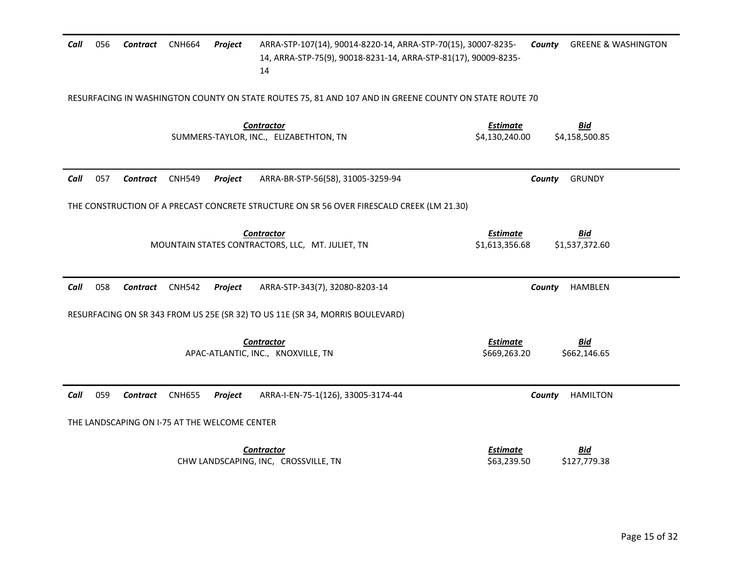***Call*** 056 ***Contract*** CNH664 ***Project*** ARRA-STP-107(14), 90014-8220-14, ARRA-STP-70(15), 30007-8235-14, ARRA-STP-75(9), 90018-8231-14, ARRA-STP-81(17), 90009-8235-14 ***County*** GREENE & WASHINGTON

RESURFACING IN WASHINGTON COUNTY ON STATE ROUTES 75, 81 AND 107 AND IN GREENE COUNTY ON STATE ROUTE 70

| *Contractor* | *Estimate* | *Bid* |
|---|---|---|
| SUMMERS-TAYLOR, INC., ELIZABETHTON, TN | \$4,130,240.00 | \$4,158,500.85 |

---

***Call*** 057 ***Contract*** CNH549 ***Project*** ARRA-BR-STP-56(58), 31005-3259-94 ***County*** GRUNDY

THE CONSTRUCTION OF A PRECAST CONCRETE STRUCTURE ON SR 56 OVER FIRESCALD CREEK (LM 21.30)

| *Contractor* | *Estimate* | *Bid* |
|---|---|---|
| MOUNTAIN STATES CONTRACTORS, LLC, MT. JULIET, TN | \$1,613,356.68 | \$1,537,372.60 |

---

***Call*** 058 ***Contract*** CNH542 ***Project*** ARRA-STP-343(7), 32080-8203-14 ***County*** HAMBLEN

RESURFACING ON SR 343 FROM US 25E (SR 32) TO US 11E (SR 34, MORRIS BOULEVARD)

| *Contractor* | *Estimate* | *Bid* |
|---|---|---|
| APAC-ATLANTIC, INC., KNOXVILLE, TN | \$669,263.20 | \$662,146.65 |

---

***Call*** 059 ***Contract*** CNH655 ***Project*** ARRA-I-EN-75-1(126), 33005-3174-44 ***County*** HAMILTON

THE LANDSCAPING ON I-75 AT THE WELCOME CENTER

| *Contractor* | *Estimate* | *Bid* |
|---|---|---|
| CHW LANDSCAPING, INC, CROSSVILLE, TN | \$63,239.50 | \$127,779.38 |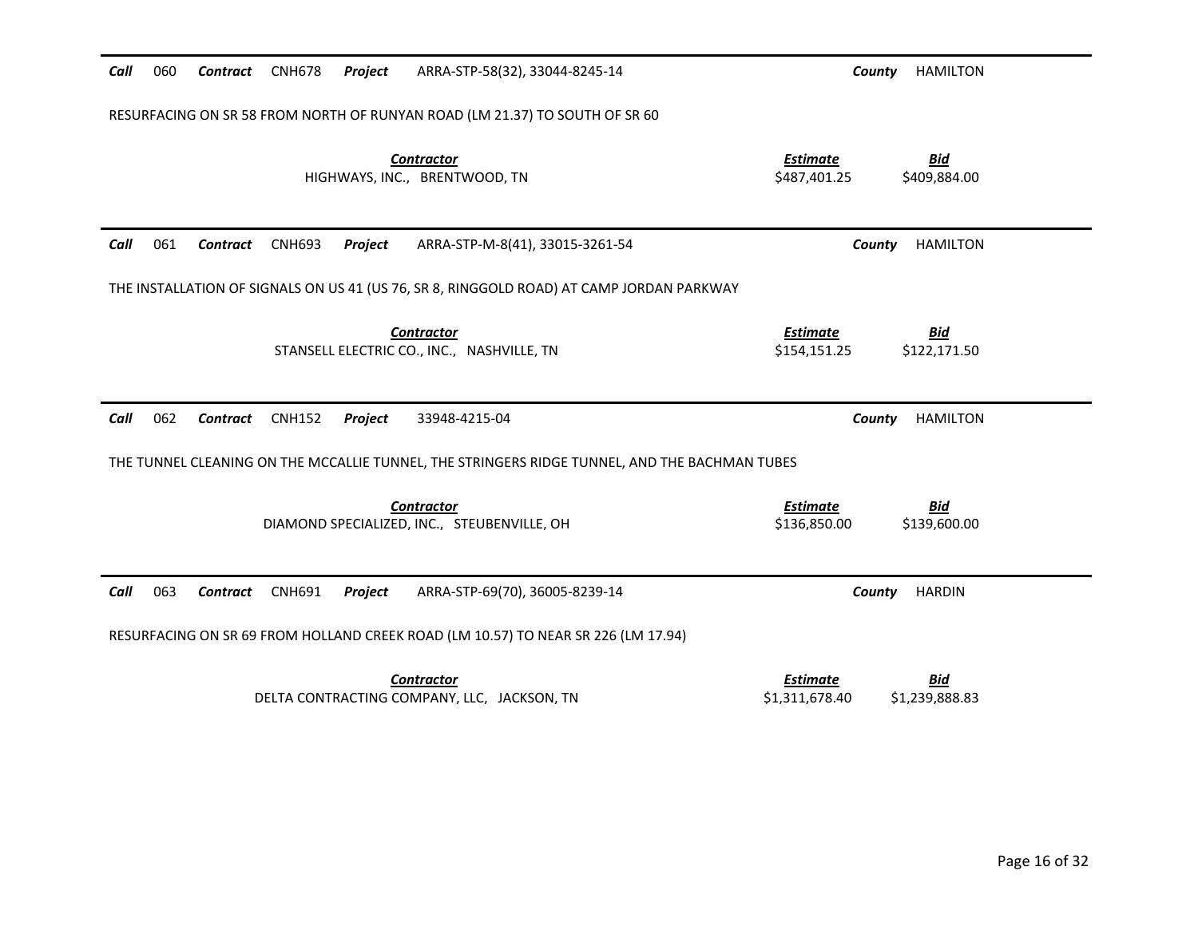**Call** 060 **Contract** CNH678 **Project** ARRA-STP-58(32), 33044-8245-14 **County** HAMILTON

RESURFACING ON SR 58 FROM NORTH OF RUNYAN ROAD (LM 21.37) TO SOUTH OF SR 60

| Contractor | Estimate | Bid |
|---|---|---|
| HIGHWAYS, INC., BRENTWOOD, TN | $487,401.25 | $409,884.00 |

---

**Call** 061 **Contract** CNH693 **Project** ARRA-STP-M-8(41), 33015-3261-54 **County** HAMILTON

THE INSTALLATION OF SIGNALS ON US 41 (US 76, SR 8, RINGGOLD ROAD) AT CAMP JORDAN PARKWAY

| Contractor | Estimate | Bid |
|---|---|---|
| STANSELL ELECTRIC CO., INC., NASHVILLE, TN | $154,151.25 | $122,171.50 |

---

**Call** 062 **Contract** CNH152 **Project** 33948-4215-04 **County** HAMILTON

THE TUNNEL CLEANING ON THE MCCALLIE TUNNEL, THE STRINGERS RIDGE TUNNEL, AND THE BACHMAN TUBES

| Contractor | Estimate | Bid |
|---|---|---|
| DIAMOND SPECIALIZED, INC., STEUBENVILLE, OH | $136,850.00 | $139,600.00 |

---

**Call** 063 **Contract** CNH691 **Project** ARRA-STP-69(70), 36005-8239-14 **County** HARDIN

RESURFACING ON SR 69 FROM HOLLAND CREEK ROAD (LM 10.57) TO NEAR SR 226 (LM 17.94)

| Contractor | Estimate | Bid |
|---|---|---|
| DELTA CONTRACTING COMPANY, LLC, JACKSON, TN | $1,311,678.40 | $1,239,888.83 |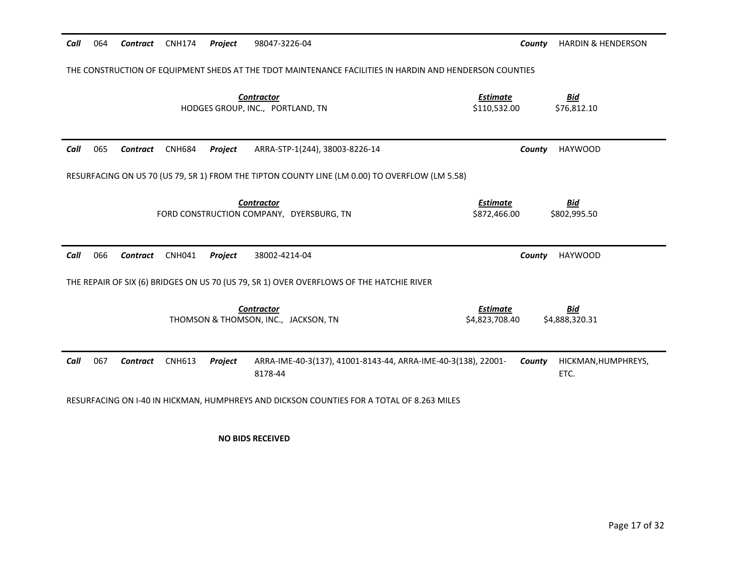**Call** 064 **Contract** CNH174 **Project** 98047-3226-04 **County** HARDIN & HENDERSON

THE CONSTRUCTION OF EQUIPMENT SHEDS AT THE TDOT MAINTENANCE FACILITIES IN HARDIN AND HENDERSON COUNTIES

| Contractor | Estimate | Bid |
|---|---|---|
| HODGES GROUP, INC., PORTLAND, TN | $110,532.00 | $76,812.10 |

---

**Call** 065 **Contract** CNH684 **Project** ARRA-STP-1(244), 38003-8226-14 **County** HAYWOOD

RESURFACING ON US 70 (US 79, SR 1) FROM THE TIPTON COUNTY LINE (LM 0.00) TO OVERFLOW (LM 5.58)

| Contractor | Estimate | Bid |
|---|---|---|
| FORD CONSTRUCTION COMPANY, DYERSBURG, TN | $872,466.00 | $802,995.50 |

---

**Call** 066 **Contract** CNH041 **Project** 38002-4214-04 **County** HAYWOOD

THE REPAIR OF SIX (6) BRIDGES ON US 70 (US 79, SR 1) OVER OVERFLOWS OF THE HATCHIE RIVER

| Contractor | Estimate | Bid |
|---|---|---|
| THOMSON & THOMSON, INC., JACKSON, TN | $4,823,708.40 | $4,888,320.31 |

---

**Call** 067 **Contract** CNH613 **Project** ARRA-IME-40-3(137), 41001-8143-44, ARRA-IME-40-3(138), 22001-8178-44 **County** HICKMAN,HUMPHREYS, ETC.

RESURFACING ON I-40 IN HICKMAN, HUMPHREYS AND DICKSON COUNTIES FOR A TOTAL OF 8.263 MILES

**NO BIDS RECEIVED**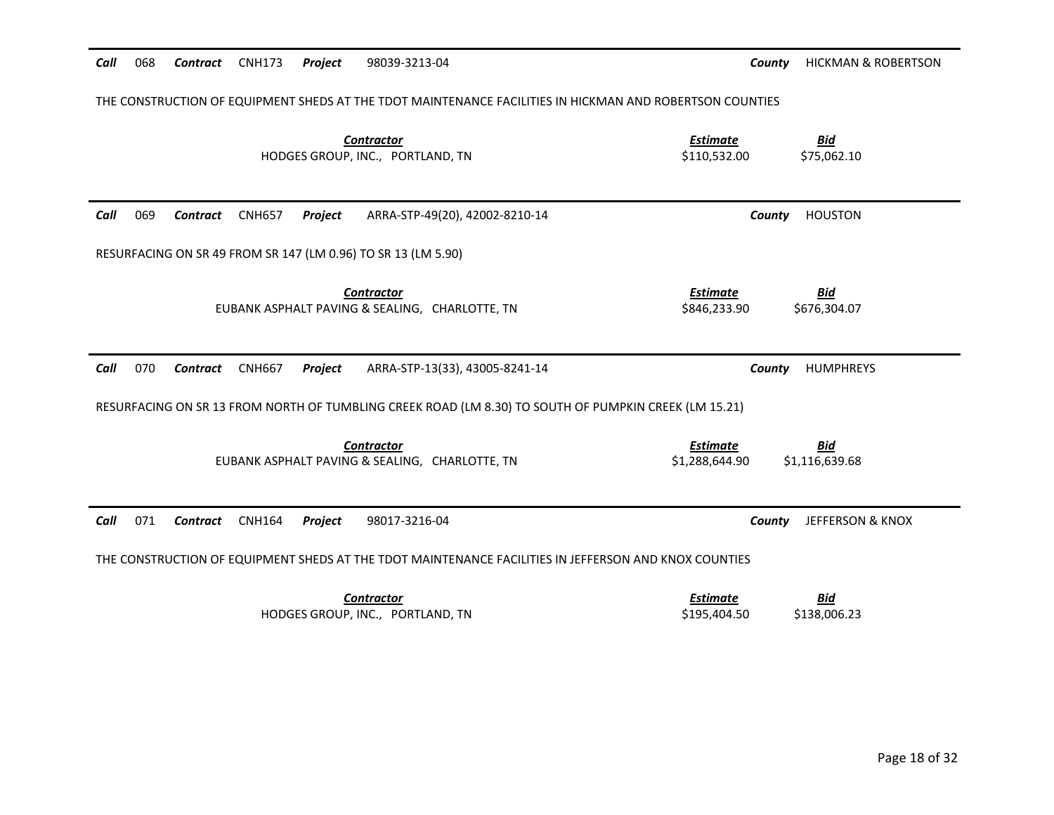**Call** 068 **Contract** CNH173 **Project** 98039-3213-04 **County** HICKMAN & ROBERTSON

THE CONSTRUCTION OF EQUIPMENT SHEDS AT THE TDOT MAINTENANCE FACILITIES IN HICKMAN AND ROBERTSON COUNTIES

| Contractor | Estimate | Bid |
|---|---|---|
| HODGES GROUP, INC., PORTLAND, TN | $110,532.00 | $75,062.10 |

---

**Call** 069 **Contract** CNH657 **Project** ARRA-STP-49(20), 42002-8210-14 **County** HOUSTON

RESURFACING ON SR 49 FROM SR 147 (LM 0.96) TO SR 13 (LM 5.90)

| Contractor | Estimate | Bid |
|---|---|---|
| EUBANK ASPHALT PAVING & SEALING, CHARLOTTE, TN | $846,233.90 | $676,304.07 |

---

**Call** 070 **Contract** CNH667 **Project** ARRA-STP-13(33), 43005-8241-14 **County** HUMPHREYS

RESURFACING ON SR 13 FROM NORTH OF TUMBLING CREEK ROAD (LM 8.30) TO SOUTH OF PUMPKIN CREEK (LM 15.21)

| Contractor | Estimate | Bid |
|---|---|---|
| EUBANK ASPHALT PAVING & SEALING, CHARLOTTE, TN | $1,288,644.90 | $1,116,639.68 |

---

**Call** 071 **Contract** CNH164 **Project** 98017-3216-04 **County** JEFFERSON & KNOX

THE CONSTRUCTION OF EQUIPMENT SHEDS AT THE TDOT MAINTENANCE FACILITIES IN JEFFERSON AND KNOX COUNTIES

| Contractor | Estimate | Bid |
|---|---|---|
| HODGES GROUP, INC., PORTLAND, TN | $195,404.50 | $138,006.23 |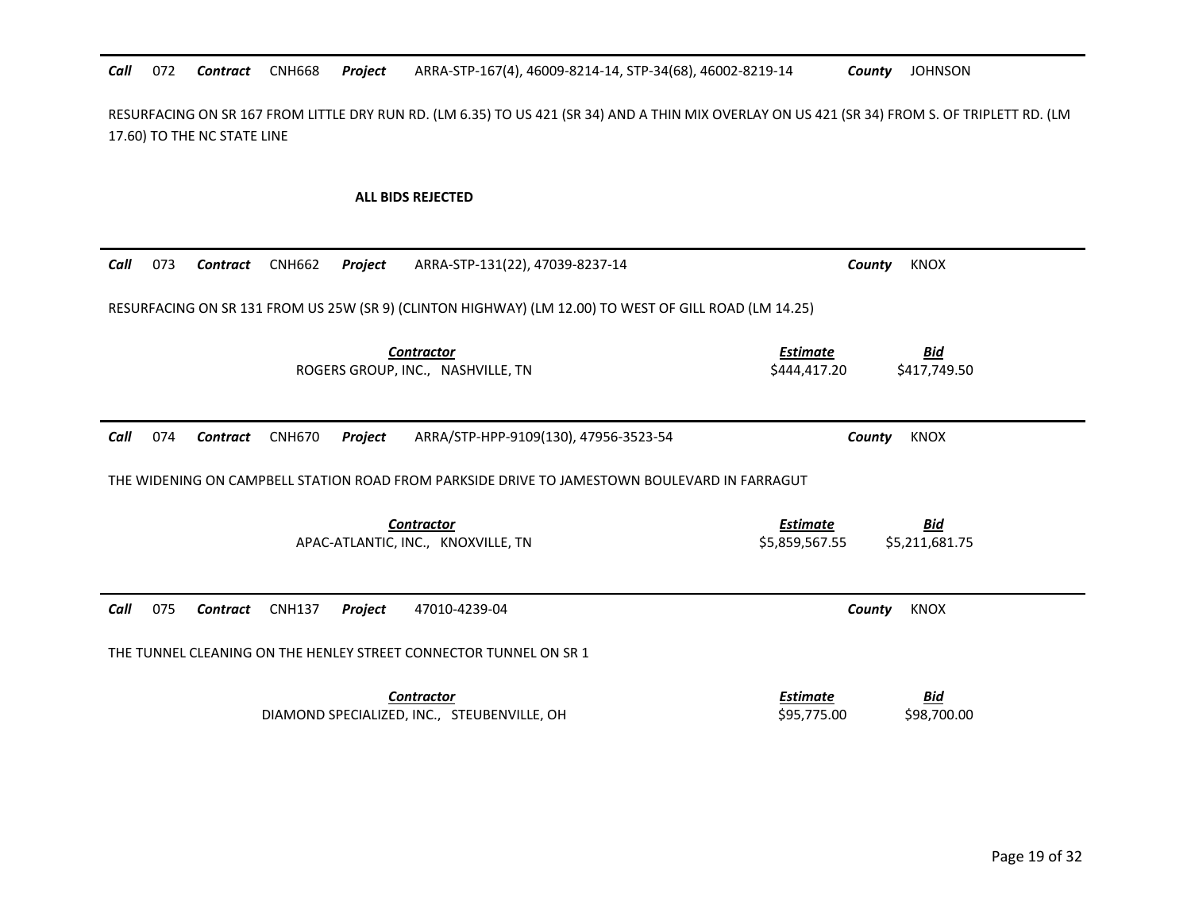**Call** 072 **Contract** CNH668 **Project** ARRA-STP-167(4), 46009-8214-14, STP-34(68), 46002-8219-14 **County** JOHNSON

RESURFACING ON SR 167 FROM LITTLE DRY RUN RD. (LM 6.35) TO US 421 (SR 34) AND A THIN MIX OVERLAY ON US 421 (SR 34) FROM S. OF TRIPLETT RD. (LM 17.60) TO THE NC STATE LINE

**ALL BIDS REJECTED**

---

**Call** 073 **Contract** CNH662 **Project** ARRA-STP-131(22), 47039-8237-14 **County** KNOX

RESURFACING ON SR 131 FROM US 25W (SR 9) (CLINTON HIGHWAY) (LM 12.00) TO WEST OF GILL ROAD (LM 14.25)

| *Contractor* | *Estimate* | *Bid* |
|---|---|---|
| ROGERS GROUP, INC., NASHVILLE, TN | $444,417.20 | $417,749.50 |

---

**Call** 074 **Contract** CNH670 **Project** ARRA/STP-HPP-9109(130), 47956-3523-54 **County** KNOX

THE WIDENING ON CAMPBELL STATION ROAD FROM PARKSIDE DRIVE TO JAMESTOWN BOULEVARD IN FARRAGUT

| *Contractor* | *Estimate* | *Bid* |
|---|---|---|
| APAC-ATLANTIC, INC., KNOXVILLE, TN | $5,859,567.55 | $5,211,681.75 |

---

**Call** 075 **Contract** CNH137 **Project** 47010-4239-04 **County** KNOX

THE TUNNEL CLEANING ON THE HENLEY STREET CONNECTOR TUNNEL ON SR 1

| *Contractor* | *Estimate* | *Bid* |
|---|---|---|
| DIAMOND SPECIALIZED, INC., STEUBENVILLE, OH | $95,775.00 | $98,700.00 |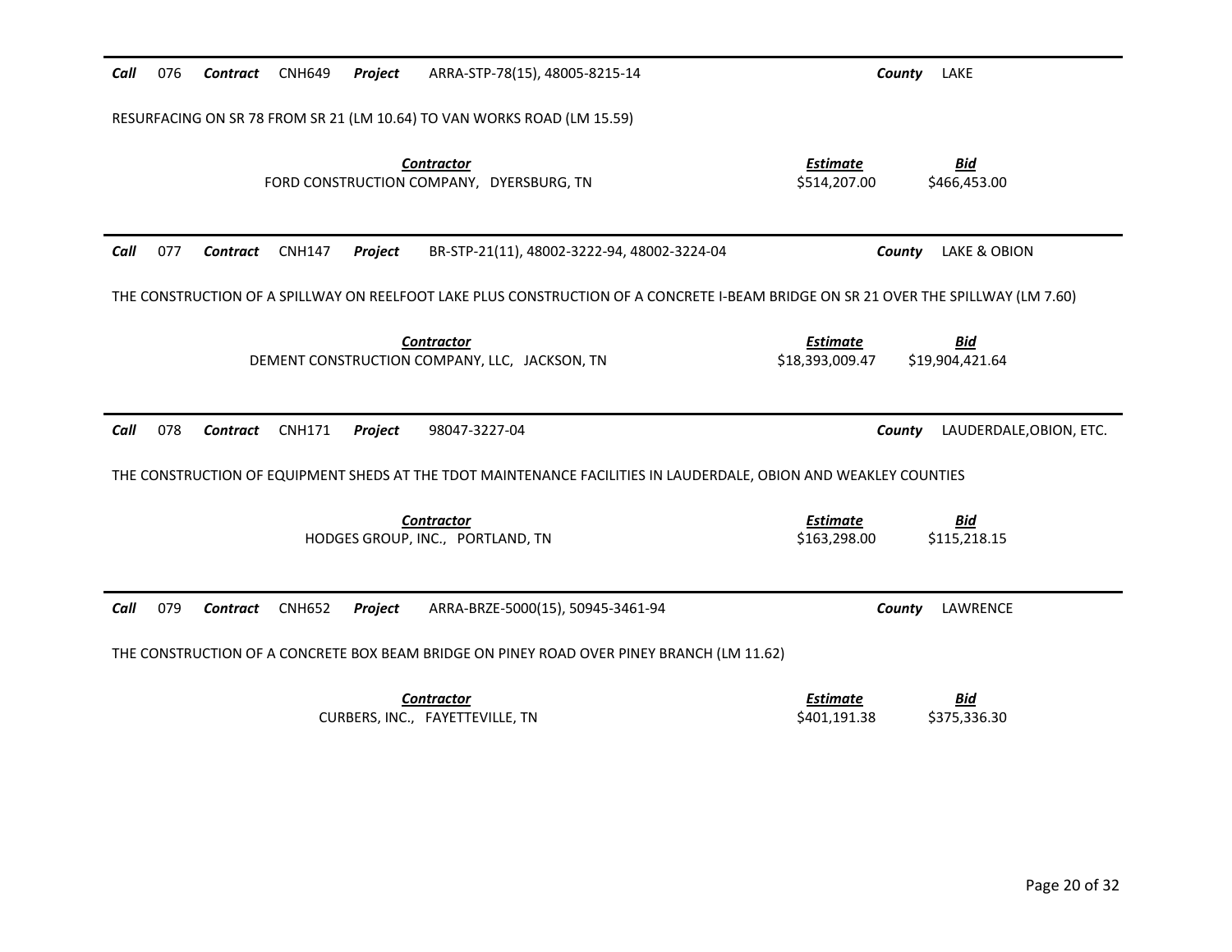**Call** 076 **Contract** CNH649 **Project** ARRA-STP-78(15), 48005-8215-14 **County** LAKE

RESURFACING ON SR 78 FROM SR 21 (LM 10.64) TO VAN WORKS ROAD (LM 15.59)

| Contractor | Estimate | Bid |
|---|---|---|
| FORD CONSTRUCTION COMPANY, DYERSBURG, TN | $514,207.00 | $466,453.00 |

---

**Call** 077 **Contract** CNH147 **Project** BR-STP-21(11), 48002-3222-94, 48002-3224-04 **County** LAKE & OBION

THE CONSTRUCTION OF A SPILLWAY ON REELFOOT LAKE PLUS CONSTRUCTION OF A CONCRETE I-BEAM BRIDGE ON SR 21 OVER THE SPILLWAY (LM 7.60)

| Contractor | Estimate | Bid |
|---|---|---|
| DEMENT CONSTRUCTION COMPANY, LLC, JACKSON, TN | $18,393,009.47 | $19,904,421.64 |

---

**Call** 078 **Contract** CNH171 **Project** 98047-3227-04 **County** LAUDERDALE,OBION, ETC.

THE CONSTRUCTION OF EQUIPMENT SHEDS AT THE TDOT MAINTENANCE FACILITIES IN LAUDERDALE, OBION AND WEAKLEY COUNTIES

| Contractor | Estimate | Bid |
|---|---|---|
| HODGES GROUP, INC., PORTLAND, TN | $163,298.00 | $115,218.15 |

---

**Call** 079 **Contract** CNH652 **Project** ARRA-BRZE-5000(15), 50945-3461-94 **County** LAWRENCE

THE CONSTRUCTION OF A CONCRETE BOX BEAM BRIDGE ON PINEY ROAD OVER PINEY BRANCH (LM 11.62)

| Contractor | Estimate | Bid |
|---|---|---|
| CURBERS, INC., FAYETTEVILLE, TN | $401,191.38 | $375,336.30 |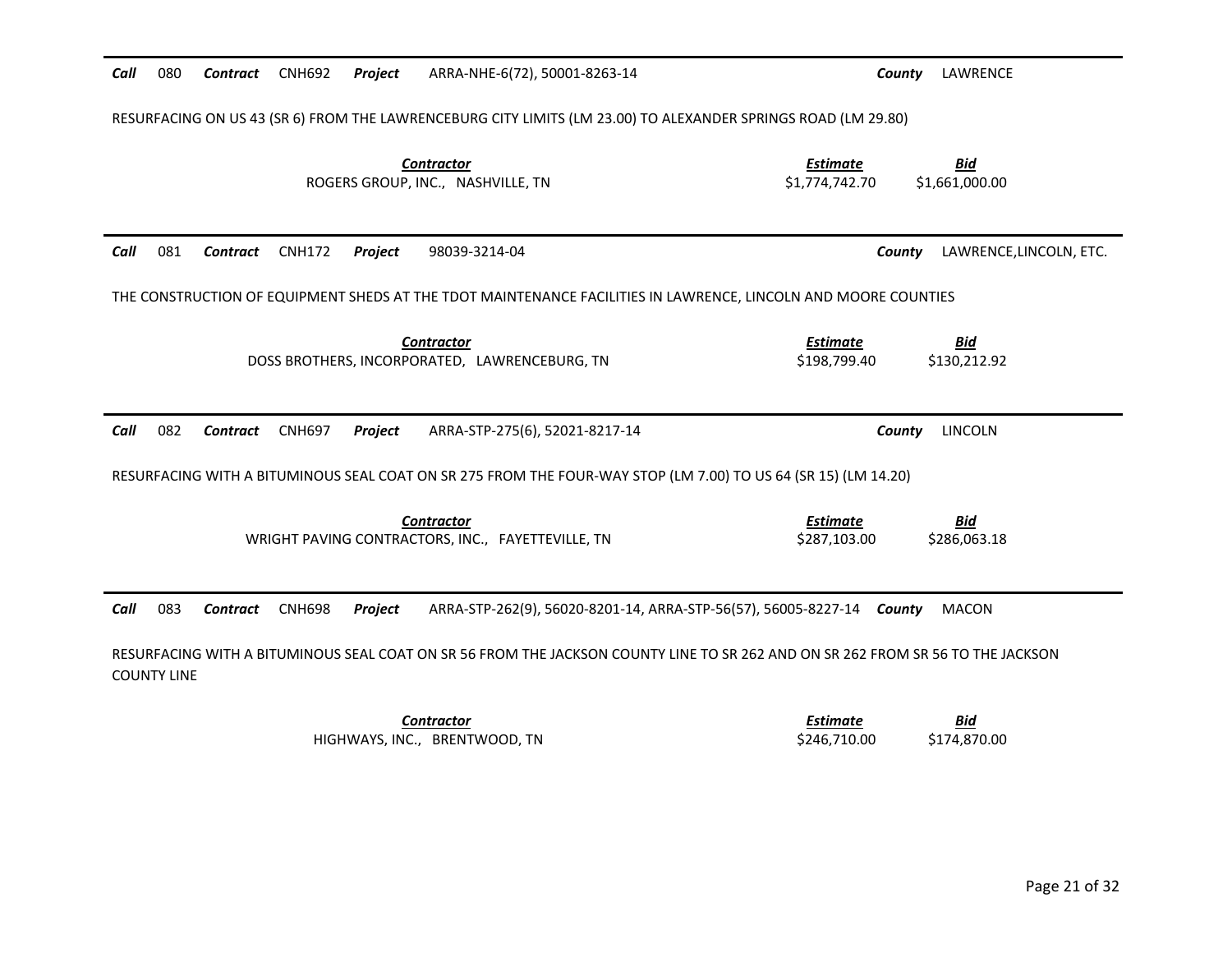**Call** 080 **Contract** CNH692 **Project** ARRA-NHE-6(72), 50001-8263-14 **County** LAWRENCE

RESURFACING ON US 43 (SR 6) FROM THE LAWRENCEBURG CITY LIMITS (LM 23.00) TO ALEXANDER SPRINGS ROAD (LM 29.80)

| Contractor | Estimate | Bid |
|---|---|---|
| ROGERS GROUP, INC., NASHVILLE, TN | $1,774,742.70 | $1,661,000.00 |

**Call** 081 **Contract** CNH172 **Project** 98039-3214-04 **County** LAWRENCE,LINCOLN, ETC.

THE CONSTRUCTION OF EQUIPMENT SHEDS AT THE TDOT MAINTENANCE FACILITIES IN LAWRENCE, LINCOLN AND MOORE COUNTIES

| Contractor | Estimate | Bid |
|---|---|---|
| DOSS BROTHERS, INCORPORATED, LAWRENCEBURG, TN | $198,799.40 | $130,212.92 |

**Call** 082 **Contract** CNH697 **Project** ARRA-STP-275(6), 52021-8217-14 **County** LINCOLN

RESURFACING WITH A BITUMINOUS SEAL COAT ON SR 275 FROM THE FOUR-WAY STOP (LM 7.00) TO US 64 (SR 15) (LM 14.20)

| Contractor | Estimate | Bid |
|---|---|---|
| WRIGHT PAVING CONTRACTORS, INC., FAYETTEVILLE, TN | $287,103.00 | $286,063.18 |

**Call** 083 **Contract** CNH698 **Project** ARRA-STP-262(9), 56020-8201-14, ARRA-STP-56(57), 56005-8227-14 **County** MACON

RESURFACING WITH A BITUMINOUS SEAL COAT ON SR 56 FROM THE JACKSON COUNTY LINE TO SR 262 AND ON SR 262 FROM SR 56 TO THE JACKSON COUNTY LINE

| Contractor | Estimate | Bid |
|---|---|---|
| HIGHWAYS, INC., BRENTWOOD, TN | $246,710.00 | $174,870.00 |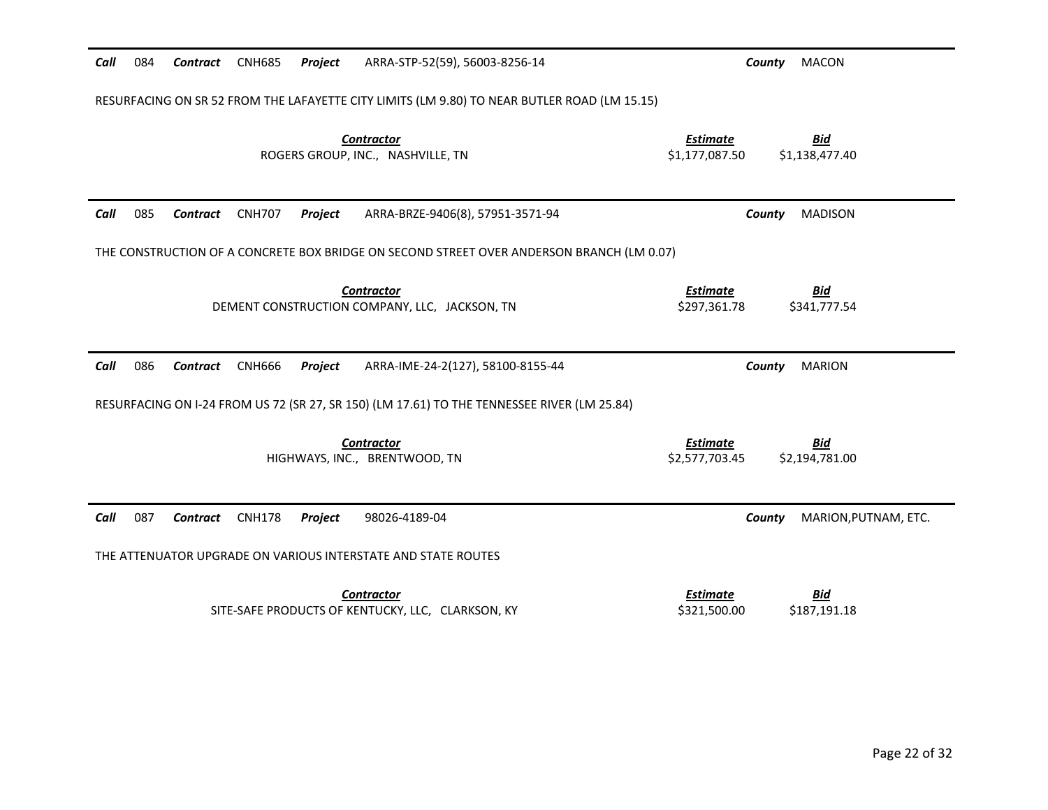**Call** 084 **Contract** CNH685 **Project** ARRA-STP-52(59), 56003-8256-14 **County** MACON

RESURFACING ON SR 52 FROM THE LAFAYETTE CITY LIMITS (LM 9.80) TO NEAR BUTLER ROAD (LM 15.15)

| Contractor | Estimate | Bid |
| --- | --- | --- |
| ROGERS GROUP, INC., NASHVILLE, TN | $1,177,087.50 | $1,138,477.40 |

---

**Call** 085 **Contract** CNH707 **Project** ARRA-BRZE-9406(8), 57951-3571-94 **County** MADISON

THE CONSTRUCTION OF A CONCRETE BOX BRIDGE ON SECOND STREET OVER ANDERSON BRANCH (LM 0.07)

| Contractor | Estimate | Bid |
| --- | --- | --- |
| DEMENT CONSTRUCTION COMPANY, LLC, JACKSON, TN | $297,361.78 | $341,777.54 |

---

**Call** 086 **Contract** CNH666 **Project** ARRA-IME-24-2(127), 58100-8155-44 **County** MARION

RESURFACING ON I-24 FROM US 72 (SR 27, SR 150) (LM 17.61) TO THE TENNESSEE RIVER (LM 25.84)

| Contractor | Estimate | Bid |
| --- | --- | --- |
| HIGHWAYS, INC., BRENTWOOD, TN | $2,577,703.45 | $2,194,781.00 |

---

**Call** 087 **Contract** CNH178 **Project** 98026-4189-04 **County** MARION,PUTNAM, ETC.

THE ATTENUATOR UPGRADE ON VARIOUS INTERSTATE AND STATE ROUTES

| Contractor | Estimate | Bid |
| --- | --- | --- |
| SITE-SAFE PRODUCTS OF KENTUCKY, LLC, CLARKSON, KY | $321,500.00 | $187,191.18 |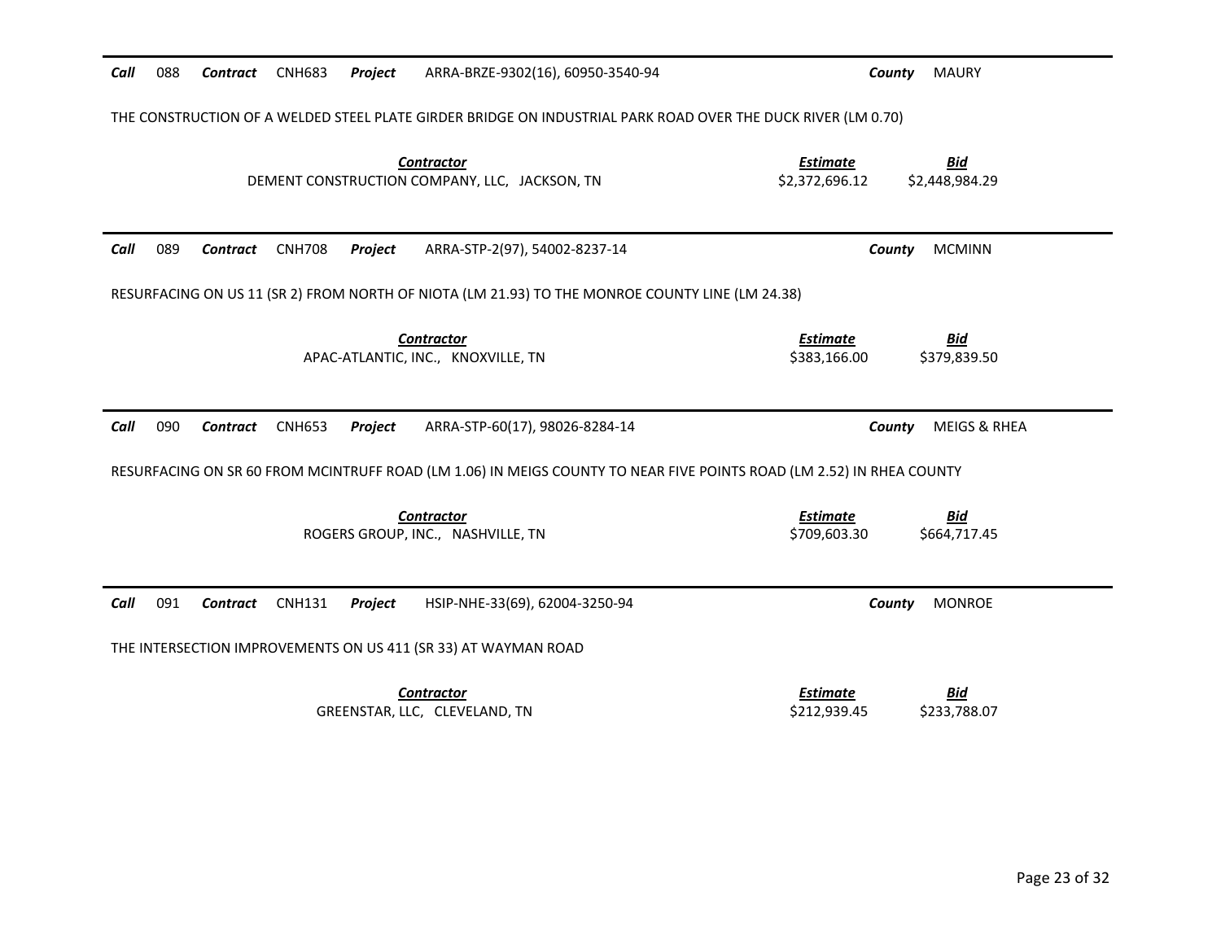**Call** 088 **Contract** CNH683 **Project** ARRA-BRZE-9302(16), 60950-3540-94 **County** MAURY

THE CONSTRUCTION OF A WELDED STEEL PLATE GIRDER BRIDGE ON INDUSTRIAL PARK ROAD OVER THE DUCK RIVER (LM 0.70)

| *Contractor* | *Estimate* | *Bid* |
|---|---|---|
| DEMENT CONSTRUCTION COMPANY, LLC, JACKSON, TN | \$2,372,696.12 | \$2,448,984.29 |

---

**Call** 089 **Contract** CNH708 **Project** ARRA-STP-2(97), 54002-8237-14 **County** MCMINN

RESURFACING ON US 11 (SR 2) FROM NORTH OF NIOTA (LM 21.93) TO THE MONROE COUNTY LINE (LM 24.38)

| *Contractor* | *Estimate* | *Bid* |
|---|---|---|
| APAC-ATLANTIC, INC., KNOXVILLE, TN | \$383,166.00 | \$379,839.50 |

---

**Call** 090 **Contract** CNH653 **Project** ARRA-STP-60(17), 98026-8284-14 **County** MEIGS & RHEA

RESURFACING ON SR 60 FROM MCINTRUFF ROAD (LM 1.06) IN MEIGS COUNTY TO NEAR FIVE POINTS ROAD (LM 2.52) IN RHEA COUNTY

| *Contractor* | *Estimate* | *Bid* |
|---|---|---|
| ROGERS GROUP, INC., NASHVILLE, TN | \$709,603.30 | \$664,717.45 |

---

**Call** 091 **Contract** CNH131 **Project** HSIP-NHE-33(69), 62004-3250-94 **County** MONROE

THE INTERSECTION IMPROVEMENTS ON US 411 (SR 33) AT WAYMAN ROAD

| *Contractor* | *Estimate* | *Bid* |
|---|---|---|
| GREENSTAR, LLC, CLEVELAND, TN | \$212,939.45 | \$233,788.07 |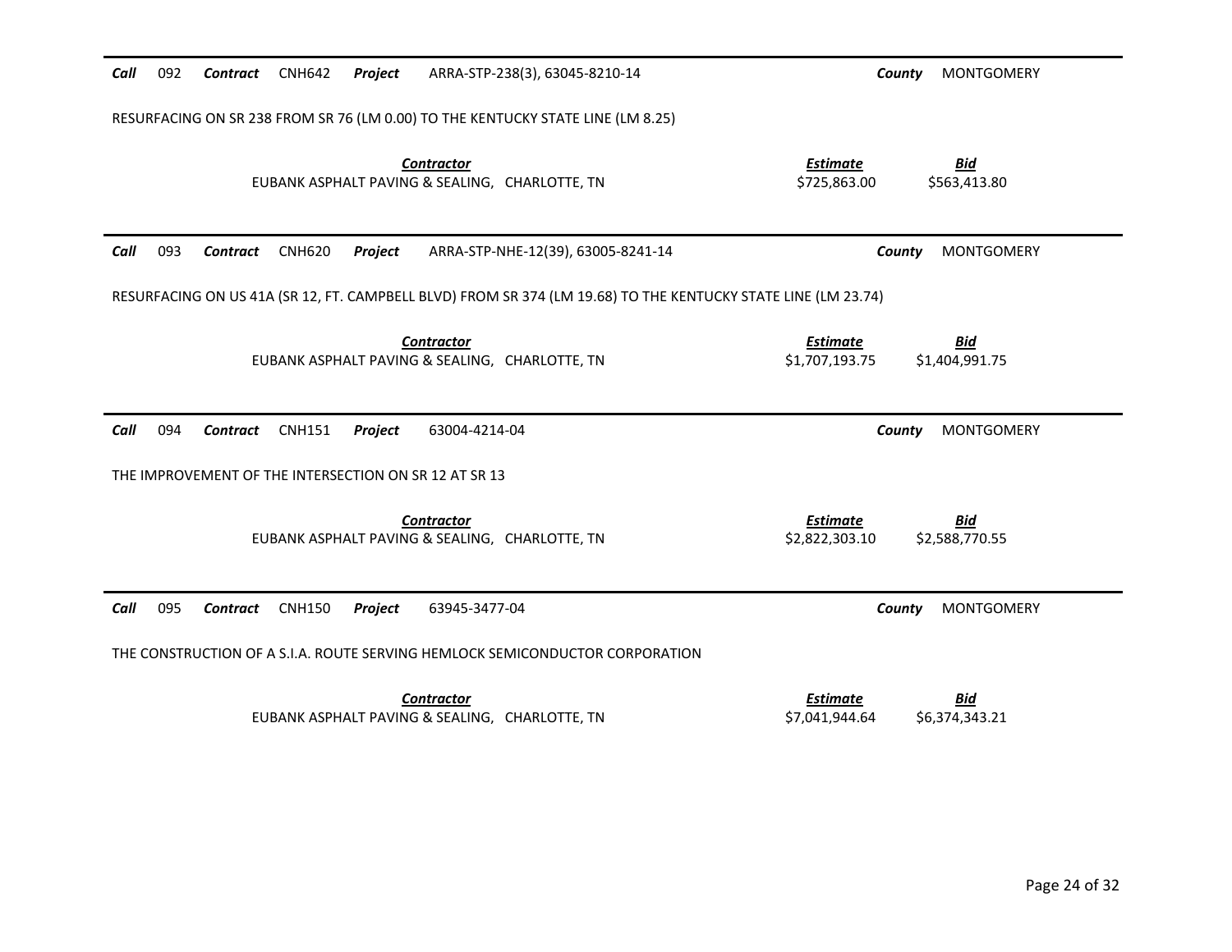**Call** 092 **Contract** CNH642 **Project** ARRA-STP-238(3), 63045-8210-14 **County** MONTGOMERY

RESURFACING ON SR 238 FROM SR 76 (LM 0.00) TO THE KENTUCKY STATE LINE (LM 8.25)

| Contractor | Estimate | Bid |
|---|---|---|
| EUBANK ASPHALT PAVING & SEALING, CHARLOTTE, TN | $725,863.00 | $563,413.80 |

---

**Call** 093 **Contract** CNH620 **Project** ARRA-STP-NHE-12(39), 63005-8241-14 **County** MONTGOMERY

RESURFACING ON US 41A (SR 12, FT. CAMPBELL BLVD) FROM SR 374 (LM 19.68) TO THE KENTUCKY STATE LINE (LM 23.74)

| Contractor | Estimate | Bid |
|---|---|---|
| EUBANK ASPHALT PAVING & SEALING, CHARLOTTE, TN | $1,707,193.75 | $1,404,991.75 |

---

**Call** 094 **Contract** CNH151 **Project** 63004-4214-04 **County** MONTGOMERY

THE IMPROVEMENT OF THE INTERSECTION ON SR 12 AT SR 13

| Contractor | Estimate | Bid |
|---|---|---|
| EUBANK ASPHALT PAVING & SEALING, CHARLOTTE, TN | $2,822,303.10 | $2,588,770.55 |

---

**Call** 095 **Contract** CNH150 **Project** 63945-3477-04 **County** MONTGOMERY

THE CONSTRUCTION OF A S.I.A. ROUTE SERVING HEMLOCK SEMICONDUCTOR CORPORATION

| Contractor | Estimate | Bid |
|---|---|---|
| EUBANK ASPHALT PAVING & SEALING, CHARLOTTE, TN | $7,041,944.64 | $6,374,343.21 |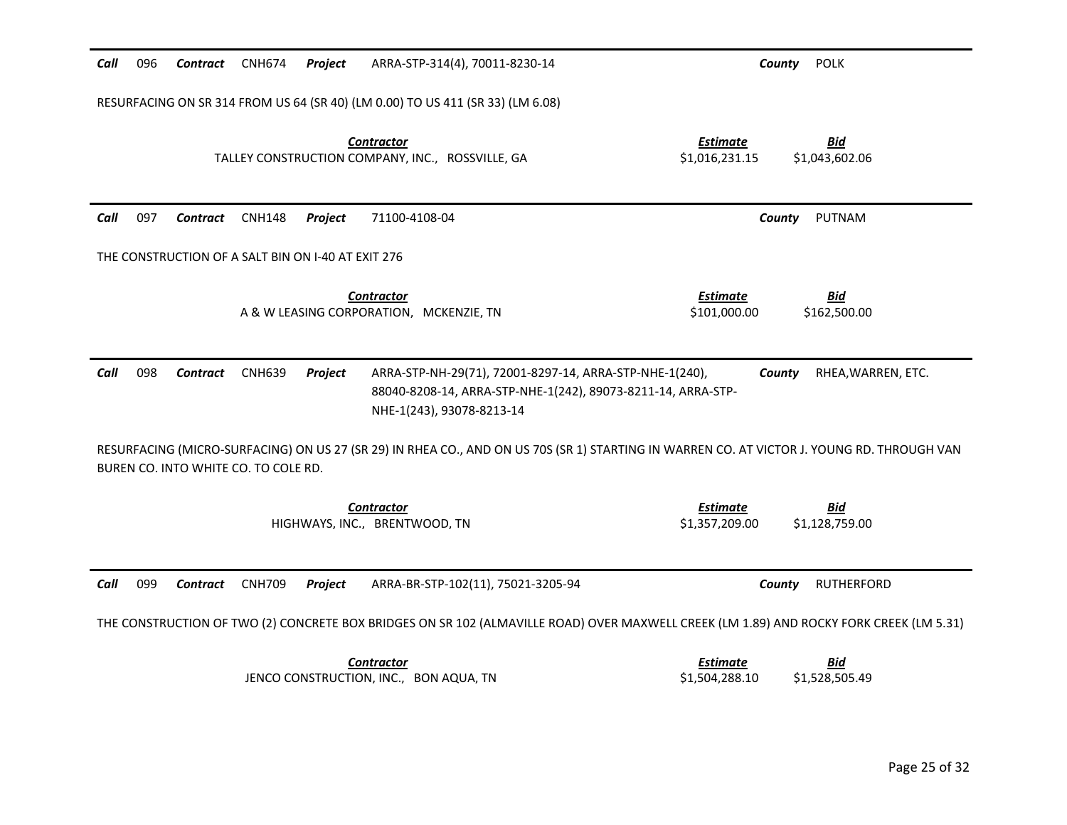**Call** 096 **Contract** CNH674 **Project** ARRA-STP-314(4), 70011-8230-14 **County** POLK

RESURFACING ON SR 314 FROM US 64 (SR 40) (LM 0.00) TO US 411 (SR 33) (LM 6.08)

| Contractor | Estimate | Bid |
|---|---|---|
| TALLEY CONSTRUCTION COMPANY, INC., ROSSVILLE, GA | $1,016,231.15 | $1,043,602.06 |

---

**Call** 097 **Contract** CNH148 **Project** 71100-4108-04 **County** PUTNAM

THE CONSTRUCTION OF A SALT BIN ON I-40 AT EXIT 276

| Contractor | Estimate | Bid |
|---|---|---|
| A & W LEASING CORPORATION, MCKENZIE, TN | $101,000.00 | $162,500.00 |

---

**Call** 098 **Contract** CNH639 **Project** ARRA-STP-NH-29(71), 72001-8297-14, ARRA-STP-NHE-1(240), 88040-8208-14, ARRA-STP-NHE-1(242), 89073-8211-14, ARRA-STP-NHE-1(243), 93078-8213-14 **County** RHEA,WARREN, ETC.

RESURFACING (MICRO-SURFACING) ON US 27 (SR 29) IN RHEA CO., AND ON US 70S (SR 1) STARTING IN WARREN CO. AT VICTOR J. YOUNG RD. THROUGH VAN BUREN CO. INTO WHITE CO. TO COLE RD.

| Contractor | Estimate | Bid |
|---|---|---|
| HIGHWAYS, INC., BRENTWOOD, TN | $1,357,209.00 | $1,128,759.00 |

---

**Call** 099 **Contract** CNH709 **Project** ARRA-BR-STP-102(11), 75021-3205-94 **County** RUTHERFORD

THE CONSTRUCTION OF TWO (2) CONCRETE BOX BRIDGES ON SR 102 (ALMAVILLE ROAD) OVER MAXWELL CREEK (LM 1.89) AND ROCKY FORK CREEK (LM 5.31)

| Contractor | Estimate | Bid |
|---|---|---|
| JENCO CONSTRUCTION, INC., BON AQUA, TN | $1,504,288.10 | $1,528,505.49 |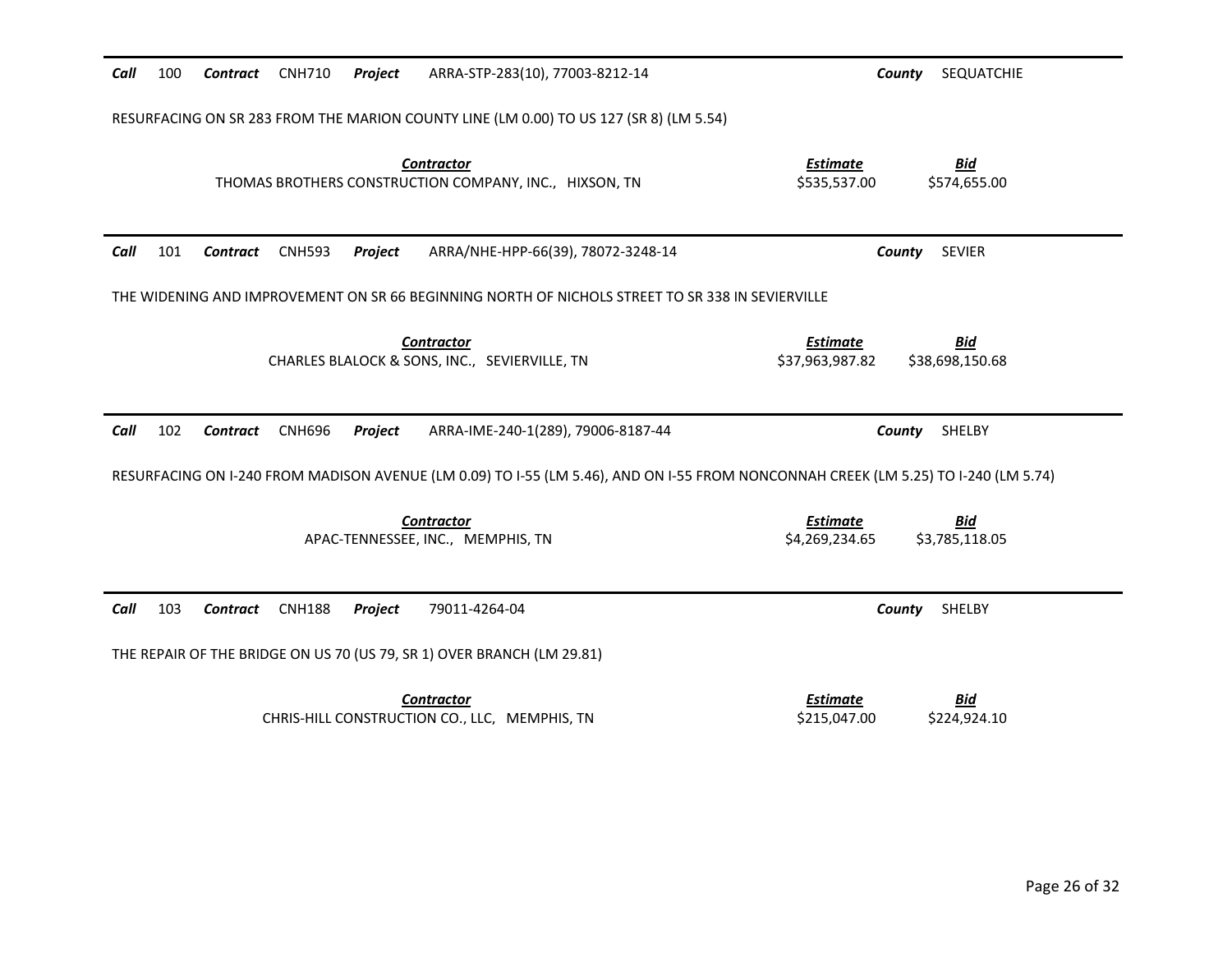***Call*** 100 ***Contract*** CNH710 ***Project*** ARRA-STP-283(10), 77003-8212-14 ***County*** SEQUATCHIE

RESURFACING ON SR 283 FROM THE MARION COUNTY LINE (LM 0.00) TO US 127 (SR 8) (LM 5.54)

| ***Contractor*** | ***Estimate*** | ***Bid*** |
|---|---|---|
| THOMAS BROTHERS CONSTRUCTION COMPANY, INC., HIXSON, TN | $535,537.00 | $574,655.00 |

***Call*** 101 ***Contract*** CNH593 ***Project*** ARRA/NHE-HPP-66(39), 78072-3248-14 ***County*** SEVIER

THE WIDENING AND IMPROVEMENT ON SR 66 BEGINNING NORTH OF NICHOLS STREET TO SR 338 IN SEVIERVILLE

| ***Contractor*** | ***Estimate*** | ***Bid*** |
|---|---|---|
| CHARLES BLALOCK & SONS, INC., SEVIERVILLE, TN | $37,963,987.82 | $38,698,150.68 |

***Call*** 102 ***Contract*** CNH696 ***Project*** ARRA-IME-240-1(289), 79006-8187-44 ***County*** SHELBY

RESURFACING ON I-240 FROM MADISON AVENUE (LM 0.09) TO I-55 (LM 5.46), AND ON I-55 FROM NONCONNAH CREEK (LM 5.25) TO I-240 (LM 5.74)

| ***Contractor*** | ***Estimate*** | ***Bid*** |
|---|---|---|
| APAC-TENNESSEE, INC., MEMPHIS, TN | $4,269,234.65 | $3,785,118.05 |

***Call*** 103 ***Contract*** CNH188 ***Project*** 79011-4264-04 ***County*** SHELBY

THE REPAIR OF THE BRIDGE ON US 70 (US 79, SR 1) OVER BRANCH (LM 29.81)

| ***Contractor*** | ***Estimate*** | ***Bid*** |
|---|---|---|
| CHRIS-HILL CONSTRUCTION CO., LLC, MEMPHIS, TN | $215,047.00 | $224,924.10 |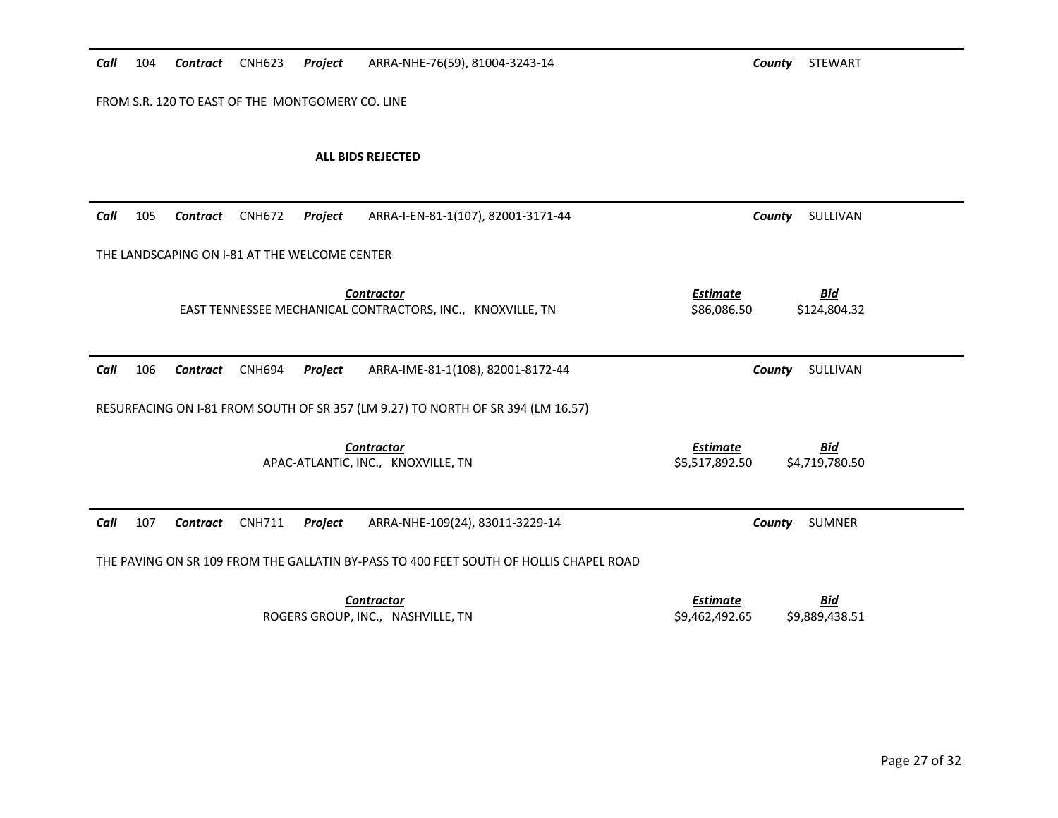**Call** 104 **Contract** CNH623 **Project** ARRA-NHE-76(59), 81004-3243-14 **County** STEWART

FROM S.R. 120 TO EAST OF THE MONTGOMERY CO. LINE

**ALL BIDS REJECTED**

---

**Call** 105 **Contract** CNH672 **Project** ARRA-I-EN-81-1(107), 82001-3171-44 **County** SULLIVAN

THE LANDSCAPING ON I-81 AT THE WELCOME CENTER

| *Contractor* | *Estimate* | *Bid* |
|---|---|---|
| EAST TENNESSEE MECHANICAL CONTRACTORS, INC., KNOXVILLE, TN | $86,086.50 | $124,804.32 |

---

**Call** 106 **Contract** CNH694 **Project** ARRA-IME-81-1(108), 82001-8172-44 **County** SULLIVAN

RESURFACING ON I-81 FROM SOUTH OF SR 357 (LM 9.27) TO NORTH OF SR 394 (LM 16.57)

| *Contractor* | *Estimate* | *Bid* |
|---|---|---|
| APAC-ATLANTIC, INC., KNOXVILLE, TN | $5,517,892.50 | $4,719,780.50 |

---

**Call** 107 **Contract** CNH711 **Project** ARRA-NHE-109(24), 83011-3229-14 **County** SUMNER

THE PAVING ON SR 109 FROM THE GALLATIN BY-PASS TO 400 FEET SOUTH OF HOLLIS CHAPEL ROAD

| *Contractor* | *Estimate* | *Bid* |
|---|---|---|
| ROGERS GROUP, INC., NASHVILLE, TN | $9,462,492.65 | $9,889,438.51 |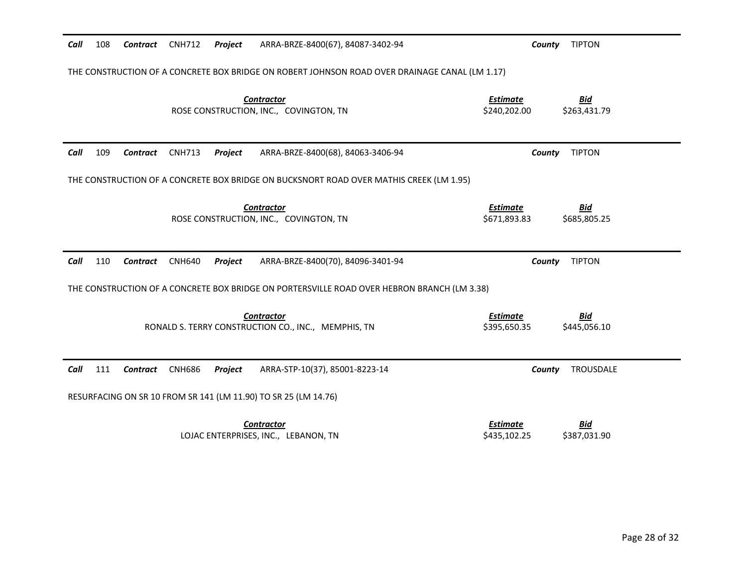**Call** 108 **Contract** CNH712 **Project** ARRA-BRZE-8400(67), 84087-3402-94 **County** TIPTON

THE CONSTRUCTION OF A CONCRETE BOX BRIDGE ON ROBERT JOHNSON ROAD OVER DRAINAGE CANAL (LM 1.17)

| *Contractor* | *Estimate* | *Bid* |
|---|---|---|
| ROSE CONSTRUCTION, INC., COVINGTON, TN | \$240,202.00 | \$263,431.79 |

---

**Call** 109 **Contract** CNH713 **Project** ARRA-BRZE-8400(68), 84063-3406-94 **County** TIPTON

THE CONSTRUCTION OF A CONCRETE BOX BRIDGE ON BUCKSNORT ROAD OVER MATHIS CREEK (LM 1.95)

| *Contractor* | *Estimate* | *Bid* |
|---|---|---|
| ROSE CONSTRUCTION, INC., COVINGTON, TN | \$671,893.83 | \$685,805.25 |

---

**Call** 110 **Contract** CNH640 **Project** ARRA-BRZE-8400(70), 84096-3401-94 **County** TIPTON

THE CONSTRUCTION OF A CONCRETE BOX BRIDGE ON PORTERSVILLE ROAD OVER HEBRON BRANCH (LM 3.38)

| *Contractor* | *Estimate* | *Bid* |
|---|---|---|
| RONALD S. TERRY CONSTRUCTION CO., INC., MEMPHIS, TN | \$395,650.35 | \$445,056.10 |

---

**Call** 111 **Contract** CNH686 **Project** ARRA-STP-10(37), 85001-8223-14 **County** TROUSDALE

RESURFACING ON SR 10 FROM SR 141 (LM 11.90) TO SR 25 (LM 14.76)

| *Contractor* | *Estimate* | *Bid* |
|---|---|---|
| LOJAC ENTERPRISES, INC., LEBANON, TN | \$435,102.25 | \$387,031.90 |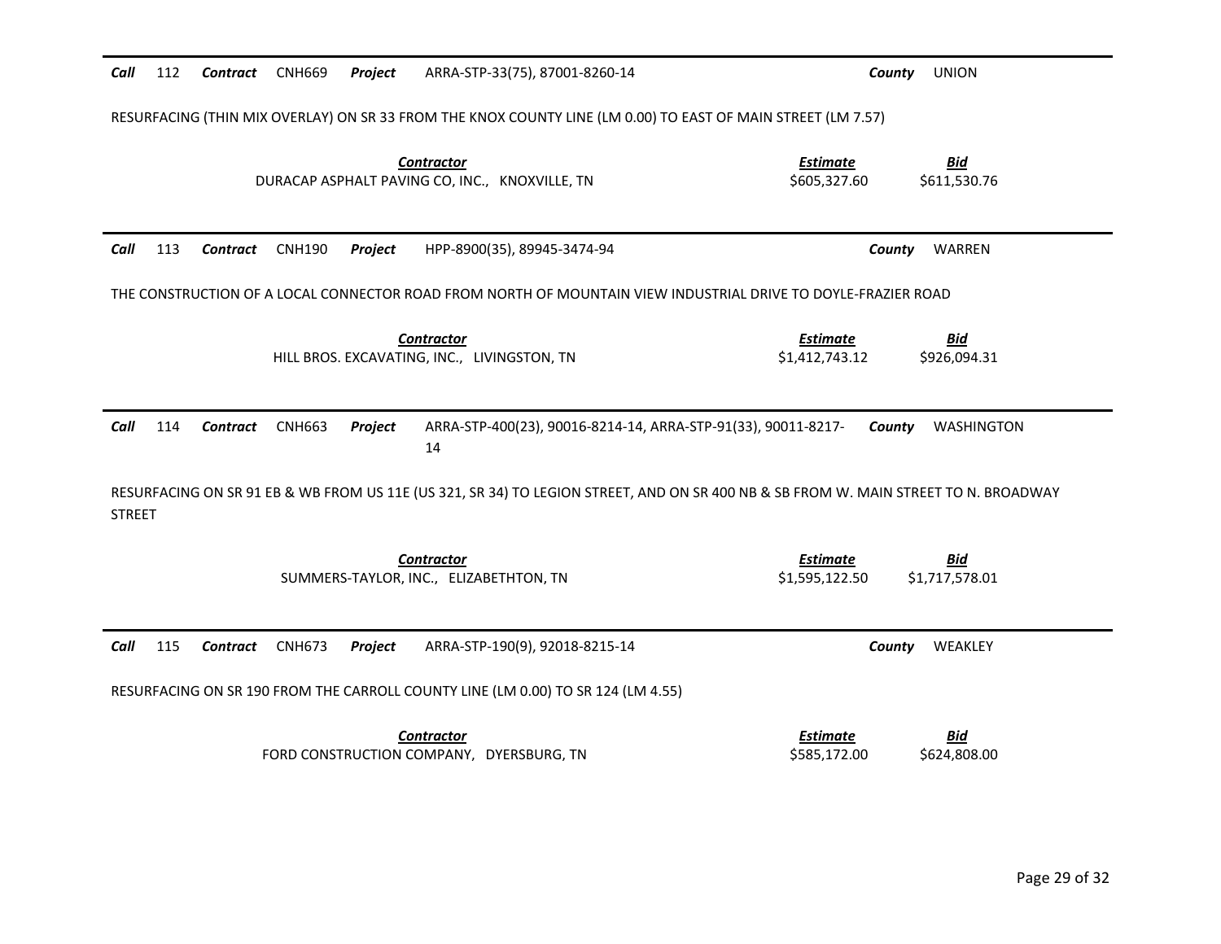**Call** 112 **Contract** CNH669 **Project** ARRA-STP-33(75), 87001-8260-14 **County** UNION

RESURFACING (THIN MIX OVERLAY) ON SR 33 FROM THE KNOX COUNTY LINE (LM 0.00) TO EAST OF MAIN STREET (LM 7.57)

| Contractor | Estimate | Bid |
|---|---|---|
| DURACAP ASPHALT PAVING CO, INC., KNOXVILLE, TN | \$605,327.60 | \$611,530.76 |

---

**Call** 113 **Contract** CNH190 **Project** HPP-8900(35), 89945-3474-94 **County** WARREN

THE CONSTRUCTION OF A LOCAL CONNECTOR ROAD FROM NORTH OF MOUNTAIN VIEW INDUSTRIAL DRIVE TO DOYLE-FRAZIER ROAD

| Contractor | Estimate | Bid |
|---|---|---|
| HILL BROS. EXCAVATING, INC., LIVINGSTON, TN | \$1,412,743.12 | \$926,094.31 |

---

**Call** 114 **Contract** CNH663 **Project** ARRA-STP-400(23), 90016-8214-14, ARRA-STP-91(33), 90011-8217-14 **County** WASHINGTON

RESURFACING ON SR 91 EB & WB FROM US 11E (US 321, SR 34) TO LEGION STREET, AND ON SR 400 NB & SB FROM W. MAIN STREET TO N. BROADWAY STREET

| Contractor | Estimate | Bid |
|---|---|---|
| SUMMERS-TAYLOR, INC., ELIZABETHTON, TN | \$1,595,122.50 | \$1,717,578.01 |

---

**Call** 115 **Contract** CNH673 **Project** ARRA-STP-190(9), 92018-8215-14 **County** WEAKLEY

RESURFACING ON SR 190 FROM THE CARROLL COUNTY LINE (LM 0.00) TO SR 124 (LM 4.55)

| Contractor | Estimate | Bid |
|---|---|---|
| FORD CONSTRUCTION COMPANY, DYERSBURG, TN | \$585,172.00 | \$624,808.00 |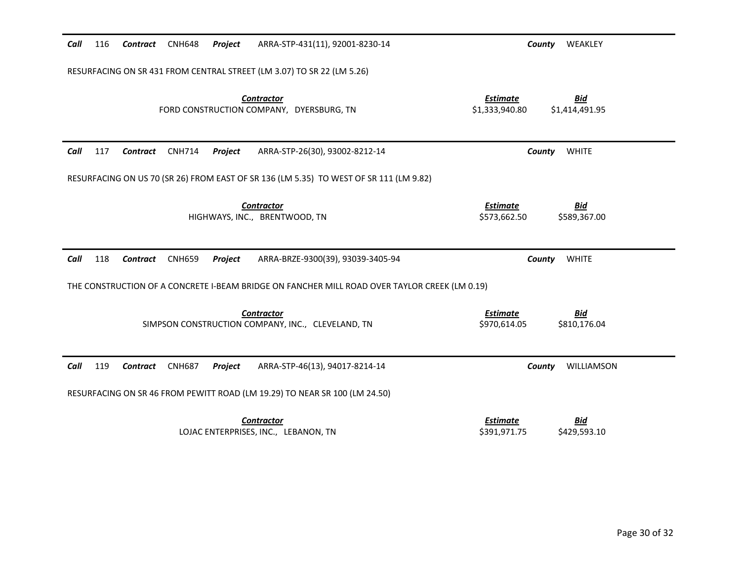**Call** 116 **Contract** CNH648 **Project** ARRA-STP-431(11), 92001-8230-14 **County** WEAKLEY

RESURFACING ON SR 431 FROM CENTRAL STREET (LM 3.07) TO SR 22 (LM 5.26)

| ***Contractor*** | ***Estimate*** | ***Bid*** |
|---|---|---|
| FORD CONSTRUCTION COMPANY, DYERSBURG, TN | $1,333,940.80 | $1,414,491.95 |

---

**Call** 117 **Contract** CNH714 **Project** ARRA-STP-26(30), 93002-8212-14 **County** WHITE

RESURFACING ON US 70 (SR 26) FROM EAST OF SR 136 (LM 5.35) TO WEST OF SR 111 (LM 9.82)

| ***Contractor*** | ***Estimate*** | ***Bid*** |
|---|---|---|
| HIGHWAYS, INC., BRENTWOOD, TN | $573,662.50 | $589,367.00 |

---

**Call** 118 **Contract** CNH659 **Project** ARRA-BRZE-9300(39), 93039-3405-94 **County** WHITE

THE CONSTRUCTION OF A CONCRETE I-BEAM BRIDGE ON FANCHER MILL ROAD OVER TAYLOR CREEK (LM 0.19)

| ***Contractor*** | ***Estimate*** | ***Bid*** |
|---|---|---|
| SIMPSON CONSTRUCTION COMPANY, INC., CLEVELAND, TN | $970,614.05 | $810,176.04 |

---

**Call** 119 **Contract** CNH687 **Project** ARRA-STP-46(13), 94017-8214-14 **County** WILLIAMSON

RESURFACING ON SR 46 FROM PEWITT ROAD (LM 19.29) TO NEAR SR 100 (LM 24.50)

| ***Contractor*** | ***Estimate*** | ***Bid*** |
|---|---|---|
| LOJAC ENTERPRISES, INC., LEBANON, TN | $391,971.75 | $429,593.10 |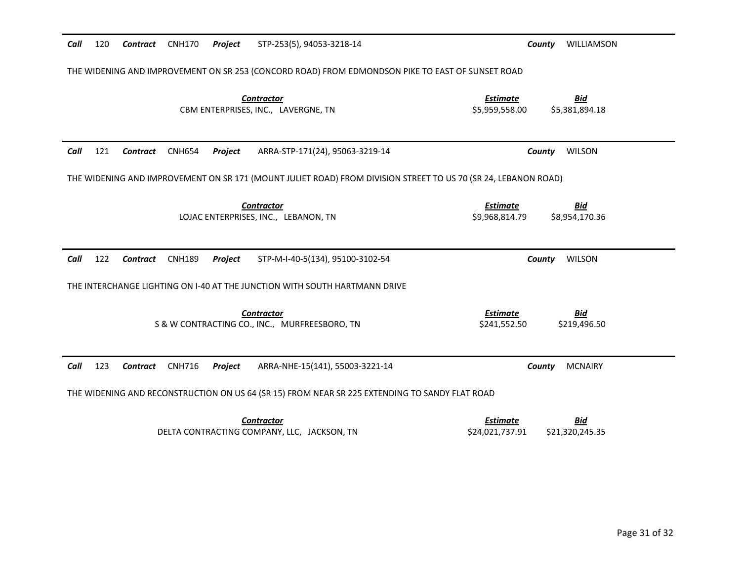**Call** 120 **Contract** CNH170 **Project** STP-253(5), 94053-3218-14 **County** WILLIAMSON

THE WIDENING AND IMPROVEMENT ON SR 253 (CONCORD ROAD) FROM EDMONDSON PIKE TO EAST OF SUNSET ROAD

| Contractor | Estimate | Bid |
|---|---|---|
| CBM ENTERPRISES, INC., LAVERGNE, TN | $5,959,558.00 | $5,381,894.18 |

---

**Call** 121 **Contract** CNH654 **Project** ARRA-STP-171(24), 95063-3219-14 **County** WILSON

THE WIDENING AND IMPROVEMENT ON SR 171 (MOUNT JULIET ROAD) FROM DIVISION STREET TO US 70 (SR 24, LEBANON ROAD)

| Contractor | Estimate | Bid |
|---|---|---|
| LOJAC ENTERPRISES, INC., LEBANON, TN | $9,968,814.79 | $8,954,170.36 |

---

**Call** 122 **Contract** CNH189 **Project** STP-M-I-40-5(134), 95100-3102-54 **County** WILSON

THE INTERCHANGE LIGHTING ON I-40 AT THE JUNCTION WITH SOUTH HARTMANN DRIVE

| Contractor | Estimate | Bid |
|---|---|---|
| S & W CONTRACTING CO., INC., MURFREESBORO, TN | $241,552.50 | $219,496.50 |

---

**Call** 123 **Contract** CNH716 **Project** ARRA-NHE-15(141), 55003-3221-14 **County** MCNAIRY

THE WIDENING AND RECONSTRUCTION ON US 64 (SR 15) FROM NEAR SR 225 EXTENDING TO SANDY FLAT ROAD

| Contractor | Estimate | Bid |
|---|---|---|
| DELTA CONTRACTING COMPANY, LLC, JACKSON, TN | $24,021,737.91 | $21,320,245.35 |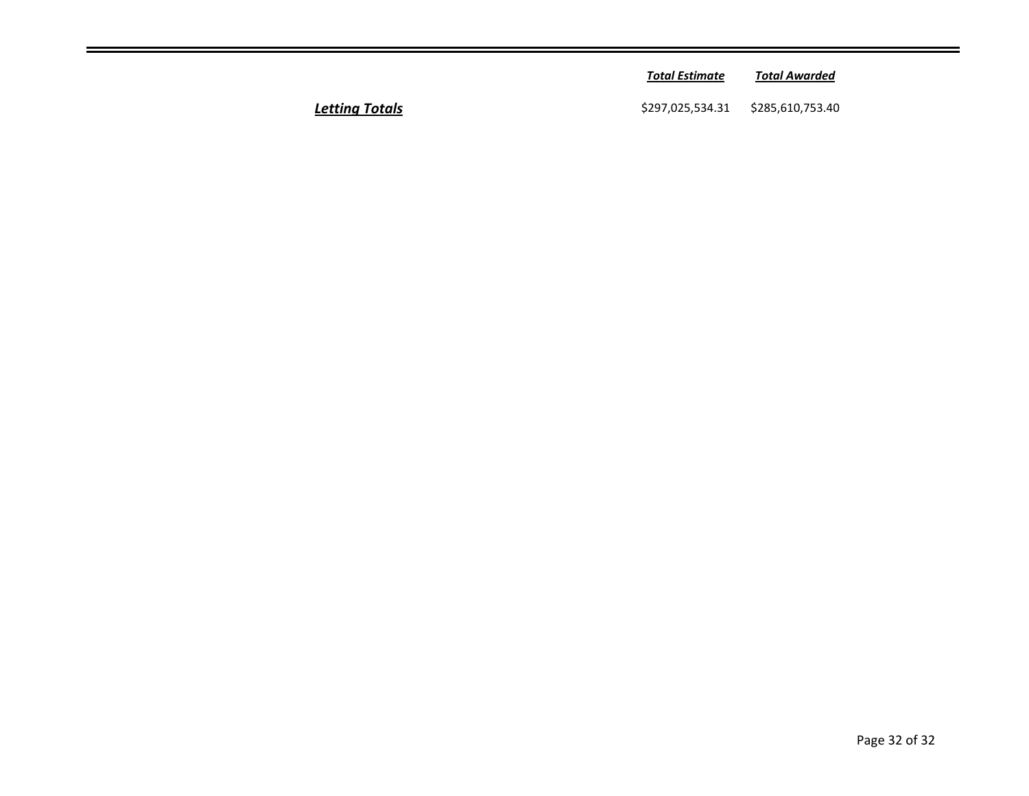| | *Total Estimate* | *Total Awarded* |
|---|---|---|
| ***Letting Totals*** | $297,025,534.31 | $285,610,753.40 |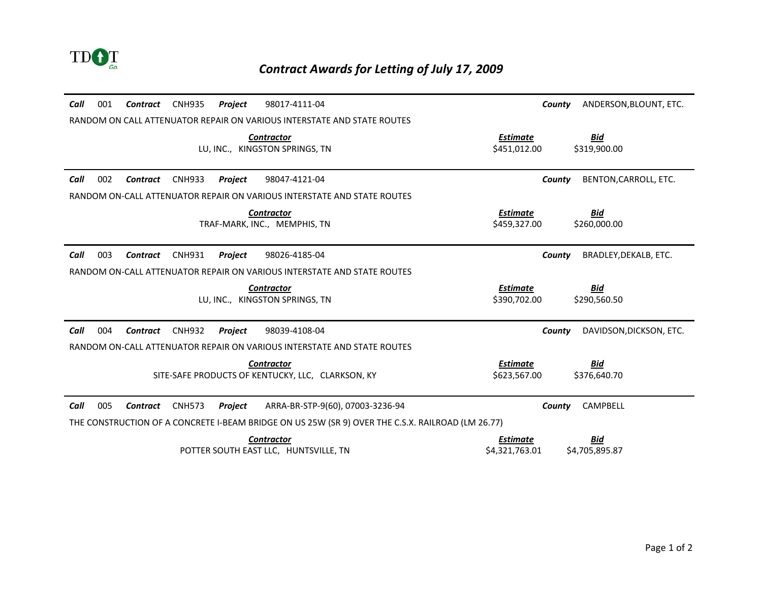TDOT

# Contract Awards for Letting of July 17, 2009

**Call** 001 **Contract** CNH935 **Project** 98017-4111-04 **County** ANDERSON,BLOUNT, ETC.

RANDOM ON CALL ATTENUATOR REPAIR ON VARIOUS INTERSTATE AND STATE ROUTES

| Contractor | Estimate | Bid |
|---|---|---|
| LU, INC., KINGSTON SPRINGS, TN | $451,012.00 | $319,900.00 |

**Call** 002 **Contract** CNH933 **Project** 98047-4121-04 **County** BENTON,CARROLL, ETC.

RANDOM ON-CALL ATTENUATOR REPAIR ON VARIOUS INTERSTATE AND STATE ROUTES

| Contractor | Estimate | Bid |
|---|---|---|
| TRAF-MARK, INC., MEMPHIS, TN | $459,327.00 | $260,000.00 |

**Call** 003 **Contract** CNH931 **Project** 98026-4185-04 **County** BRADLEY,DEKALB, ETC.

RANDOM ON-CALL ATTENUATOR REPAIR ON VARIOUS INTERSTATE AND STATE ROUTES

| Contractor | Estimate | Bid |
|---|---|---|
| LU, INC., KINGSTON SPRINGS, TN | $390,702.00 | $290,560.50 |

**Call** 004 **Contract** CNH932 **Project** 98039-4108-04 **County** DAVIDSON,DICKSON, ETC.

RANDOM ON-CALL ATTENUATOR REPAIR ON VARIOUS INTERSTATE AND STATE ROUTES

| Contractor | Estimate | Bid |
|---|---|---|
| SITE-SAFE PRODUCTS OF KENTUCKY, LLC, CLARKSON, KY | $623,567.00 | $376,640.70 |

**Call** 005 **Contract** CNH573 **Project** ARRA-BR-STP-9(60), 07003-3236-94 **County** CAMPBELL

THE CONSTRUCTION OF A CONCRETE I-BEAM BRIDGE ON US 25W (SR 9) OVER THE C.S.X. RAILROAD (LM 26.77)

| Contractor | Estimate | Bid |
|---|---|---|
| POTTER SOUTH EAST LLC, HUNTSVILLE, TN | $4,321,763.01 | $4,705,895.87 |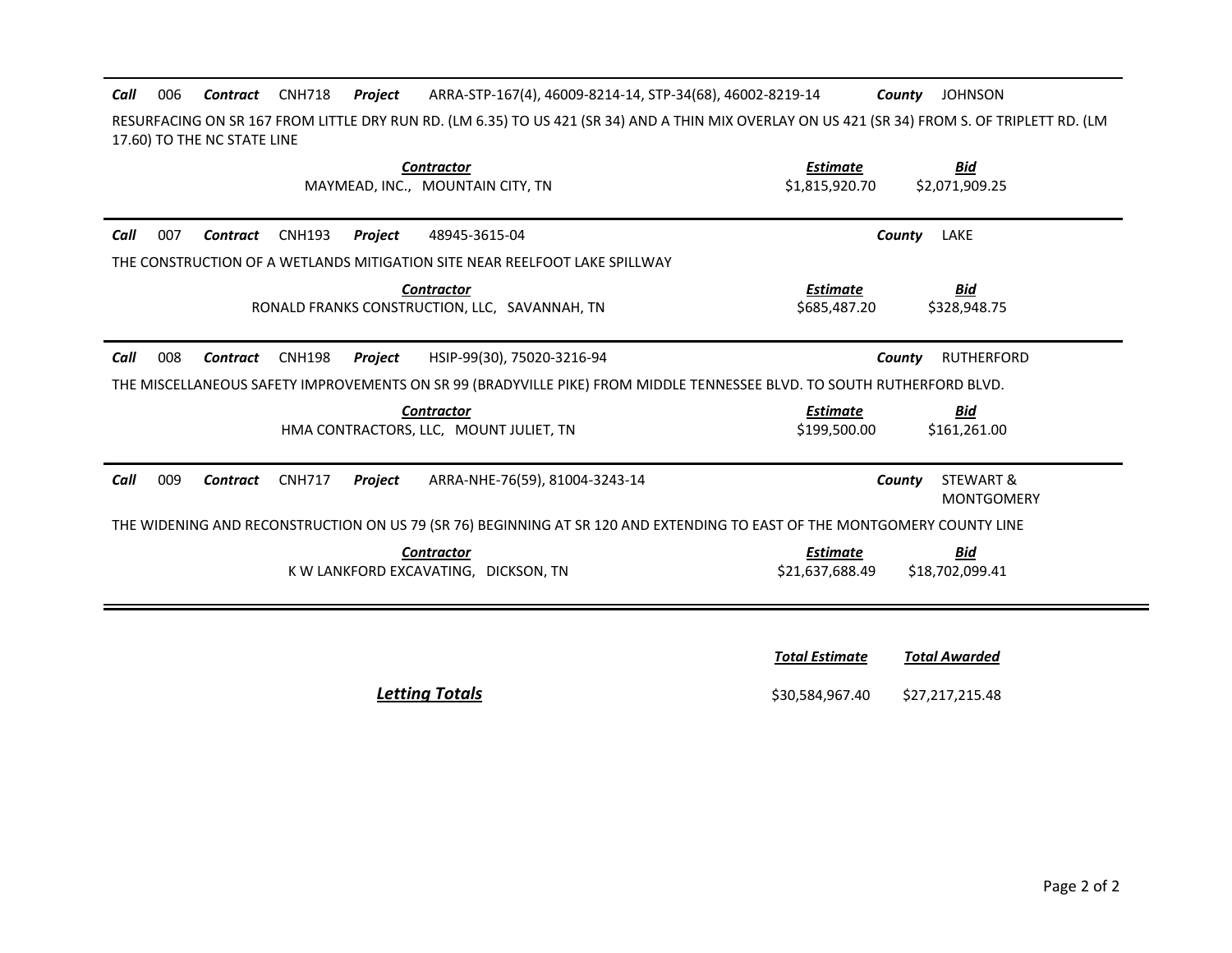**Call** 006 **Contract** CNH718 **Project** ARRA-STP-167(4), 46009-8214-14, STP-34(68), 46002-8219-14 **County** JOHNSON

RESURFACING ON SR 167 FROM LITTLE DRY RUN RD. (LM 6.35) TO US 421 (SR 34) AND A THIN MIX OVERLAY ON US 421 (SR 34) FROM S. OF TRIPLETT RD. (LM 17.60) TO THE NC STATE LINE

| Contractor | Estimate | Bid |
|---|---|---|
| MAYMEAD, INC., MOUNTAIN CITY, TN | $1,815,920.70 | $2,071,909.25 |

---

**Call** 007 **Contract** CNH193 **Project** 48945-3615-04 **County** LAKE

THE CONSTRUCTION OF A WETLANDS MITIGATION SITE NEAR REELFOOT LAKE SPILLWAY

| Contractor | Estimate | Bid |
|---|---|---|
| RONALD FRANKS CONSTRUCTION, LLC, SAVANNAH, TN | $685,487.20 | $328,948.75 |

---

**Call** 008 **Contract** CNH198 **Project** HSIP-99(30), 75020-3216-94 **County** RUTHERFORD

THE MISCELLANEOUS SAFETY IMPROVEMENTS ON SR 99 (BRADYVILLE PIKE) FROM MIDDLE TENNESSEE BLVD. TO SOUTH RUTHERFORD BLVD.

| Contractor | Estimate | Bid |
|---|---|---|
| HMA CONTRACTORS, LLC, MOUNT JULIET, TN | $199,500.00 | $161,261.00 |

---

**Call** 009 **Contract** CNH717 **Project** ARRA-NHE-76(59), 81004-3243-14 **County** STEWART & MONTGOMERY

THE WIDENING AND RECONSTRUCTION ON US 79 (SR 76) BEGINNING AT SR 120 AND EXTENDING TO EAST OF THE MONTGOMERY COUNTY LINE

| Contractor | Estimate | Bid |
|---|---|---|
| K W LANKFORD EXCAVATING, DICKSON, TN | $21,637,688.49 | $18,702,099.41 |

---

| | Total Estimate | Total Awarded |
|---|---|---|
| ***Letting Totals*** | $30,584,967.40 | $27,217,215.48 |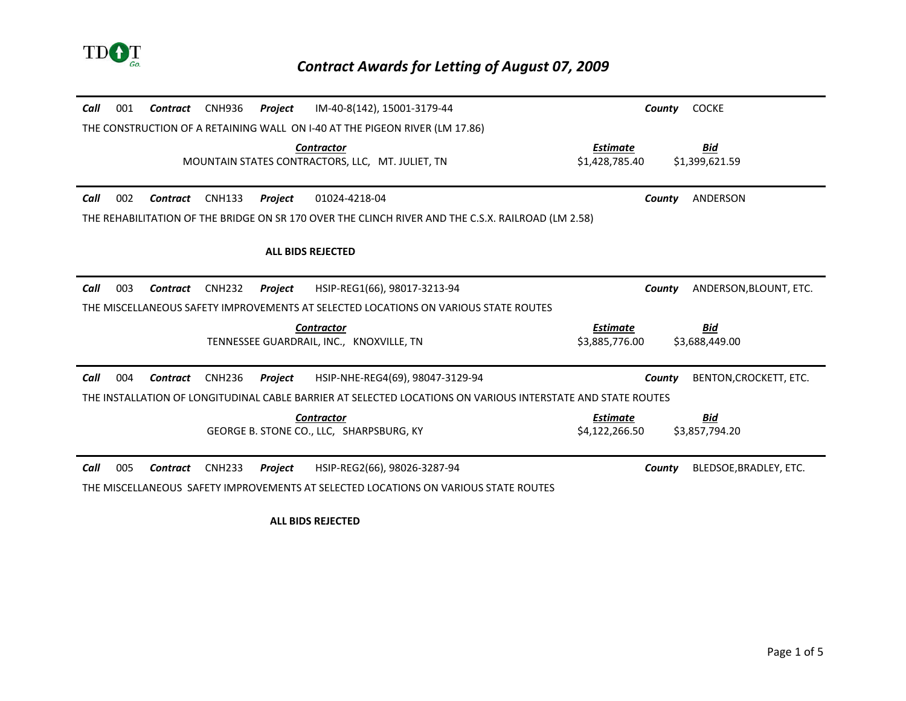# Contract Awards for Letting of August 07, 2009

**Call** 001 **Contract** CNH936 **Project** IM-40-8(142), 15001-3179-44 **County** COCKE

THE CONSTRUCTION OF A RETAINING WALL ON I-40 AT THE PIGEON RIVER (LM 17.86)

| Contractor | Estimate | Bid |
|---|---|---|
| MOUNTAIN STATES CONTRACTORS, LLC, MT. JULIET, TN | $1,428,785.40 | $1,399,621.59 |

---

**Call** 002 **Contract** CNH133 **Project** 01024-4218-04 **County** ANDERSON

THE REHABILITATION OF THE BRIDGE ON SR 170 OVER THE CLINCH RIVER AND THE C.S.X. RAILROAD (LM 2.58)

**ALL BIDS REJECTED**

---

**Call** 003 **Contract** CNH232 **Project** HSIP-REG1(66), 98017-3213-94 **County** ANDERSON,BLOUNT, ETC.

THE MISCELLANEOUS SAFETY IMPROVEMENTS AT SELECTED LOCATIONS ON VARIOUS STATE ROUTES

| Contractor | Estimate | Bid |
|---|---|---|
| TENNESSEE GUARDRAIL, INC., KNOXVILLE, TN | $3,885,776.00 | $3,688,449.00 |

---

**Call** 004 **Contract** CNH236 **Project** HSIP-NHE-REG4(69), 98047-3129-94 **County** BENTON,CROCKETT, ETC.

THE INSTALLATION OF LONGITUDINAL CABLE BARRIER AT SELECTED LOCATIONS ON VARIOUS INTERSTATE AND STATE ROUTES

| Contractor | Estimate | Bid |
|---|---|---|
| GEORGE B. STONE CO., LLC, SHARPSBURG, KY | $4,122,266.50 | $3,857,794.20 |

---

**Call** 005 **Contract** CNH233 **Project** HSIP-REG2(66), 98026-3287-94 **County** BLEDSOE,BRADLEY, ETC.

THE MISCELLANEOUS SAFETY IMPROVEMENTS AT SELECTED LOCATIONS ON VARIOUS STATE ROUTES

**ALL BIDS REJECTED**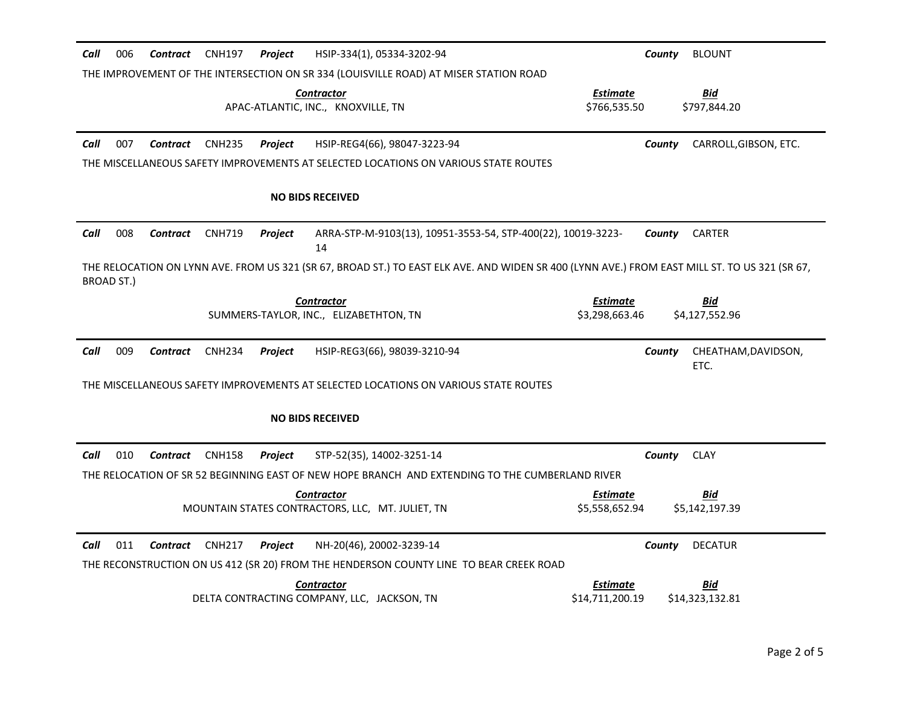***Call*** 006 ***Contract*** CNH197 ***Project*** HSIP-334(1), 05334-3202-94 ***County*** BLOUNT

THE IMPROVEMENT OF THE INTERSECTION ON SR 334 (LOUISVILLE ROAD) AT MISER STATION ROAD

| ***Contractor*** | ***Estimate*** | ***Bid*** |
|---|---|---|
| APAC-ATLANTIC, INC., KNOXVILLE, TN | $766,535.50 | $797,844.20 |

---

***Call*** 007 ***Contract*** CNH235 ***Project*** HSIP-REG4(66), 98047-3223-94 ***County*** CARROLL,GIBSON, ETC.

THE MISCELLANEOUS SAFETY IMPROVEMENTS AT SELECTED LOCATIONS ON VARIOUS STATE ROUTES

**NO BIDS RECEIVED**

---

***Call*** 008 ***Contract*** CNH719 ***Project*** ARRA-STP-M-9103(13), 10951-3553-54, STP-400(22), 10019-3223-14 ***County*** CARTER

THE RELOCATION ON LYNN AVE. FROM US 321 (SR 67, BROAD ST.) TO EAST ELK AVE. AND WIDEN SR 400 (LYNN AVE.) FROM EAST MILL ST. TO US 321 (SR 67, BROAD ST.)

| ***Contractor*** | ***Estimate*** | ***Bid*** |
|---|---|---|
| SUMMERS-TAYLOR, INC., ELIZABETHTON, TN | $3,298,663.46 | $4,127,552.96 |

---

***Call*** 009 ***Contract*** CNH234 ***Project*** HSIP-REG3(66), 98039-3210-94 ***County*** CHEATHAM,DAVIDSON, ETC.

THE MISCELLANEOUS SAFETY IMPROVEMENTS AT SELECTED LOCATIONS ON VARIOUS STATE ROUTES

**NO BIDS RECEIVED**

---

***Call*** 010 ***Contract*** CNH158 ***Project*** STP-52(35), 14002-3251-14 ***County*** CLAY

THE RELOCATION OF SR 52 BEGINNING EAST OF NEW HOPE BRANCH AND EXTENDING TO THE CUMBERLAND RIVER

| ***Contractor*** | ***Estimate*** | ***Bid*** |
|---|---|---|
| MOUNTAIN STATES CONTRACTORS, LLC, MT. JULIET, TN | $5,558,652.94 | $5,142,197.39 |

---

***Call*** 011 ***Contract*** CNH217 ***Project*** NH-20(46), 20002-3239-14 ***County*** DECATUR

THE RECONSTRUCTION ON US 412 (SR 20) FROM THE HENDERSON COUNTY LINE TO BEAR CREEK ROAD

| ***Contractor*** | ***Estimate*** | ***Bid*** |
|---|---|---|
| DELTA CONTRACTING COMPANY, LLC, JACKSON, TN | $14,711,200.19 | $14,323,132.81 |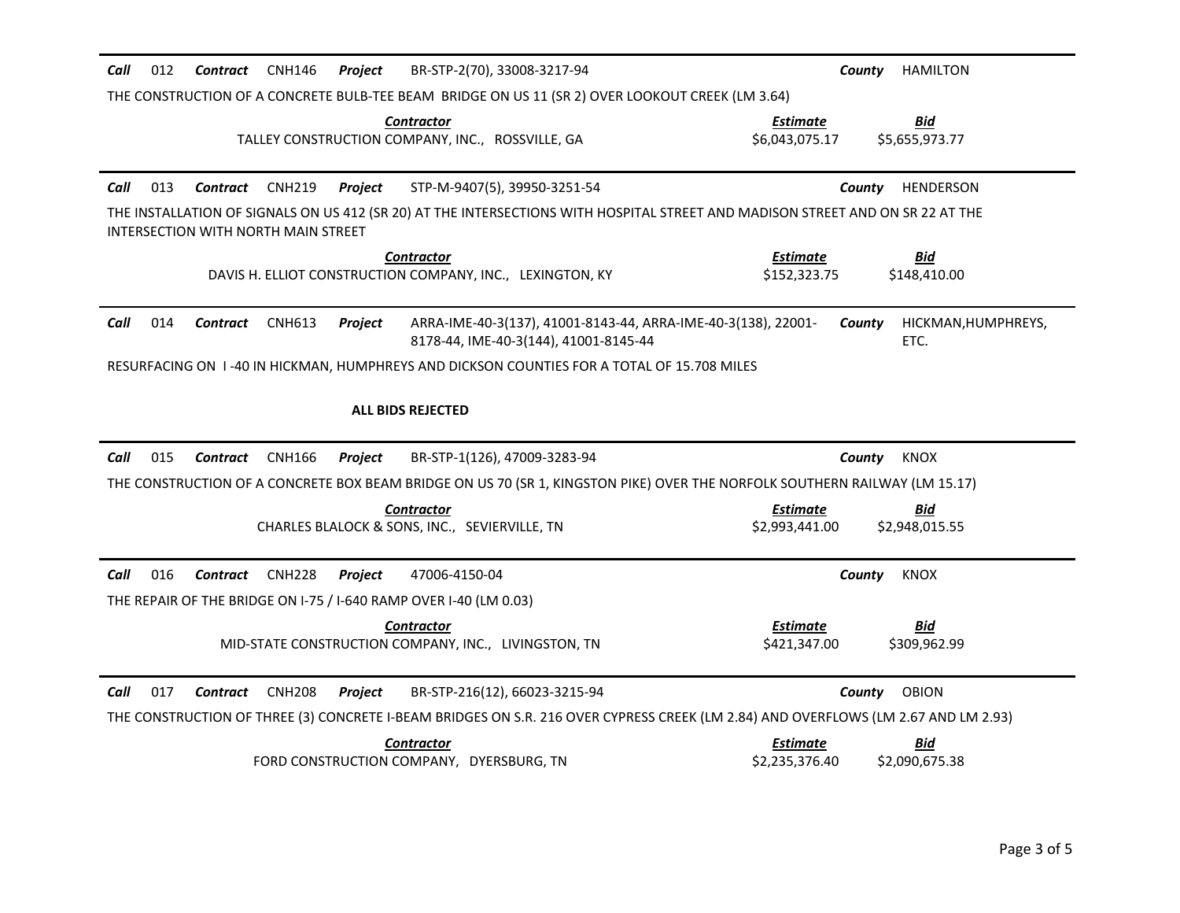**Call** 012 **Contract** CNH146 **Project** BR-STP-2(70), 33008-3217-94 **County** HAMILTON

THE CONSTRUCTION OF A CONCRETE BULB-TEE BEAM BRIDGE ON US 11 (SR 2) OVER LOOKOUT CREEK (LM 3.64)

| *Contractor* | *Estimate* | *Bid* |
|---|---|---|
| TALLEY CONSTRUCTION COMPANY, INC., ROSSVILLE, GA | $6,043,075.17 | $5,655,973.77 |

---

**Call** 013 **Contract** CNH219 **Project** STP-M-9407(5), 39950-3251-54 **County** HENDERSON

THE INSTALLATION OF SIGNALS ON US 412 (SR 20) AT THE INTERSECTIONS WITH HOSPITAL STREET AND MADISON STREET AND ON SR 22 AT THE INTERSECTION WITH NORTH MAIN STREET

| *Contractor* | *Estimate* | *Bid* |
|---|---|---|
| DAVIS H. ELLIOT CONSTRUCTION COMPANY, INC., LEXINGTON, KY | $152,323.75 | $148,410.00 |

---

**Call** 014 **Contract** CNH613 **Project** ARRA-IME-40-3(137), 41001-8143-44, ARRA-IME-40-3(138), 22001-8178-44, IME-40-3(144), 41001-8145-44 **County** HICKMAN,HUMPHREYS, ETC.

RESURFACING ON I -40 IN HICKMAN, HUMPHREYS AND DICKSON COUNTIES FOR A TOTAL OF 15.708 MILES

**ALL BIDS REJECTED**

---

**Call** 015 **Contract** CNH166 **Project** BR-STP-1(126), 47009-3283-94 **County** KNOX

THE CONSTRUCTION OF A CONCRETE BOX BEAM BRIDGE ON US 70 (SR 1, KINGSTON PIKE) OVER THE NORFOLK SOUTHERN RAILWAY (LM 15.17)

| *Contractor* | *Estimate* | *Bid* |
|---|---|---|
| CHARLES BLALOCK & SONS, INC., SEVIERVILLE, TN | $2,993,441.00 | $2,948,015.55 |

---

**Call** 016 **Contract** CNH228 **Project** 47006-4150-04 **County** KNOX

THE REPAIR OF THE BRIDGE ON I-75 / I-640 RAMP OVER I-40 (LM 0.03)

| *Contractor* | *Estimate* | *Bid* |
|---|---|---|
| MID-STATE CONSTRUCTION COMPANY, INC., LIVINGSTON, TN | $421,347.00 | $309,962.99 |

---

**Call** 017 **Contract** CNH208 **Project** BR-STP-216(12), 66023-3215-94 **County** OBION

THE CONSTRUCTION OF THREE (3) CONCRETE I-BEAM BRIDGES ON S.R. 216 OVER CYPRESS CREEK (LM 2.84) AND OVERFLOWS (LM 2.67 AND LM 2.93)

| *Contractor* | *Estimate* | *Bid* |
|---|---|---|
| FORD CONSTRUCTION COMPANY, DYERSBURG, TN | $2,235,376.40 | $2,090,675.38 |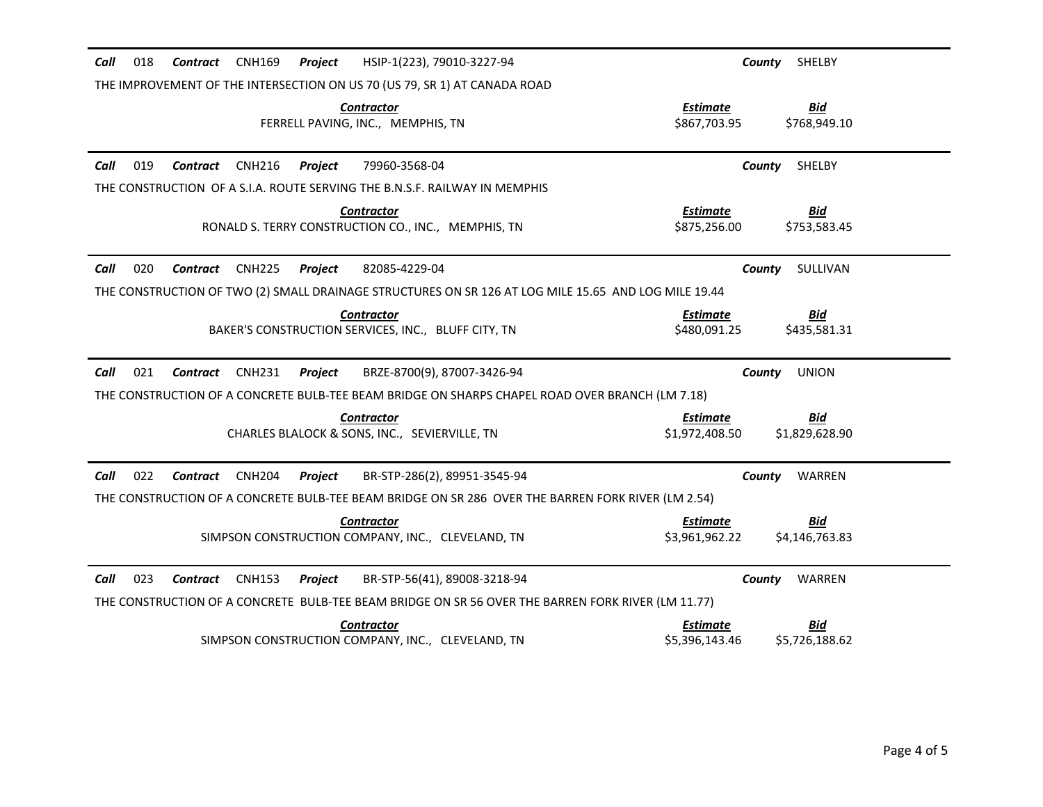**Call** 018 **Contract** CNH169 **Project** HSIP-1(223), 79010-3227-94 **County** SHELBY

THE IMPROVEMENT OF THE INTERSECTION ON US 70 (US 79, SR 1) AT CANADA ROAD

| Contractor | Estimate | Bid |
|---|---|---|
| FERRELL PAVING, INC., MEMPHIS, TN | \$867,703.95 | \$768,949.10 |

---

**Call** 019 **Contract** CNH216 **Project** 79960-3568-04 **County** SHELBY

THE CONSTRUCTION OF A S.I.A. ROUTE SERVING THE B.N.S.F. RAILWAY IN MEMPHIS

| Contractor | Estimate | Bid |
|---|---|---|
| RONALD S. TERRY CONSTRUCTION CO., INC., MEMPHIS, TN | \$875,256.00 | \$753,583.45 |

---

**Call** 020 **Contract** CNH225 **Project** 82085-4229-04 **County** SULLIVAN

THE CONSTRUCTION OF TWO (2) SMALL DRAINAGE STRUCTURES ON SR 126 AT LOG MILE 15.65 AND LOG MILE 19.44

| Contractor | Estimate | Bid |
|---|---|---|
| BAKER'S CONSTRUCTION SERVICES, INC., BLUFF CITY, TN | \$480,091.25 | \$435,581.31 |

---

**Call** 021 **Contract** CNH231 **Project** BRZE-8700(9), 87007-3426-94 **County** UNION

THE CONSTRUCTION OF A CONCRETE BULB-TEE BEAM BRIDGE ON SHARPS CHAPEL ROAD OVER BRANCH (LM 7.18)

| Contractor | Estimate | Bid |
|---|---|---|
| CHARLES BLALOCK & SONS, INC., SEVIERVILLE, TN | \$1,972,408.50 | \$1,829,628.90 |

---

**Call** 022 **Contract** CNH204 **Project** BR-STP-286(2), 89951-3545-94 **County** WARREN

THE CONSTRUCTION OF A CONCRETE BULB-TEE BEAM BRIDGE ON SR 286 OVER THE BARREN FORK RIVER (LM 2.54)

| Contractor | Estimate | Bid |
|---|---|---|
| SIMPSON CONSTRUCTION COMPANY, INC., CLEVELAND, TN | \$3,961,962.22 | \$4,146,763.83 |

---

**Call** 023 **Contract** CNH153 **Project** BR-STP-56(41), 89008-3218-94 **County** WARREN

THE CONSTRUCTION OF A CONCRETE BULB-TEE BEAM BRIDGE ON SR 56 OVER THE BARREN FORK RIVER (LM 11.77)

| Contractor | Estimate | Bid |
|---|---|---|
| SIMPSON CONSTRUCTION COMPANY, INC., CLEVELAND, TN | \$5,396,143.46 | \$5,726,188.62 |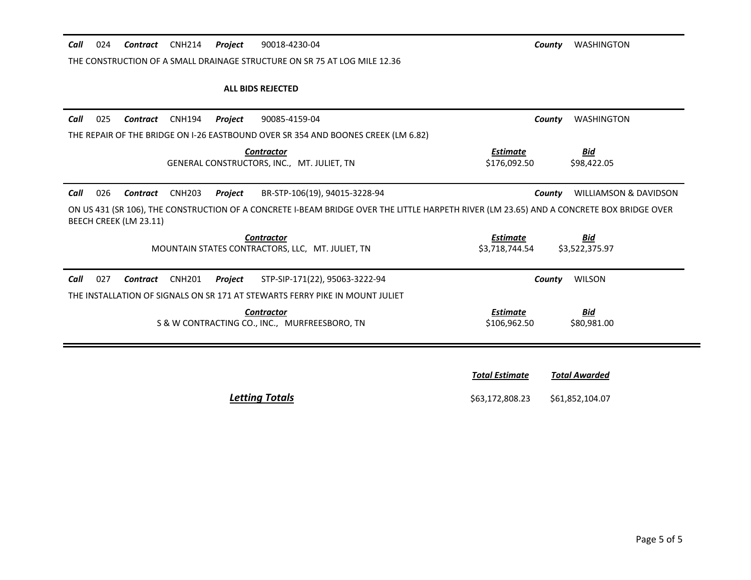**Call** 024 **Contract** CNH214 **Project** 90018-4230-04 **County** WASHINGTON

THE CONSTRUCTION OF A SMALL DRAINAGE STRUCTURE ON SR 75 AT LOG MILE 12.36

**ALL BIDS REJECTED**

---

**Call** 025 **Contract** CNH194 **Project** 90085-4159-04 **County** WASHINGTON

THE REPAIR OF THE BRIDGE ON I-26 EASTBOUND OVER SR 354 AND BOONES CREEK (LM 6.82)

| Contractor | Estimate | Bid |
|---|---|---|
| GENERAL CONSTRUCTORS, INC., MT. JULIET, TN | $176,092.50 | $98,422.05 |

---

**Call** 026 **Contract** CNH203 **Project** BR-STP-106(19), 94015-3228-94 **County** WILLIAMSON & DAVIDSON

ON US 431 (SR 106), THE CONSTRUCTION OF A CONCRETE I-BEAM BRIDGE OVER THE LITTLE HARPETH RIVER (LM 23.65) AND A CONCRETE BOX BRIDGE OVER BEECH CREEK (LM 23.11)

| Contractor | Estimate | Bid |
|---|---|---|
| MOUNTAIN STATES CONTRACTORS, LLC, MT. JULIET, TN | $3,718,744.54 | $3,522,375.97 |

---

**Call** 027 **Contract** CNH201 **Project** STP-SIP-171(22), 95063-3222-94 **County** WILSON

THE INSTALLATION OF SIGNALS ON SR 171 AT STEWARTS FERRY PIKE IN MOUNT JULIET

| Contractor | Estimate | Bid |
|---|---|---|
| S & W CONTRACTING CO., INC., MURFREESBORO, TN | $106,962.50 | $80,981.00 |

---

| | Total Estimate | Total Awarded |
|---|---|---|
| **Letting Totals** | $63,172,808.23 | $61,852,104.07 |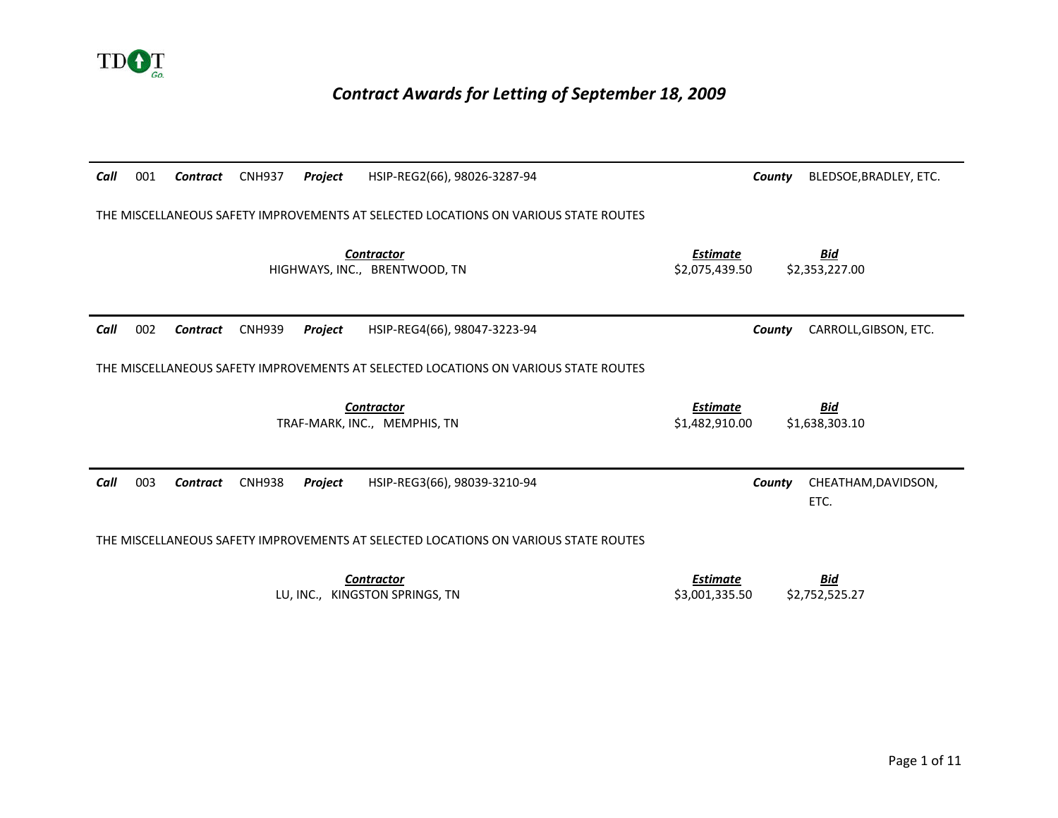# *Contract Awards for Letting of September 18, 2009*

---

***Call*** 001 ***Contract*** CNH937 ***Project*** HSIP-REG2(66), 98026-3287-94 ***County*** BLEDSOE,BRADLEY, ETC.

THE MISCELLANEOUS SAFETY IMPROVEMENTS AT SELECTED LOCATIONS ON VARIOUS STATE ROUTES

| ***Contractor*** | ***Estimate*** | ***Bid*** |
|---|---|---|
| HIGHWAYS, INC., BRENTWOOD, TN | $2,075,439.50 | $2,353,227.00 |

---

***Call*** 002 ***Contract*** CNH939 ***Project*** HSIP-REG4(66), 98047-3223-94 ***County*** CARROLL,GIBSON, ETC.

THE MISCELLANEOUS SAFETY IMPROVEMENTS AT SELECTED LOCATIONS ON VARIOUS STATE ROUTES

| ***Contractor*** | ***Estimate*** | ***Bid*** |
|---|---|---|
| TRAF-MARK, INC., MEMPHIS, TN | $1,482,910.00 | $1,638,303.10 |

---

***Call*** 003 ***Contract*** CNH938 ***Project*** HSIP-REG3(66), 98039-3210-94 ***County*** CHEATHAM,DAVIDSON, ETC.

THE MISCELLANEOUS SAFETY IMPROVEMENTS AT SELECTED LOCATIONS ON VARIOUS STATE ROUTES

| ***Contractor*** | ***Estimate*** | ***Bid*** |
|---|---|---|
| LU, INC., KINGSTON SPRINGS, TN | $3,001,335.50 | $2,752,525.27 |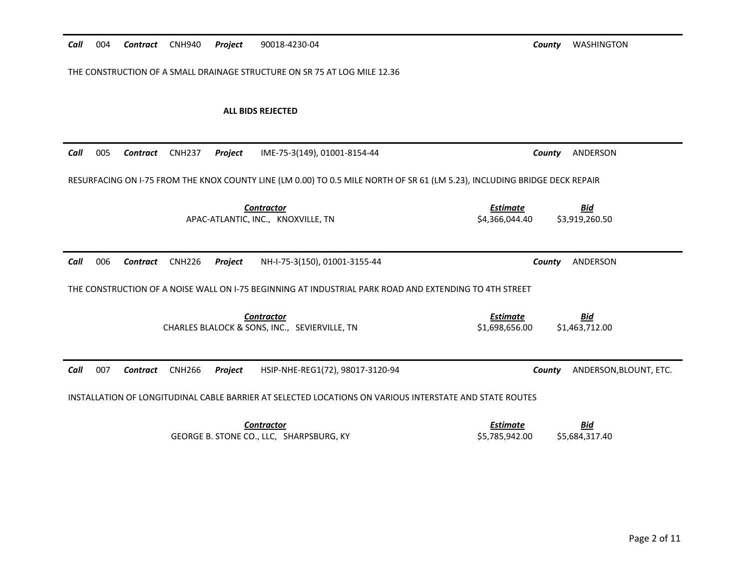***Call*** 004 ***Contract*** CNH940 ***Project*** 90018-4230-04 ***County*** WASHINGTON

THE CONSTRUCTION OF A SMALL DRAINAGE STRUCTURE ON SR 75 AT LOG MILE 12.36

**ALL BIDS REJECTED**

---

***Call*** 005 ***Contract*** CNH237 ***Project*** IME-75-3(149), 01001-8154-44 ***County*** ANDERSON

RESURFACING ON I-75 FROM THE KNOX COUNTY LINE (LM 0.00) TO 0.5 MILE NORTH OF SR 61 (LM 5.23), INCLUDING BRIDGE DECK REPAIR

| *Contractor* | *Estimate* | *Bid* |
|---|---|---|
| APAC-ATLANTIC, INC., KNOXVILLE, TN | $4,366,044.40 | $3,919,260.50 |

---

***Call*** 006 ***Contract*** CNH226 ***Project*** NH-I-75-3(150), 01001-3155-44 ***County*** ANDERSON

THE CONSTRUCTION OF A NOISE WALL ON I-75 BEGINNING AT INDUSTRIAL PARK ROAD AND EXTENDING TO 4TH STREET

| *Contractor* | *Estimate* | *Bid* |
|---|---|---|
| CHARLES BLALOCK & SONS, INC., SEVIERVILLE, TN | $1,698,656.00 | $1,463,712.00 |

---

***Call*** 007 ***Contract*** CNH266 ***Project*** HSIP-NHE-REG1(72), 98017-3120-94 ***County*** ANDERSON,BLOUNT, ETC.

INSTALLATION OF LONGITUDINAL CABLE BARRIER AT SELECTED LOCATIONS ON VARIOUS INTERSTATE AND STATE ROUTES

| *Contractor* | *Estimate* | *Bid* |
|---|---|---|
| GEORGE B. STONE CO., LLC, SHARPSBURG, KY | $5,785,942.00 | $5,684,317.40 |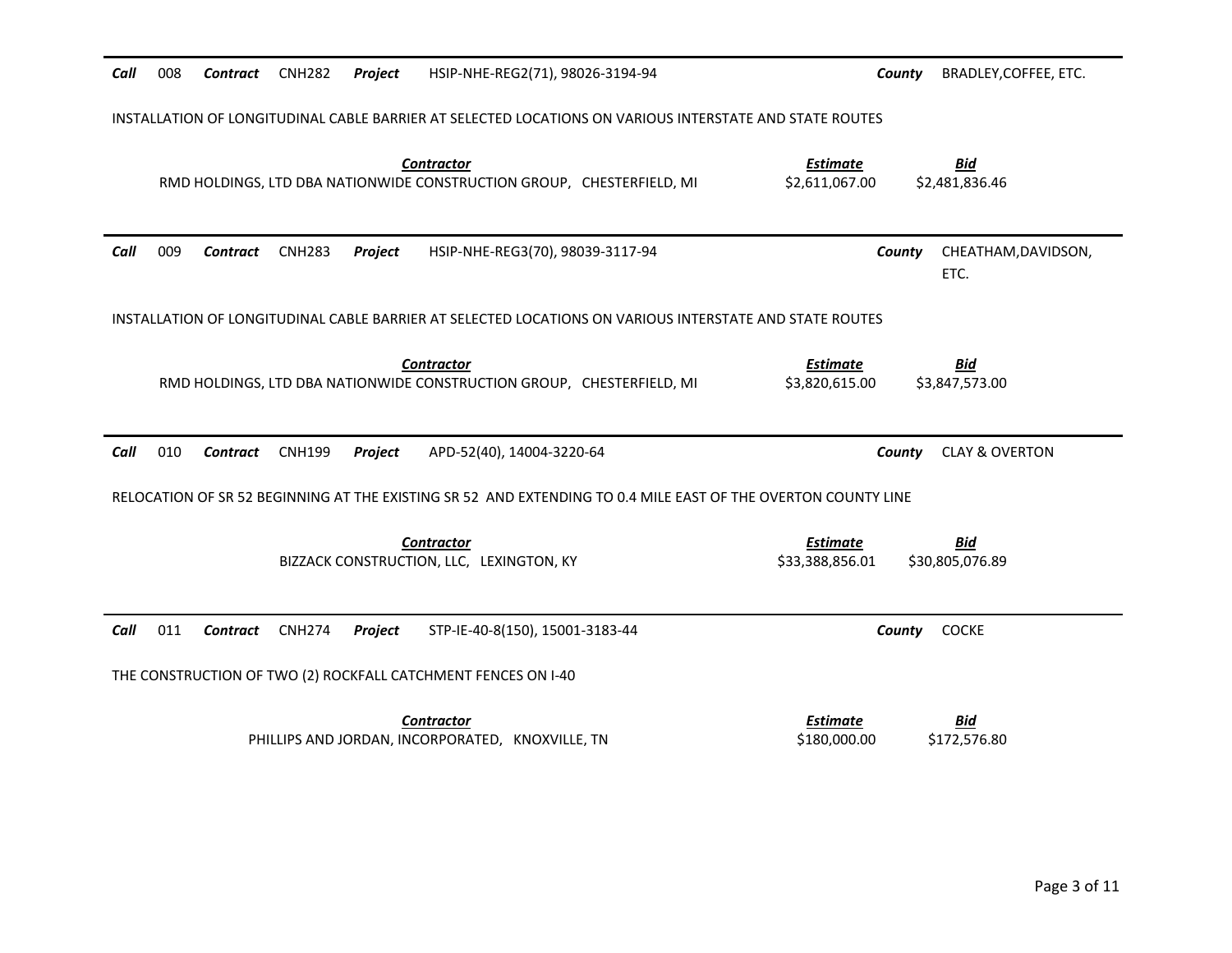***Call*** 008 ***Contract*** CNH282 ***Project*** HSIP-NHE-REG2(71), 98026-3194-94 ***County*** BRADLEY,COFFEE, ETC.

INSTALLATION OF LONGITUDINAL CABLE BARRIER AT SELECTED LOCATIONS ON VARIOUS INTERSTATE AND STATE ROUTES

| ***Contractor*** | ***Estimate*** | ***Bid*** |
|---|---|---|
| RMD HOLDINGS, LTD DBA NATIONWIDE CONSTRUCTION GROUP, CHESTERFIELD, MI | $2,611,067.00 | $2,481,836.46 |

***Call*** 009 ***Contract*** CNH283 ***Project*** HSIP-NHE-REG3(70), 98039-3117-94 ***County*** CHEATHAM,DAVIDSON, ETC.

INSTALLATION OF LONGITUDINAL CABLE BARRIER AT SELECTED LOCATIONS ON VARIOUS INTERSTATE AND STATE ROUTES

| ***Contractor*** | ***Estimate*** | ***Bid*** |
|---|---|---|
| RMD HOLDINGS, LTD DBA NATIONWIDE CONSTRUCTION GROUP, CHESTERFIELD, MI | $3,820,615.00 | $3,847,573.00 |

***Call*** 010 ***Contract*** CNH199 ***Project*** APD-52(40), 14004-3220-64 ***County*** CLAY & OVERTON

RELOCATION OF SR 52 BEGINNING AT THE EXISTING SR 52 AND EXTENDING TO 0.4 MILE EAST OF THE OVERTON COUNTY LINE

| ***Contractor*** | ***Estimate*** | ***Bid*** |
|---|---|---|
| BIZZACK CONSTRUCTION, LLC, LEXINGTON, KY | $33,388,856.01 | $30,805,076.89 |

***Call*** 011 ***Contract*** CNH274 ***Project*** STP-IE-40-8(150), 15001-3183-44 ***County*** COCKE

THE CONSTRUCTION OF TWO (2) ROCKFALL CATCHMENT FENCES ON I-40

| ***Contractor*** | ***Estimate*** | ***Bid*** |
|---|---|---|
| PHILLIPS AND JORDAN, INCORPORATED, KNOXVILLE, TN | $180,000.00 | $172,576.80 |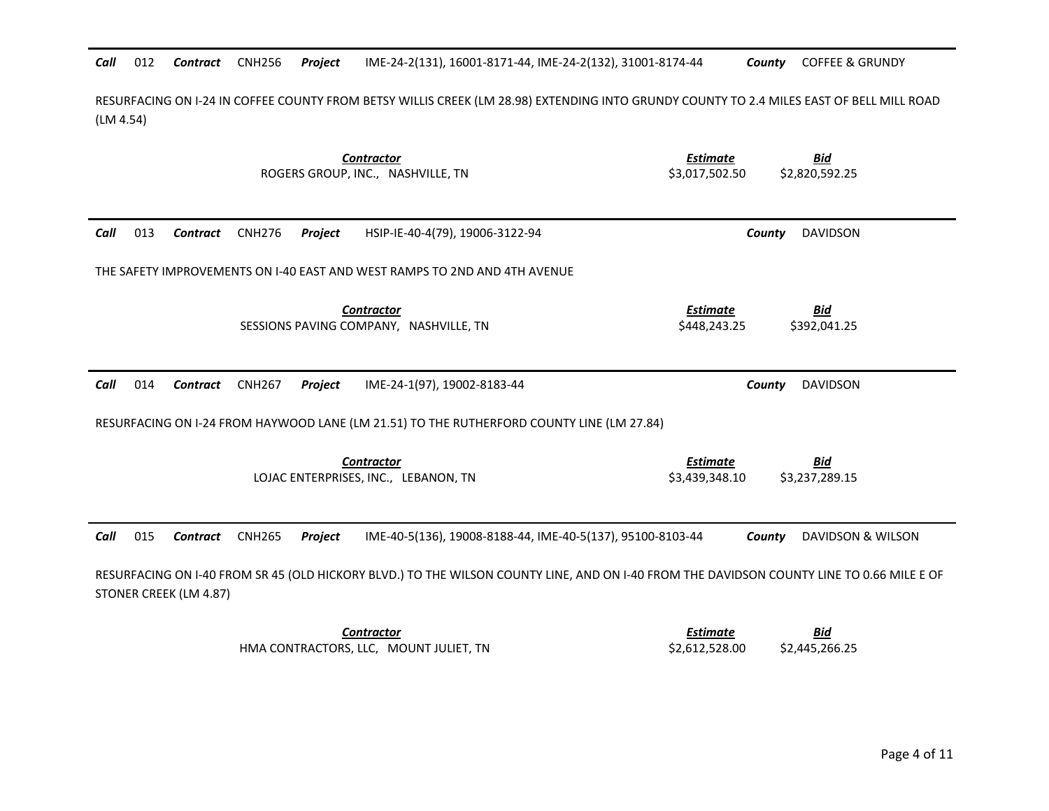***Call*** 012 ***Contract*** CNH256 ***Project*** IME-24-2(131), 16001-8171-44, IME-24-2(132), 31001-8174-44 ***County*** COFFEE & GRUNDY

RESURFACING ON I-24 IN COFFEE COUNTY FROM BETSY WILLIS CREEK (LM 28.98) EXTENDING INTO GRUNDY COUNTY TO 2.4 MILES EAST OF BELL MILL ROAD (LM 4.54)

| ***Contractor*** | ***Estimate*** | ***Bid*** |
|---|---|---|
| ROGERS GROUP, INC., NASHVILLE, TN | $3,017,502.50 | $2,820,592.25 |

---

***Call*** 013 ***Contract*** CNH276 ***Project*** HSIP-IE-40-4(79), 19006-3122-94 ***County*** DAVIDSON

THE SAFETY IMPROVEMENTS ON I-40 EAST AND WEST RAMPS TO 2ND AND 4TH AVENUE

| ***Contractor*** | ***Estimate*** | ***Bid*** |
|---|---|---|
| SESSIONS PAVING COMPANY, NASHVILLE, TN | $448,243.25 | $392,041.25 |

---

***Call*** 014 ***Contract*** CNH267 ***Project*** IME-24-1(97), 19002-8183-44 ***County*** DAVIDSON

RESURFACING ON I-24 FROM HAYWOOD LANE (LM 21.51) TO THE RUTHERFORD COUNTY LINE (LM 27.84)

| ***Contractor*** | ***Estimate*** | ***Bid*** |
|---|---|---|
| LOJAC ENTERPRISES, INC., LEBANON, TN | $3,439,348.10 | $3,237,289.15 |

---

***Call*** 015 ***Contract*** CNH265 ***Project*** IME-40-5(136), 19008-8188-44, IME-40-5(137), 95100-8103-44 ***County*** DAVIDSON & WILSON

RESURFACING ON I-40 FROM SR 45 (OLD HICKORY BLVD.) TO THE WILSON COUNTY LINE, AND ON I-40 FROM THE DAVIDSON COUNTY LINE TO 0.66 MILE E OF STONER CREEK (LM 4.87)

| ***Contractor*** | ***Estimate*** | ***Bid*** |
|---|---|---|
| HMA CONTRACTORS, LLC, MOUNT JULIET, TN | $2,612,528.00 | $2,445,266.25 |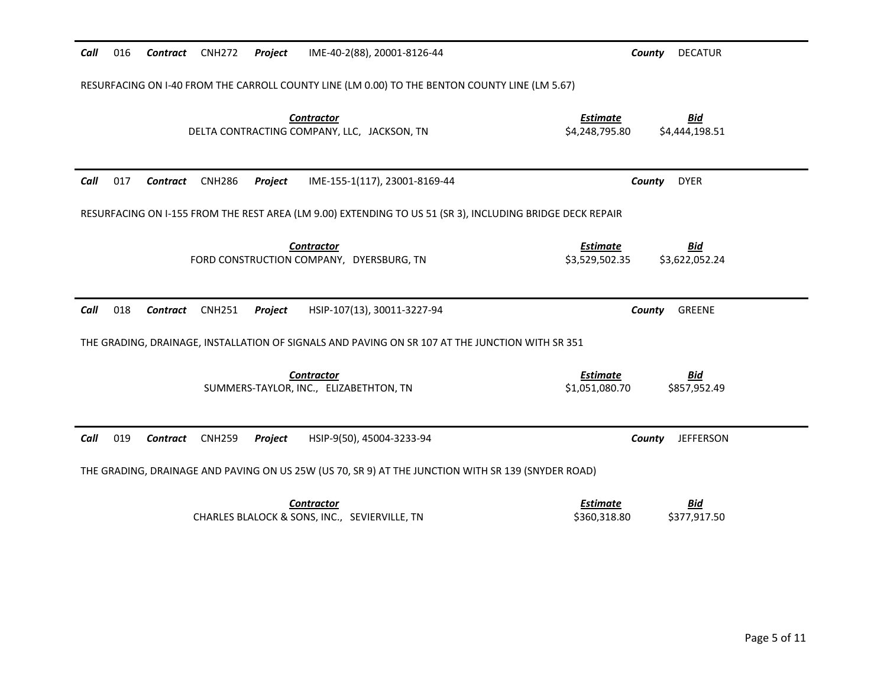**Call** 016 **Contract** CNH272 **Project** IME-40-2(88), 20001-8126-44 **County** DECATUR

RESURFACING ON I-40 FROM THE CARROLL COUNTY LINE (LM 0.00) TO THE BENTON COUNTY LINE (LM 5.67)

| Contractor | Estimate | Bid |
|---|---|---|
| DELTA CONTRACTING COMPANY, LLC, JACKSON, TN | \$4,248,795.80 | \$4,444,198.51 |

---

**Call** 017 **Contract** CNH286 **Project** IME-155-1(117), 23001-8169-44 **County** DYER

RESURFACING ON I-155 FROM THE REST AREA (LM 9.00) EXTENDING TO US 51 (SR 3), INCLUDING BRIDGE DECK REPAIR

| Contractor | Estimate | Bid |
|---|---|---|
| FORD CONSTRUCTION COMPANY, DYERSBURG, TN | \$3,529,502.35 | \$3,622,052.24 |

---

**Call** 018 **Contract** CNH251 **Project** HSIP-107(13), 30011-3227-94 **County** GREENE

THE GRADING, DRAINAGE, INSTALLATION OF SIGNALS AND PAVING ON SR 107 AT THE JUNCTION WITH SR 351

| Contractor | Estimate | Bid |
|---|---|---|
| SUMMERS-TAYLOR, INC., ELIZABETHTON, TN | \$1,051,080.70 | \$857,952.49 |

---

**Call** 019 **Contract** CNH259 **Project** HSIP-9(50), 45004-3233-94 **County** JEFFERSON

THE GRADING, DRAINAGE AND PAVING ON US 25W (US 70, SR 9) AT THE JUNCTION WITH SR 139 (SNYDER ROAD)

| Contractor | Estimate | Bid |
|---|---|---|
| CHARLES BLALOCK & SONS, INC., SEVIERVILLE, TN | \$360,318.80 | \$377,917.50 |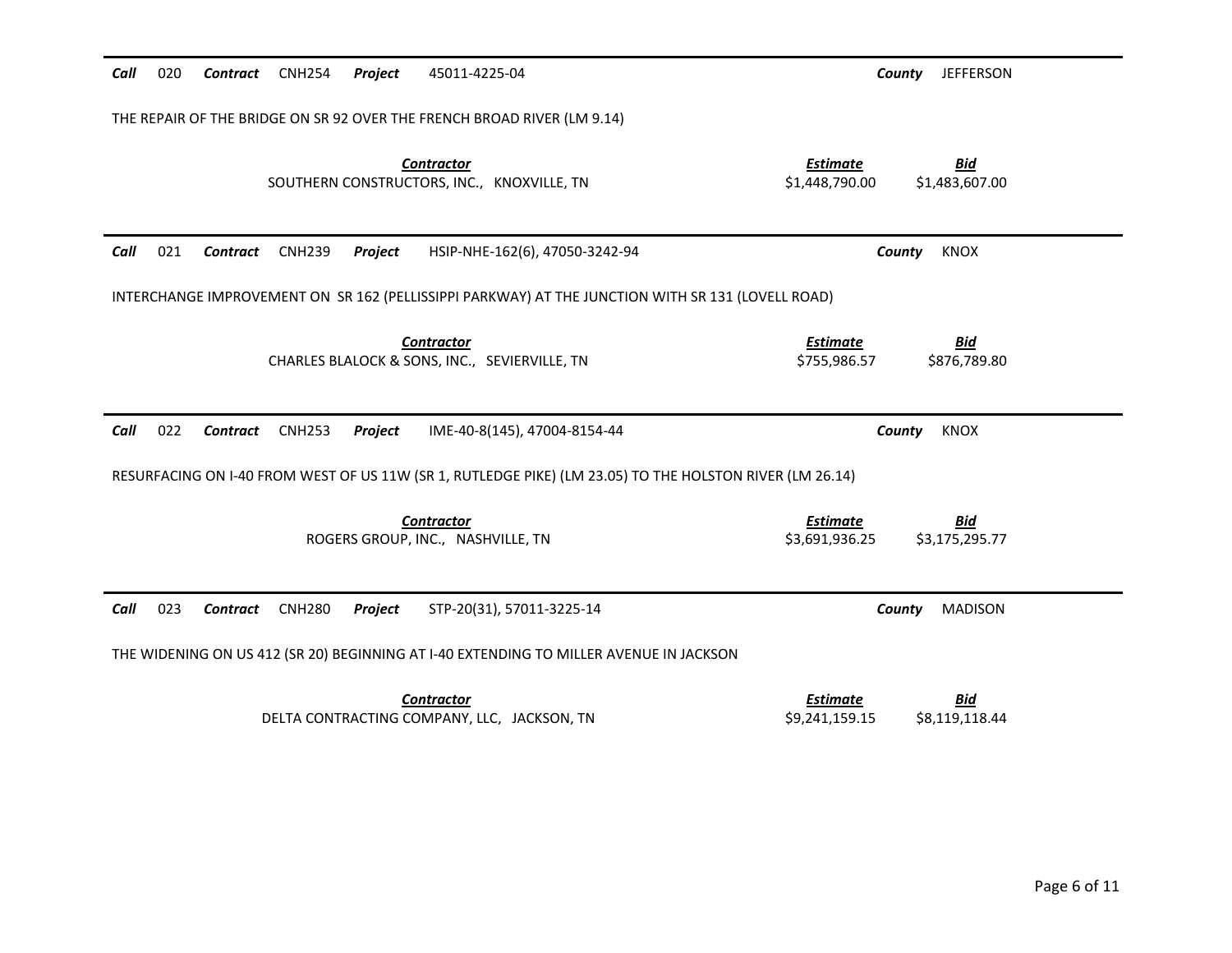**Call** 020 **Contract** CNH254 **Project** 45011-4225-04 **County** JEFFERSON

THE REPAIR OF THE BRIDGE ON SR 92 OVER THE FRENCH BROAD RIVER (LM 9.14)

| ***Contractor*** | ***Estimate*** | ***Bid*** |
|---|---|---|
| SOUTHERN CONSTRUCTORS, INC., KNOXVILLE, TN | $1,448,790.00 | $1,483,607.00 |

---

**Call** 021 **Contract** CNH239 **Project** HSIP-NHE-162(6), 47050-3242-94 **County** KNOX

INTERCHANGE IMPROVEMENT ON SR 162 (PELLISSIPPI PARKWAY) AT THE JUNCTION WITH SR 131 (LOVELL ROAD)

| ***Contractor*** | ***Estimate*** | ***Bid*** |
|---|---|---|
| CHARLES BLALOCK & SONS, INC., SEVIERVILLE, TN | $755,986.57 | $876,789.80 |

---

**Call** 022 **Contract** CNH253 **Project** IME-40-8(145), 47004-8154-44 **County** KNOX

RESURFACING ON I-40 FROM WEST OF US 11W (SR 1, RUTLEDGE PIKE) (LM 23.05) TO THE HOLSTON RIVER (LM 26.14)

| ***Contractor*** | ***Estimate*** | ***Bid*** |
|---|---|---|
| ROGERS GROUP, INC., NASHVILLE, TN | $3,691,936.25 | $3,175,295.77 |

---

**Call** 023 **Contract** CNH280 **Project** STP-20(31), 57011-3225-14 **County** MADISON

THE WIDENING ON US 412 (SR 20) BEGINNING AT I-40 EXTENDING TO MILLER AVENUE IN JACKSON

| ***Contractor*** | ***Estimate*** | ***Bid*** |
|---|---|---|
| DELTA CONTRACTING COMPANY, LLC, JACKSON, TN | $9,241,159.15 | $8,119,118.44 |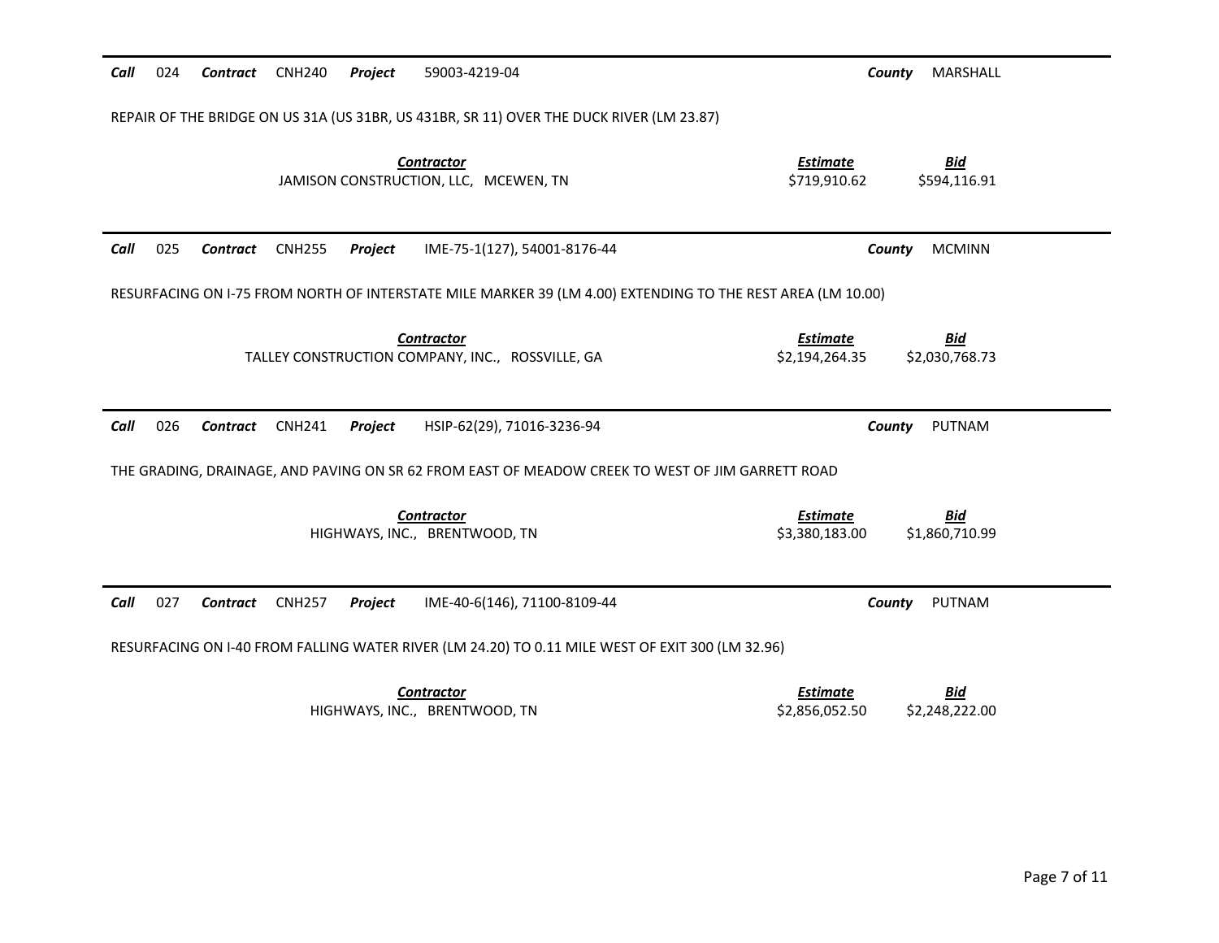**Call** 024 **Contract** CNH240 **Project** 59003-4219-04 **County** MARSHALL

REPAIR OF THE BRIDGE ON US 31A (US 31BR, US 431BR, SR 11) OVER THE DUCK RIVER (LM 23.87)

| Contractor | Estimate | Bid |
|---|---|---|
| JAMISON CONSTRUCTION, LLC, MCEWEN, TN | $719,910.62 | $594,116.91 |

**Call** 025 **Contract** CNH255 **Project** IME-75-1(127), 54001-8176-44 **County** MCMINN

RESURFACING ON I-75 FROM NORTH OF INTERSTATE MILE MARKER 39 (LM 4.00) EXTENDING TO THE REST AREA (LM 10.00)

| Contractor | Estimate | Bid |
|---|---|---|
| TALLEY CONSTRUCTION COMPANY, INC., ROSSVILLE, GA | $2,194,264.35 | $2,030,768.73 |

**Call** 026 **Contract** CNH241 **Project** HSIP-62(29), 71016-3236-94 **County** PUTNAM

THE GRADING, DRAINAGE, AND PAVING ON SR 62 FROM EAST OF MEADOW CREEK TO WEST OF JIM GARRETT ROAD

| Contractor | Estimate | Bid |
|---|---|---|
| HIGHWAYS, INC., BRENTWOOD, TN | $3,380,183.00 | $1,860,710.99 |

**Call** 027 **Contract** CNH257 **Project** IME-40-6(146), 71100-8109-44 **County** PUTNAM

RESURFACING ON I-40 FROM FALLING WATER RIVER (LM 24.20) TO 0.11 MILE WEST OF EXIT 300 (LM 32.96)

| Contractor | Estimate | Bid |
|---|---|---|
| HIGHWAYS, INC., BRENTWOOD, TN | $2,856,052.50 | $2,248,222.00 |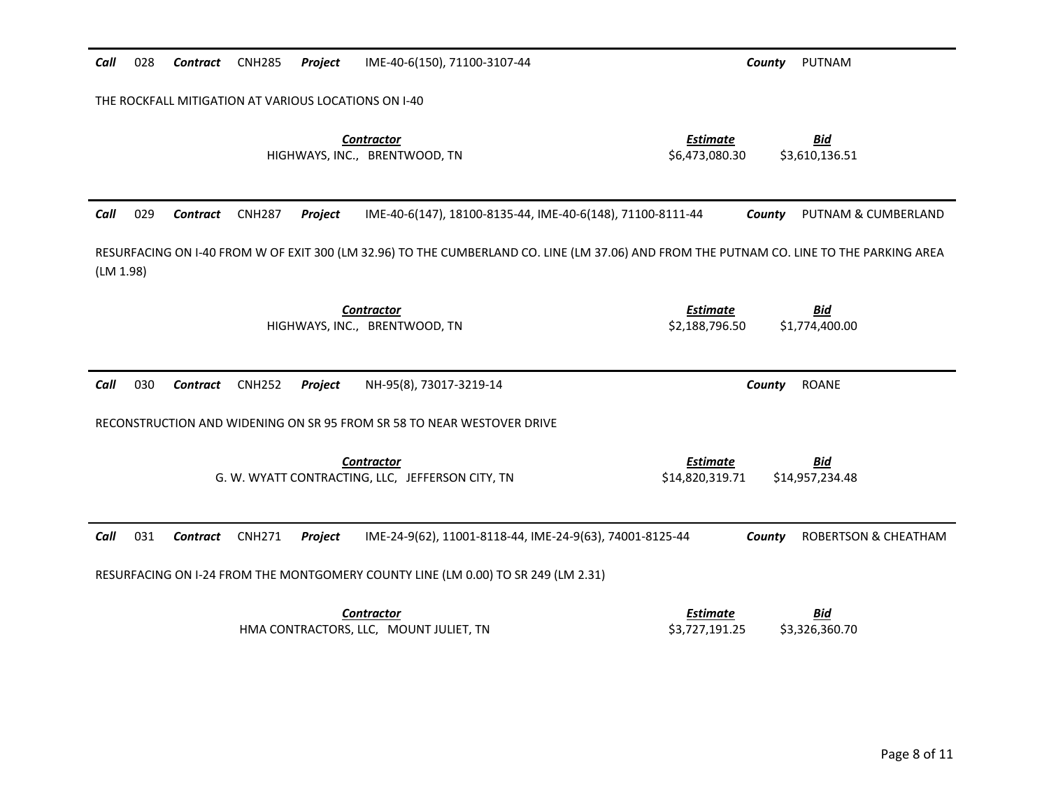**Call** 028 **Contract** CNH285 **Project** IME-40-6(150), 71100-3107-44 **County** PUTNAM

THE ROCKFALL MITIGATION AT VARIOUS LOCATIONS ON I-40

| Contractor | Estimate | Bid |
|---|---|---|
| HIGHWAYS, INC., BRENTWOOD, TN | $6,473,080.30 | $3,610,136.51 |

---

**Call** 029 **Contract** CNH287 **Project** IME-40-6(147), 18100-8135-44, IME-40-6(148), 71100-8111-44 **County** PUTNAM & CUMBERLAND

RESURFACING ON I-40 FROM W OF EXIT 300 (LM 32.96) TO THE CUMBERLAND CO. LINE (LM 37.06) AND FROM THE PUTNAM CO. LINE TO THE PARKING AREA (LM 1.98)

| Contractor | Estimate | Bid |
|---|---|---|
| HIGHWAYS, INC., BRENTWOOD, TN | $2,188,796.50 | $1,774,400.00 |

---

**Call** 030 **Contract** CNH252 **Project** NH-95(8), 73017-3219-14 **County** ROANE

RECONSTRUCTION AND WIDENING ON SR 95 FROM SR 58 TO NEAR WESTOVER DRIVE

| Contractor | Estimate | Bid |
|---|---|---|
| G. W. WYATT CONTRACTING, LLC, JEFFERSON CITY, TN | $14,820,319.71 | $14,957,234.48 |

---

**Call** 031 **Contract** CNH271 **Project** IME-24-9(62), 11001-8118-44, IME-24-9(63), 74001-8125-44 **County** ROBERTSON & CHEATHAM

RESURFACING ON I-24 FROM THE MONTGOMERY COUNTY LINE (LM 0.00) TO SR 249 (LM 2.31)

| Contractor | Estimate | Bid |
|---|---|---|
| HMA CONTRACTORS, LLC, MOUNT JULIET, TN | $3,727,191.25 | $3,326,360.70 |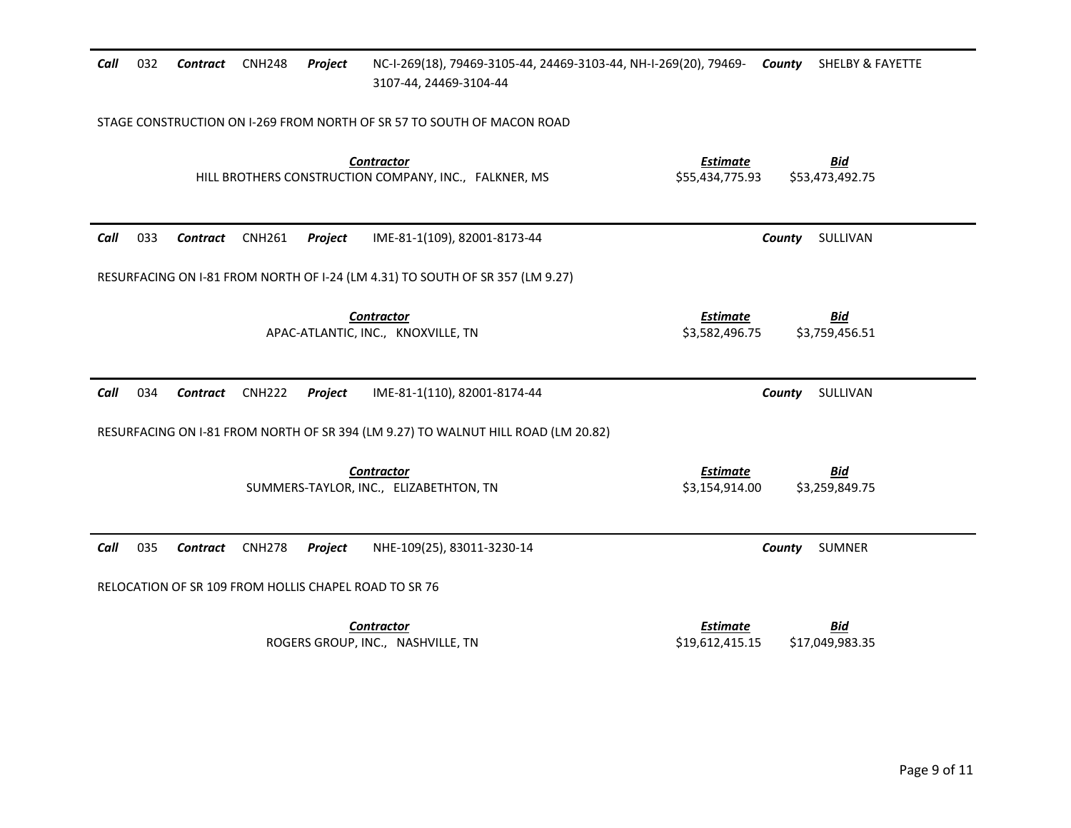**Call** 032 **Contract** CNH248 **Project** NC-I-269(18), 79469-3105-44, 24469-3103-44, NH-I-269(20), 79469-3107-44, 24469-3104-44 **County** SHELBY & FAYETTE

STAGE CONSTRUCTION ON I-269 FROM NORTH OF SR 57 TO SOUTH OF MACON ROAD

| Contractor | Estimate | Bid |
|---|---|---|
| HILL BROTHERS CONSTRUCTION COMPANY, INC., FALKNER, MS | $55,434,775.93 | $53,473,492.75 |

---

**Call** 033 **Contract** CNH261 **Project** IME-81-1(109), 82001-8173-44 **County** SULLIVAN

RESURFACING ON I-81 FROM NORTH OF I-24 (LM 4.31) TO SOUTH OF SR 357 (LM 9.27)

| Contractor | Estimate | Bid |
|---|---|---|
| APAC-ATLANTIC, INC., KNOXVILLE, TN | $3,582,496.75 | $3,759,456.51 |

---

**Call** 034 **Contract** CNH222 **Project** IME-81-1(110), 82001-8174-44 **County** SULLIVAN

RESURFACING ON I-81 FROM NORTH OF SR 394 (LM 9.27) TO WALNUT HILL ROAD (LM 20.82)

| Contractor | Estimate | Bid |
|---|---|---|
| SUMMERS-TAYLOR, INC., ELIZABETHTON, TN | $3,154,914.00 | $3,259,849.75 |

---

**Call** 035 **Contract** CNH278 **Project** NHE-109(25), 83011-3230-14 **County** SUMNER

RELOCATION OF SR 109 FROM HOLLIS CHAPEL ROAD TO SR 76

| Contractor | Estimate | Bid |
|---|---|---|
| ROGERS GROUP, INC., NASHVILLE, TN | $19,612,415.15 | $17,049,983.35 |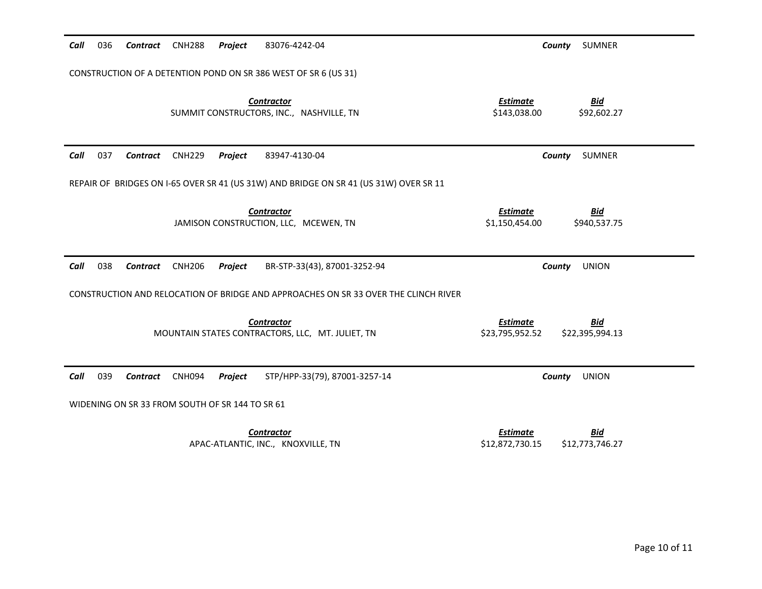**Call** 036 **Contract** CNH288 **Project** 83076-4242-04 **County** SUMNER

CONSTRUCTION OF A DETENTION POND ON SR 386 WEST OF SR 6 (US 31)

| Contractor | Estimate | Bid |
|---|---|---|
| SUMMIT CONSTRUCTORS, INC., NASHVILLE, TN | $143,038.00 | $92,602.27 |

---

**Call** 037 **Contract** CNH229 **Project** 83947-4130-04 **County** SUMNER

REPAIR OF BRIDGES ON I-65 OVER SR 41 (US 31W) AND BRIDGE ON SR 41 (US 31W) OVER SR 11

| Contractor | Estimate | Bid |
|---|---|---|
| JAMISON CONSTRUCTION, LLC, MCEWEN, TN | $1,150,454.00 | $940,537.75 |

---

**Call** 038 **Contract** CNH206 **Project** BR-STP-33(43), 87001-3252-94 **County** UNION

CONSTRUCTION AND RELOCATION OF BRIDGE AND APPROACHES ON SR 33 OVER THE CLINCH RIVER

| Contractor | Estimate | Bid |
|---|---|---|
| MOUNTAIN STATES CONTRACTORS, LLC, MT. JULIET, TN | $23,795,952.52 | $22,395,994.13 |

---

**Call** 039 **Contract** CNH094 **Project** STP/HPP-33(79), 87001-3257-14 **County** UNION

WIDENING ON SR 33 FROM SOUTH OF SR 144 TO SR 61

| Contractor | Estimate | Bid |
|---|---|---|
| APAC-ATLANTIC, INC., KNOXVILLE, TN | $12,872,730.15 | $12,773,746.27 |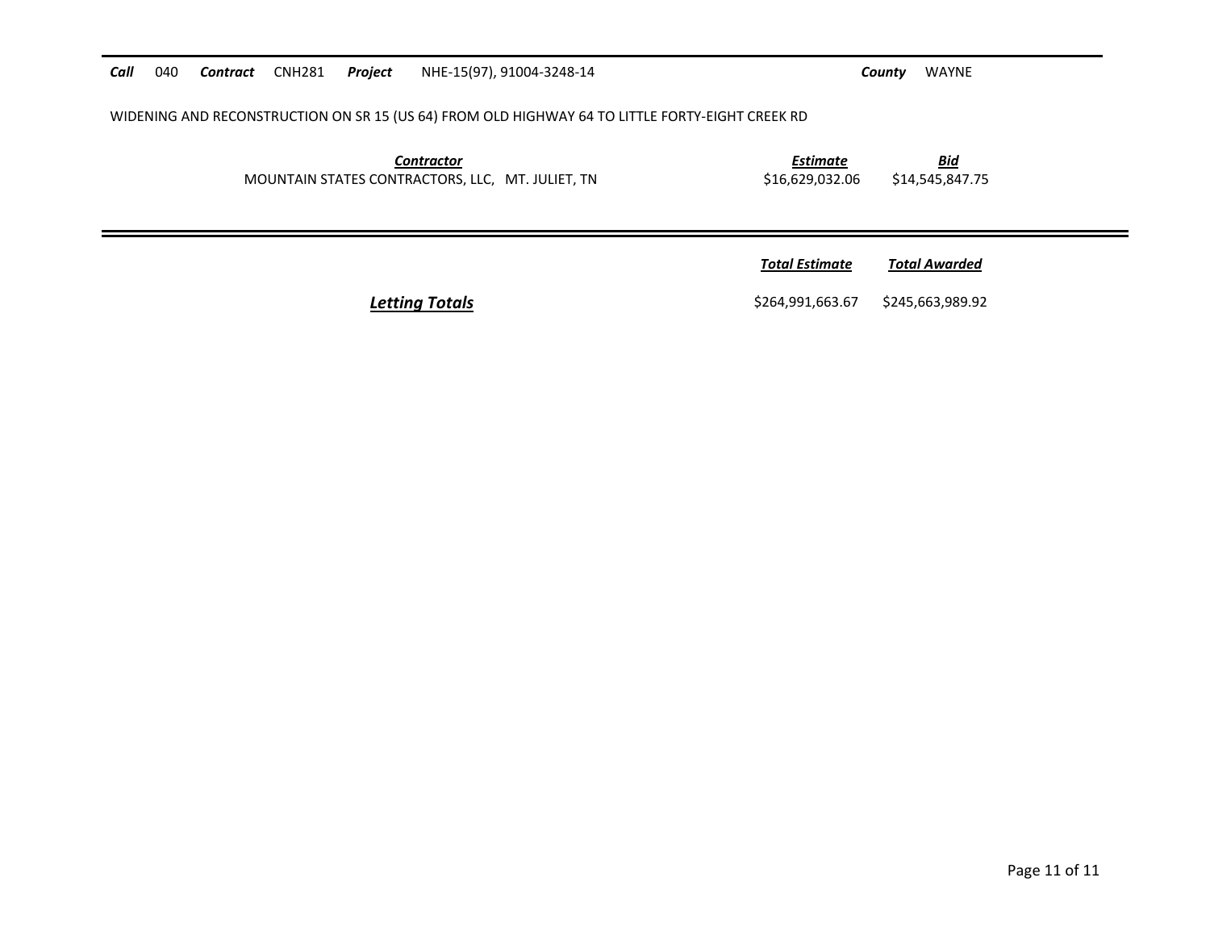**Call** 040 **Contract** CNH281 **Project** NHE-15(97), 91004-3248-14 **County** WAYNE

WIDENING AND RECONSTRUCTION ON SR 15 (US 64) FROM OLD HIGHWAY 64 TO LITTLE FORTY-EIGHT CREEK RD

| *Contractor* | *Estimate* | *Bid* |
|---|---|---|
| MOUNTAIN STATES CONTRACTORS, LLC, MT. JULIET, TN | $16,629,032.06 | $14,545,847.75 |

---

| | *Total Estimate* | *Total Awarded* |
|---|---|---|
| ***Letting Totals*** | $264,991,663.67 | $245,663,989.92 |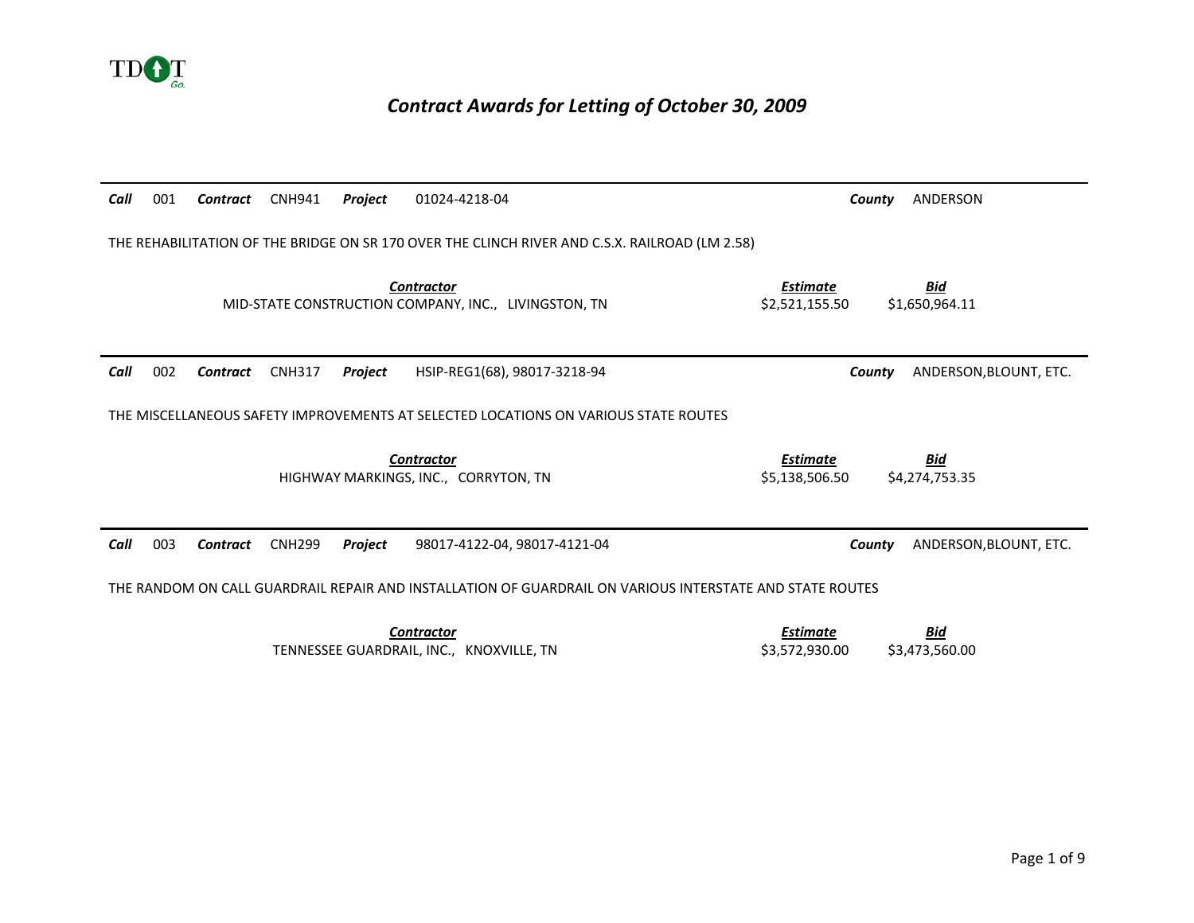TDOT Go.

# *Contract Awards for Letting of October 30, 2009*

---

***Call*** 001 ***Contract*** CNH941 ***Project*** 01024-4218-04 ***County*** ANDERSON

THE REHABILITATION OF THE BRIDGE ON SR 170 OVER THE CLINCH RIVER AND C.S.X. RAILROAD (LM 2.58)

| ***Contractor*** | ***Estimate*** | ***Bid*** |
|---|---|---|
| MID-STATE CONSTRUCTION COMPANY, INC., LIVINGSTON, TN | $2,521,155.50 | $1,650,964.11 |

---

***Call*** 002 ***Contract*** CNH317 ***Project*** HSIP-REG1(68), 98017-3218-94 ***County*** ANDERSON,BLOUNT, ETC.

THE MISCELLANEOUS SAFETY IMPROVEMENTS AT SELECTED LOCATIONS ON VARIOUS STATE ROUTES

| ***Contractor*** | ***Estimate*** | ***Bid*** |
|---|---|---|
| HIGHWAY MARKINGS, INC., CORRYTON, TN | $5,138,506.50 | $4,274,753.35 |

---

***Call*** 003 ***Contract*** CNH299 ***Project*** 98017-4122-04, 98017-4121-04 ***County*** ANDERSON,BLOUNT, ETC.

THE RANDOM ON CALL GUARDRAIL REPAIR AND INSTALLATION OF GUARDRAIL ON VARIOUS INTERSTATE AND STATE ROUTES

| ***Contractor*** | ***Estimate*** | ***Bid*** |
|---|---|---|
| TENNESSEE GUARDRAIL, INC., KNOXVILLE, TN | $3,572,930.00 | $3,473,560.00 |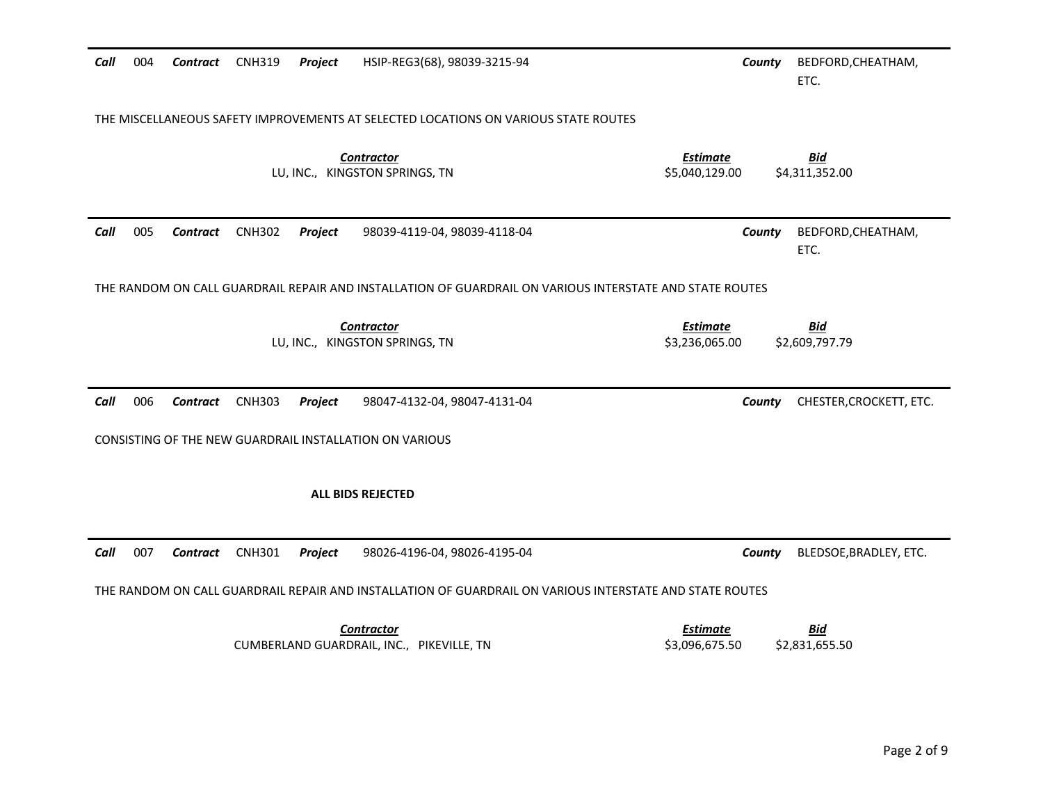**Call** 004 **Contract** CNH319 **Project** HSIP-REG3(68), 98039-3215-94 **County** BEDFORD,CHEATHAM, ETC.

THE MISCELLANEOUS SAFETY IMPROVEMENTS AT SELECTED LOCATIONS ON VARIOUS STATE ROUTES

| Contractor | Estimate | Bid |
|---|---|---|
| LU, INC., KINGSTON SPRINGS, TN | $5,040,129.00 | $4,311,352.00 |

---

**Call** 005 **Contract** CNH302 **Project** 98039-4119-04, 98039-4118-04 **County** BEDFORD,CHEATHAM, ETC.

THE RANDOM ON CALL GUARDRAIL REPAIR AND INSTALLATION OF GUARDRAIL ON VARIOUS INTERSTATE AND STATE ROUTES

| Contractor | Estimate | Bid |
|---|---|---|
| LU, INC., KINGSTON SPRINGS, TN | $3,236,065.00 | $2,609,797.79 |

---

**Call** 006 **Contract** CNH303 **Project** 98047-4132-04, 98047-4131-04 **County** CHESTER,CROCKETT, ETC.

CONSISTING OF THE NEW GUARDRAIL INSTALLATION ON VARIOUS

**ALL BIDS REJECTED**

---

**Call** 007 **Contract** CNH301 **Project** 98026-4196-04, 98026-4195-04 **County** BLEDSOE,BRADLEY, ETC.

THE RANDOM ON CALL GUARDRAIL REPAIR AND INSTALLATION OF GUARDRAIL ON VARIOUS INTERSTATE AND STATE ROUTES

| Contractor | Estimate | Bid |
|---|---|---|
| CUMBERLAND GUARDRAIL, INC., PIKEVILLE, TN | $3,096,675.50 | $2,831,655.50 |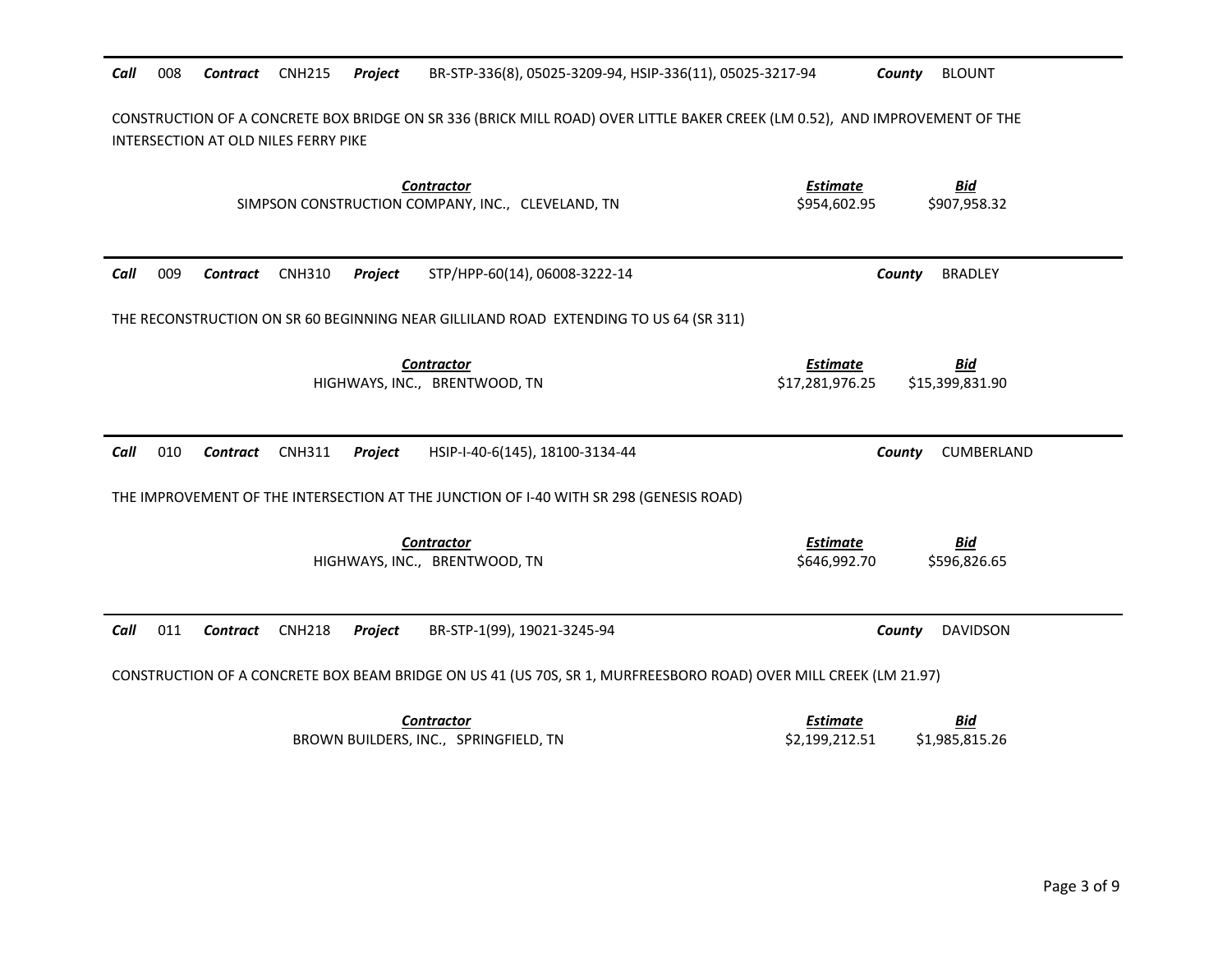***Call*** 008 ***Contract*** CNH215 ***Project*** BR-STP-336(8), 05025-3209-94, HSIP-336(11), 05025-3217-94 ***County*** BLOUNT

CONSTRUCTION OF A CONCRETE BOX BRIDGE ON SR 336 (BRICK MILL ROAD) OVER LITTLE BAKER CREEK (LM 0.52), AND IMPROVEMENT OF THE INTERSECTION AT OLD NILES FERRY PIKE

| ***Contractor*** | ***Estimate*** | ***Bid*** |
|---|---|---|
| SIMPSON CONSTRUCTION COMPANY, INC., CLEVELAND, TN | $954,602.95 | $907,958.32 |

---

***Call*** 009 ***Contract*** CNH310 ***Project*** STP/HPP-60(14), 06008-3222-14 ***County*** BRADLEY

THE RECONSTRUCTION ON SR 60 BEGINNING NEAR GILLILAND ROAD EXTENDING TO US 64 (SR 311)

| ***Contractor*** | ***Estimate*** | ***Bid*** |
|---|---|---|
| HIGHWAYS, INC., BRENTWOOD, TN | $17,281,976.25 | $15,399,831.90 |

---

***Call*** 010 ***Contract*** CNH311 ***Project*** HSIP-I-40-6(145), 18100-3134-44 ***County*** CUMBERLAND

THE IMPROVEMENT OF THE INTERSECTION AT THE JUNCTION OF I-40 WITH SR 298 (GENESIS ROAD)

| ***Contractor*** | ***Estimate*** | ***Bid*** |
|---|---|---|
| HIGHWAYS, INC., BRENTWOOD, TN | $646,992.70 | $596,826.65 |

---

***Call*** 011 ***Contract*** CNH218 ***Project*** BR-STP-1(99), 19021-3245-94 ***County*** DAVIDSON

CONSTRUCTION OF A CONCRETE BOX BEAM BRIDGE ON US 41 (US 70S, SR 1, MURFREESBORO ROAD) OVER MILL CREEK (LM 21.97)

| ***Contractor*** | ***Estimate*** | ***Bid*** |
|---|---|---|
| BROWN BUILDERS, INC., SPRINGFIELD, TN | $2,199,212.51 | $1,985,815.26 |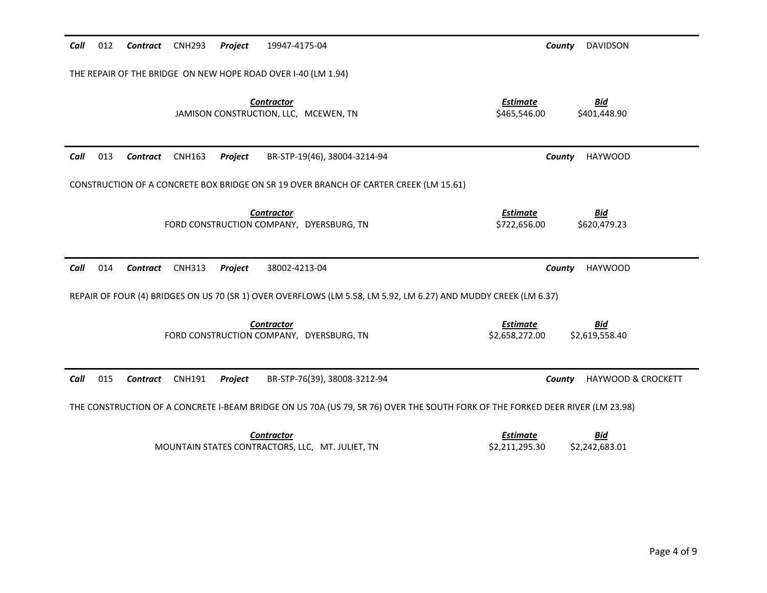**Call** 012 **Contract** CNH293 **Project** 19947-4175-04 **County** DAVIDSON

THE REPAIR OF THE BRIDGE ON NEW HOPE ROAD OVER I-40 (LM 1.94)

| Contractor | Estimate | Bid |
|---|---|---|
| JAMISON CONSTRUCTION, LLC, MCEWEN, TN | \$465,546.00 | \$401,448.90 |

---

**Call** 013 **Contract** CNH163 **Project** BR-STP-19(46), 38004-3214-94 **County** HAYWOOD

CONSTRUCTION OF A CONCRETE BOX BRIDGE ON SR 19 OVER BRANCH OF CARTER CREEK (LM 15.61)

| Contractor | Estimate | Bid |
|---|---|---|
| FORD CONSTRUCTION COMPANY, DYERSBURG, TN | \$722,656.00 | \$620,479.23 |

---

**Call** 014 **Contract** CNH313 **Project** 38002-4213-04 **County** HAYWOOD

REPAIR OF FOUR (4) BRIDGES ON US 70 (SR 1) OVER OVERFLOWS (LM 5.58, LM 5.92, LM 6.27) AND MUDDY CREEK (LM 6.37)

| Contractor | Estimate | Bid |
|---|---|---|
| FORD CONSTRUCTION COMPANY, DYERSBURG, TN | \$2,658,272.00 | \$2,619,558.40 |

---

**Call** 015 **Contract** CNH191 **Project** BR-STP-76(39), 38008-3212-94 **County** HAYWOOD & CROCKETT

THE CONSTRUCTION OF A CONCRETE I-BEAM BRIDGE ON US 70A (US 79, SR 76) OVER THE SOUTH FORK OF THE FORKED DEER RIVER (LM 23.98)

| Contractor | Estimate | Bid |
|---|---|---|
| MOUNTAIN STATES CONTRACTORS, LLC, MT. JULIET, TN | \$2,211,295.30 | \$2,242,683.01 |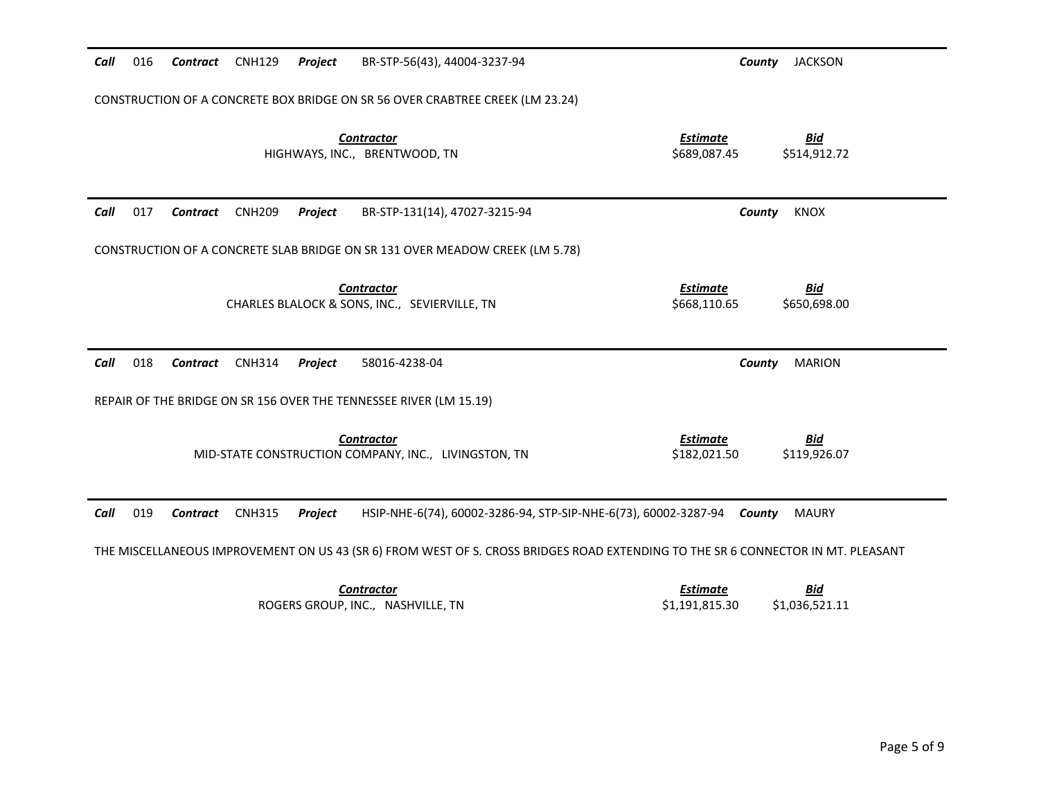**Call** 016 **Contract** CNH129 **Project** BR-STP-56(43), 44004-3237-94 **County** JACKSON

CONSTRUCTION OF A CONCRETE BOX BRIDGE ON SR 56 OVER CRABTREE CREEK (LM 23.24)

| Contractor | Estimate | Bid |
|---|---|---|
| HIGHWAYS, INC., BRENTWOOD, TN | $689,087.45 | $514,912.72 |

**Call** 017 **Contract** CNH209 **Project** BR-STP-131(14), 47027-3215-94 **County** KNOX

CONSTRUCTION OF A CONCRETE SLAB BRIDGE ON SR 131 OVER MEADOW CREEK (LM 5.78)

| Contractor | Estimate | Bid |
|---|---|---|
| CHARLES BLALOCK & SONS, INC., SEVIERVILLE, TN | $668,110.65 | $650,698.00 |

**Call** 018 **Contract** CNH314 **Project** 58016-4238-04 **County** MARION

REPAIR OF THE BRIDGE ON SR 156 OVER THE TENNESSEE RIVER (LM 15.19)

| Contractor | Estimate | Bid |
|---|---|---|
| MID-STATE CONSTRUCTION COMPANY, INC., LIVINGSTON, TN | $182,021.50 | $119,926.07 |

**Call** 019 **Contract** CNH315 **Project** HSIP-NHE-6(74), 60002-3286-94, STP-SIP-NHE-6(73), 60002-3287-94 **County** MAURY

THE MISCELLANEOUS IMPROVEMENT ON US 43 (SR 6) FROM WEST OF S. CROSS BRIDGES ROAD EXTENDING TO THE SR 6 CONNECTOR IN MT. PLEASANT

| Contractor | Estimate | Bid |
|---|---|---|
| ROGERS GROUP, INC., NASHVILLE, TN | $1,191,815.30 | $1,036,521.11 |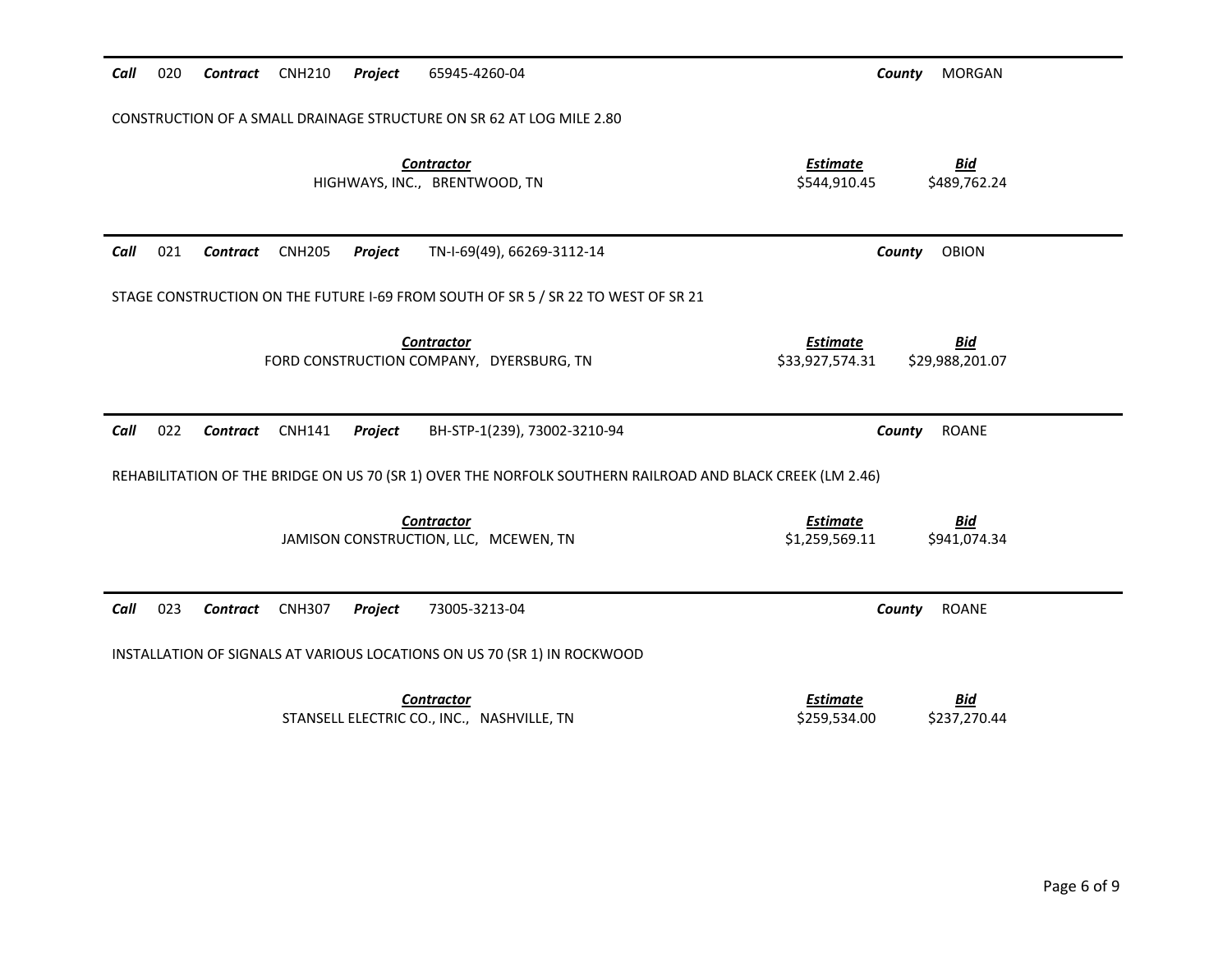**Call** 020 **Contract** CNH210 **Project** 65945-4260-04 **County** MORGAN

CONSTRUCTION OF A SMALL DRAINAGE STRUCTURE ON SR 62 AT LOG MILE 2.80

| Contractor | Estimate | Bid |
|---|---|---|
| HIGHWAYS, INC., BRENTWOOD, TN | $544,910.45 | $489,762.24 |

---

**Call** 021 **Contract** CNH205 **Project** TN-I-69(49), 66269-3112-14 **County** OBION

STAGE CONSTRUCTION ON THE FUTURE I-69 FROM SOUTH OF SR 5 / SR 22 TO WEST OF SR 21

| Contractor | Estimate | Bid |
|---|---|---|
| FORD CONSTRUCTION COMPANY, DYERSBURG, TN | $33,927,574.31 | $29,988,201.07 |

---

**Call** 022 **Contract** CNH141 **Project** BH-STP-1(239), 73002-3210-94 **County** ROANE

REHABILITATION OF THE BRIDGE ON US 70 (SR 1) OVER THE NORFOLK SOUTHERN RAILROAD AND BLACK CREEK (LM 2.46)

| Contractor | Estimate | Bid |
|---|---|---|
| JAMISON CONSTRUCTION, LLC, MCEWEN, TN | $1,259,569.11 | $941,074.34 |

---

**Call** 023 **Contract** CNH307 **Project** 73005-3213-04 **County** ROANE

INSTALLATION OF SIGNALS AT VARIOUS LOCATIONS ON US 70 (SR 1) IN ROCKWOOD

| Contractor | Estimate | Bid |
|---|---|---|
| STANSELL ELECTRIC CO., INC., NASHVILLE, TN | $259,534.00 | $237,270.44 |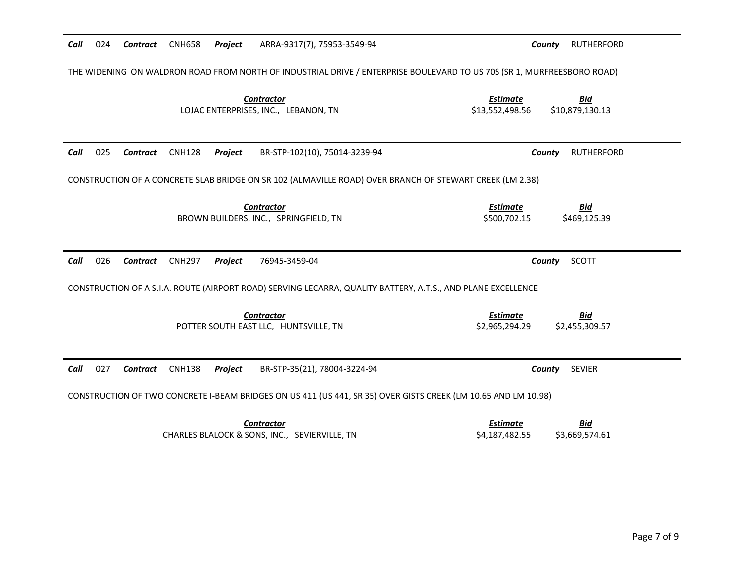**Call** 024 **Contract** CNH658 **Project** ARRA-9317(7), 75953-3549-94 **County** RUTHERFORD

THE WIDENING ON WALDRON ROAD FROM NORTH OF INDUSTRIAL DRIVE / ENTERPRISE BOULEVARD TO US 70S (SR 1, MURFREESBORO ROAD)

| ***Contractor*** | ***Estimate*** | ***Bid*** |
|---|---|---|
| LOJAC ENTERPRISES, INC., LEBANON, TN | \$13,552,498.56 | \$10,879,130.13 |

---

**Call** 025 **Contract** CNH128 **Project** BR-STP-102(10), 75014-3239-94 **County** RUTHERFORD

CONSTRUCTION OF A CONCRETE SLAB BRIDGE ON SR 102 (ALMAVILLE ROAD) OVER BRANCH OF STEWART CREEK (LM 2.38)

| ***Contractor*** | ***Estimate*** | ***Bid*** |
|---|---|---|
| BROWN BUILDERS, INC., SPRINGFIELD, TN | \$500,702.15 | \$469,125.39 |

---

**Call** 026 **Contract** CNH297 **Project** 76945-3459-04 **County** SCOTT

CONSTRUCTION OF A S.I.A. ROUTE (AIRPORT ROAD) SERVING LECARRA, QUALITY BATTERY, A.T.S., AND PLANE EXCELLENCE

| ***Contractor*** | ***Estimate*** | ***Bid*** |
|---|---|---|
| POTTER SOUTH EAST LLC, HUNTSVILLE, TN | \$2,965,294.29 | \$2,455,309.57 |

---

**Call** 027 **Contract** CNH138 **Project** BR-STP-35(21), 78004-3224-94 **County** SEVIER

CONSTRUCTION OF TWO CONCRETE I-BEAM BRIDGES ON US 411 (US 441, SR 35) OVER GISTS CREEK (LM 10.65 AND LM 10.98)

| ***Contractor*** | ***Estimate*** | ***Bid*** |
|---|---|---|
| CHARLES BLALOCK & SONS, INC., SEVIERVILLE, TN | \$4,187,482.55 | \$3,669,574.61 |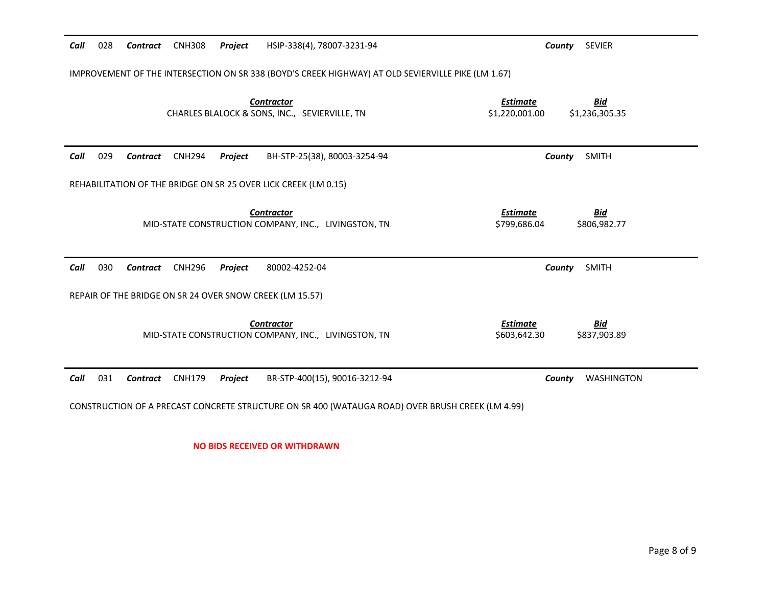***Call*** 028 ***Contract*** CNH308 ***Project*** HSIP-338(4), 78007-3231-94 ***County*** SEVIER

IMPROVEMENT OF THE INTERSECTION ON SR 338 (BOYD'S CREEK HIGHWAY) AT OLD SEVIERVILLE PIKE (LM 1.67)

| ***Contractor*** | ***Estimate*** | ***Bid*** |
|---|---|---|
| CHARLES BLALOCK & SONS, INC., SEVIERVILLE, TN | $1,220,001.00 | $1,236,305.35 |

---

***Call*** 029 ***Contract*** CNH294 ***Project*** BH-STP-25(38), 80003-3254-94 ***County*** SMITH

REHABILITATION OF THE BRIDGE ON SR 25 OVER LICK CREEK (LM 0.15)

| ***Contractor*** | ***Estimate*** | ***Bid*** |
|---|---|---|
| MID-STATE CONSTRUCTION COMPANY, INC., LIVINGSTON, TN | $799,686.04 | $806,982.77 |

---

***Call*** 030 ***Contract*** CNH296 ***Project*** 80002-4252-04 ***County*** SMITH

REPAIR OF THE BRIDGE ON SR 24 OVER SNOW CREEK (LM 15.57)

| ***Contractor*** | ***Estimate*** | ***Bid*** |
|---|---|---|
| MID-STATE CONSTRUCTION COMPANY, INC., LIVINGSTON, TN | $603,642.30 | $837,903.89 |

---

***Call*** 031 ***Contract*** CNH179 ***Project*** BR-STP-400(15), 90016-3212-94 ***County*** WASHINGTON

CONSTRUCTION OF A PRECAST CONCRETE STRUCTURE ON SR 400 (WATAUGA ROAD) OVER BRUSH CREEK (LM 4.99)

**NO BIDS RECEIVED OR WITHDRAWN**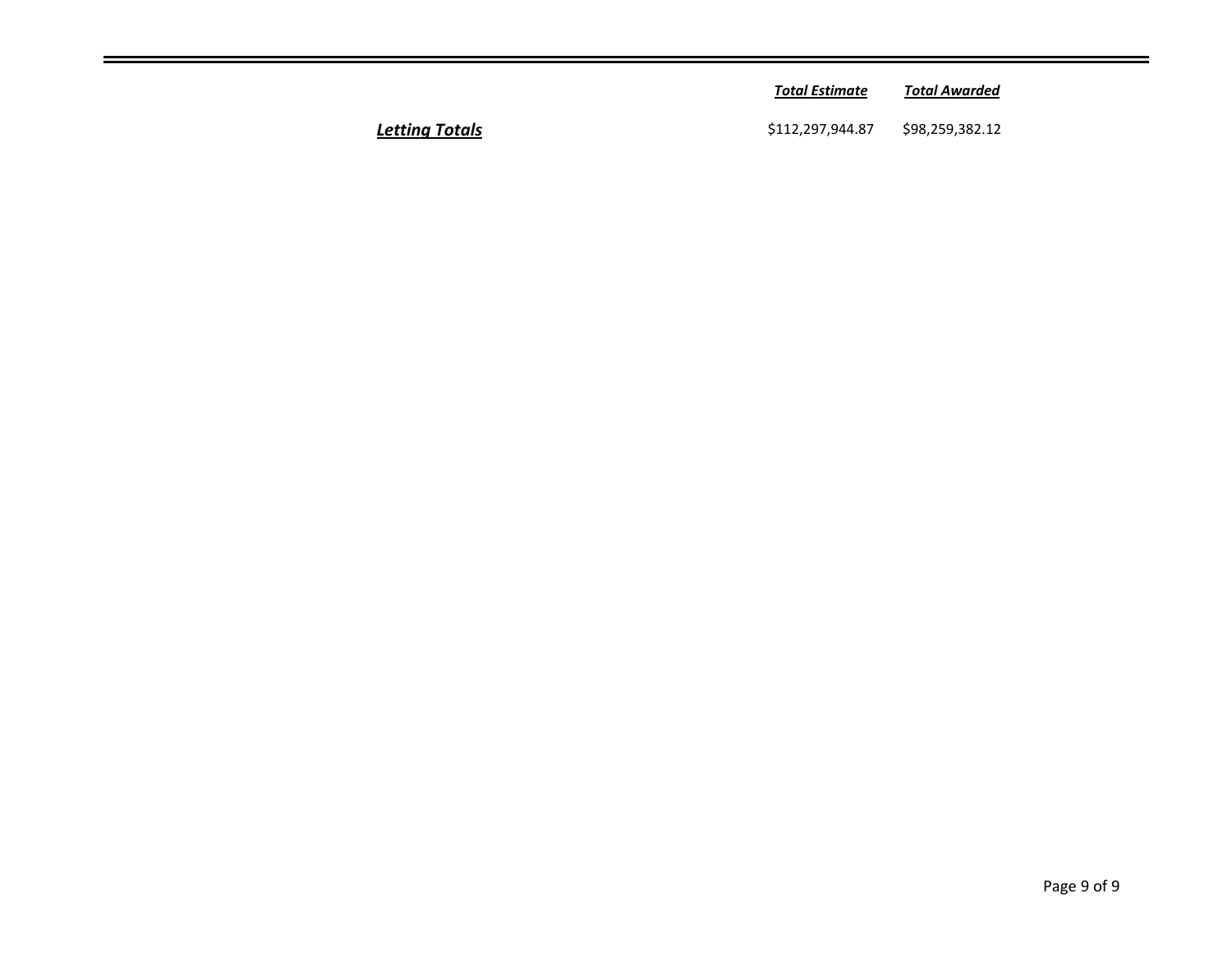| | *Total Estimate* | *Total Awarded* |
|---|---|---|
| ***Letting Totals*** | $112,297,944.87 | $98,259,382.12 |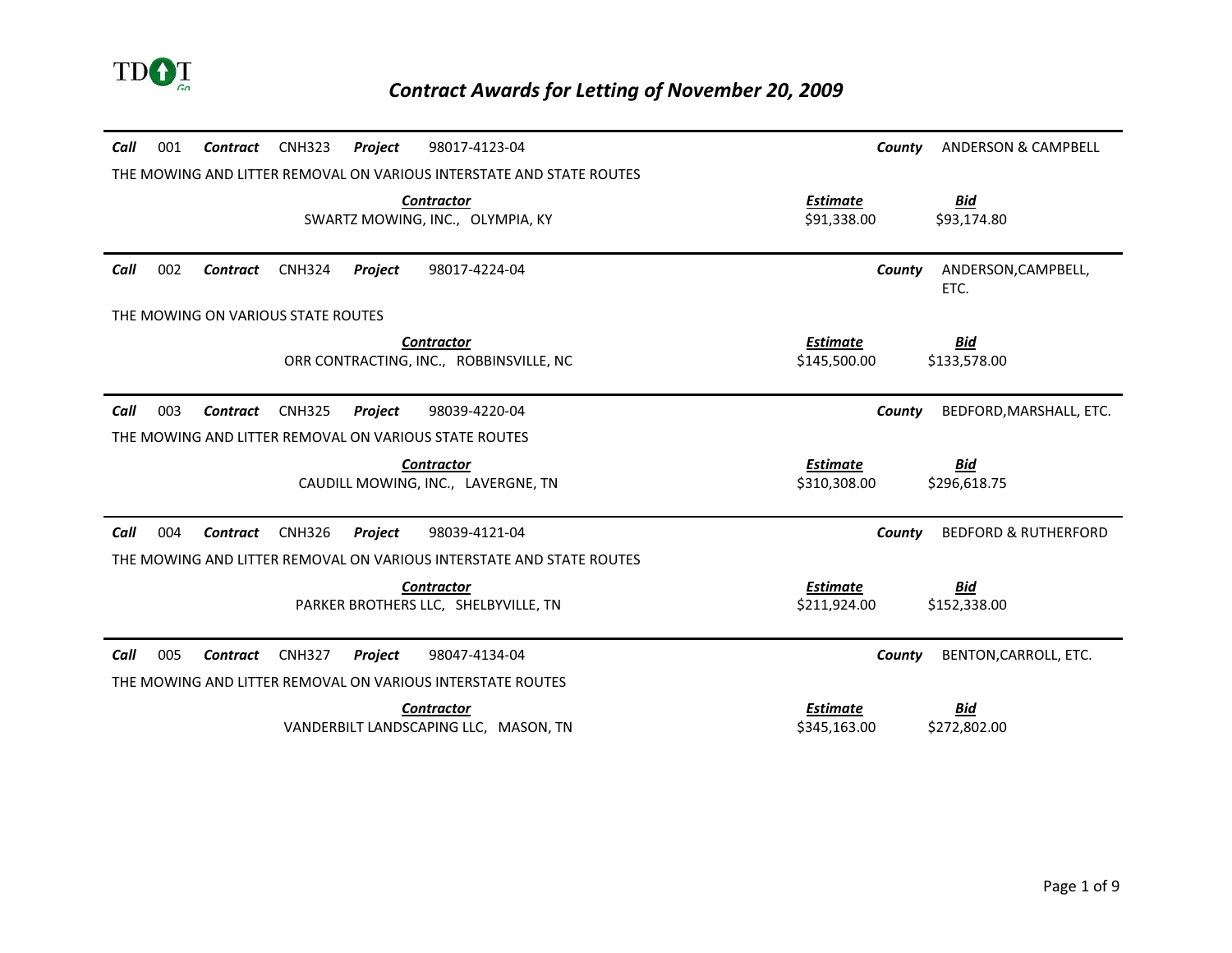# Contract Awards for Letting of November 20, 2009

**Call** 001 **Contract** CNH323 **Project** 98017-4123-04 **County** ANDERSON & CAMPBELL

THE MOWING AND LITTER REMOVAL ON VARIOUS INTERSTATE AND STATE ROUTES

| Contractor | Estimate | Bid |
|---|---|---|
| SWARTZ MOWING, INC., OLYMPIA, KY | $91,338.00 | $93,174.80 |

---

**Call** 002 **Contract** CNH324 **Project** 98017-4224-04 **County** ANDERSON,CAMPBELL, ETC.

THE MOWING ON VARIOUS STATE ROUTES

| Contractor | Estimate | Bid |
|---|---|---|
| ORR CONTRACTING, INC., ROBBINSVILLE, NC | $145,500.00 | $133,578.00 |

---

**Call** 003 **Contract** CNH325 **Project** 98039-4220-04 **County** BEDFORD,MARSHALL, ETC.

THE MOWING AND LITTER REMOVAL ON VARIOUS STATE ROUTES

| Contractor | Estimate | Bid |
|---|---|---|
| CAUDILL MOWING, INC., LAVERGNE, TN | $310,308.00 | $296,618.75 |

---

**Call** 004 **Contract** CNH326 **Project** 98039-4121-04 **County** BEDFORD & RUTHERFORD

THE MOWING AND LITTER REMOVAL ON VARIOUS INTERSTATE AND STATE ROUTES

| Contractor | Estimate | Bid |
|---|---|---|
| PARKER BROTHERS LLC, SHELBYVILLE, TN | $211,924.00 | $152,338.00 |

---

**Call** 005 **Contract** CNH327 **Project** 98047-4134-04 **County** BENTON,CARROLL, ETC.

THE MOWING AND LITTER REMOVAL ON VARIOUS INTERSTATE ROUTES

| Contractor | Estimate | Bid |
|---|---|---|
| VANDERBILT LANDSCAPING LLC, MASON, TN | $345,163.00 | $272,802.00 |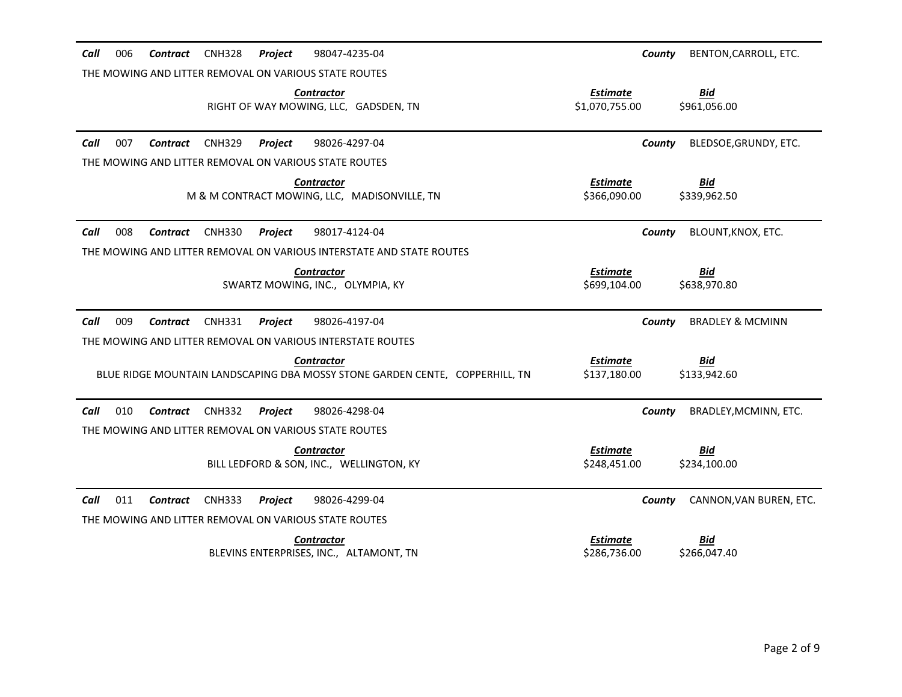**Call** 006 **Contract** CNH328 **Project** 98047-4235-04 **County** BENTON,CARROLL, ETC.

THE MOWING AND LITTER REMOVAL ON VARIOUS STATE ROUTES

| Contractor | Estimate | Bid |
|---|---|---|
| RIGHT OF WAY MOWING, LLC, GADSDEN, TN | $1,070,755.00 | $961,056.00 |

**Call** 007 **Contract** CNH329 **Project** 98026-4297-04 **County** BLEDSOE,GRUNDY, ETC.

THE MOWING AND LITTER REMOVAL ON VARIOUS STATE ROUTES

| Contractor | Estimate | Bid |
|---|---|---|
| M & M CONTRACT MOWING, LLC, MADISONVILLE, TN | $366,090.00 | $339,962.50 |

**Call** 008 **Contract** CNH330 **Project** 98017-4124-04 **County** BLOUNT,KNOX, ETC.

THE MOWING AND LITTER REMOVAL ON VARIOUS INTERSTATE AND STATE ROUTES

| Contractor | Estimate | Bid |
|---|---|---|
| SWARTZ MOWING, INC., OLYMPIA, KY | $699,104.00 | $638,970.80 |

**Call** 009 **Contract** CNH331 **Project** 98026-4197-04 **County** BRADLEY & MCMINN

THE MOWING AND LITTER REMOVAL ON VARIOUS INTERSTATE ROUTES

| Contractor | Estimate | Bid |
|---|---|---|
| BLUE RIDGE MOUNTAIN LANDSCAPING DBA MOSSY STONE GARDEN CENTE, COPPERHILL, TN | $137,180.00 | $133,942.60 |

**Call** 010 **Contract** CNH332 **Project** 98026-4298-04 **County** BRADLEY,MCMINN, ETC.

THE MOWING AND LITTER REMOVAL ON VARIOUS STATE ROUTES

| Contractor | Estimate | Bid |
|---|---|---|
| BILL LEDFORD & SON, INC., WELLINGTON, KY | $248,451.00 | $234,100.00 |

**Call** 011 **Contract** CNH333 **Project** 98026-4299-04 **County** CANNON,VAN BUREN, ETC.

THE MOWING AND LITTER REMOVAL ON VARIOUS STATE ROUTES

| Contractor | Estimate | Bid |
|---|---|---|
| BLEVINS ENTERPRISES, INC., ALTAMONT, TN | $286,736.00 | $266,047.40 |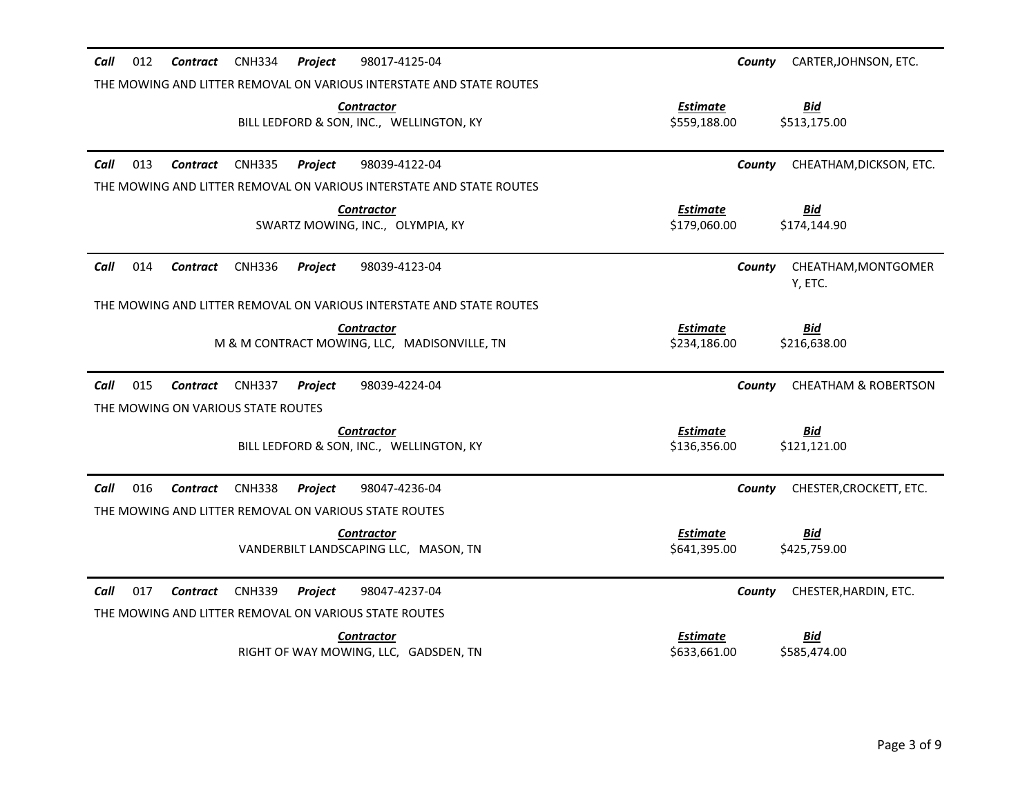**Call** 012 **Contract** CNH334 **Project** 98017-4125-04 **County** CARTER,JOHNSON, ETC.

THE MOWING AND LITTER REMOVAL ON VARIOUS INTERSTATE AND STATE ROUTES

| *Contractor* | *Estimate* | *Bid* |
|---|---|---|
| BILL LEDFORD & SON, INC., WELLINGTON, KY | $559,188.00 | $513,175.00 |

**Call** 013 **Contract** CNH335 **Project** 98039-4122-04 **County** CHEATHAM,DICKSON, ETC.

THE MOWING AND LITTER REMOVAL ON VARIOUS INTERSTATE AND STATE ROUTES

| *Contractor* | *Estimate* | *Bid* |
|---|---|---|
| SWARTZ MOWING, INC., OLYMPIA, KY | $179,060.00 | $174,144.90 |

**Call** 014 **Contract** CNH336 **Project** 98039-4123-04 **County** CHEATHAM,MONTGOMERY, ETC.

THE MOWING AND LITTER REMOVAL ON VARIOUS INTERSTATE AND STATE ROUTES

| *Contractor* | *Estimate* | *Bid* |
|---|---|---|
| M & M CONTRACT MOWING, LLC, MADISONVILLE, TN | $234,186.00 | $216,638.00 |

**Call** 015 **Contract** CNH337 **Project** 98039-4224-04 **County** CHEATHAM & ROBERTSON

THE MOWING ON VARIOUS STATE ROUTES

| *Contractor* | *Estimate* | *Bid* |
|---|---|---|
| BILL LEDFORD & SON, INC., WELLINGTON, KY | $136,356.00 | $121,121.00 |

**Call** 016 **Contract** CNH338 **Project** 98047-4236-04 **County** CHESTER,CROCKETT, ETC.

THE MOWING AND LITTER REMOVAL ON VARIOUS STATE ROUTES

| *Contractor* | *Estimate* | *Bid* |
|---|---|---|
| VANDERBILT LANDSCAPING LLC, MASON, TN | $641,395.00 | $425,759.00 |

**Call** 017 **Contract** CNH339 **Project** 98047-4237-04 **County** CHESTER,HARDIN, ETC.

THE MOWING AND LITTER REMOVAL ON VARIOUS STATE ROUTES

| *Contractor* | *Estimate* | *Bid* |
|---|---|---|
| RIGHT OF WAY MOWING, LLC, GADSDEN, TN | $633,661.00 | $585,474.00 |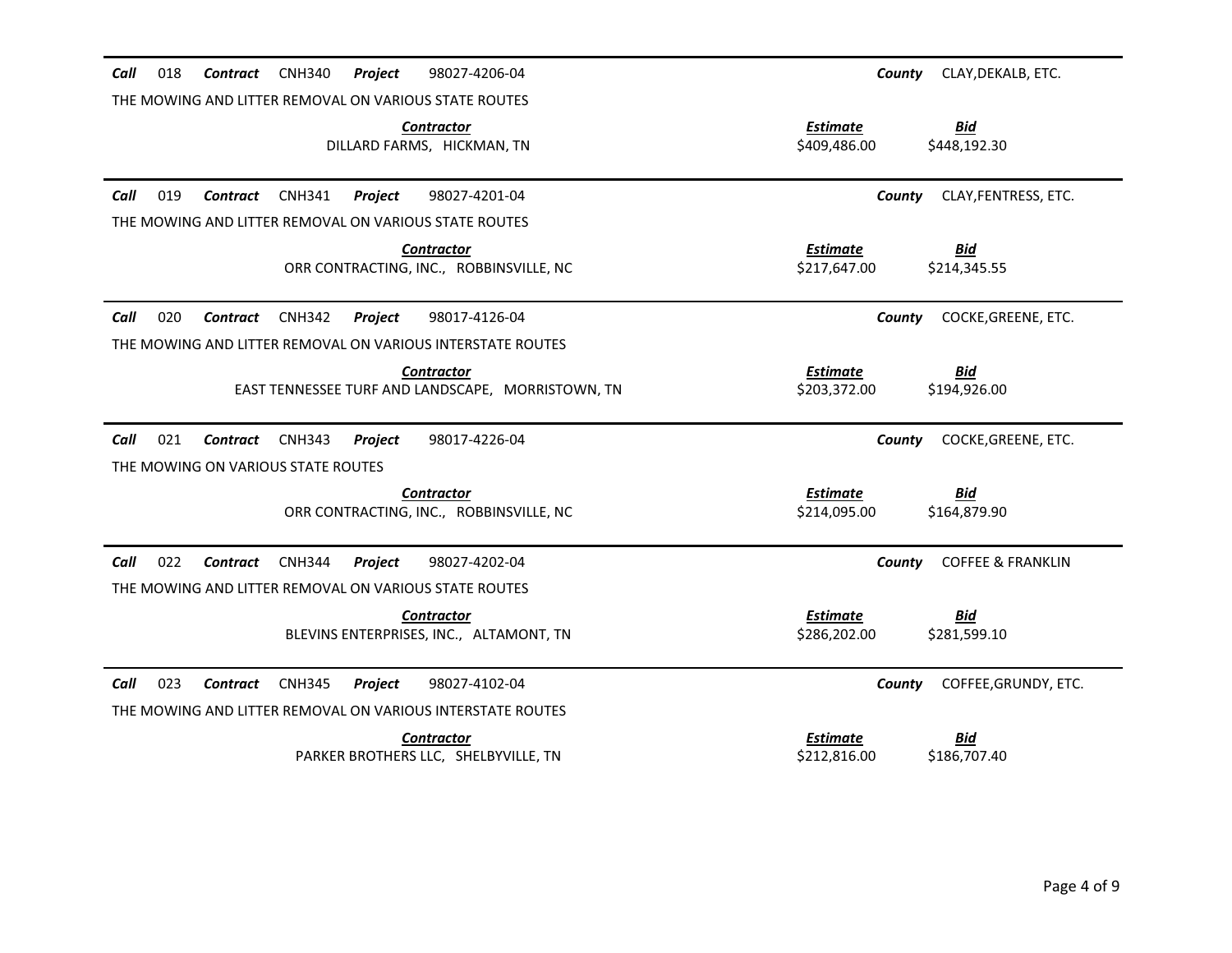**Call** 018 **Contract** CNH340 **Project** 98027-4206-04 **County** CLAY,DEKALB, ETC.

THE MOWING AND LITTER REMOVAL ON VARIOUS STATE ROUTES

| Contractor | Estimate | Bid |
| --- | --- | --- |
| DILLARD FARMS, HICKMAN, TN | $409,486.00 | $448,192.30 |

**Call** 019 **Contract** CNH341 **Project** 98027-4201-04 **County** CLAY,FENTRESS, ETC.

THE MOWING AND LITTER REMOVAL ON VARIOUS STATE ROUTES

| Contractor | Estimate | Bid |
| --- | --- | --- |
| ORR CONTRACTING, INC., ROBBINSVILLE, NC | $217,647.00 | $214,345.55 |

**Call** 020 **Contract** CNH342 **Project** 98017-4126-04 **County** COCKE,GREENE, ETC.

THE MOWING AND LITTER REMOVAL ON VARIOUS INTERSTATE ROUTES

| Contractor | Estimate | Bid |
| --- | --- | --- |
| EAST TENNESSEE TURF AND LANDSCAPE, MORRISTOWN, TN | $203,372.00 | $194,926.00 |

**Call** 021 **Contract** CNH343 **Project** 98017-4226-04 **County** COCKE,GREENE, ETC.

THE MOWING ON VARIOUS STATE ROUTES

| Contractor | Estimate | Bid |
| --- | --- | --- |
| ORR CONTRACTING, INC., ROBBINSVILLE, NC | $214,095.00 | $164,879.90 |

**Call** 022 **Contract** CNH344 **Project** 98027-4202-04 **County** COFFEE & FRANKLIN

THE MOWING AND LITTER REMOVAL ON VARIOUS STATE ROUTES

| Contractor | Estimate | Bid |
| --- | --- | --- |
| BLEVINS ENTERPRISES, INC., ALTAMONT, TN | $286,202.00 | $281,599.10 |

**Call** 023 **Contract** CNH345 **Project** 98027-4102-04 **County** COFFEE,GRUNDY, ETC.

THE MOWING AND LITTER REMOVAL ON VARIOUS INTERSTATE ROUTES

| Contractor | Estimate | Bid |
| --- | --- | --- |
| PARKER BROTHERS LLC, SHELBYVILLE, TN | $212,816.00 | $186,707.40 |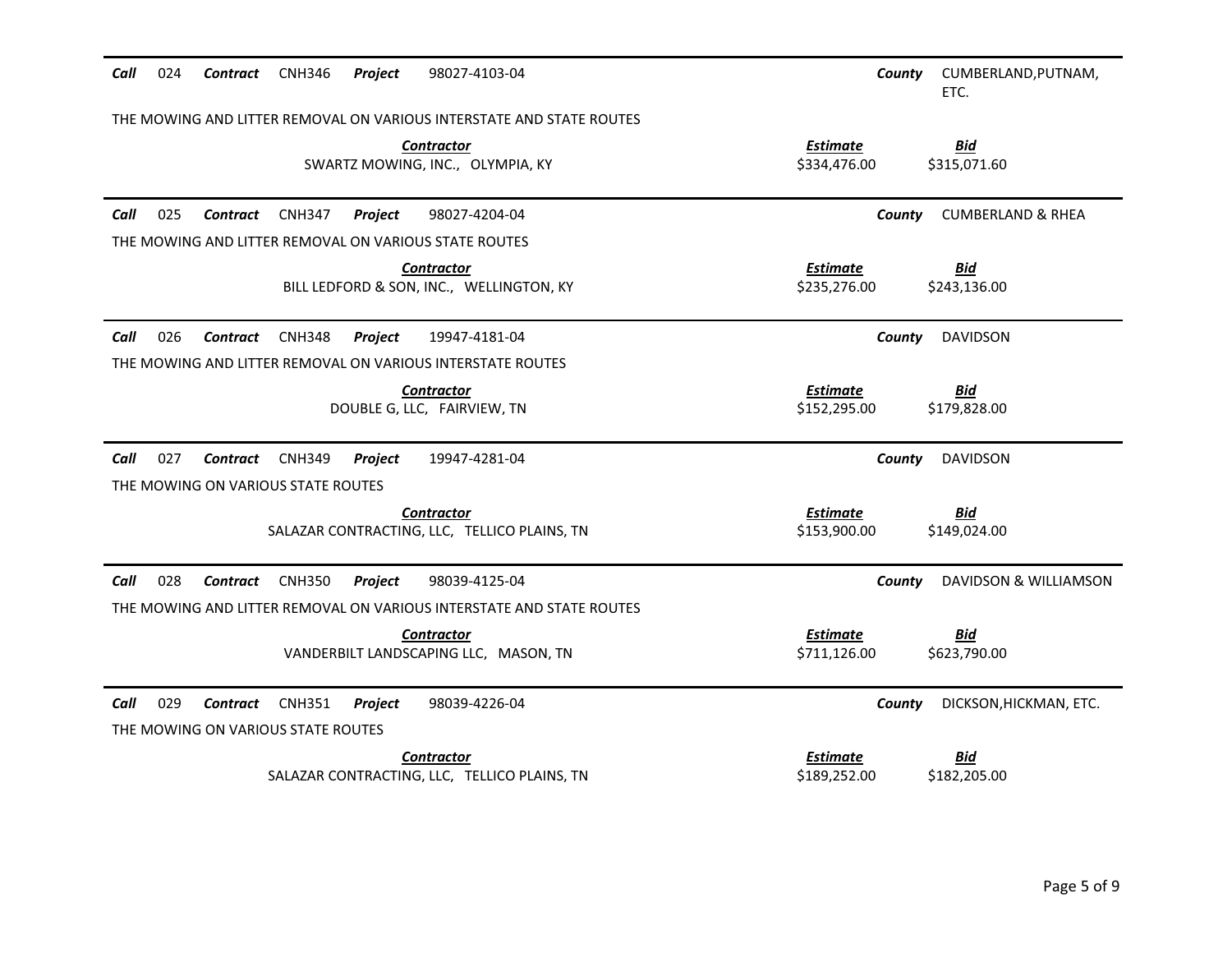**Call** 024 **Contract** CNH346 **Project** 98027-4103-04 **County** CUMBERLAND,PUTNAM, ETC.

THE MOWING AND LITTER REMOVAL ON VARIOUS INTERSTATE AND STATE ROUTES

| Contractor | Estimate | Bid |
|---|---|---|
| SWARTZ MOWING, INC., OLYMPIA, KY | $334,476.00 | $315,071.60 |

---

**Call** 025 **Contract** CNH347 **Project** 98027-4204-04 **County** CUMBERLAND & RHEA

THE MOWING AND LITTER REMOVAL ON VARIOUS STATE ROUTES

| Contractor | Estimate | Bid |
|---|---|---|
| BILL LEDFORD & SON, INC., WELLINGTON, KY | $235,276.00 | $243,136.00 |

---

**Call** 026 **Contract** CNH348 **Project** 19947-4181-04 **County** DAVIDSON

THE MOWING AND LITTER REMOVAL ON VARIOUS INTERSTATE ROUTES

| Contractor | Estimate | Bid |
|---|---|---|
| DOUBLE G, LLC, FAIRVIEW, TN | $152,295.00 | $179,828.00 |

---

**Call** 027 **Contract** CNH349 **Project** 19947-4281-04 **County** DAVIDSON

THE MOWING ON VARIOUS STATE ROUTES

| Contractor | Estimate | Bid |
|---|---|---|
| SALAZAR CONTRACTING, LLC, TELLICO PLAINS, TN | $153,900.00 | $149,024.00 |

---

**Call** 028 **Contract** CNH350 **Project** 98039-4125-04 **County** DAVIDSON & WILLIAMSON

THE MOWING AND LITTER REMOVAL ON VARIOUS INTERSTATE AND STATE ROUTES

| Contractor | Estimate | Bid |
|---|---|---|
| VANDERBILT LANDSCAPING LLC, MASON, TN | $711,126.00 | $623,790.00 |

---

**Call** 029 **Contract** CNH351 **Project** 98039-4226-04 **County** DICKSON,HICKMAN, ETC.

THE MOWING ON VARIOUS STATE ROUTES

| Contractor | Estimate | Bid |
|---|---|---|
| SALAZAR CONTRACTING, LLC, TELLICO PLAINS, TN | $189,252.00 | $182,205.00 |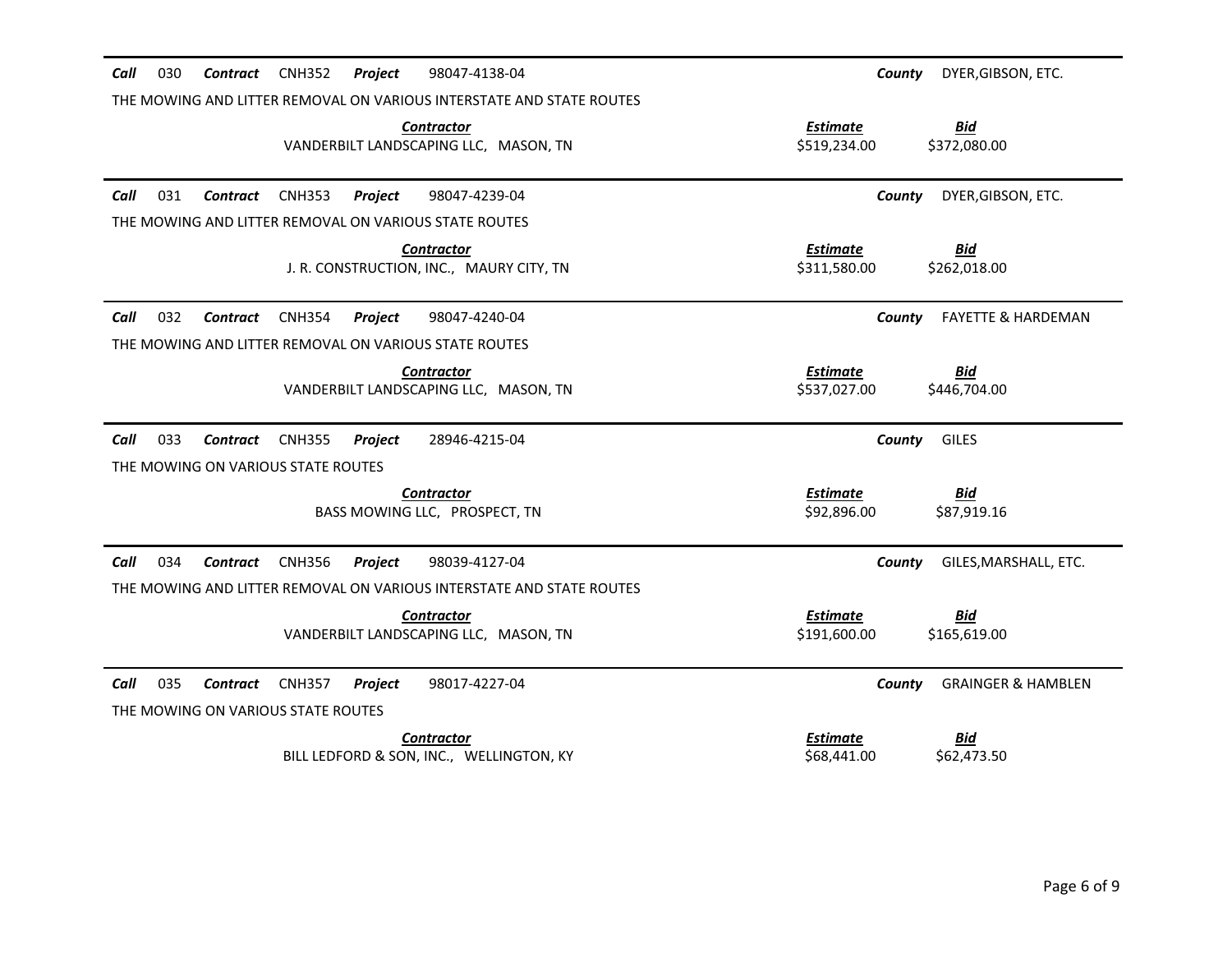***Call*** 030 ***Contract*** CNH352 ***Project*** 98047-4138-04 ***County*** DYER,GIBSON, ETC.

THE MOWING AND LITTER REMOVAL ON VARIOUS INTERSTATE AND STATE ROUTES

| ***Contractor*** | ***Estimate*** | ***Bid*** |
|---|---|---|
| VANDERBILT LANDSCAPING LLC, MASON, TN | $519,234.00 | $372,080.00 |

***Call*** 031 ***Contract*** CNH353 ***Project*** 98047-4239-04 ***County*** DYER,GIBSON, ETC.

THE MOWING AND LITTER REMOVAL ON VARIOUS STATE ROUTES

| ***Contractor*** | ***Estimate*** | ***Bid*** |
|---|---|---|
| J. R. CONSTRUCTION, INC., MAURY CITY, TN | $311,580.00 | $262,018.00 |

***Call*** 032 ***Contract*** CNH354 ***Project*** 98047-4240-04 ***County*** FAYETTE & HARDEMAN

THE MOWING AND LITTER REMOVAL ON VARIOUS STATE ROUTES

| ***Contractor*** | ***Estimate*** | ***Bid*** |
|---|---|---|
| VANDERBILT LANDSCAPING LLC, MASON, TN | $537,027.00 | $446,704.00 |

***Call*** 033 ***Contract*** CNH355 ***Project*** 28946-4215-04 ***County*** GILES

THE MOWING ON VARIOUS STATE ROUTES

| ***Contractor*** | ***Estimate*** | ***Bid*** |
|---|---|---|
| BASS MOWING LLC, PROSPECT, TN | $92,896.00 | $87,919.16 |

***Call*** 034 ***Contract*** CNH356 ***Project*** 98039-4127-04 ***County*** GILES,MARSHALL, ETC.

THE MOWING AND LITTER REMOVAL ON VARIOUS INTERSTATE AND STATE ROUTES

| ***Contractor*** | ***Estimate*** | ***Bid*** |
|---|---|---|
| VANDERBILT LANDSCAPING LLC, MASON, TN | $191,600.00 | $165,619.00 |

***Call*** 035 ***Contract*** CNH357 ***Project*** 98017-4227-04 ***County*** GRAINGER & HAMBLEN

THE MOWING ON VARIOUS STATE ROUTES

| ***Contractor*** | ***Estimate*** | ***Bid*** |
|---|---|---|
| BILL LEDFORD & SON, INC., WELLINGTON, KY | $68,441.00 | $62,473.50 |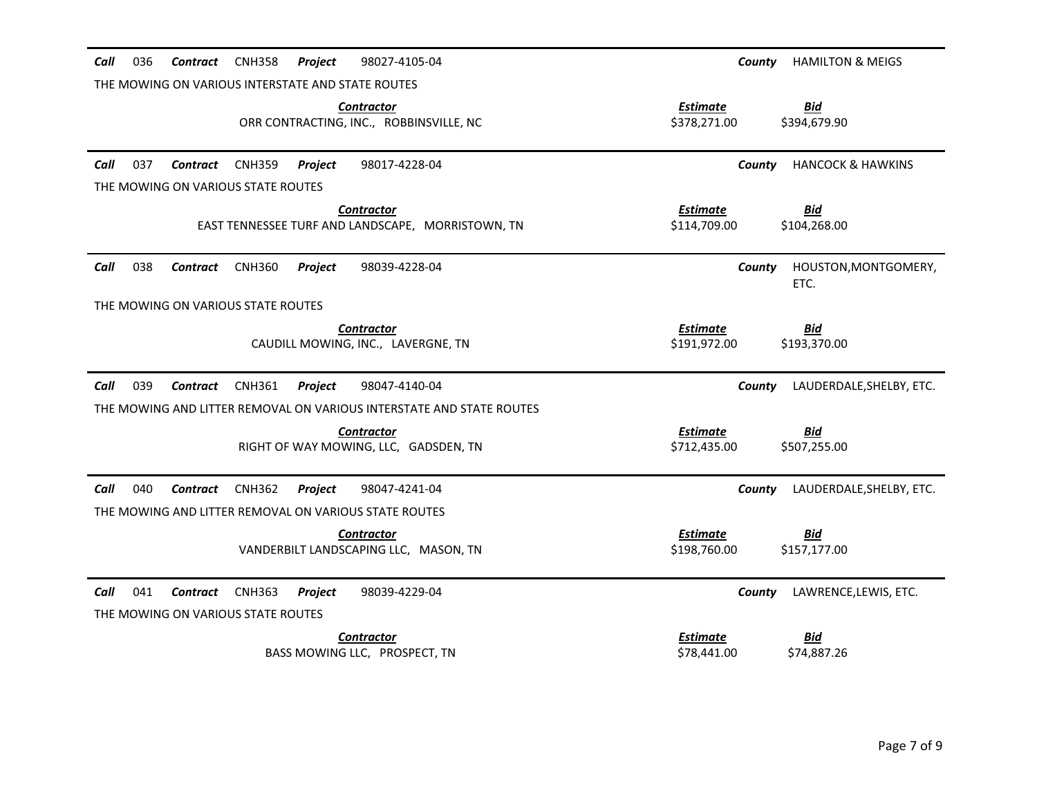**Call** 036 **Contract** CNH358 **Project** 98027-4105-04 **County** HAMILTON & MEIGS

THE MOWING ON VARIOUS INTERSTATE AND STATE ROUTES

| Contractor | Estimate | Bid |
|---|---|---|
| ORR CONTRACTING, INC., ROBBINSVILLE, NC | $378,271.00 | $394,679.90 |

**Call** 037 **Contract** CNH359 **Project** 98017-4228-04 **County** HANCOCK & HAWKINS

THE MOWING ON VARIOUS STATE ROUTES

| Contractor | Estimate | Bid |
|---|---|---|
| EAST TENNESSEE TURF AND LANDSCAPE, MORRISTOWN, TN | $114,709.00 | $104,268.00 |

**Call** 038 **Contract** CNH360 **Project** 98039-4228-04 **County** HOUSTON,MONTGOMERY, ETC.

THE MOWING ON VARIOUS STATE ROUTES

| Contractor | Estimate | Bid |
|---|---|---|
| CAUDILL MOWING, INC., LAVERGNE, TN | $191,972.00 | $193,370.00 |

**Call** 039 **Contract** CNH361 **Project** 98047-4140-04 **County** LAUDERDALE,SHELBY, ETC.

THE MOWING AND LITTER REMOVAL ON VARIOUS INTERSTATE AND STATE ROUTES

| Contractor | Estimate | Bid |
|---|---|---|
| RIGHT OF WAY MOWING, LLC, GADSDEN, TN | $712,435.00 | $507,255.00 |

**Call** 040 **Contract** CNH362 **Project** 98047-4241-04 **County** LAUDERDALE,SHELBY, ETC.

THE MOWING AND LITTER REMOVAL ON VARIOUS STATE ROUTES

| Contractor | Estimate | Bid |
|---|---|---|
| VANDERBILT LANDSCAPING LLC, MASON, TN | $198,760.00 | $157,177.00 |

**Call** 041 **Contract** CNH363 **Project** 98039-4229-04 **County** LAWRENCE,LEWIS, ETC.

THE MOWING ON VARIOUS STATE ROUTES

| Contractor | Estimate | Bid |
|---|---|---|
| BASS MOWING LLC, PROSPECT, TN | $78,441.00 | $74,887.26 |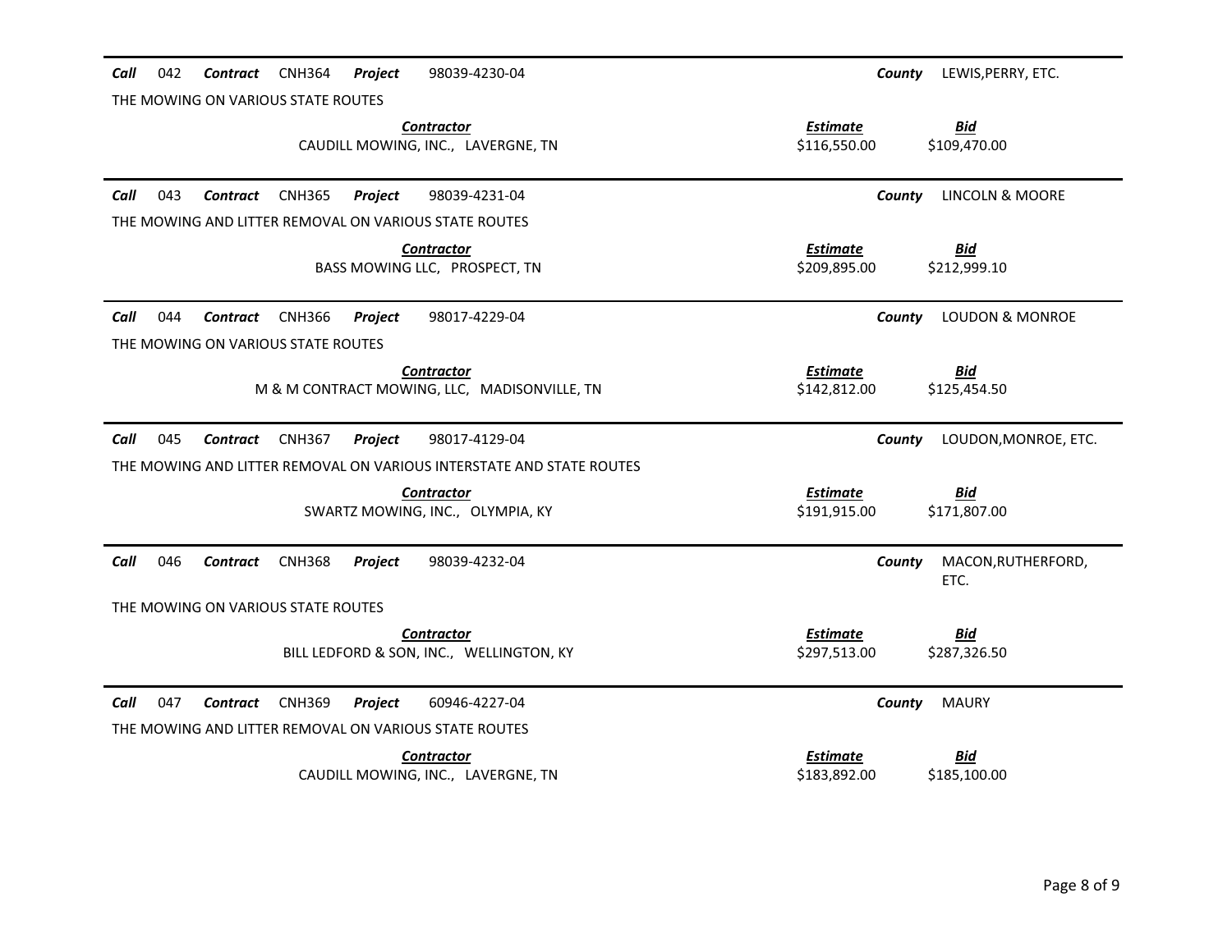**Call** 042 **Contract** CNH364 **Project** 98039-4230-04 **County** LEWIS,PERRY, ETC.

THE MOWING ON VARIOUS STATE ROUTES

| ***Contractor*** | ***Estimate*** | ***Bid*** |
|---|---|---|
| CAUDILL MOWING, INC., LAVERGNE, TN | $116,550.00 | $109,470.00 |

---

**Call** 043 **Contract** CNH365 **Project** 98039-4231-04 **County** LINCOLN & MOORE

THE MOWING AND LITTER REMOVAL ON VARIOUS STATE ROUTES

| ***Contractor*** | ***Estimate*** | ***Bid*** |
|---|---|---|
| BASS MOWING LLC, PROSPECT, TN | $209,895.00 | $212,999.10 |

---

**Call** 044 **Contract** CNH366 **Project** 98017-4229-04 **County** LOUDON & MONROE

THE MOWING ON VARIOUS STATE ROUTES

| ***Contractor*** | ***Estimate*** | ***Bid*** |
|---|---|---|
| M & M CONTRACT MOWING, LLC, MADISONVILLE, TN | $142,812.00 | $125,454.50 |

---

**Call** 045 **Contract** CNH367 **Project** 98017-4129-04 **County** LOUDON,MONROE, ETC.

THE MOWING AND LITTER REMOVAL ON VARIOUS INTERSTATE AND STATE ROUTES

| ***Contractor*** | ***Estimate*** | ***Bid*** |
|---|---|---|
| SWARTZ MOWING, INC., OLYMPIA, KY | $191,915.00 | $171,807.00 |

---

**Call** 046 **Contract** CNH368 **Project** 98039-4232-04 **County** MACON,RUTHERFORD, ETC.

THE MOWING ON VARIOUS STATE ROUTES

| ***Contractor*** | ***Estimate*** | ***Bid*** |
|---|---|---|
| BILL LEDFORD & SON, INC., WELLINGTON, KY | $297,513.00 | $287,326.50 |

---

**Call** 047 **Contract** CNH369 **Project** 60946-4227-04 **County** MAURY

THE MOWING AND LITTER REMOVAL ON VARIOUS STATE ROUTES

| ***Contractor*** | ***Estimate*** | ***Bid*** |
|---|---|---|
| CAUDILL MOWING, INC., LAVERGNE, TN | $183,892.00 | $185,100.00 |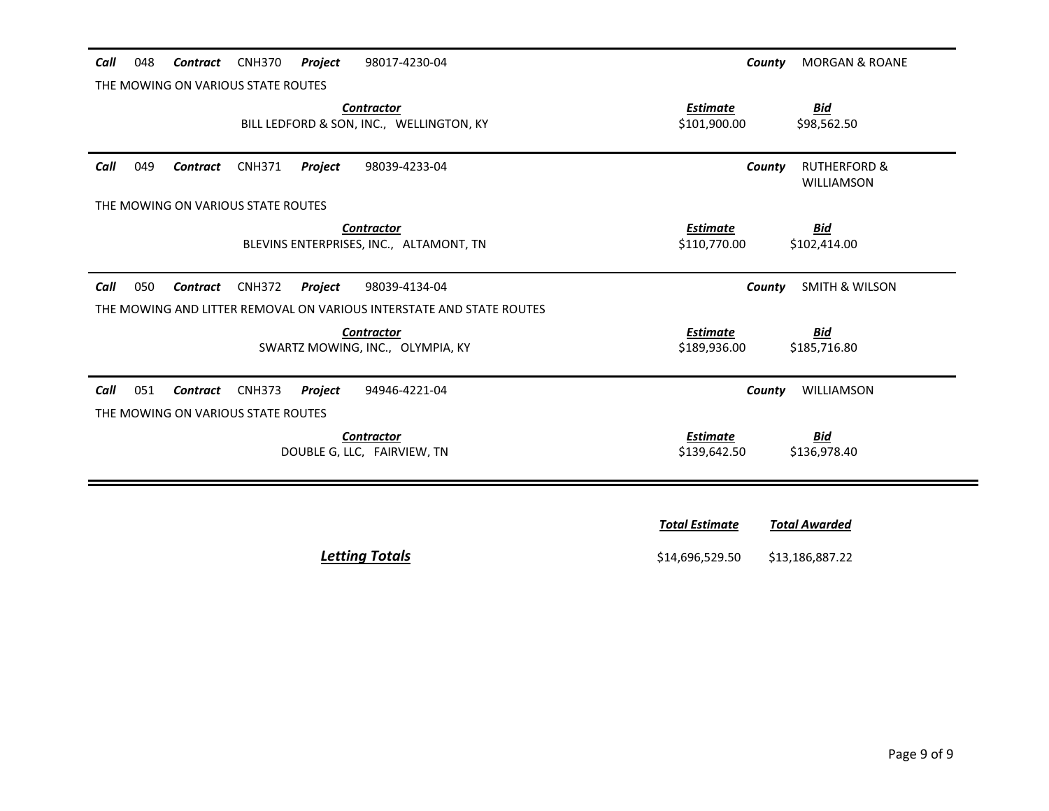**Call** 048 **Contract** CNH370 **Project** 98017-4230-04 **County** MORGAN & ROANE

THE MOWING ON VARIOUS STATE ROUTES

| Contractor | Estimate | Bid |
|---|---|---|
| BILL LEDFORD & SON, INC., WELLINGTON, KY | $101,900.00 | $98,562.50 |

---

**Call** 049 **Contract** CNH371 **Project** 98039-4233-04 **County** RUTHERFORD & WILLIAMSON

THE MOWING ON VARIOUS STATE ROUTES

| Contractor | Estimate | Bid |
|---|---|---|
| BLEVINS ENTERPRISES, INC., ALTAMONT, TN | $110,770.00 | $102,414.00 |

---

**Call** 050 **Contract** CNH372 **Project** 98039-4134-04 **County** SMITH & WILSON

THE MOWING AND LITTER REMOVAL ON VARIOUS INTERSTATE AND STATE ROUTES

| Contractor | Estimate | Bid |
|---|---|---|
| SWARTZ MOWING, INC., OLYMPIA, KY | $189,936.00 | $185,716.80 |

---

**Call** 051 **Contract** CNH373 **Project** 94946-4221-04 **County** WILLIAMSON

THE MOWING ON VARIOUS STATE ROUTES

| Contractor | Estimate | Bid |
|---|---|---|
| DOUBLE G, LLC, FAIRVIEW, TN | $139,642.50 | $136,978.40 |

---

| | Total Estimate | Total Awarded |
|---|---|---|
| ***Letting Totals*** | $14,696,529.50 | $13,186,887.22 |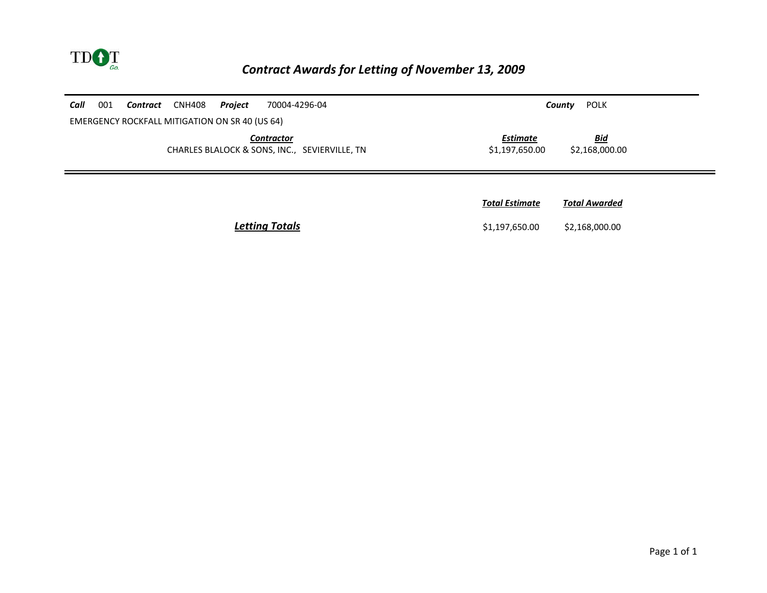TDOT Go.

# Contract Awards for Letting of November 13, 2009

**Call** 001 **Contract** CNH408 **Project** 70004-4296-04 **County** POLK

EMERGENCY ROCKFALL MITIGATION ON SR 40 (US 64)

| Contractor | Estimate | Bid |
|---|---|---|
| CHARLES BLALOCK & SONS, INC., SEVIERVILLE, TN | $1,197,650.00 | $2,168,000.00 |

| | Total Estimate | Total Awarded |
|---|---|---|
| **Letting Totals** | $1,197,650.00 | $2,168,000.00 |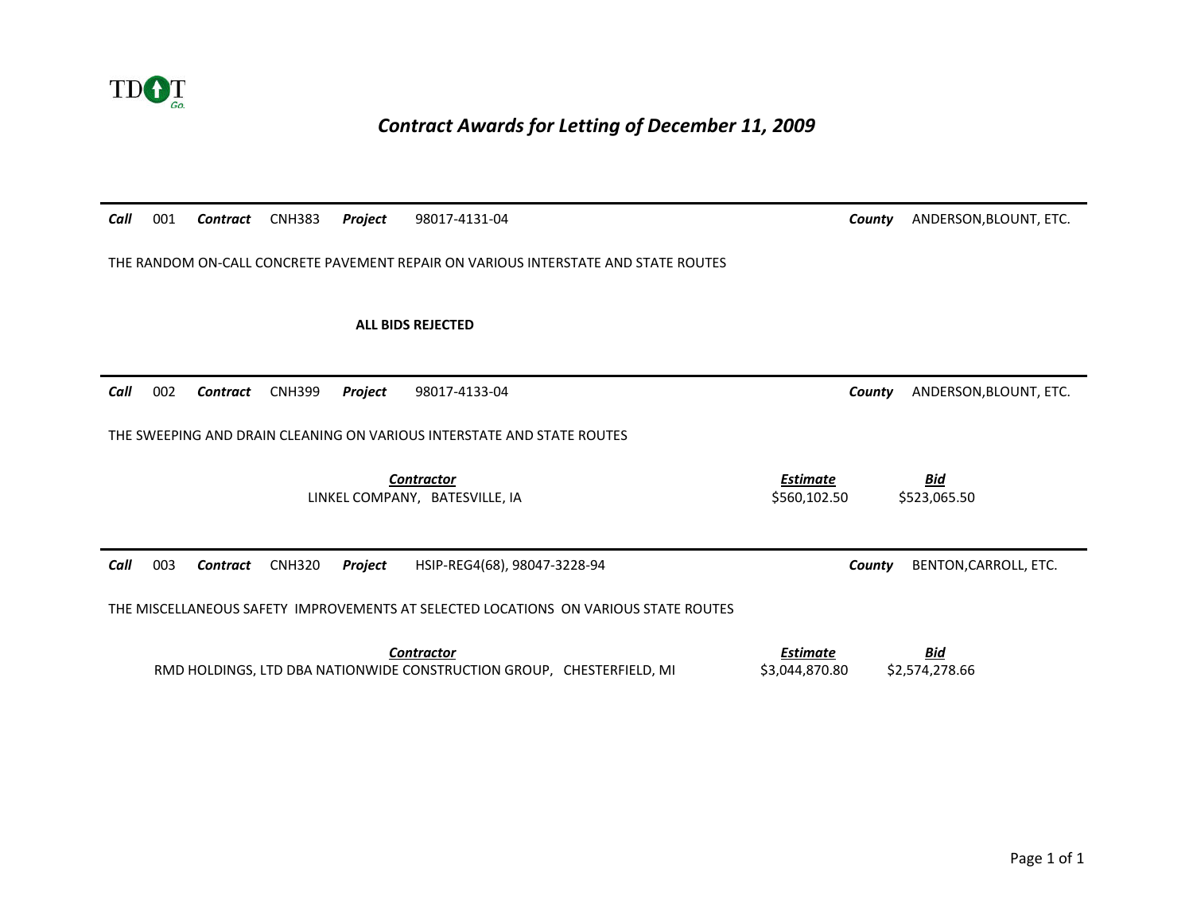TDOT

# *Contract Awards for Letting of December 11, 2009*

---

***Call*** 001 ***Contract*** CNH383 ***Project*** 98017-4131-04 ***County*** ANDERSON,BLOUNT, ETC.

THE RANDOM ON-CALL CONCRETE PAVEMENT REPAIR ON VARIOUS INTERSTATE AND STATE ROUTES

**ALL BIDS REJECTED**

---

***Call*** 002 ***Contract*** CNH399 ***Project*** 98017-4133-04 ***County*** ANDERSON,BLOUNT, ETC.

THE SWEEPING AND DRAIN CLEANING ON VARIOUS INTERSTATE AND STATE ROUTES

| ***Contractor*** | ***Estimate*** | ***Bid*** |
|---|---|---|
| LINKEL COMPANY, BATESVILLE, IA | $560,102.50 | $523,065.50 |

---

***Call*** 003 ***Contract*** CNH320 ***Project*** HSIP-REG4(68), 98047-3228-94 ***County*** BENTON,CARROLL, ETC.

THE MISCELLANEOUS SAFETY IMPROVEMENTS AT SELECTED LOCATIONS ON VARIOUS STATE ROUTES

| ***Contractor*** | ***Estimate*** | ***Bid*** |
|---|---|---|
| RMD HOLDINGS, LTD DBA NATIONWIDE CONSTRUCTION GROUP, CHESTERFIELD, MI | $3,044,870.80 | $2,574,278.66 |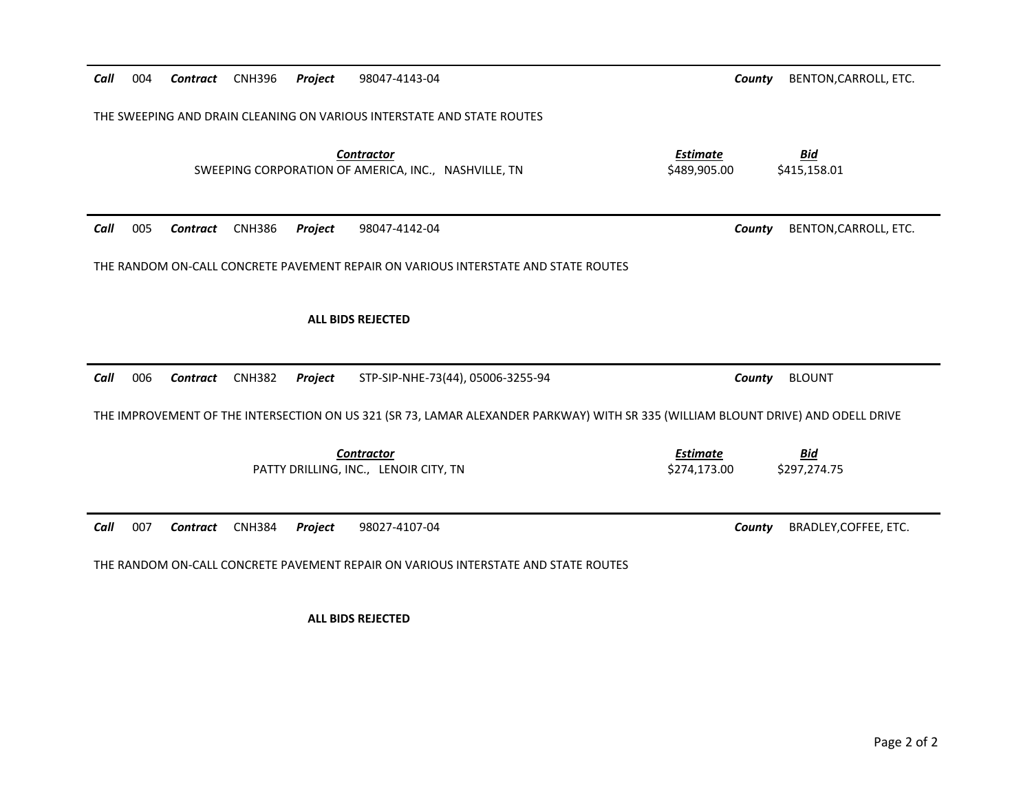***Call*** 004 ***Contract*** CNH396 ***Project*** 98047-4143-04 ***County*** BENTON,CARROLL, ETC.

THE SWEEPING AND DRAIN CLEANING ON VARIOUS INTERSTATE AND STATE ROUTES

| ***Contractor*** | ***Estimate*** | ***Bid*** |
|---|---|---|
| SWEEPING CORPORATION OF AMERICA, INC., NASHVILLE, TN | $489,905.00 | $415,158.01 |

---

***Call*** 005 ***Contract*** CNH386 ***Project*** 98047-4142-04 ***County*** BENTON,CARROLL, ETC.

THE RANDOM ON-CALL CONCRETE PAVEMENT REPAIR ON VARIOUS INTERSTATE AND STATE ROUTES

**ALL BIDS REJECTED**

---

***Call*** 006 ***Contract*** CNH382 ***Project*** STP-SIP-NHE-73(44), 05006-3255-94 ***County*** BLOUNT

THE IMPROVEMENT OF THE INTERSECTION ON US 321 (SR 73, LAMAR ALEXANDER PARKWAY) WITH SR 335 (WILLIAM BLOUNT DRIVE) AND ODELL DRIVE

| ***Contractor*** | ***Estimate*** | ***Bid*** |
|---|---|---|
| PATTY DRILLING, INC., LENOIR CITY, TN | $274,173.00 | $297,274.75 |

---

***Call*** 007 ***Contract*** CNH384 ***Project*** 98027-4107-04 ***County*** BRADLEY,COFFEE, ETC.

THE RANDOM ON-CALL CONCRETE PAVEMENT REPAIR ON VARIOUS INTERSTATE AND STATE ROUTES

**ALL BIDS REJECTED**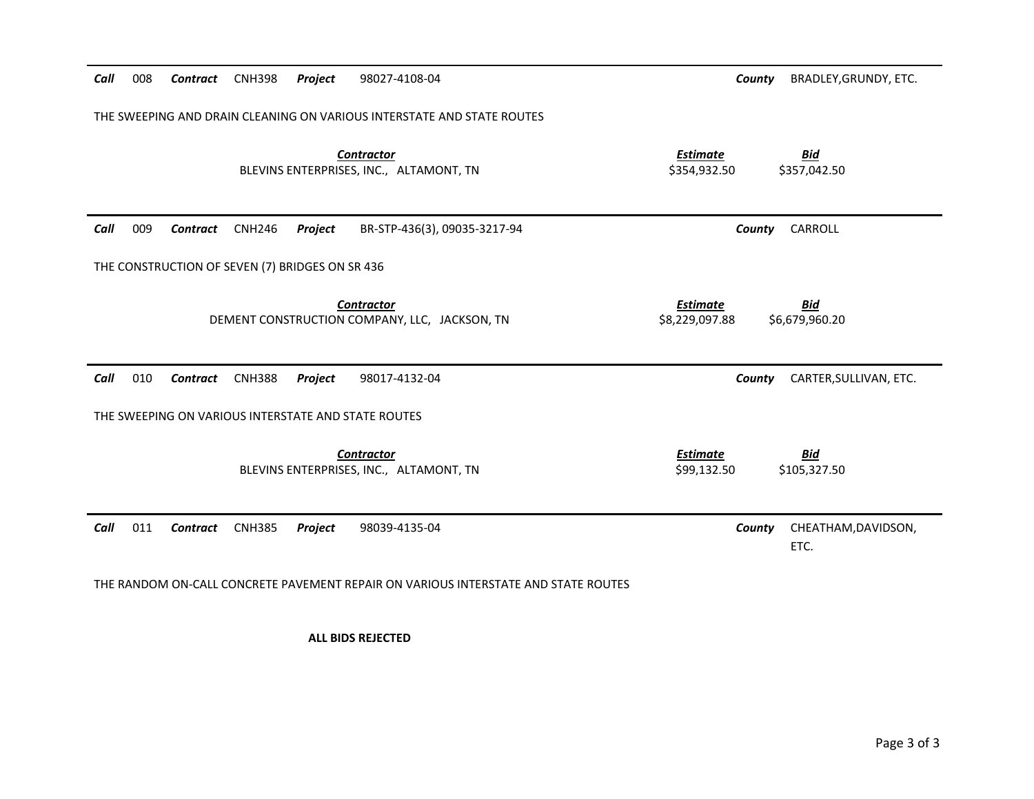**Call** 008 **Contract** CNH398 **Project** 98027-4108-04 **County** BRADLEY,GRUNDY, ETC.

THE SWEEPING AND DRAIN CLEANING ON VARIOUS INTERSTATE AND STATE ROUTES

| Contractor | Estimate | Bid |
| --- | --- | --- |
| BLEVINS ENTERPRISES, INC., ALTAMONT, TN | $354,932.50 | $357,042.50 |

---

**Call** 009 **Contract** CNH246 **Project** BR-STP-436(3), 09035-3217-94 **County** CARROLL

THE CONSTRUCTION OF SEVEN (7) BRIDGES ON SR 436

| Contractor | Estimate | Bid |
| --- | --- | --- |
| DEMENT CONSTRUCTION COMPANY, LLC, JACKSON, TN | $8,229,097.88 | $6,679,960.20 |

---

**Call** 010 **Contract** CNH388 **Project** 98017-4132-04 **County** CARTER,SULLIVAN, ETC.

THE SWEEPING ON VARIOUS INTERSTATE AND STATE ROUTES

| Contractor | Estimate | Bid |
| --- | --- | --- |
| BLEVINS ENTERPRISES, INC., ALTAMONT, TN | $99,132.50 | $105,327.50 |

---

**Call** 011 **Contract** CNH385 **Project** 98039-4135-04 **County** CHEATHAM,DAVIDSON, ETC.

THE RANDOM ON-CALL CONCRETE PAVEMENT REPAIR ON VARIOUS INTERSTATE AND STATE ROUTES

**ALL BIDS REJECTED**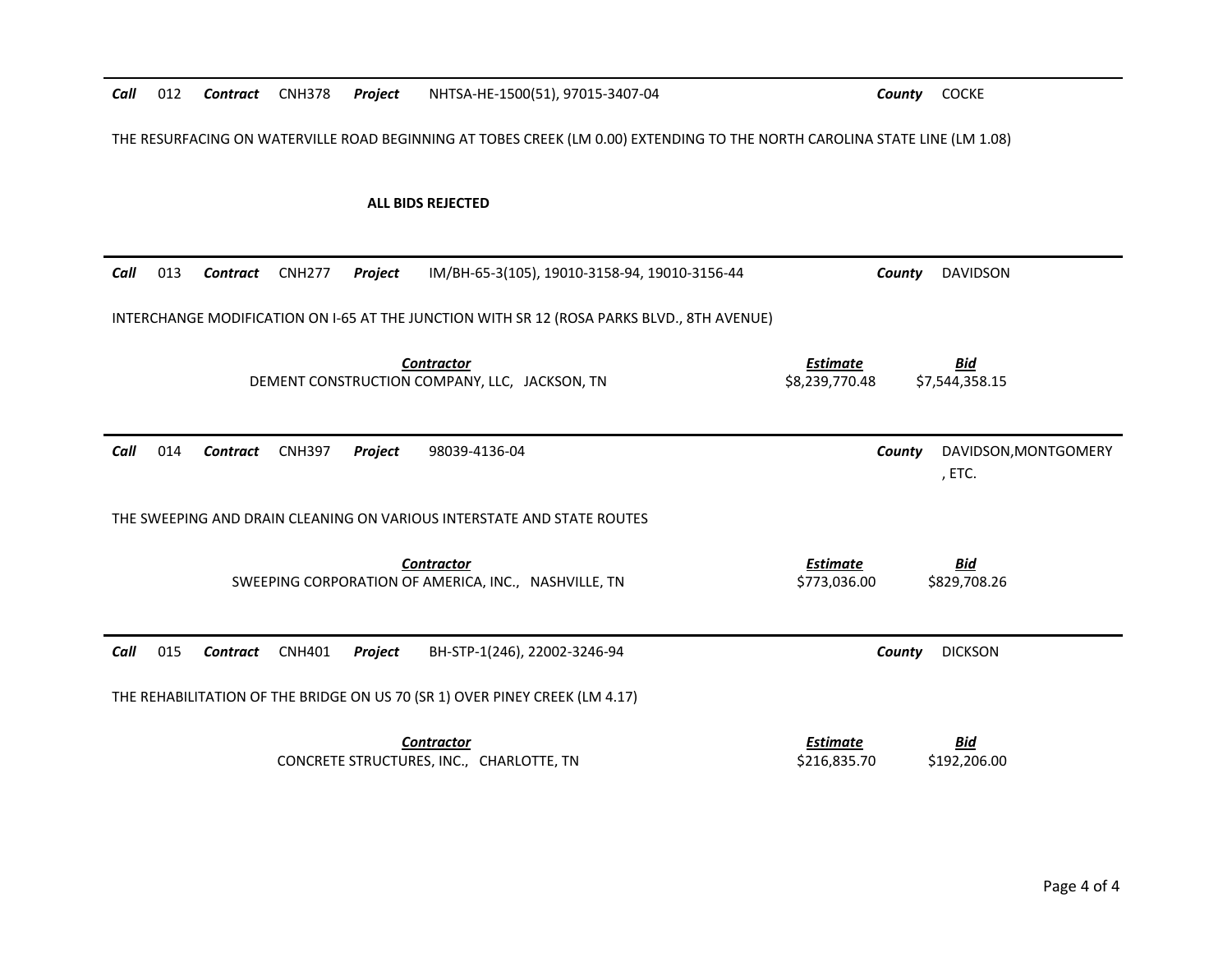***Call*** 012 ***Contract*** CNH378 ***Project*** NHTSA-HE-1500(51), 97015-3407-04 ***County*** COCKE

THE RESURFACING ON WATERVILLE ROAD BEGINNING AT TOBES CREEK (LM 0.00) EXTENDING TO THE NORTH CAROLINA STATE LINE (LM 1.08)

**ALL BIDS REJECTED**

---

***Call*** 013 ***Contract*** CNH277 ***Project*** IM/BH-65-3(105), 19010-3158-94, 19010-3156-44 ***County*** DAVIDSON

INTERCHANGE MODIFICATION ON I-65 AT THE JUNCTION WITH SR 12 (ROSA PARKS BLVD., 8TH AVENUE)

| ***Contractor*** | ***Estimate*** | ***Bid*** |
|---|---|---|
| DEMENT CONSTRUCTION COMPANY, LLC, JACKSON, TN | $8,239,770.48 | $7,544,358.15 |

---

***Call*** 014 ***Contract*** CNH397 ***Project*** 98039-4136-04 ***County*** DAVIDSON,MONTGOMERY, ETC.

THE SWEEPING AND DRAIN CLEANING ON VARIOUS INTERSTATE AND STATE ROUTES

| ***Contractor*** | ***Estimate*** | ***Bid*** |
|---|---|---|
| SWEEPING CORPORATION OF AMERICA, INC., NASHVILLE, TN | $773,036.00 | $829,708.26 |

---

***Call*** 015 ***Contract*** CNH401 ***Project*** BH-STP-1(246), 22002-3246-94 ***County*** DICKSON

THE REHABILITATION OF THE BRIDGE ON US 70 (SR 1) OVER PINEY CREEK (LM 4.17)

| ***Contractor*** | ***Estimate*** | ***Bid*** |
|---|---|---|
| CONCRETE STRUCTURES, INC., CHARLOTTE, TN | $216,835.70 | $192,206.00 |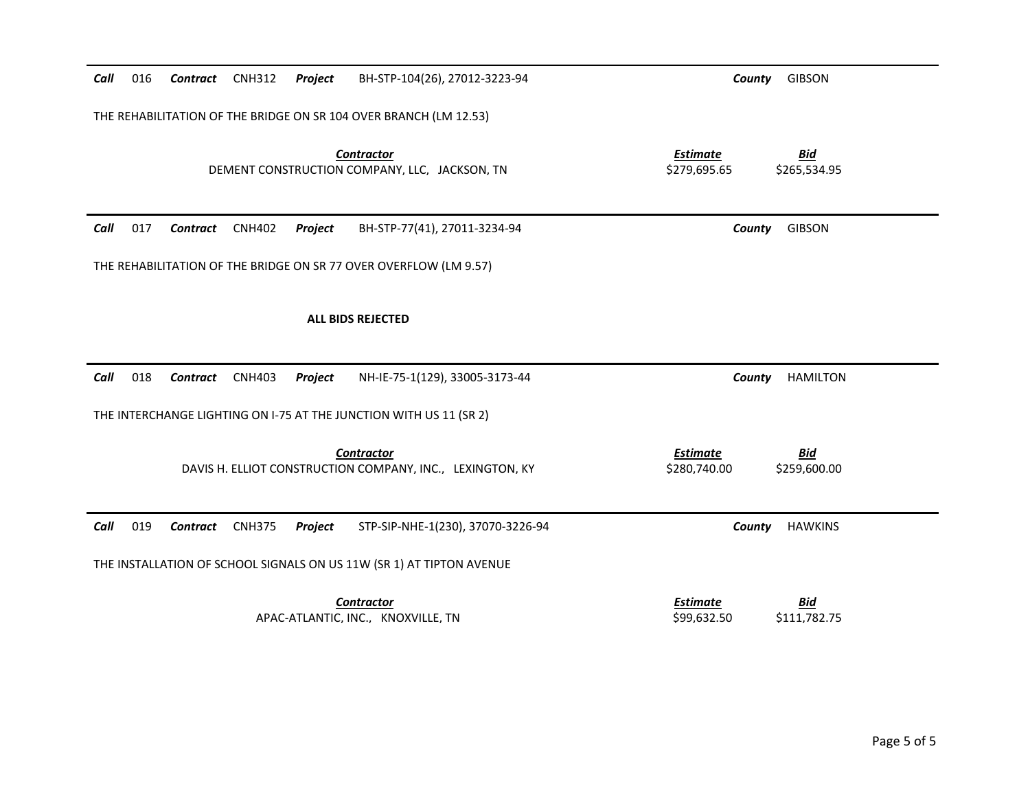***Call*** 016 ***Contract*** CNH312 ***Project*** BH-STP-104(26), 27012-3223-94 ***County*** GIBSON

THE REHABILITATION OF THE BRIDGE ON SR 104 OVER BRANCH (LM 12.53)

| ***Contractor*** | ***Estimate*** | ***Bid*** |
|---|---|---|
| DEMENT CONSTRUCTION COMPANY, LLC, JACKSON, TN | $279,695.65 | $265,534.95 |

***Call*** 017 ***Contract*** CNH402 ***Project*** BH-STP-77(41), 27011-3234-94 ***County*** GIBSON

THE REHABILITATION OF THE BRIDGE ON SR 77 OVER OVERFLOW (LM 9.57)

**ALL BIDS REJECTED**

***Call*** 018 ***Contract*** CNH403 ***Project*** NH-IE-75-1(129), 33005-3173-44 ***County*** HAMILTON

THE INTERCHANGE LIGHTING ON I-75 AT THE JUNCTION WITH US 11 (SR 2)

| ***Contractor*** | ***Estimate*** | ***Bid*** |
|---|---|---|
| DAVIS H. ELLIOT CONSTRUCTION COMPANY, INC., LEXINGTON, KY | $280,740.00 | $259,600.00 |

***Call*** 019 ***Contract*** CNH375 ***Project*** STP-SIP-NHE-1(230), 37070-3226-94 ***County*** HAWKINS

THE INSTALLATION OF SCHOOL SIGNALS ON US 11W (SR 1) AT TIPTON AVENUE

| ***Contractor*** | ***Estimate*** | ***Bid*** |
|---|---|---|
| APAC-ATLANTIC, INC., KNOXVILLE, TN | $99,632.50 | $111,782.75 |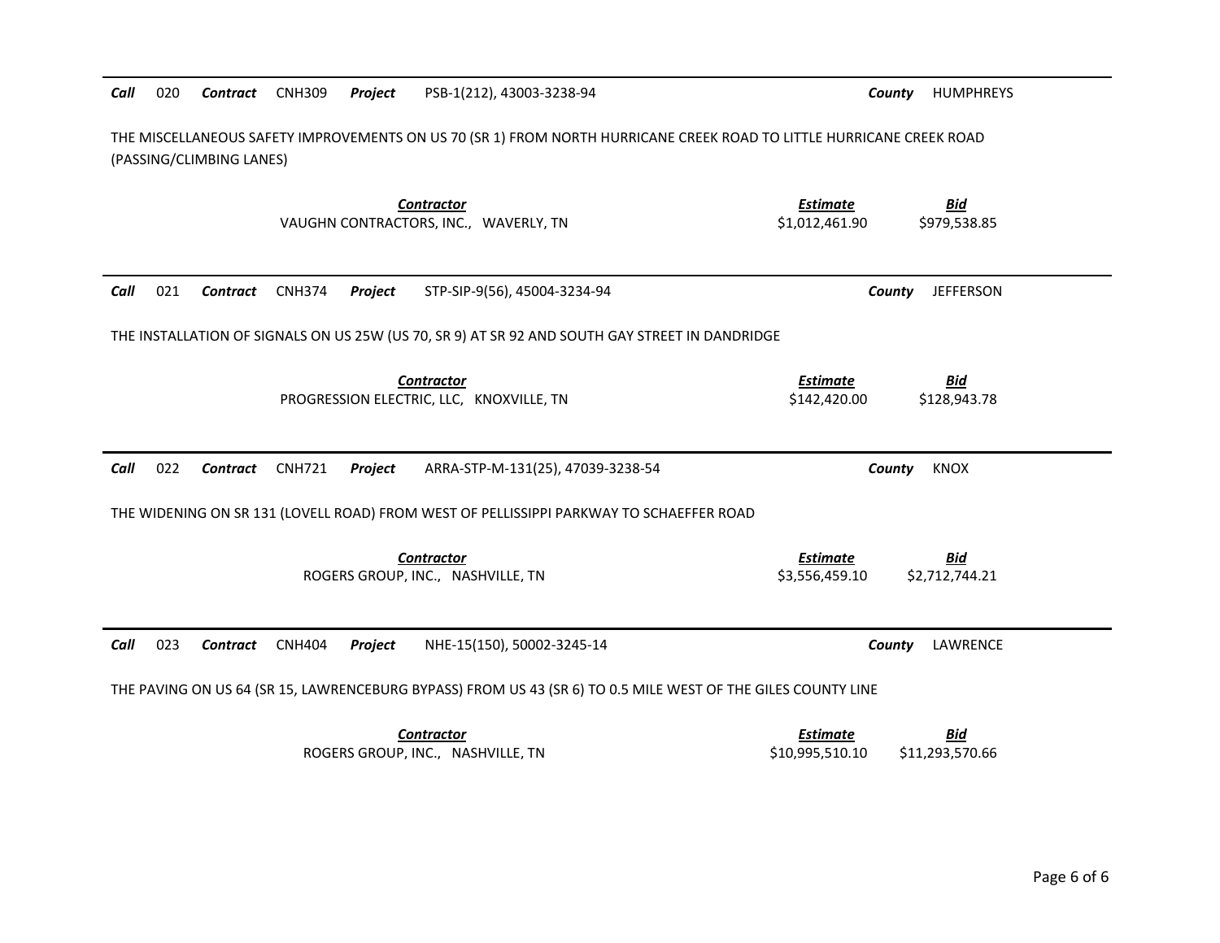**Call** 020 **Contract** CNH309 **Project** PSB-1(212), 43003-3238-94 **County** HUMPHREYS

THE MISCELLANEOUS SAFETY IMPROVEMENTS ON US 70 (SR 1) FROM NORTH HURRICANE CREEK ROAD TO LITTLE HURRICANE CREEK ROAD (PASSING/CLIMBING LANES)

| Contractor | Estimate | Bid |
|---|---|---|
| VAUGHN CONTRACTORS, INC., WAVERLY, TN | $1,012,461.90 | $979,538.85 |

---

**Call** 021 **Contract** CNH374 **Project** STP-SIP-9(56), 45004-3234-94 **County** JEFFERSON

THE INSTALLATION OF SIGNALS ON US 25W (US 70, SR 9) AT SR 92 AND SOUTH GAY STREET IN DANDRIDGE

| Contractor | Estimate | Bid |
|---|---|---|
| PROGRESSION ELECTRIC, LLC, KNOXVILLE, TN | $142,420.00 | $128,943.78 |

---

**Call** 022 **Contract** CNH721 **Project** ARRA-STP-M-131(25), 47039-3238-54 **County** KNOX

THE WIDENING ON SR 131 (LOVELL ROAD) FROM WEST OF PELLISSIPPI PARKWAY TO SCHAEFFER ROAD

| Contractor | Estimate | Bid |
|---|---|---|
| ROGERS GROUP, INC., NASHVILLE, TN | $3,556,459.10 | $2,712,744.21 |

---

**Call** 023 **Contract** CNH404 **Project** NHE-15(150), 50002-3245-14 **County** LAWRENCE

THE PAVING ON US 64 (SR 15, LAWRENCEBURG BYPASS) FROM US 43 (SR 6) TO 0.5 MILE WEST OF THE GILES COUNTY LINE

| Contractor | Estimate | Bid |
|---|---|---|
| ROGERS GROUP, INC., NASHVILLE, TN | $10,995,510.10 | $11,293,570.66 |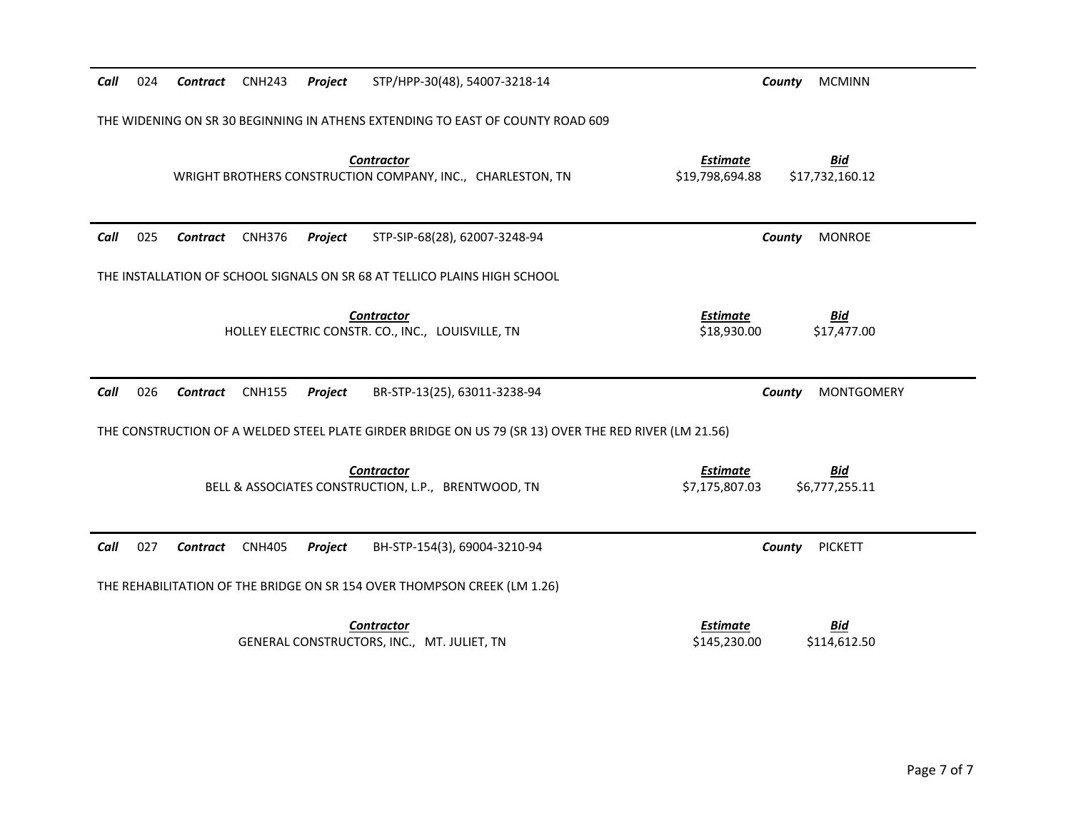***Call*** 024 ***Contract*** CNH243 ***Project*** STP/HPP-30(48), 54007-3218-14 ***County*** MCMINN

THE WIDENING ON SR 30 BEGINNING IN ATHENS EXTENDING TO EAST OF COUNTY ROAD 609

| *Contractor* | *Estimate* | *Bid* |
|---|---|---|
| WRIGHT BROTHERS CONSTRUCTION COMPANY, INC., CHARLESTON, TN | $19,798,694.88 | $17,732,160.12 |

---

***Call*** 025 ***Contract*** CNH376 ***Project*** STP-SIP-68(28), 62007-3248-94 ***County*** MONROE

THE INSTALLATION OF SCHOOL SIGNALS ON SR 68 AT TELLICO PLAINS HIGH SCHOOL

| *Contractor* | *Estimate* | *Bid* |
|---|---|---|
| HOLLEY ELECTRIC CONSTR. CO., INC., LOUISVILLE, TN | $18,930.00 | $17,477.00 |

---

***Call*** 026 ***Contract*** CNH155 ***Project*** BR-STP-13(25), 63011-3238-94 ***County*** MONTGOMERY

THE CONSTRUCTION OF A WELDED STEEL PLATE GIRDER BRIDGE ON US 79 (SR 13) OVER THE RED RIVER (LM 21.56)

| *Contractor* | *Estimate* | *Bid* |
|---|---|---|
| BELL & ASSOCIATES CONSTRUCTION, L.P., BRENTWOOD, TN | $7,175,807.03 | $6,777,255.11 |

---

***Call*** 027 ***Contract*** CNH405 ***Project*** BH-STP-154(3), 69004-3210-94 ***County*** PICKETT

THE REHABILITATION OF THE BRIDGE ON SR 154 OVER THOMPSON CREEK (LM 1.26)

| *Contractor* | *Estimate* | *Bid* |
|---|---|---|
| GENERAL CONSTRUCTORS, INC., MT. JULIET, TN | $145,230.00 | $114,612.50 |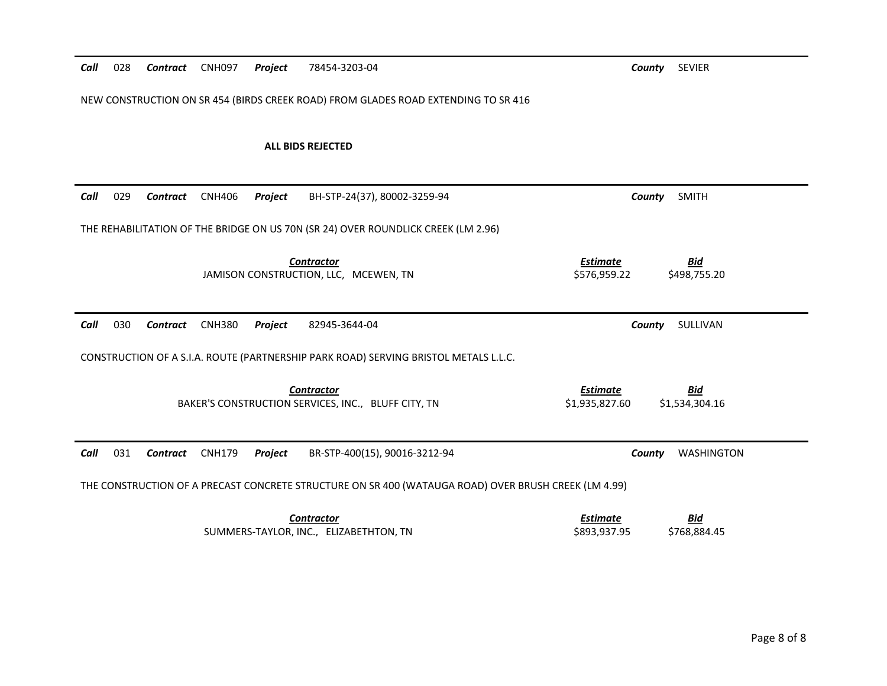***Call*** 028 ***Contract*** CNH097 ***Project*** 78454-3203-04 ***County*** SEVIER

NEW CONSTRUCTION ON SR 454 (BIRDS CREEK ROAD) FROM GLADES ROAD EXTENDING TO SR 416

**ALL BIDS REJECTED**

---

***Call*** 029 ***Contract*** CNH406 ***Project*** BH-STP-24(37), 80002-3259-94 ***County*** SMITH

THE REHABILITATION OF THE BRIDGE ON US 70N (SR 24) OVER ROUNDLICK CREEK (LM 2.96)

| ***Contractor*** | ***Estimate*** | ***Bid*** |
|---|---|---|
| JAMISON CONSTRUCTION, LLC, MCEWEN, TN | $576,959.22 | $498,755.20 |

---

***Call*** 030 ***Contract*** CNH380 ***Project*** 82945-3644-04 ***County*** SULLIVAN

CONSTRUCTION OF A S.I.A. ROUTE (PARTNERSHIP PARK ROAD) SERVING BRISTOL METALS L.L.C.

| ***Contractor*** | ***Estimate*** | ***Bid*** |
|---|---|---|
| BAKER'S CONSTRUCTION SERVICES, INC., BLUFF CITY, TN | $1,935,827.60 | $1,534,304.16 |

---

***Call*** 031 ***Contract*** CNH179 ***Project*** BR-STP-400(15), 90016-3212-94 ***County*** WASHINGTON

THE CONSTRUCTION OF A PRECAST CONCRETE STRUCTURE ON SR 400 (WATAUGA ROAD) OVER BRUSH CREEK (LM 4.99)

| ***Contractor*** | ***Estimate*** | ***Bid*** |
|---|---|---|
| SUMMERS-TAYLOR, INC., ELIZABETHTON, TN | $893,937.95 | $768,884.45 |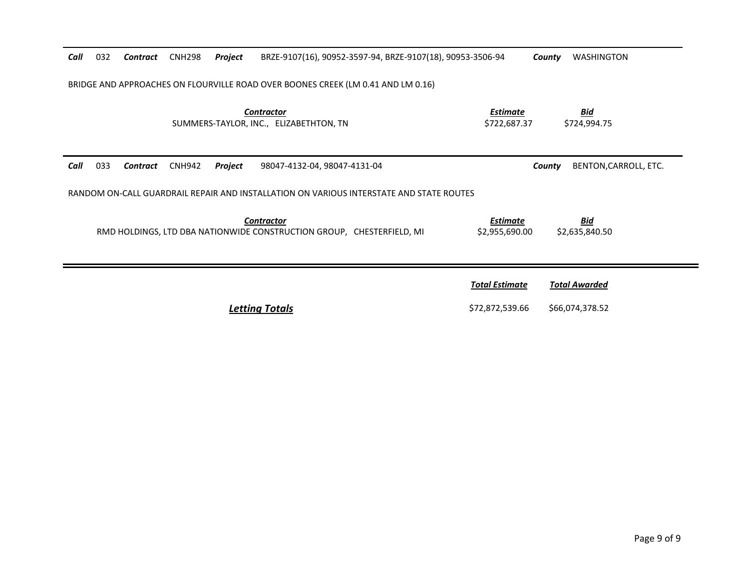**Call** 032 **Contract** CNH298 **Project** BRZE-9107(16), 90952-3597-94, BRZE-9107(18), 90953-3506-94 **County** WASHINGTON

BRIDGE AND APPROACHES ON FLOURVILLE ROAD OVER BOONES CREEK (LM 0.41 AND LM 0.16)

| *Contractor* | *Estimate* | *Bid* |
|---|---|---|
| SUMMERS-TAYLOR, INC., ELIZABETHTON, TN | $722,687.37 | $724,994.75 |

---

**Call** 033 **Contract** CNH942 **Project** 98047-4132-04, 98047-4131-04 **County** BENTON,CARROLL, ETC.

RANDOM ON-CALL GUARDRAIL REPAIR AND INSTALLATION ON VARIOUS INTERSTATE AND STATE ROUTES

| *Contractor* | *Estimate* | *Bid* |
|---|---|---|
| RMD HOLDINGS, LTD DBA NATIONWIDE CONSTRUCTION GROUP, CHESTERFIELD, MI | $2,955,690.00 | $2,635,840.50 |

---

| | *Total Estimate* | *Total Awarded* |
|---|---|---|
| ***Letting Totals*** | $72,872,539.66 | $66,074,378.52 |